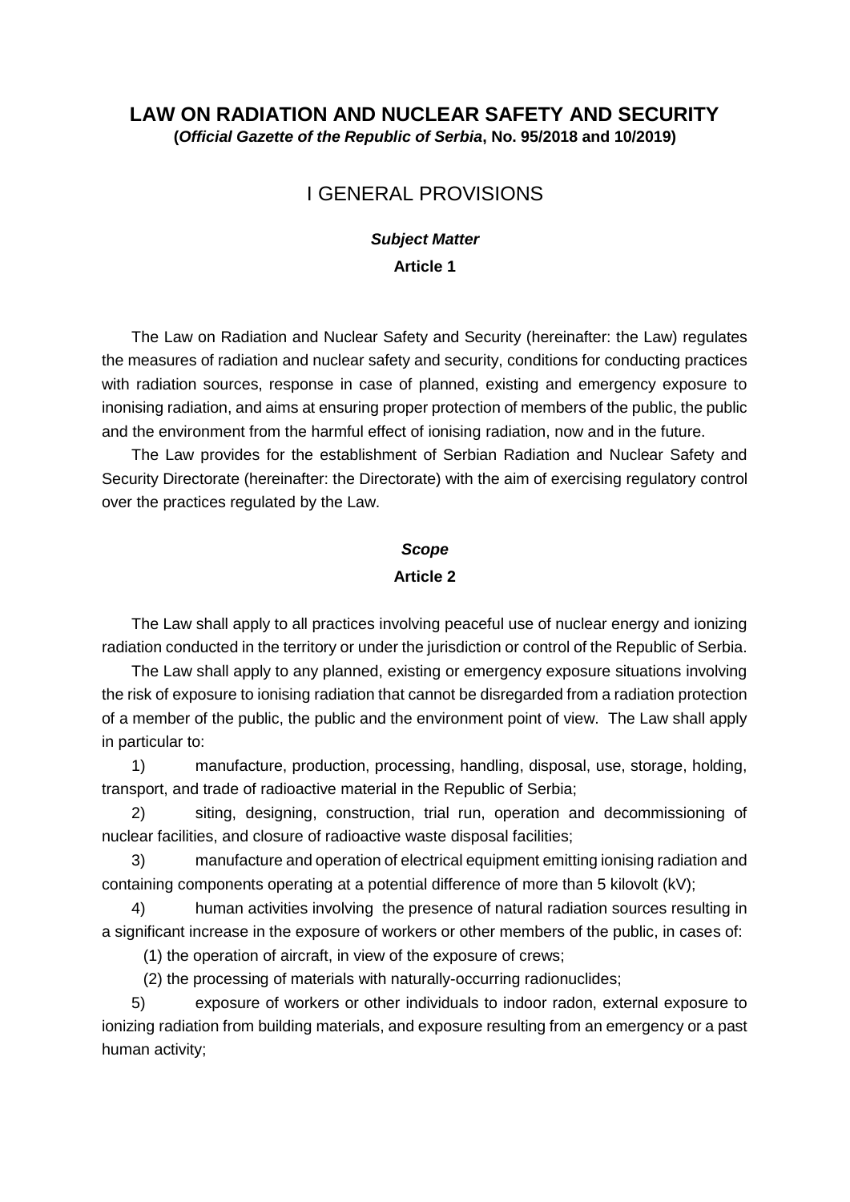# LAW ON RADIATION AND NUCLEAR SAFETY AND SECURITY

**(*Official Gazette of the Republic of Serbia*, No. 95/2018 and 10/2019)**

## I GENERAL PROVISIONS

### *Subject Matter*

**Article 1**

The Law on Radiation and Nuclear Safety and Security (hereinafter: the Law) regulates the measures of radiation and nuclear safety and security, conditions for conducting practices with radiation sources, response in case of planned, existing and emergency exposure to inonising radiation, and aims at ensuring proper protection of members of the public, the public and the environment from the harmful effect of ionising radiation, now and in the future.

The Law provides for the establishment of Serbian Radiation and Nuclear Safety and Security Directorate (hereinafter: the Directorate) with the aim of exercising regulatory control over the practices regulated by the Law.

### *Scope*

**Article 2**

The Law shall apply to all practices involving peaceful use of nuclear energy and ionizing radiation conducted in the territory or under the jurisdiction or control of the Republic of Serbia.

The Law shall apply to any planned, existing or emergency exposure situations involving the risk of exposure to ionising radiation that cannot be disregarded from a radiation protection of a member of the public, the public and the environment point of view. The Law shall apply in particular to:

1) manufacture, production, processing, handling, disposal, use, storage, holding, transport, and trade of radioactive material in the Republic of Serbia;

2) siting, designing, construction, trial run, operation and decommissioning of nuclear facilities, and closure of radioactive waste disposal facilities;

3) manufacture and operation of electrical equipment emitting ionising radiation and containing components operating at a potential difference of more than 5 kilovolt (kV);

4) human activities involving the presence of natural radiation sources resulting in a significant increase in the exposure of workers or other members of the public, in cases of:

(1) the operation of aircraft, in view of the exposure of crews;

(2) the processing of materials with naturally-occurring radionuclides;

5) exposure of workers or other individuals to indoor radon, external exposure to ionizing radiation from building materials, and exposure resulting from an emergency or a past human activity;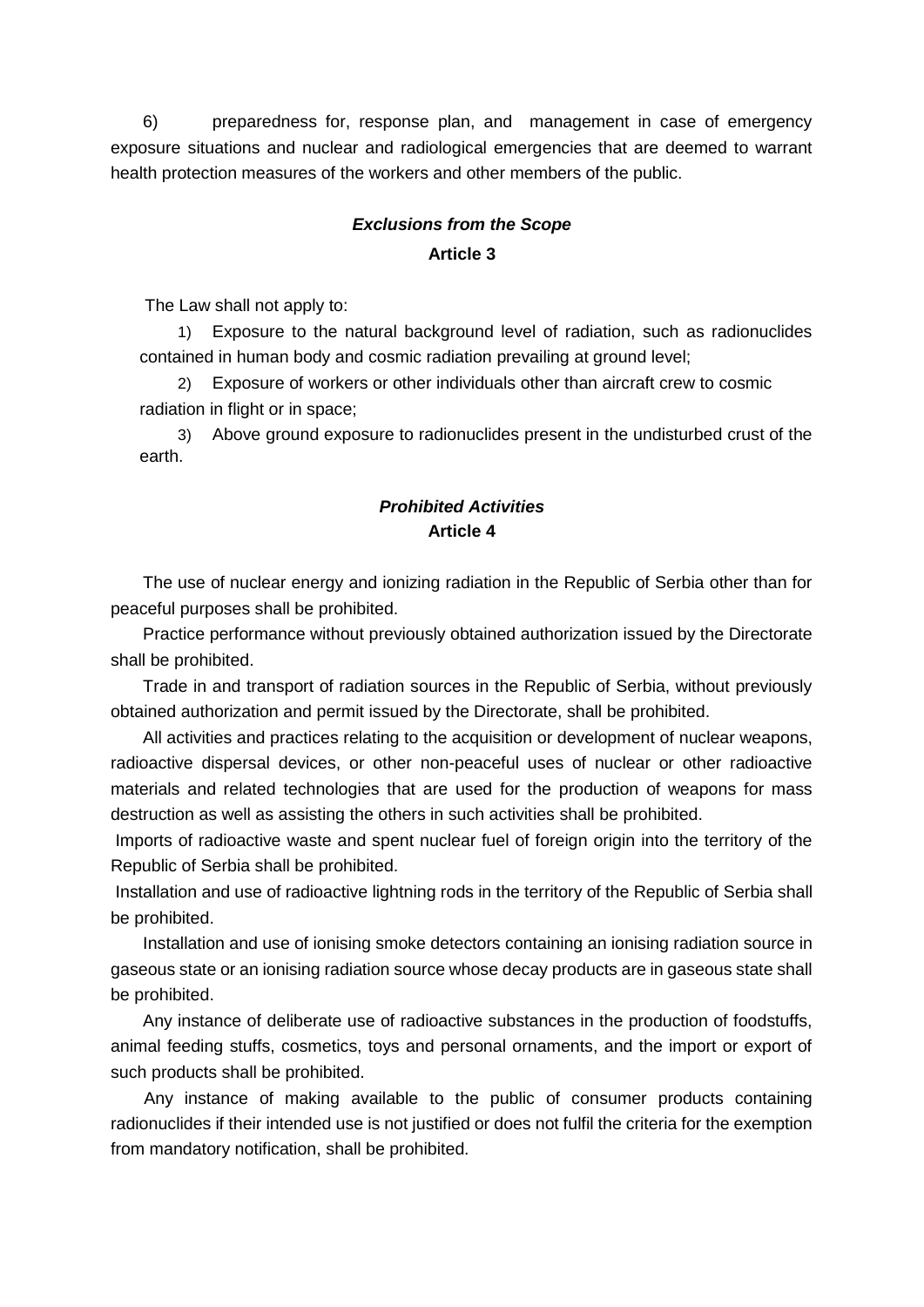6) preparedness for, response plan, and management in case of emergency exposure situations and nuclear and radiological emergencies that are deemed to warrant health protection measures of the workers and other members of the public.

***Exclusions from the Scope***

**Article 3**

The Law shall not apply to:

1) Exposure to the natural background level of radiation, such as radionuclides contained in human body and cosmic radiation prevailing at ground level;

2) Exposure of workers or other individuals other than aircraft crew to cosmic radiation in flight or in space;

3) Above ground exposure to radionuclides present in the undisturbed crust of the earth.

***Prohibited Activities***

**Article 4**

The use of nuclear energy and ionizing radiation in the Republic of Serbia other than for peaceful purposes shall be prohibited.

Practice performance without previously obtained authorization issued by the Directorate shall be prohibited.

Trade in and transport of radiation sources in the Republic of Serbia, without previously obtained authorization and permit issued by the Directorate, shall be prohibited.

All activities and practices relating to the acquisition or development of nuclear weapons, radioactive dispersal devices, or other non-peaceful uses of nuclear or other radioactive materials and related technologies that are used for the production of weapons for mass destruction as well as assisting the others in such activities shall be prohibited.

Imports of radioactive waste and spent nuclear fuel of foreign origin into the territory of the Republic of Serbia shall be prohibited.

Installation and use of radioactive lightning rods in the territory of the Republic of Serbia shall be prohibited.

Installation and use of ionising smoke detectors containing an ionising radiation source in gaseous state or an ionising radiation source whose decay products are in gaseous state shall be prohibited.

Any instance of deliberate use of radioactive substances in the production of foodstuffs, animal feeding stuffs, cosmetics, toys and personal ornaments, and the import or export of such products shall be prohibited.

Any instance of making available to the public of consumer products containing radionuclides if their intended use is not justified or does not fulfil the criteria for the exemption from mandatory notification, shall be prohibited.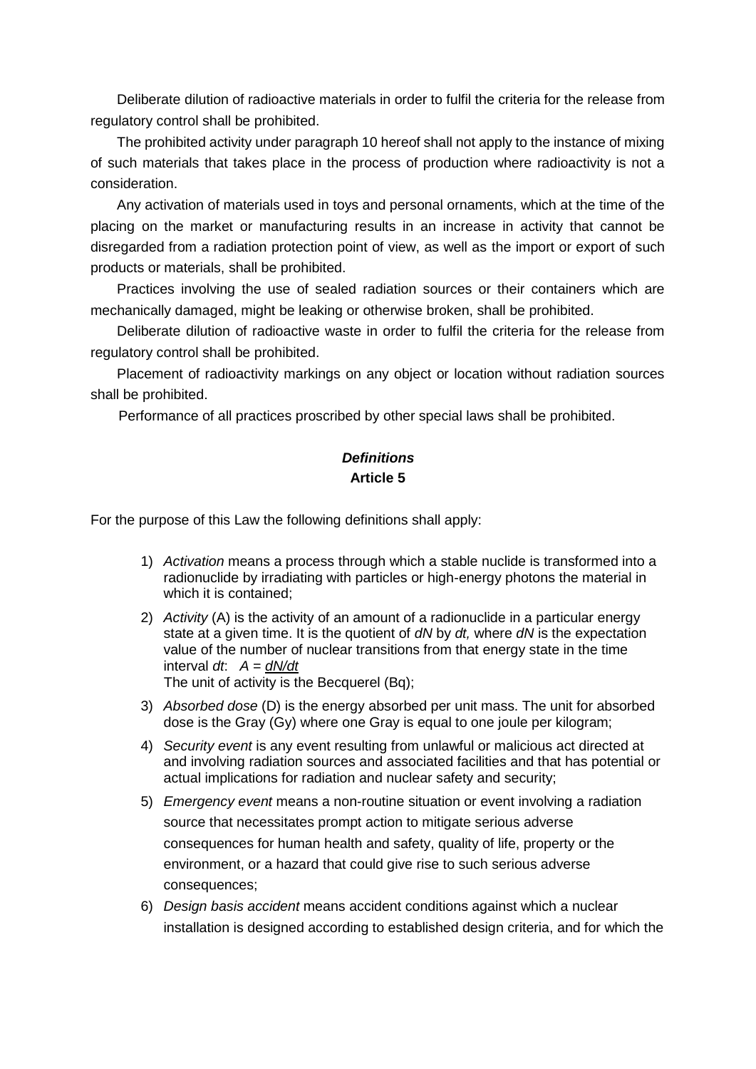Deliberate dilution of radioactive materials in order to fulfil the criteria for the release from regulatory control shall be prohibited.

The prohibited activity under paragraph 10 hereof shall not apply to the instance of mixing of such materials that takes place in the process of production where radioactivity is not a consideration.

Any activation of materials used in toys and personal ornaments, which at the time of the placing on the market or manufacturing results in an increase in activity that cannot be disregarded from a radiation protection point of view, as well as the import or export of such products or materials, shall be prohibited.

Practices involving the use of sealed radiation sources or their containers which are mechanically damaged, might be leaking or otherwise broken, shall be prohibited.

Deliberate dilution of radioactive waste in order to fulfil the criteria for the release from regulatory control shall be prohibited.

Placement of radioactivity markings on any object or location without radiation sources shall be prohibited.

Performance of all practices proscribed by other special laws shall be prohibited.

### *Definitions*
### **Article 5**

For the purpose of this Law the following definitions shall apply:

1) *Activation* means a process through which a stable nuclide is transformed into a radionuclide by irradiating with particles or high-energy photons the material in which it is contained;
2) *Activity* (A) is the activity of an amount of a radionuclide in a particular energy state at a given time. It is the quotient of $dN$ by $dt$, where $dN$ is the expectation value of the number of nuclear transitions from that energy state in the time interval $dt$: $A = dN/dt$
   The unit of activity is the Becquerel (Bq);
3) *Absorbed dose* (D) is the energy absorbed per unit mass. The unit for absorbed dose is the Gray (Gy) where one Gray is equal to one joule per kilogram;
4) *Security event* is any event resulting from unlawful or malicious act directed at and involving radiation sources and associated facilities and that has potential or actual implications for radiation and nuclear safety and security;
5) *Emergency event* means a non-routine situation or event involving a radiation source that necessitates prompt action to mitigate serious adverse consequences for human health and safety, quality of life, property or the environment, or a hazard that could give rise to such serious adverse consequences;
6) *Design basis accident* means accident conditions against which a nuclear installation is designed according to established design criteria, and for which the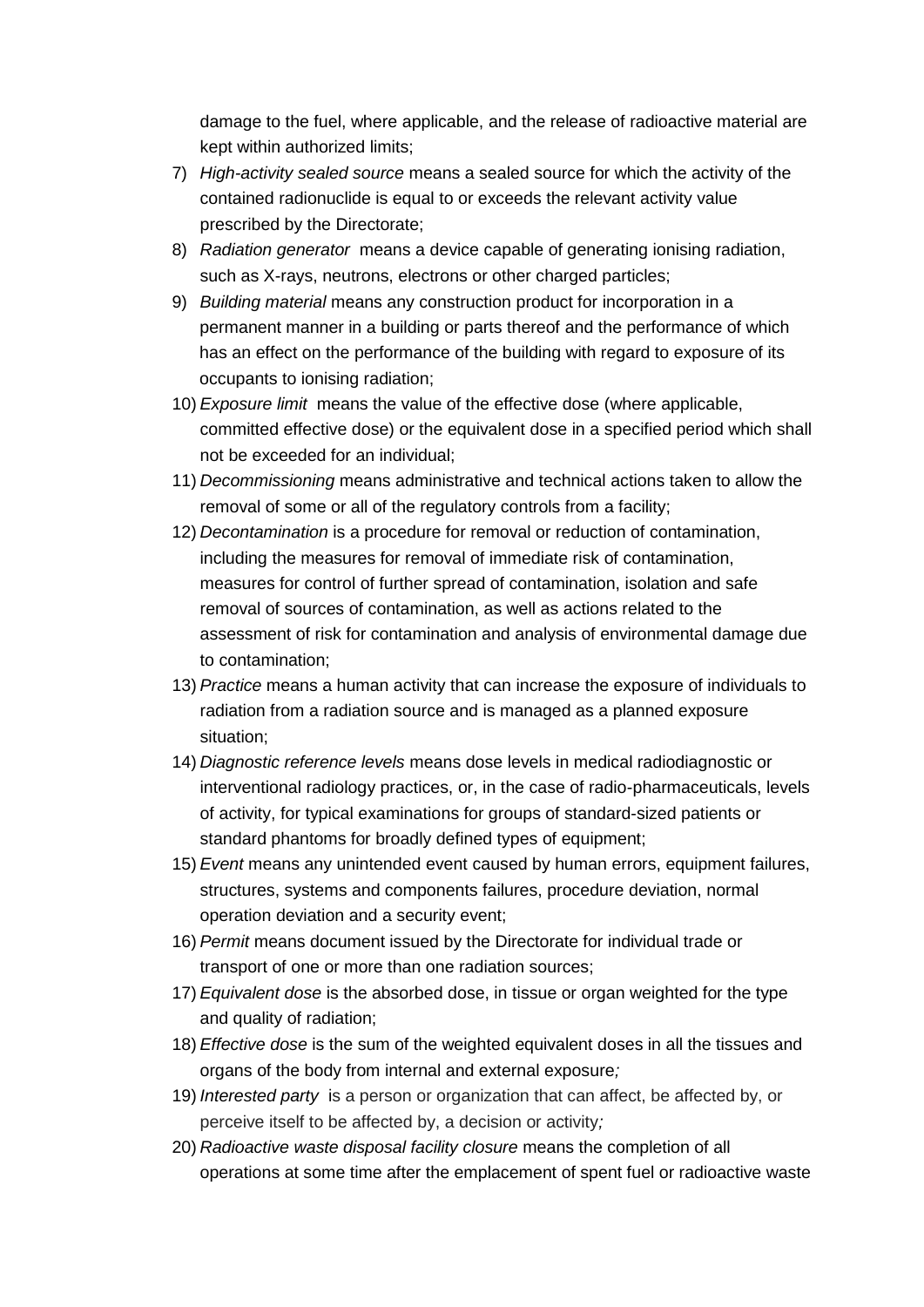damage to the fuel, where applicable, and the release of radioactive material are kept within authorized limits;

7) *High-activity sealed source* means a sealed source for which the activity of the contained radionuclide is equal to or exceeds the relevant activity value prescribed by the Directorate;
8) *Radiation generator* means a device capable of generating ionising radiation, such as X-rays, neutrons, electrons or other charged particles;
9) *Building material* means any construction product for incorporation in a permanent manner in a building or parts thereof and the performance of which has an effect on the performance of the building with regard to exposure of its occupants to ionising radiation;
10) *Exposure limit* means the value of the effective dose (where applicable, committed effective dose) or the equivalent dose in a specified period which shall not be exceeded for an individual;
11) *Decommissioning* means administrative and technical actions taken to allow the removal of some or all of the regulatory controls from a facility;
12) *Decontamination* is a procedure for removal or reduction of contamination, including the measures for removal of immediate risk of contamination, measures for control of further spread of contamination, isolation and safe removal of sources of contamination, as well as actions related to the assessment of risk for contamination and analysis of environmental damage due to contamination;
13) *Practice* means a human activity that can increase the exposure of individuals to radiation from a radiation source and is managed as a planned exposure situation;
14) *Diagnostic reference levels* means dose levels in medical radiodiagnostic or interventional radiology practices, or, in the case of radio-pharmaceuticals, levels of activity, for typical examinations for groups of standard-sized patients or standard phantoms for broadly defined types of equipment;
15) *Event* means any unintended event caused by human errors, equipment failures, structures, systems and components failures, procedure deviation, normal operation deviation and a security event;
16) *Permit* means document issued by the Directorate for individual trade or transport of one or more than one radiation sources;
17) *Equivalent dose* is the absorbed dose, in tissue or organ weighted for the type and quality of radiation;
18) *Effective dose* is the sum of the weighted equivalent doses in all the tissues and organs of the body from internal and external exposure*;*
19) *Interested party* is a person or organization that can affect, be affected by, or perceive itself to be affected by, a decision or activity*;*
20) *Radioactive waste disposal facility closure* means the completion of all operations at some time after the emplacement of spent fuel or radioactive waste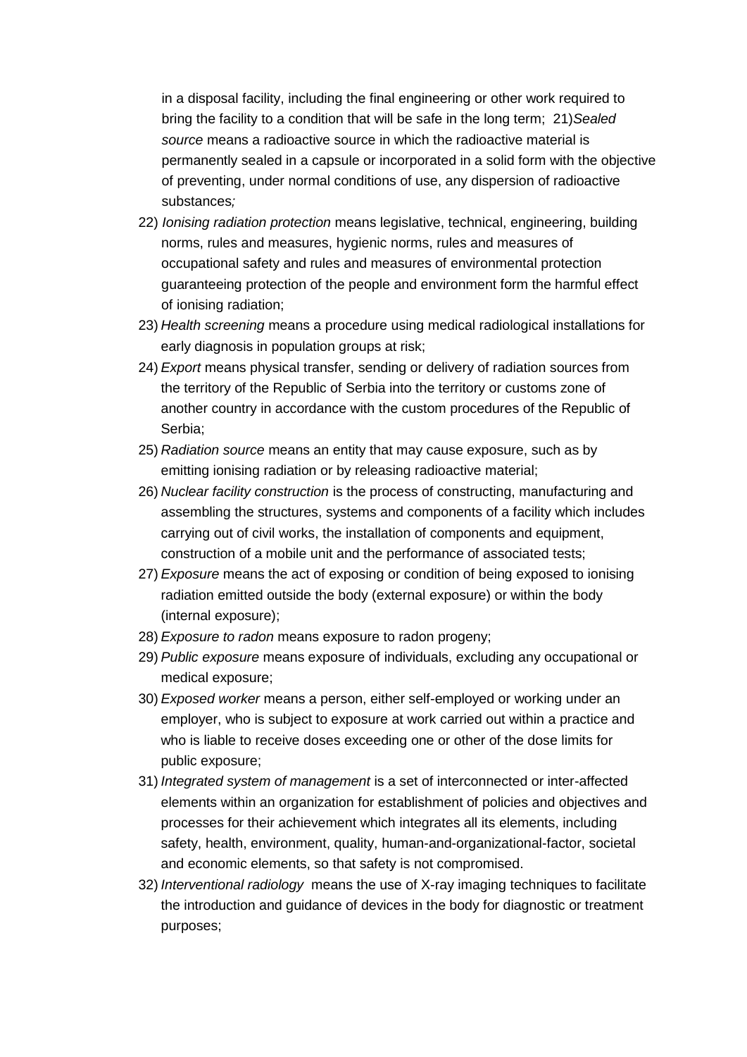in a disposal facility, including the final engineering or other work required to bring the facility to a condition that will be safe in the long term; 21)*Sealed source* means a radioactive source in which the radioactive material is permanently sealed in a capsule or incorporated in a solid form with the objective of preventing, under normal conditions of use, any dispersion of radioactive substances*;*

22) *Ionising radiation protection* means legislative, technical, engineering, building norms, rules and measures, hygienic norms, rules and measures of occupational safety and rules and measures of environmental protection guaranteeing protection of the people and environment form the harmful effect of ionising radiation;

23) *Health screening* means a procedure using medical radiological installations for early diagnosis in population groups at risk;

24) *Export* means physical transfer, sending or delivery of radiation sources from the territory of the Republic of Serbia into the territory or customs zone of another country in accordance with the custom procedures of the Republic of Serbia;

25) *Radiation source* means an entity that may cause exposure, such as by emitting ionising radiation or by releasing radioactive material;

26) *Nuclear facility construction* is the process of constructing, manufacturing and assembling the structures, systems and components of a facility which includes carrying out of civil works, the installation of components and equipment, construction of a mobile unit and the performance of associated tests;

27) *Exposure* means the act of exposing or condition of being exposed to ionising radiation emitted outside the body (external exposure) or within the body (internal exposure);

28) *Exposure to radon* means exposure to radon progeny;

29) *Public exposure* means exposure of individuals, excluding any occupational or medical exposure;

30) *Exposed worker* means a person, either self-employed or working under an employer, who is subject to exposure at work carried out within a practice and who is liable to receive doses exceeding one or other of the dose limits for public exposure;

31) *Integrated system of management* is a set of interconnected or inter-affected elements within an organization for establishment of policies and objectives and processes for their achievement which integrates all its elements, including safety, health, environment, quality, human-and-organizational-factor, societal and economic elements, so that safety is not compromised.

32) *Interventional radiology* means the use of X-ray imaging techniques to facilitate the introduction and guidance of devices in the body for diagnostic or treatment purposes;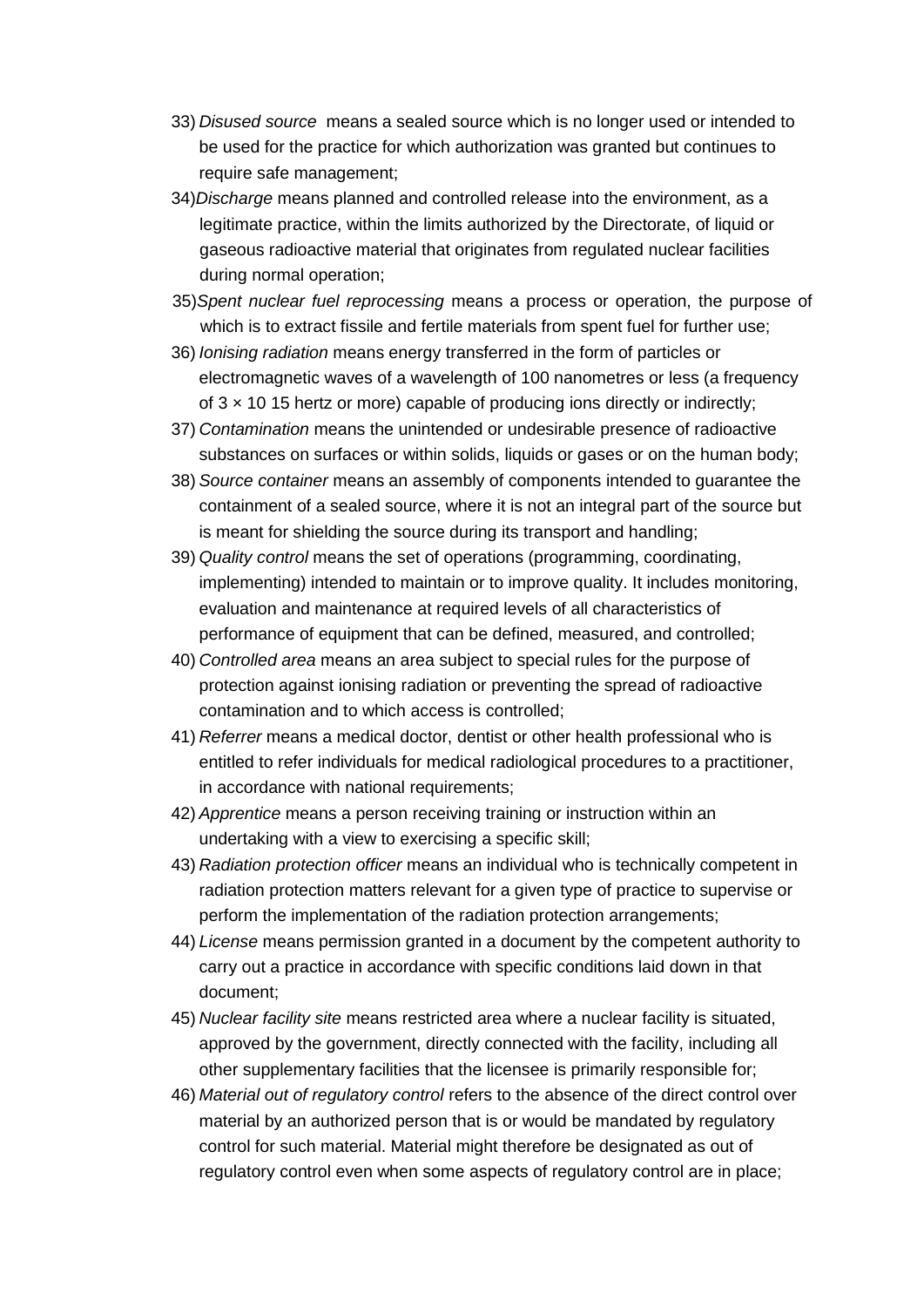33) *Disused source* means a sealed source which is no longer used or intended to be used for the practice for which authorization was granted but continues to require safe management;

34) *Discharge* means planned and controlled release into the environment, as a legitimate practice, within the limits authorized by the Directorate, of liquid or gaseous radioactive material that originates from regulated nuclear facilities during normal operation;

35) *Spent nuclear fuel reprocessing* means a process or operation, the purpose of which is to extract fissile and fertile materials from spent fuel for further use;

36) *Ionising radiation* means energy transferred in the form of particles or electromagnetic waves of a wavelength of 100 nanometres or less (a frequency of $3 \times 10^{15}$ hertz or more) capable of producing ions directly or indirectly;

37) *Contamination* means the unintended or undesirable presence of radioactive substances on surfaces or within solids, liquids or gases or on the human body;

38) *Source container* means an assembly of components intended to guarantee the containment of a sealed source, where it is not an integral part of the source but is meant for shielding the source during its transport and handling;

39) *Quality control* means the set of operations (programming, coordinating, implementing) intended to maintain or to improve quality. It includes monitoring, evaluation and maintenance at required levels of all characteristics of performance of equipment that can be defined, measured, and controlled;

40) *Controlled area* means an area subject to special rules for the purpose of protection against ionising radiation or preventing the spread of radioactive contamination and to which access is controlled;

41) *Referrer* means a medical doctor, dentist or other health professional who is entitled to refer individuals for medical radiological procedures to a practitioner, in accordance with national requirements;

42) *Apprentice* means a person receiving training or instruction within an undertaking with a view to exercising a specific skill;

43) *Radiation protection officer* means an individual who is technically competent in radiation protection matters relevant for a given type of practice to supervise or perform the implementation of the radiation protection arrangements;

44) *License* means permission granted in a document by the competent authority to carry out a practice in accordance with specific conditions laid down in that document;

45) *Nuclear facility site* means restricted area where a nuclear facility is situated, approved by the government, directly connected with the facility, including all other supplementary facilities that the licensee is primarily responsible for;

46) *Material out of regulatory control* refers to the absence of the direct control over material by an authorized person that is or would be mandated by regulatory control for such material. Material might therefore be designated as out of regulatory control even when some aspects of regulatory control are in place;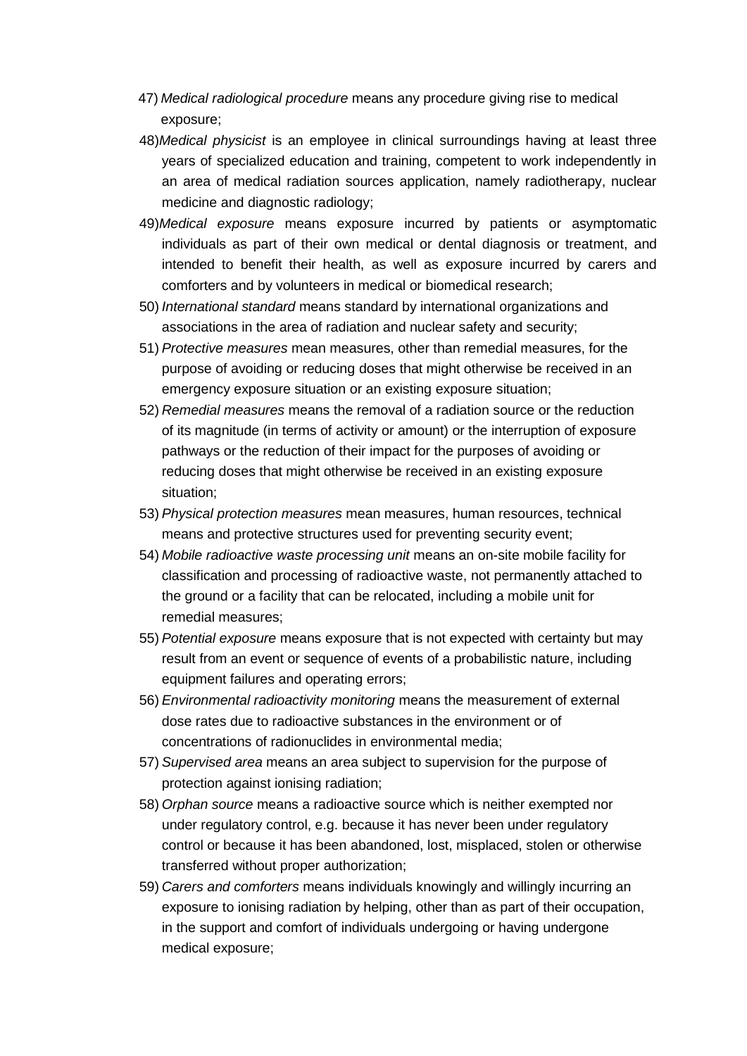47) *Medical radiological procedure* means any procedure giving rise to medical exposure;

48) *Medical physicist* is an employee in clinical surroundings having at least three years of specialized education and training, competent to work independently in an area of medical radiation sources application, namely radiotherapy, nuclear medicine and diagnostic radiology;

49) *Medical exposure* means exposure incurred by patients or asymptomatic individuals as part of their own medical or dental diagnosis or treatment, and intended to benefit their health, as well as exposure incurred by carers and comforters and by volunteers in medical or biomedical research;

50) *International standard* means standard by international organizations and associations in the area of radiation and nuclear safety and security;

51) *Protective measures* mean measures, other than remedial measures, for the purpose of avoiding or reducing doses that might otherwise be received in an emergency exposure situation or an existing exposure situation;

52) *Remedial measures* means the removal of a radiation source or the reduction of its magnitude (in terms of activity or amount) or the interruption of exposure pathways or the reduction of their impact for the purposes of avoiding or reducing doses that might otherwise be received in an existing exposure situation;

53) *Physical protection measures* mean measures, human resources, technical means and protective structures used for preventing security event;

54) *Mobile radioactive waste processing unit* means an on-site mobile facility for classification and processing of radioactive waste, not permanently attached to the ground or a facility that can be relocated, including a mobile unit for remedial measures;

55) *Potential exposure* means exposure that is not expected with certainty but may result from an event or sequence of events of a probabilistic nature, including equipment failures and operating errors;

56) *Environmental radioactivity monitoring* means the measurement of external dose rates due to radioactive substances in the environment or of concentrations of radionuclides in environmental media;

57) *Supervised area* means an area subject to supervision for the purpose of protection against ionising radiation;

58) *Orphan source* means a radioactive source which is neither exempted nor under regulatory control, e.g. because it has never been under regulatory control or because it has been abandoned, lost, misplaced, stolen or otherwise transferred without proper authorization;

59) *Carers and comforters* means individuals knowingly and willingly incurring an exposure to ionising radiation by helping, other than as part of their occupation, in the support and comfort of individuals undergoing or having undergone medical exposure;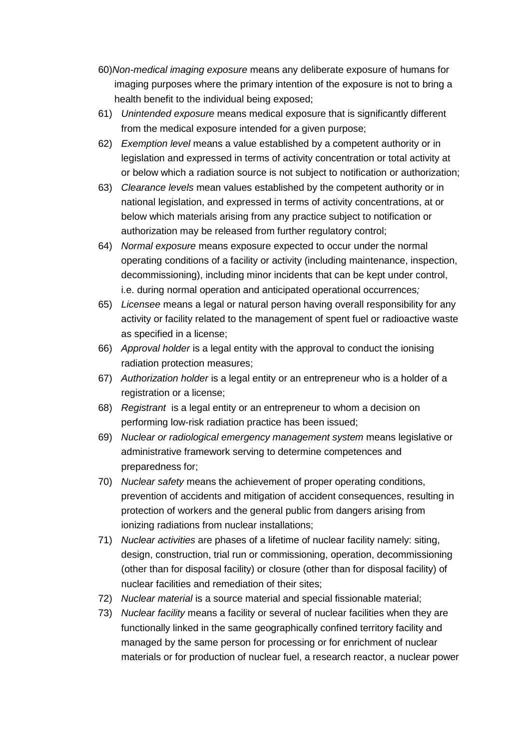60) *Non-medical imaging exposure* means any deliberate exposure of humans for imaging purposes where the primary intention of the exposure is not to bring a health benefit to the individual being exposed;

61) *Unintended exposure* means medical exposure that is significantly different from the medical exposure intended for a given purpose;

62) *Exemption level* means a value established by a competent authority or in legislation and expressed in terms of activity concentration or total activity at or below which a radiation source is not subject to notification or authorization;

63) *Clearance levels* mean values established by the competent authority or in national legislation, and expressed in terms of activity concentrations, at or below which materials arising from any practice subject to notification or authorization may be released from further regulatory control;

64) *Normal exposure* means exposure expected to occur under the normal operating conditions of a facility or activity (including maintenance, inspection, decommissioning), including minor incidents that can be kept under control, i.e. during normal operation and anticipated operational occurrences*;*

65) *Licensee* means a legal or natural person having overall responsibility for any activity or facility related to the management of spent fuel or radioactive waste as specified in a license;

66) *Approval holder* is a legal entity with the approval to conduct the ionising radiation protection measures;

67) *Authorization holder* is a legal entity or an entrepreneur who is a holder of a registration or a license;

68) *Registrant* is a legal entity or an entrepreneur to whom a decision on performing low-risk radiation practice has been issued;

69) *Nuclear or radiological emergency management system* means legislative or administrative framework serving to determine competences and preparedness for;

70) *Nuclear safety* means the achievement of proper operating conditions, prevention of accidents and mitigation of accident consequences, resulting in protection of workers and the general public from dangers arising from ionizing radiations from nuclear installations;

71) *Nuclear activities* are phases of a lifetime of nuclear facility namely: siting, design, construction, trial run or commissioning, operation, decommissioning (other than for disposal facility) or closure (other than for disposal facility) of nuclear facilities and remediation of their sites;

72) *Nuclear material* is a source material and special fissionable material;

73) *Nuclear facility* means a facility or several of nuclear facilities when they are functionally linked in the same geographically confined territory facility and managed by the same person for processing or for enrichment of nuclear materials or for production of nuclear fuel, a research reactor, a nuclear power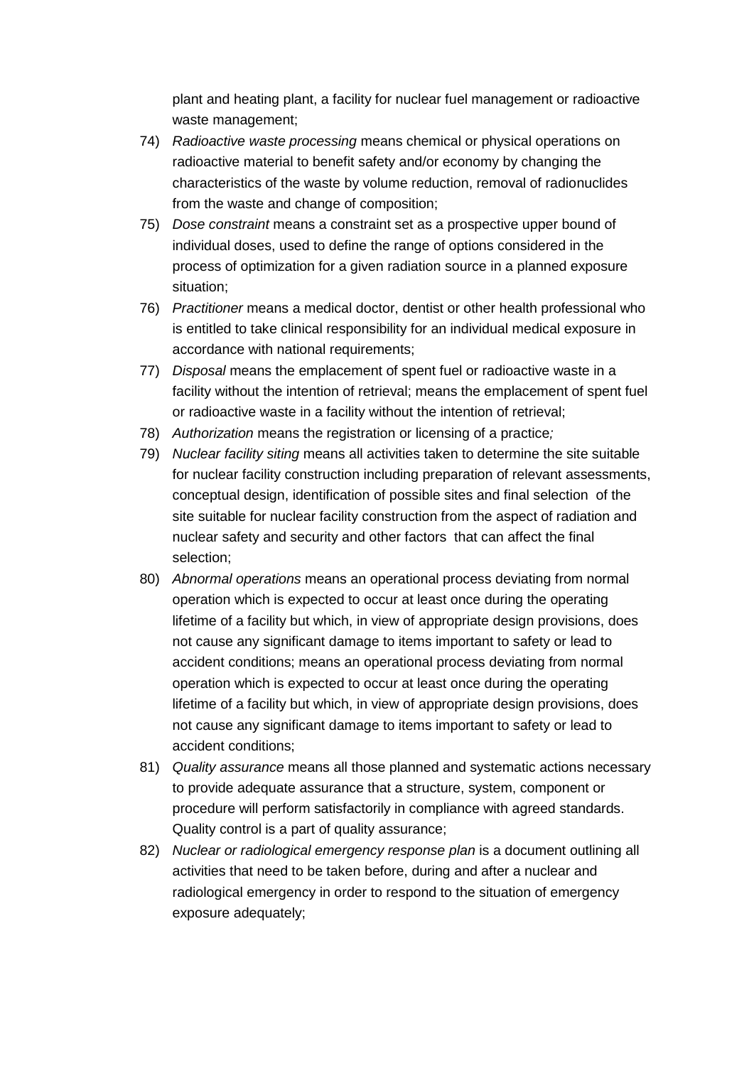plant and heating plant, a facility for nuclear fuel management or radioactive waste management;

74) *Radioactive waste processing* means chemical or physical operations on radioactive material to benefit safety and/or economy by changing the characteristics of the waste by volume reduction, removal of radionuclides from the waste and change of composition;

75) *Dose constraint* means a constraint set as a prospective upper bound of individual doses, used to define the range of options considered in the process of optimization for a given radiation source in a planned exposure situation;

76) *Practitioner* means a medical doctor, dentist or other health professional who is entitled to take clinical responsibility for an individual medical exposure in accordance with national requirements;

77) *Disposal* means the emplacement of spent fuel or radioactive waste in a facility without the intention of retrieval; means the emplacement of spent fuel or radioactive waste in a facility without the intention of retrieval;

78) *Authorization* means the registration or licensing of a practice*;*

79) *Nuclear facility siting* means all activities taken to determine the site suitable for nuclear facility construction including preparation of relevant assessments, conceptual design, identification of possible sites and final selection of the site suitable for nuclear facility construction from the aspect of radiation and nuclear safety and security and other factors that can affect the final selection;

80) *Abnormal operations* means an operational process deviating from normal operation which is expected to occur at least once during the operating lifetime of a facility but which, in view of appropriate design provisions, does not cause any significant damage to items important to safety or lead to accident conditions; means an operational process deviating from normal operation which is expected to occur at least once during the operating lifetime of a facility but which, in view of appropriate design provisions, does not cause any significant damage to items important to safety or lead to accident conditions;

81) *Quality assurance* means all those planned and systematic actions necessary to provide adequate assurance that a structure, system, component or procedure will perform satisfactorily in compliance with agreed standards. Quality control is a part of quality assurance;

82) *Nuclear or radiological emergency response plan* is a document outlining all activities that need to be taken before, during and after a nuclear and radiological emergency in order to respond to the situation of emergency exposure adequately;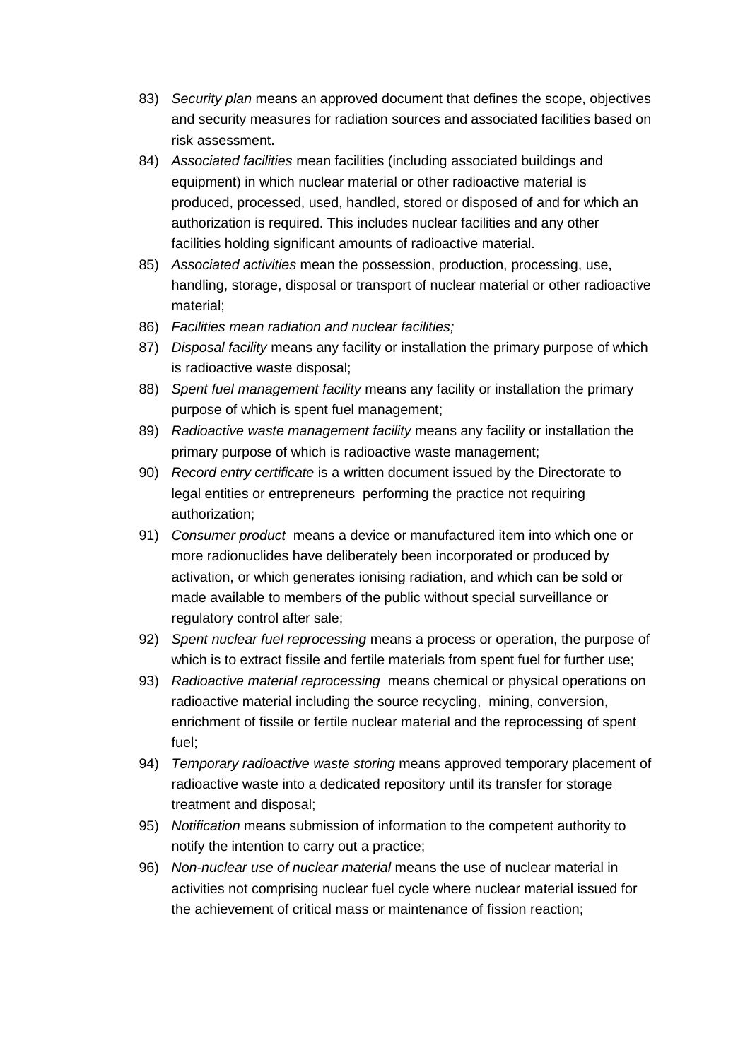83) *Security plan* means an approved document that defines the scope, objectives and security measures for radiation sources and associated facilities based on risk assessment.

84) *Associated facilities* mean facilities (including associated buildings and equipment) in which nuclear material or other radioactive material is produced, processed, used, handled, stored or disposed of and for which an authorization is required. This includes nuclear facilities and any other facilities holding significant amounts of radioactive material.

85) *Associated activities* mean the possession, production, processing, use, handling, storage, disposal or transport of nuclear material or other radioactive material;

86) *Facilities mean radiation and nuclear facilities;*

87) *Disposal facility* means any facility or installation the primary purpose of which is radioactive waste disposal;

88) *Spent fuel management facility* means any facility or installation the primary purpose of which is spent fuel management;

89) *Radioactive waste management facility* means any facility or installation the primary purpose of which is radioactive waste management;

90) *Record entry certificate* is a written document issued by the Directorate to legal entities or entrepreneurs performing the practice not requiring authorization;

91) *Consumer product* means a device or manufactured item into which one or more radionuclides have deliberately been incorporated or produced by activation, or which generates ionising radiation, and which can be sold or made available to members of the public without special surveillance or regulatory control after sale;

92) *Spent nuclear fuel reprocessing* means a process or operation, the purpose of which is to extract fissile and fertile materials from spent fuel for further use;

93) *Radioactive material reprocessing* means chemical or physical operations on radioactive material including the source recycling, mining, conversion, enrichment of fissile or fertile nuclear material and the reprocessing of spent fuel;

94) *Temporary radioactive waste storing* means approved temporary placement of radioactive waste into a dedicated repository until its transfer for storage treatment and disposal;

95) *Notification* means submission of information to the competent authority to notify the intention to carry out a practice;

96) *Non-nuclear use of nuclear material* means the use of nuclear material in activities not comprising nuclear fuel cycle where nuclear material issued for the achievement of critical mass or maintenance of fission reaction;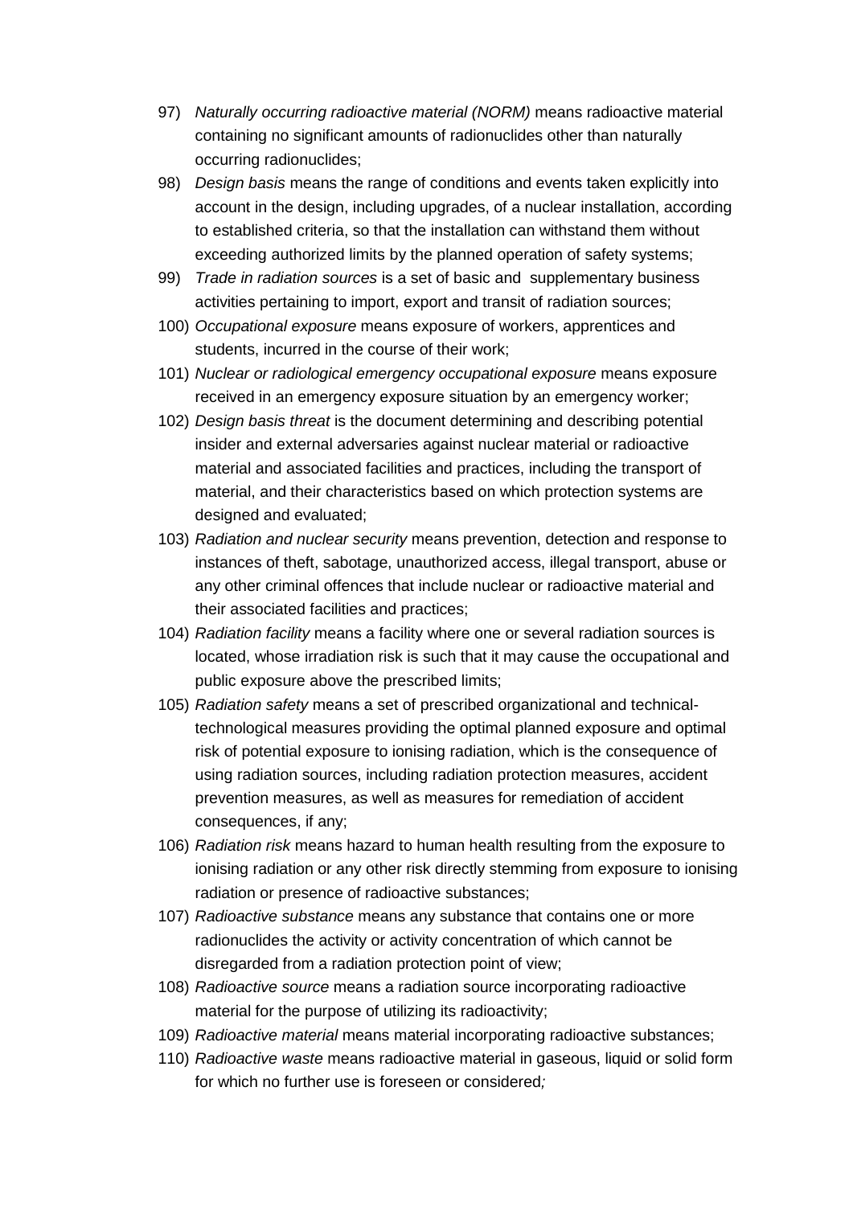97) *Naturally occurring radioactive material (NORM)* means radioactive material containing no significant amounts of radionuclides other than naturally occurring radionuclides;

98) *Design basis* means the range of conditions and events taken explicitly into account in the design, including upgrades, of a nuclear installation, according to established criteria, so that the installation can withstand them without exceeding authorized limits by the planned operation of safety systems;

99) *Trade in radiation sources* is a set of basic and supplementary business activities pertaining to import, export and transit of radiation sources;

100) *Occupational exposure* means exposure of workers, apprentices and students, incurred in the course of their work;

101) *Nuclear or radiological emergency occupational exposure* means exposure received in an emergency exposure situation by an emergency worker;

102) *Design basis threat* is the document determining and describing potential insider and external adversaries against nuclear material or radioactive material and associated facilities and practices, including the transport of material, and their characteristics based on which protection systems are designed and evaluated;

103) *Radiation and nuclear security* means prevention, detection and response to instances of theft, sabotage, unauthorized access, illegal transport, abuse or any other criminal offences that include nuclear or radioactive material and their associated facilities and practices;

104) *Radiation facility* means a facility where one or several radiation sources is located, whose irradiation risk is such that it may cause the occupational and public exposure above the prescribed limits;

105) *Radiation safety* means a set of prescribed organizational and technical-technological measures providing the optimal planned exposure and optimal risk of potential exposure to ionising radiation, which is the consequence of using radiation sources, including radiation protection measures, accident prevention measures, as well as measures for remediation of accident consequences, if any;

106) *Radiation risk* means hazard to human health resulting from the exposure to ionising radiation or any other risk directly stemming from exposure to ionising radiation or presence of radioactive substances;

107) *Radioactive substance* means any substance that contains one or more radionuclides the activity or activity concentration of which cannot be disregarded from a radiation protection point of view;

108) *Radioactive source* means a radiation source incorporating radioactive material for the purpose of utilizing its radioactivity;

109) *Radioactive material* means material incorporating radioactive substances;

110) *Radioactive waste* means radioactive material in gaseous, liquid or solid form for which no further use is foreseen or considered;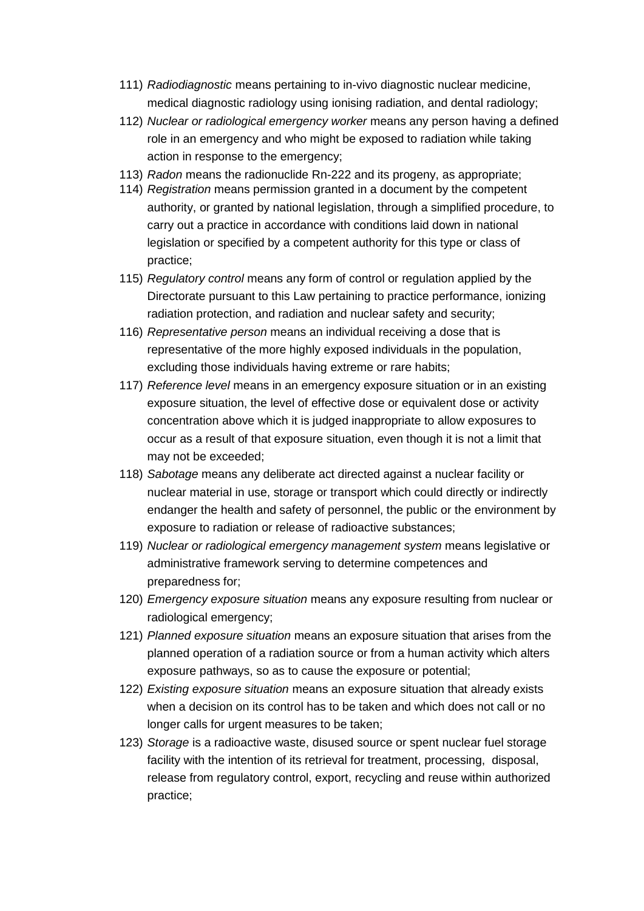111) *Radiodiagnostic* means pertaining to in-vivo diagnostic nuclear medicine, medical diagnostic radiology using ionising radiation, and dental radiology;

112) *Nuclear or radiological emergency worker* means any person having a defined role in an emergency and who might be exposed to radiation while taking action in response to the emergency;

113) *Radon* means the radionuclide Rn-222 and its progeny, as appropriate;

114) *Registration* means permission granted in a document by the competent authority, or granted by national legislation, through a simplified procedure, to carry out a practice in accordance with conditions laid down in national legislation or specified by a competent authority for this type or class of practice;

115) *Regulatory control* means any form of control or regulation applied by the Directorate pursuant to this Law pertaining to practice performance, ionizing radiation protection, and radiation and nuclear safety and security;

116) *Representative person* means an individual receiving a dose that is representative of the more highly exposed individuals in the population, excluding those individuals having extreme or rare habits;

117) *Reference level* means in an emergency exposure situation or in an existing exposure situation, the level of effective dose or equivalent dose or activity concentration above which it is judged inappropriate to allow exposures to occur as a result of that exposure situation, even though it is not a limit that may not be exceeded;

118) *Sabotage* means any deliberate act directed against a nuclear facility or nuclear material in use, storage or transport which could directly or indirectly endanger the health and safety of personnel, the public or the environment by exposure to radiation or release of radioactive substances;

119) *Nuclear or radiological emergency management system* means legislative or administrative framework serving to determine competences and preparedness for;

120) *Emergency exposure situation* means any exposure resulting from nuclear or radiological emergency;

121) *Planned exposure situation* means an exposure situation that arises from the planned operation of a radiation source or from a human activity which alters exposure pathways, so as to cause the exposure or potential;

122) *Existing exposure situation* means an exposure situation that already exists when a decision on its control has to be taken and which does not call or no longer calls for urgent measures to be taken;

123) *Storage* is a radioactive waste, disused source or spent nuclear fuel storage facility with the intention of its retrieval for treatment, processing, disposal, release from regulatory control, export, recycling and reuse within authorized practice;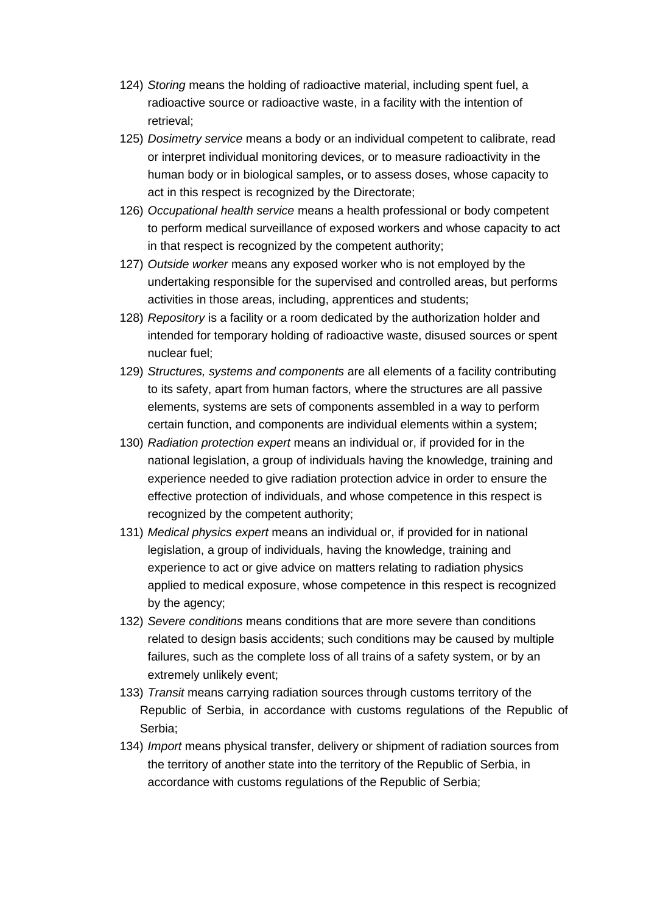124) *Storing* means the holding of radioactive material, including spent fuel, a radioactive source or radioactive waste, in a facility with the intention of retrieval;

125) *Dosimetry service* means a body or an individual competent to calibrate, read or interpret individual monitoring devices, or to measure radioactivity in the human body or in biological samples, or to assess doses, whose capacity to act in this respect is recognized by the Directorate;

126) *Occupational health service* means a health professional or body competent to perform medical surveillance of exposed workers and whose capacity to act in that respect is recognized by the competent authority;

127) *Outside worker* means any exposed worker who is not employed by the undertaking responsible for the supervised and controlled areas, but performs activities in those areas, including, apprentices and students;

128) *Repository* is a facility or a room dedicated by the authorization holder and intended for temporary holding of radioactive waste, disused sources or spent nuclear fuel;

129) *Structures, systems and components* are all elements of a facility contributing to its safety, apart from human factors, where the structures are all passive elements, systems are sets of components assembled in a way to perform certain function, and components are individual elements within a system;

130) *Radiation protection expert* means an individual or, if provided for in the national legislation, a group of individuals having the knowledge, training and experience needed to give radiation protection advice in order to ensure the effective protection of individuals, and whose competence in this respect is recognized by the competent authority;

131) *Medical physics expert* means an individual or, if provided for in national legislation, a group of individuals, having the knowledge, training and experience to act or give advice on matters relating to radiation physics applied to medical exposure, whose competence in this respect is recognized by the agency;

132) *Severe conditions* means conditions that are more severe than conditions related to design basis accidents; such conditions may be caused by multiple failures, such as the complete loss of all trains of a safety system, or by an extremely unlikely event;

133) *Transit* means carrying radiation sources through customs territory of the Republic of Serbia, in accordance with customs regulations of the Republic of Serbia;

134) *Import* means physical transfer, delivery or shipment of radiation sources from the territory of another state into the territory of the Republic of Serbia, in accordance with customs regulations of the Republic of Serbia;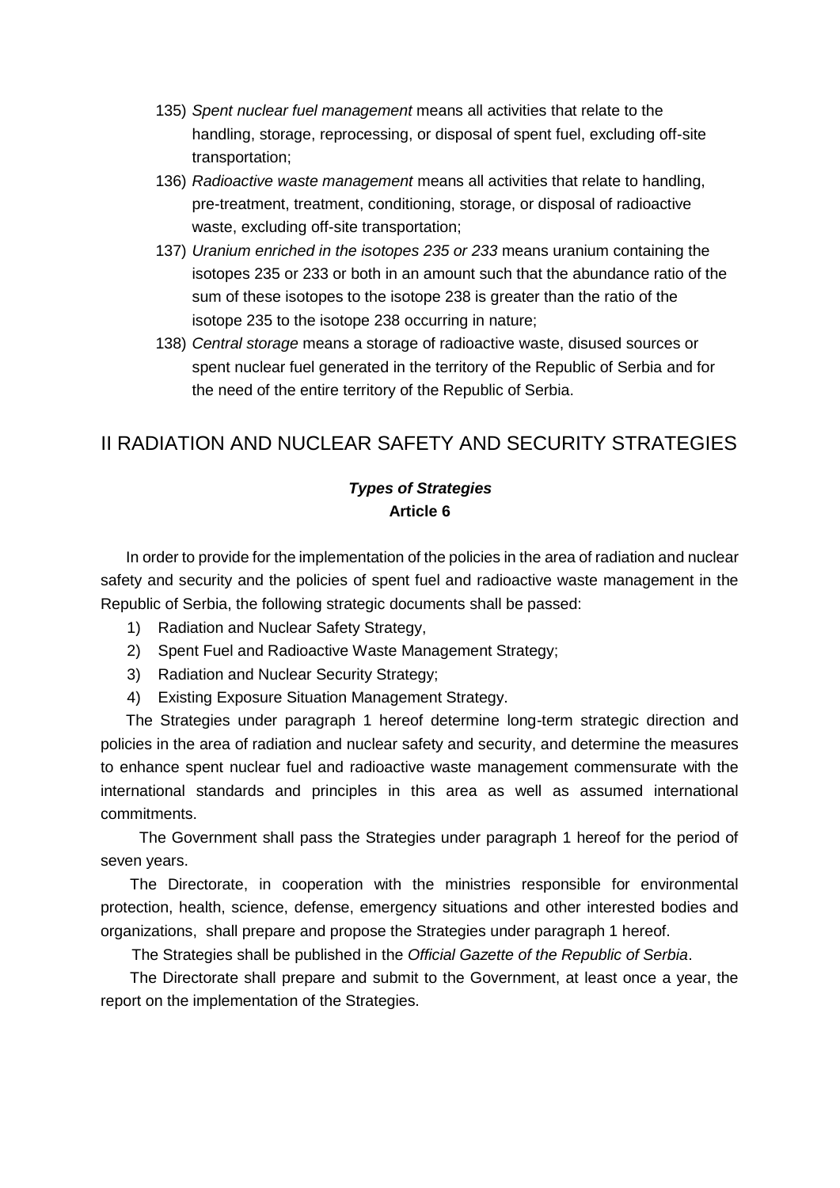135) *Spent nuclear fuel management* means all activities that relate to the handling, storage, reprocessing, or disposal of spent fuel, excluding off-site transportation;

136) *Radioactive waste management* means all activities that relate to handling, pre-treatment, treatment, conditioning, storage, or disposal of radioactive waste, excluding off-site transportation;

137) *Uranium enriched in the isotopes 235 or 233* means uranium containing the isotopes 235 or 233 or both in an amount such that the abundance ratio of the sum of these isotopes to the isotope 238 is greater than the ratio of the isotope 235 to the isotope 238 occurring in nature;

138) *Central storage* means a storage of radioactive waste, disused sources or spent nuclear fuel generated in the territory of the Republic of Serbia and for the need of the entire territory of the Republic of Serbia.

## II RADIATION AND NUCLEAR SAFETY AND SECURITY STRATEGIES

### ***Types of Strategies***
### **Article 6**

In order to provide for the implementation of the policies in the area of radiation and nuclear safety and security and the policies of spent fuel and radioactive waste management in the Republic of Serbia, the following strategic documents shall be passed:

1) Radiation and Nuclear Safety Strategy,
2) Spent Fuel and Radioactive Waste Management Strategy;
3) Radiation and Nuclear Security Strategy;
4) Existing Exposure Situation Management Strategy.

The Strategies under paragraph 1 hereof determine long-term strategic direction and policies in the area of radiation and nuclear safety and security, and determine the measures to enhance spent nuclear fuel and radioactive waste management commensurate with the international standards and principles in this area as well as assumed international commitments.

The Government shall pass the Strategies under paragraph 1 hereof for the period of seven years.

The Directorate, in cooperation with the ministries responsible for environmental protection, health, science, defense, emergency situations and other interested bodies and organizations, shall prepare and propose the Strategies under paragraph 1 hereof.

The Strategies shall be published in the *Official Gazette of the Republic of Serbia*.

The Directorate shall prepare and submit to the Government, at least once a year, the report on the implementation of the Strategies.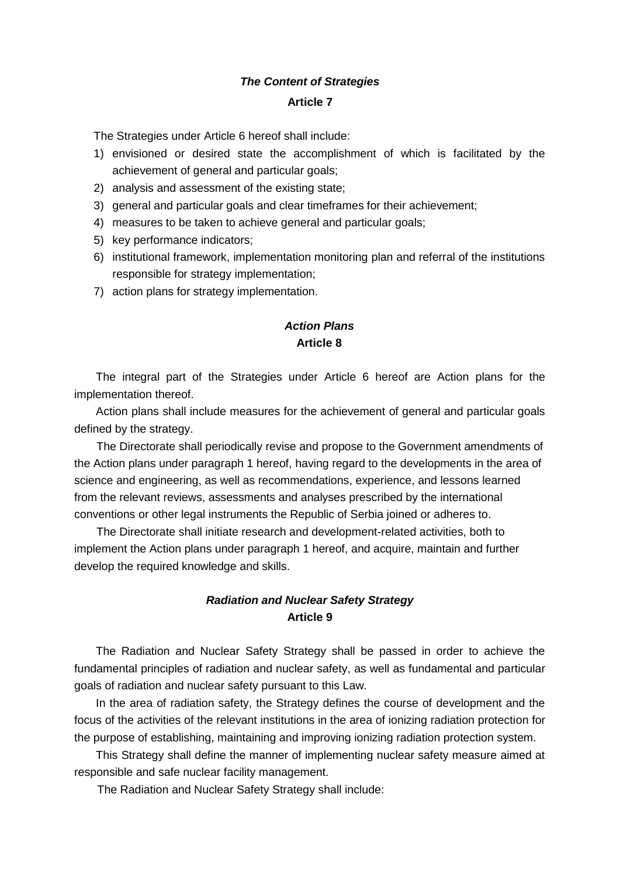***The Content of Strategies***

**Article 7**

The Strategies under Article 6 hereof shall include:

1) envisioned or desired state the accomplishment of which is facilitated by the achievement of general and particular goals;
2) analysis and assessment of the existing state;
3) general and particular goals and clear timeframes for their achievement;
4) measures to be taken to achieve general and particular goals;
5) key performance indicators;
6) institutional framework, implementation monitoring plan and referral of the institutions responsible for strategy implementation;
7) action plans for strategy implementation.

***Action Plans***

**Article 8**

The integral part of the Strategies under Article 6 hereof are Action plans for the implementation thereof.

Action plans shall include measures for the achievement of general and particular goals defined by the strategy.

The Directorate shall periodically revise and propose to the Government amendments of the Action plans under paragraph 1 hereof, having regard to the developments in the area of science and engineering, as well as recommendations, experience, and lessons learned from the relevant reviews, assessments and analyses prescribed by the international conventions or other legal instruments the Republic of Serbia joined or adheres to.

The Directorate shall initiate research and development-related activities, both to implement the Action plans under paragraph 1 hereof, and acquire, maintain and further develop the required knowledge and skills.

***Radiation and Nuclear Safety Strategy***

**Article 9**

The Radiation and Nuclear Safety Strategy shall be passed in order to achieve the fundamental principles of radiation and nuclear safety, as well as fundamental and particular goals of radiation and nuclear safety pursuant to this Law.

In the area of radiation safety, the Strategy defines the course of development and the focus of the activities of the relevant institutions in the area of ionizing radiation protection for the purpose of establishing, maintaining and improving ionizing radiation protection system.

This Strategy shall define the manner of implementing nuclear safety measure aimed at responsible and safe nuclear facility management.

The Radiation and Nuclear Safety Strategy shall include: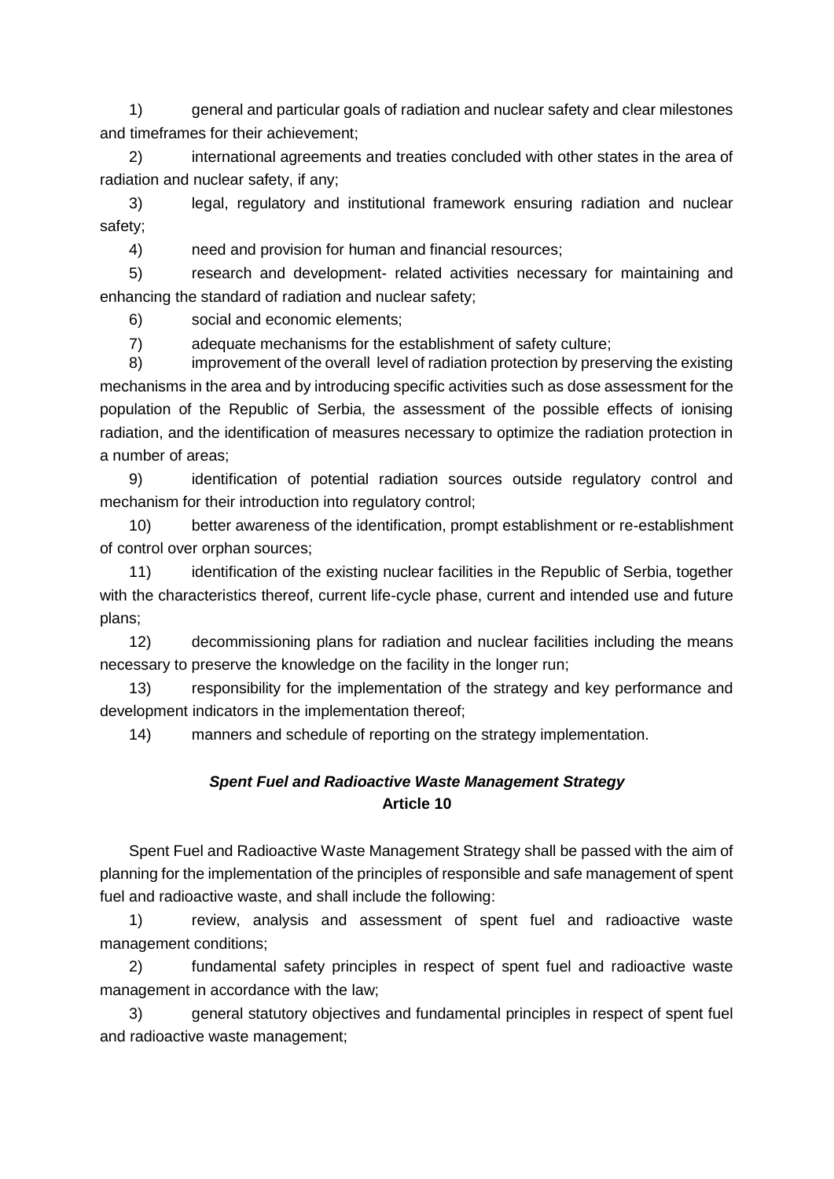1) general and particular goals of radiation and nuclear safety and clear milestones and timeframes for their achievement;

2) international agreements and treaties concluded with other states in the area of radiation and nuclear safety, if any;

3) legal, regulatory and institutional framework ensuring radiation and nuclear safety;

4) need and provision for human and financial resources;

5) research and development- related activities necessary for maintaining and enhancing the standard of radiation and nuclear safety;

6) social and economic elements;

7) adequate mechanisms for the establishment of safety culture;

8) improvement of the overall level of radiation protection by preserving the existing mechanisms in the area and by introducing specific activities such as dose assessment for the population of the Republic of Serbia, the assessment of the possible effects of ionising radiation, and the identification of measures necessary to optimize the radiation protection in a number of areas;

9) identification of potential radiation sources outside regulatory control and mechanism for their introduction into regulatory control;

10) better awareness of the identification, prompt establishment or re-establishment of control over orphan sources;

11) identification of the existing nuclear facilities in the Republic of Serbia, together with the characteristics thereof, current life-cycle phase, current and intended use and future plans;

12) decommissioning plans for radiation and nuclear facilities including the means necessary to preserve the knowledge on the facility in the longer run;

13) responsibility for the implementation of the strategy and key performance and development indicators in the implementation thereof;

14) manners and schedule of reporting on the strategy implementation.

### ***Spent Fuel and Radioactive Waste Management Strategy***
### **Article 10**

Spent Fuel and Radioactive Waste Management Strategy shall be passed with the aim of planning for the implementation of the principles of responsible and safe management of spent fuel and radioactive waste, and shall include the following:

1) review, analysis and assessment of spent fuel and radioactive waste management conditions;

2) fundamental safety principles in respect of spent fuel and radioactive waste management in accordance with the law;

3) general statutory objectives and fundamental principles in respect of spent fuel and radioactive waste management;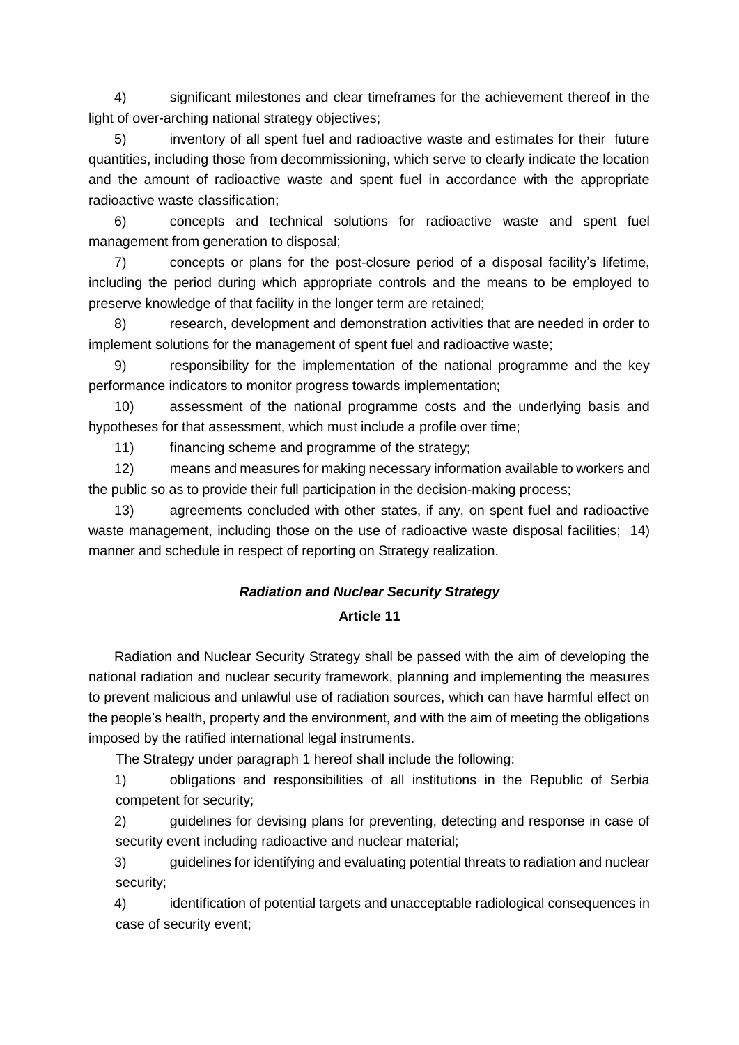4) significant milestones and clear timeframes for the achievement thereof in the light of over-arching national strategy objectives;

5) inventory of all spent fuel and radioactive waste and estimates for their future quantities, including those from decommissioning, which serve to clearly indicate the location and the amount of radioactive waste and spent fuel in accordance with the appropriate radioactive waste classification;

6) concepts and technical solutions for radioactive waste and spent fuel management from generation to disposal;

7) concepts or plans for the post-closure period of a disposal facility's lifetime, including the period during which appropriate controls and the means to be employed to preserve knowledge of that facility in the longer term are retained;

8) research, development and demonstration activities that are needed in order to implement solutions for the management of spent fuel and radioactive waste;

9) responsibility for the implementation of the national programme and the key performance indicators to monitor progress towards implementation;

10) assessment of the national programme costs and the underlying basis and hypotheses for that assessment, which must include a profile over time;

11) financing scheme and programme of the strategy;

12) means and measures for making necessary information available to workers and the public so as to provide their full participation in the decision-making process;

13) agreements concluded with other states, if any, on spent fuel and radioactive waste management, including those on the use of radioactive waste disposal facilities;

14) manner and schedule in respect of reporting on Strategy realization.

### *Radiation and Nuclear Security Strategy*

### Article 11

Radiation and Nuclear Security Strategy shall be passed with the aim of developing the national radiation and nuclear security framework, planning and implementing the measures to prevent malicious and unlawful use of radiation sources, which can have harmful effect on the people's health, property and the environment, and with the aim of meeting the obligations imposed by the ratified international legal instruments.

The Strategy under paragraph 1 hereof shall include the following:

1) obligations and responsibilities of all institutions in the Republic of Serbia competent for security;

2) guidelines for devising plans for preventing, detecting and response in case of security event including radioactive and nuclear material;

3) guidelines for identifying and evaluating potential threats to radiation and nuclear security;

4) identification of potential targets and unacceptable radiological consequences in case of security event;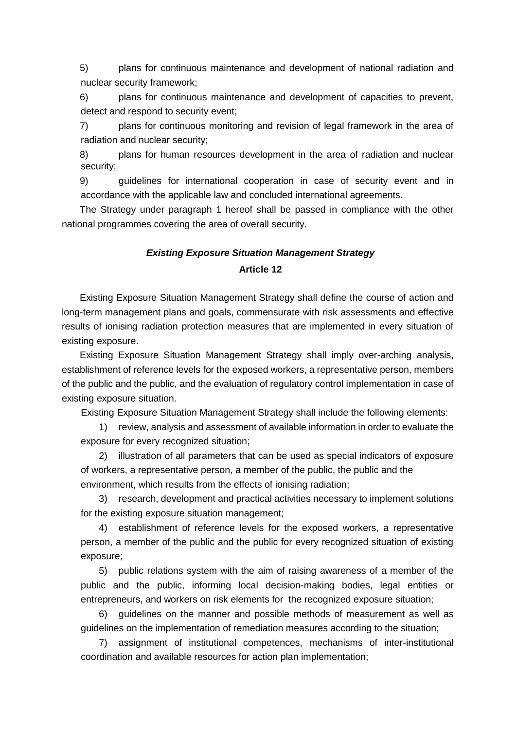5) plans for continuous maintenance and development of national radiation and nuclear security framework;

6) plans for continuous maintenance and development of capacities to prevent, detect and respond to security event;

7) plans for continuous monitoring and revision of legal framework in the area of radiation and nuclear security;

8) plans for human resources development in the area of radiation and nuclear security;

9) guidelines for international cooperation in case of security event and in accordance with the applicable law and concluded international agreements.

The Strategy under paragraph 1 hereof shall be passed in compliance with the other national programmes covering the area of overall security.

### ***Existing Exposure Situation Management Strategy***

### **Article 12**

Existing Exposure Situation Management Strategy shall define the course of action and long-term management plans and goals, commensurate with risk assessments and effective results of ionising radiation protection measures that are implemented in every situation of existing exposure.

Existing Exposure Situation Management Strategy shall imply over-arching analysis, establishment of reference levels for the exposed workers, a representative person, members of the public and the public, and the evaluation of regulatory control implementation in case of existing exposure situation.

Existing Exposure Situation Management Strategy shall include the following elements:

1) review, analysis and assessment of available information in order to evaluate the exposure for every recognized situation;

2) illustration of all parameters that can be used as special indicators of exposure of workers, a representative person, a member of the public, the public and the environment, which results from the effects of ionising radiation;

3) research, development and practical activities necessary to implement solutions for the existing exposure situation management;

4) establishment of reference levels for the exposed workers, a representative person, a member of the public and the public for every recognized situation of existing exposure;

5) public relations system with the aim of raising awareness of a member of the public and the public, informing local decision-making bodies, legal entities or entrepreneurs, and workers on risk elements for the recognized exposure situation;

6) guidelines on the manner and possible methods of measurement as well as guidelines on the implementation of remediation measures according to the situation;

7) assignment of institutional competences, mechanisms of inter-institutional coordination and available resources for action plan implementation;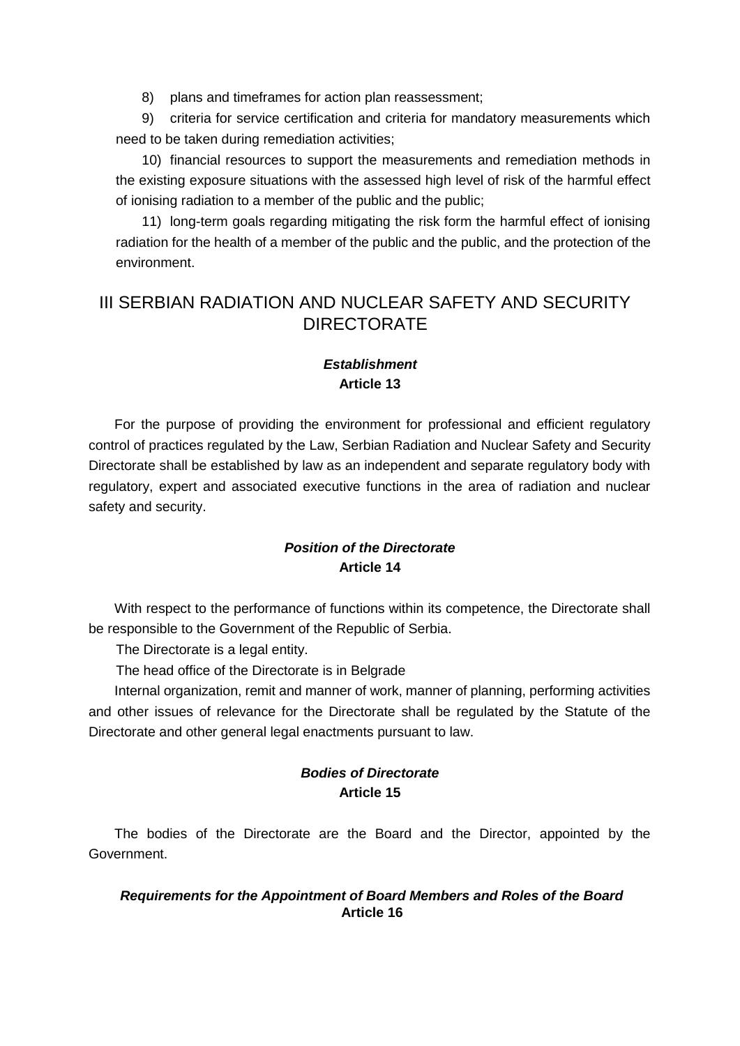8) plans and timeframes for action plan reassessment;

9) criteria for service certification and criteria for mandatory measurements which need to be taken during remediation activities;

10) financial resources to support the measurements and remediation methods in the existing exposure situations with the assessed high level of risk of the harmful effect of ionising radiation to a member of the public and the public;

11) long-term goals regarding mitigating the risk form the harmful effect of ionising radiation for the health of a member of the public and the public, and the protection of the environment.

## III SERBIAN RADIATION AND NUCLEAR SAFETY AND SECURITY DIRECTORATE

***Establishment***
**Article 13**

For the purpose of providing the environment for professional and efficient regulatory control of practices regulated by the Law, Serbian Radiation and Nuclear Safety and Security Directorate shall be established by law as an independent and separate regulatory body with regulatory, expert and associated executive functions in the area of radiation and nuclear safety and security.

***Position of the Directorate***
**Article 14**

With respect to the performance of functions within its competence, the Directorate shall be responsible to the Government of the Republic of Serbia.

The Directorate is a legal entity.

The head office of the Directorate is in Belgrade

Internal organization, remit and manner of work, manner of planning, performing activities and other issues of relevance for the Directorate shall be regulated by the Statute of the Directorate and other general legal enactments pursuant to law.

***Bodies of Directorate***
**Article 15**

The bodies of the Directorate are the Board and the Director, appointed by the Government.

***Requirements for the Appointment of Board Members and Roles of the Board***
**Article 16**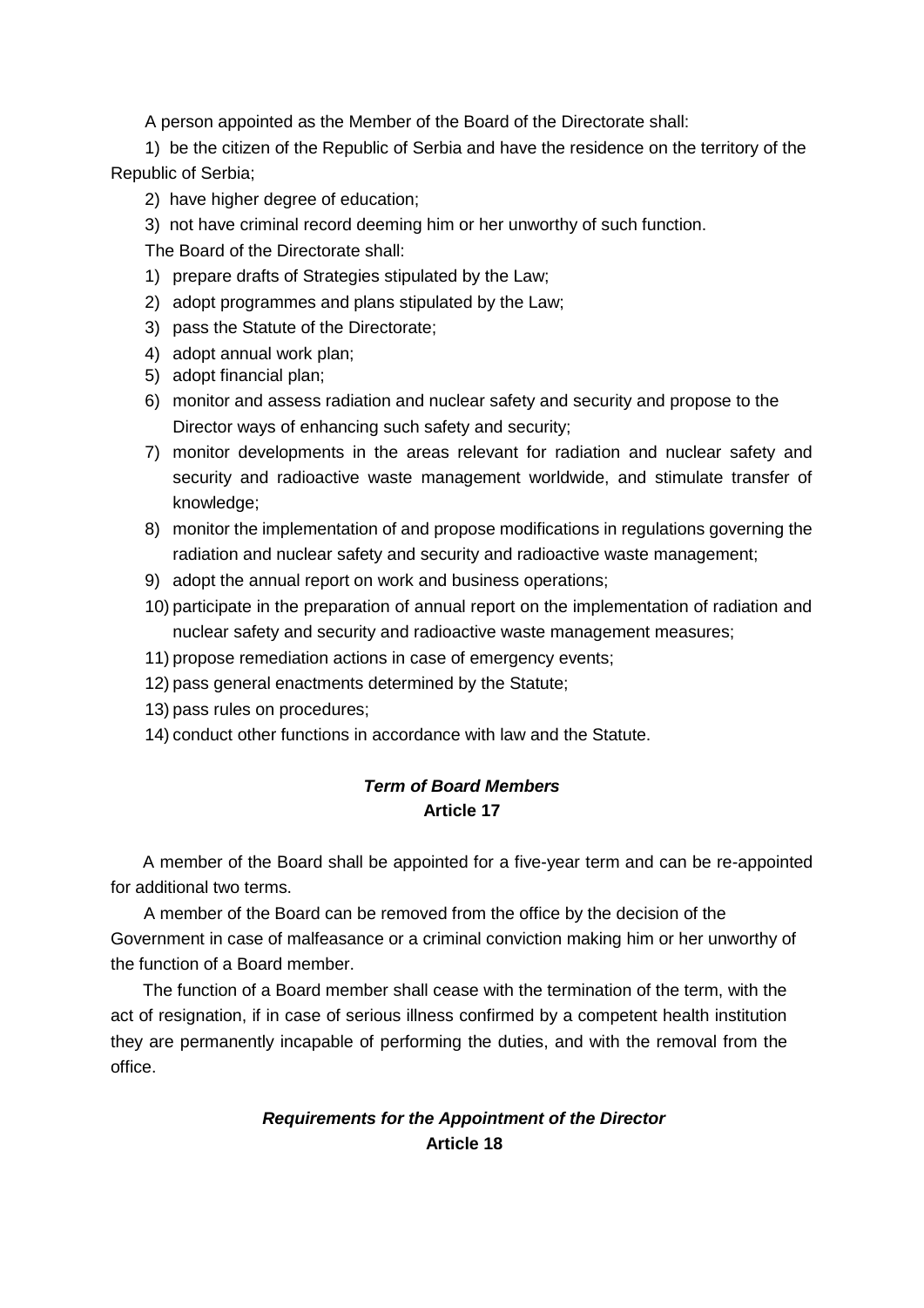A person appointed as the Member of the Board of the Directorate shall:

1) be the citizen of the Republic of Serbia and have the residence on the territory of the Republic of Serbia;

2) have higher degree of education;

3) not have criminal record deeming him or her unworthy of such function.

The Board of the Directorate shall:

1) prepare drafts of Strategies stipulated by the Law;
2) adopt programmes and plans stipulated by the Law;
3) pass the Statute of the Directorate;
4) adopt annual work plan;
5) adopt financial plan;
6) monitor and assess radiation and nuclear safety and security and propose to the Director ways of enhancing such safety and security;
7) monitor developments in the areas relevant for radiation and nuclear safety and security and radioactive waste management worldwide, and stimulate transfer of knowledge;
8) monitor the implementation of and propose modifications in regulations governing the radiation and nuclear safety and security and radioactive waste management;
9) adopt the annual report on work and business operations;
10) participate in the preparation of annual report on the implementation of radiation and nuclear safety and security and radioactive waste management measures;
11) propose remediation actions in case of emergency events;
12) pass general enactments determined by the Statute;
13) pass rules on procedures;
14) conduct other functions in accordance with law and the Statute.

### *Term of Board Members*
**Article 17**

A member of the Board shall be appointed for a five-year term and can be re-appointed for additional two terms.

A member of the Board can be removed from the office by the decision of the Government in case of malfeasance or a criminal conviction making him or her unworthy of the function of a Board member.

The function of a Board member shall cease with the termination of the term, with the act of resignation, if in case of serious illness confirmed by a competent health institution they are permanently incapable of performing the duties, and with the removal from the office.

### *Requirements for the Appointment of the Director*
**Article 18**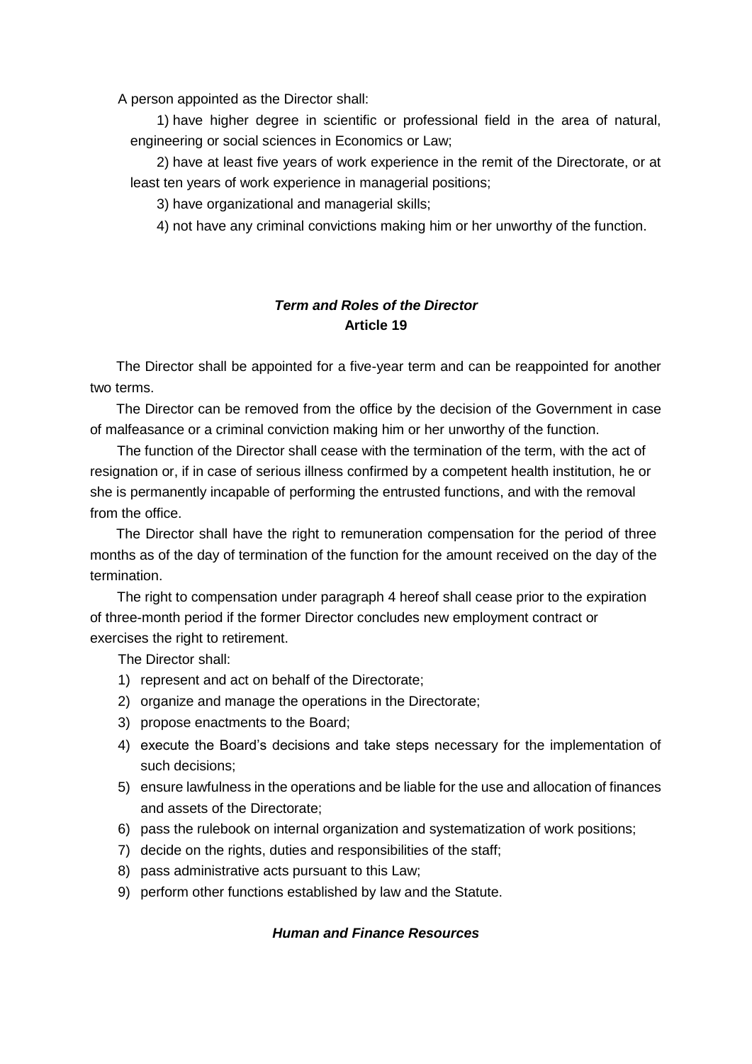A person appointed as the Director shall:

1) have higher degree in scientific or professional field in the area of natural, engineering or social sciences in Economics or Law;

2) have at least five years of work experience in the remit of the Directorate, or at least ten years of work experience in managerial positions;

3) have organizational and managerial skills;

4) not have any criminal convictions making him or her unworthy of the function.

### *Term and Roles of the Director*
### **Article 19**

The Director shall be appointed for a five-year term and can be reappointed for another two terms.

The Director can be removed from the office by the decision of the Government in case of malfeasance or a criminal conviction making him or her unworthy of the function.

The function of the Director shall cease with the termination of the term, with the act of resignation or, if in case of serious illness confirmed by a competent health institution, he or she is permanently incapable of performing the entrusted functions, and with the removal from the office.

The Director shall have the right to remuneration compensation for the period of three months as of the day of termination of the function for the amount received on the day of the termination.

The right to compensation under paragraph 4 hereof shall cease prior to the expiration of three-month period if the former Director concludes new employment contract or exercises the right to retirement.

The Director shall:

1) represent and act on behalf of the Directorate;
2) organize and manage the operations in the Directorate;
3) propose enactments to the Board;
4) execute the Board's decisions and take steps necessary for the implementation of such decisions;
5) ensure lawfulness in the operations and be liable for the use and allocation of finances and assets of the Directorate;
6) pass the rulebook on internal organization and systematization of work positions;
7) decide on the rights, duties and responsibilities of the staff;
8) pass administrative acts pursuant to this Law;
9) perform other functions established by law and the Statute.

### *Human and Finance Resources*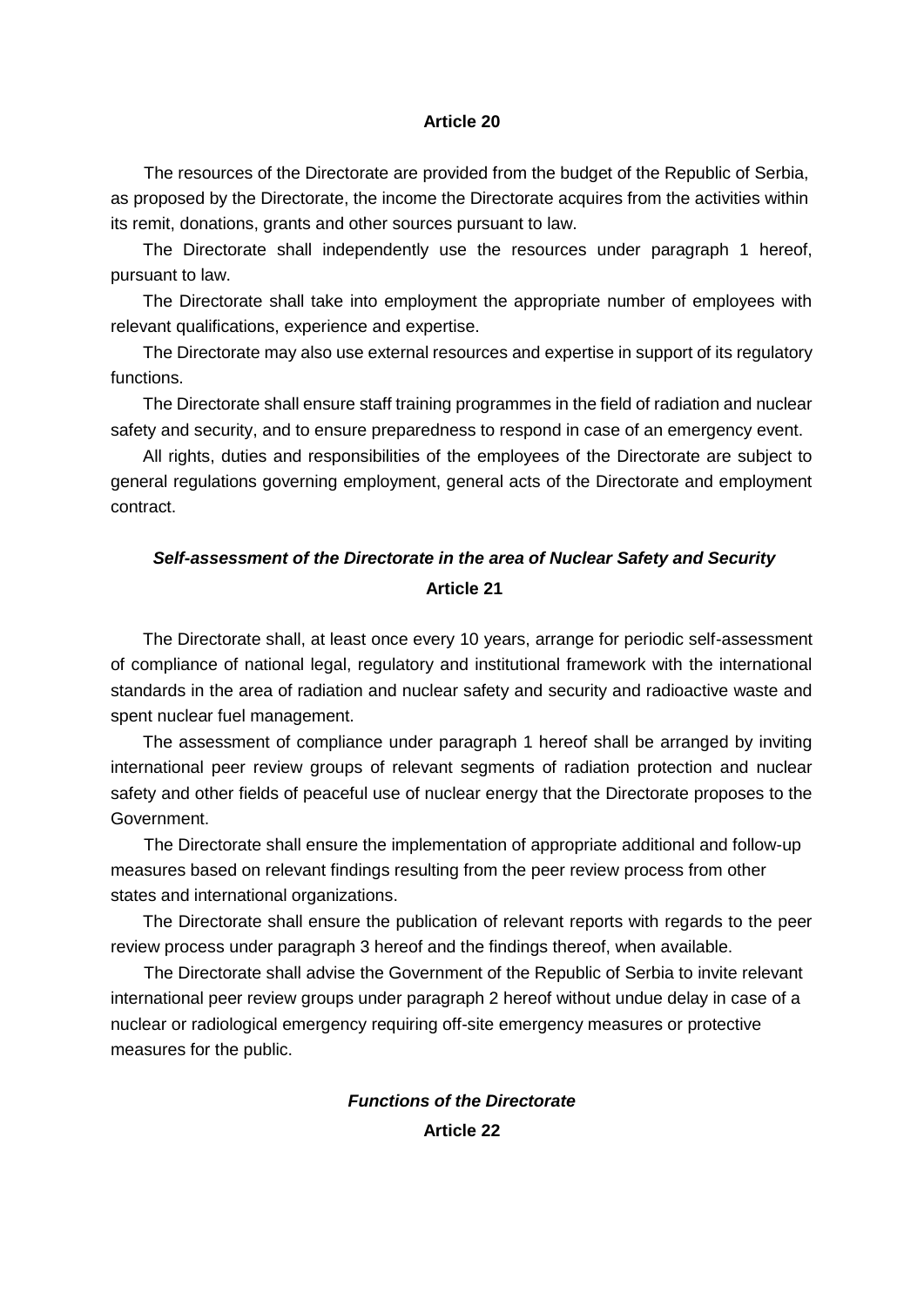**Article 20**

The resources of the Directorate are provided from the budget of the Republic of Serbia, as proposed by the Directorate, the income the Directorate acquires from the activities within its remit, donations, grants and other sources pursuant to law.

The Directorate shall independently use the resources under paragraph 1 hereof, pursuant to law.

The Directorate shall take into employment the appropriate number of employees with relevant qualifications, experience and expertise.

The Directorate may also use external resources and expertise in support of its regulatory functions.

The Directorate shall ensure staff training programmes in the field of radiation and nuclear safety and security, and to ensure preparedness to respond in case of an emergency event.

All rights, duties and responsibilities of the employees of the Directorate are subject to general regulations governing employment, general acts of the Directorate and employment contract.

***Self-assessment of the Directorate in the area of Nuclear Safety and Security***

**Article 21**

The Directorate shall, at least once every 10 years, arrange for periodic self-assessment of compliance of national legal, regulatory and institutional framework with the international standards in the area of radiation and nuclear safety and security and radioactive waste and spent nuclear fuel management.

The assessment of compliance under paragraph 1 hereof shall be arranged by inviting international peer review groups of relevant segments of radiation protection and nuclear safety and other fields of peaceful use of nuclear energy that the Directorate proposes to the Government.

The Directorate shall ensure the implementation of appropriate additional and follow-up measures based on relevant findings resulting from the peer review process from other states and international organizations.

The Directorate shall ensure the publication of relevant reports with regards to the peer review process under paragraph 3 hereof and the findings thereof, when available.

The Directorate shall advise the Government of the Republic of Serbia to invite relevant international peer review groups under paragraph 2 hereof without undue delay in case of a nuclear or radiological emergency requiring off-site emergency measures or protective measures for the public.

***Functions of the Directorate***

**Article 22**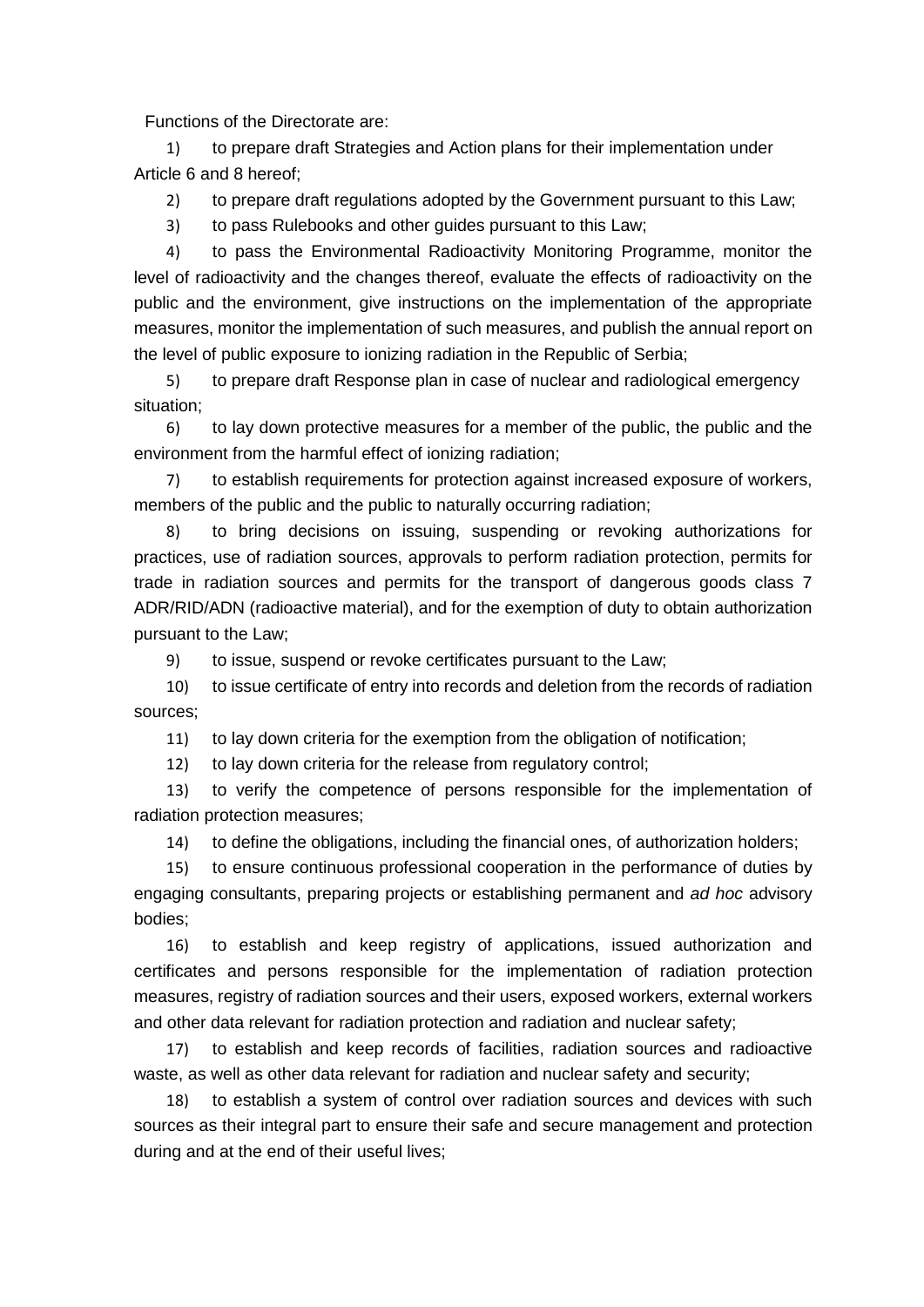Functions of the Directorate are:

1) to prepare draft Strategies and Action plans for their implementation under Article 6 and 8 hereof;

2) to prepare draft regulations adopted by the Government pursuant to this Law;

3) to pass Rulebooks and other guides pursuant to this Law;

4) to pass the Environmental Radioactivity Monitoring Programme, monitor the level of radioactivity and the changes thereof, evaluate the effects of radioactivity on the public and the environment, give instructions on the implementation of the appropriate measures, monitor the implementation of such measures, and publish the annual report on the level of public exposure to ionizing radiation in the Republic of Serbia;

5) to prepare draft Response plan in case of nuclear and radiological emergency situation;

6) to lay down protective measures for a member of the public, the public and the environment from the harmful effect of ionizing radiation;

7) to establish requirements for protection against increased exposure of workers, members of the public and the public to naturally occurring radiation;

8) to bring decisions on issuing, suspending or revoking authorizations for practices, use of radiation sources, approvals to perform radiation protection, permits for trade in radiation sources and permits for the transport of dangerous goods class 7 ADR/RID/ADN (radioactive material), and for the exemption of duty to obtain authorization pursuant to the Law;

9) to issue, suspend or revoke certificates pursuant to the Law;

10) to issue certificate of entry into records and deletion from the records of radiation sources;

11) to lay down criteria for the exemption from the obligation of notification;

12) to lay down criteria for the release from regulatory control;

13) to verify the competence of persons responsible for the implementation of radiation protection measures;

14) to define the obligations, including the financial ones, of authorization holders;

15) to ensure continuous professional cooperation in the performance of duties by engaging consultants, preparing projects or establishing permanent and *ad hoc* advisory bodies;

16) to establish and keep registry of applications, issued authorization and certificates and persons responsible for the implementation of radiation protection measures, registry of radiation sources and their users, exposed workers, external workers and other data relevant for radiation protection and radiation and nuclear safety;

17) to establish and keep records of facilities, radiation sources and radioactive waste, as well as other data relevant for radiation and nuclear safety and security;

18) to establish a system of control over radiation sources and devices with such sources as their integral part to ensure their safe and secure management and protection during and at the end of their useful lives;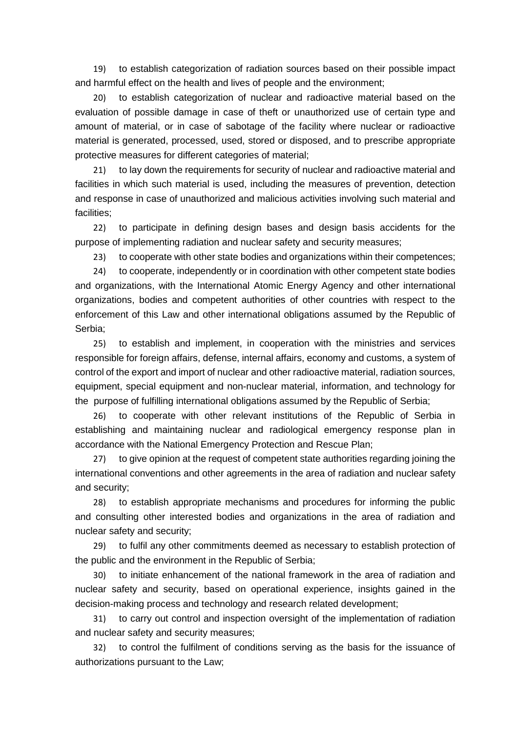19) to establish categorization of radiation sources based on their possible impact and harmful effect on the health and lives of people and the environment;

20) to establish categorization of nuclear and radioactive material based on the evaluation of possible damage in case of theft or unauthorized use of certain type and amount of material, or in case of sabotage of the facility where nuclear or radioactive material is generated, processed, used, stored or disposed, and to prescribe appropriate protective measures for different categories of material;

21) to lay down the requirements for security of nuclear and radioactive material and facilities in which such material is used, including the measures of prevention, detection and response in case of unauthorized and malicious activities involving such material and facilities;

22) to participate in defining design bases and design basis accidents for the purpose of implementing radiation and nuclear safety and security measures;

23) to cooperate with other state bodies and organizations within their competences;

24) to cooperate, independently or in coordination with other competent state bodies and organizations, with the International Atomic Energy Agency and other international organizations, bodies and competent authorities of other countries with respect to the enforcement of this Law and other international obligations assumed by the Republic of Serbia;

25) to establish and implement, in cooperation with the ministries and services responsible for foreign affairs, defense, internal affairs, economy and customs, a system of control of the export and import of nuclear and other radioactive material, radiation sources, equipment, special equipment and non-nuclear material, information, and technology for the purpose of fulfilling international obligations assumed by the Republic of Serbia;

26) to cooperate with other relevant institutions of the Republic of Serbia in establishing and maintaining nuclear and radiological emergency response plan in accordance with the National Emergency Protection and Rescue Plan;

27) to give opinion at the request of competent state authorities regarding joining the international conventions and other agreements in the area of radiation and nuclear safety and security;

28) to establish appropriate mechanisms and procedures for informing the public and consulting other interested bodies and organizations in the area of radiation and nuclear safety and security;

29) to fulfil any other commitments deemed as necessary to establish protection of the public and the environment in the Republic of Serbia;

30) to initiate enhancement of the national framework in the area of radiation and nuclear safety and security, based on operational experience, insights gained in the decision-making process and technology and research related development;

31) to carry out control and inspection oversight of the implementation of radiation and nuclear safety and security measures;

32) to control the fulfilment of conditions serving as the basis for the issuance of authorizations pursuant to the Law;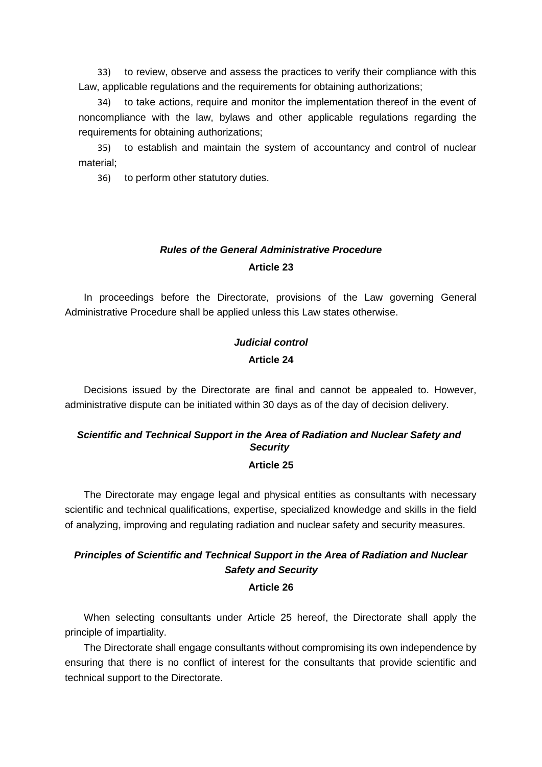33) to review, observe and assess the practices to verify their compliance with this Law, applicable regulations and the requirements for obtaining authorizations;

34) to take actions, require and monitor the implementation thereof in the event of noncompliance with the law, bylaws and other applicable regulations regarding the requirements for obtaining authorizations;

35) to establish and maintain the system of accountancy and control of nuclear material;

36) to perform other statutory duties.

***Rules of the General Administrative Procedure***

**Article 23**

In proceedings before the Directorate, provisions of the Law governing General Administrative Procedure shall be applied unless this Law states otherwise.

***Judicial control***

**Article 24**

Decisions issued by the Directorate are final and cannot be appealed to. However, administrative dispute can be initiated within 30 days as of the day of decision delivery.

***Scientific and Technical Support in the Area of Radiation and Nuclear Safety and Security***

**Article 25**

The Directorate may engage legal and physical entities as consultants with necessary scientific and technical qualifications, expertise, specialized knowledge and skills in the field of analyzing, improving and regulating radiation and nuclear safety and security measures.

***Principles of Scientific and Technical Support in the Area of Radiation and Nuclear Safety and Security***

**Article 26**

When selecting consultants under Article 25 hereof, the Directorate shall apply the principle of impartiality.

The Directorate shall engage consultants without compromising its own independence by ensuring that there is no conflict of interest for the consultants that provide scientific and technical support to the Directorate.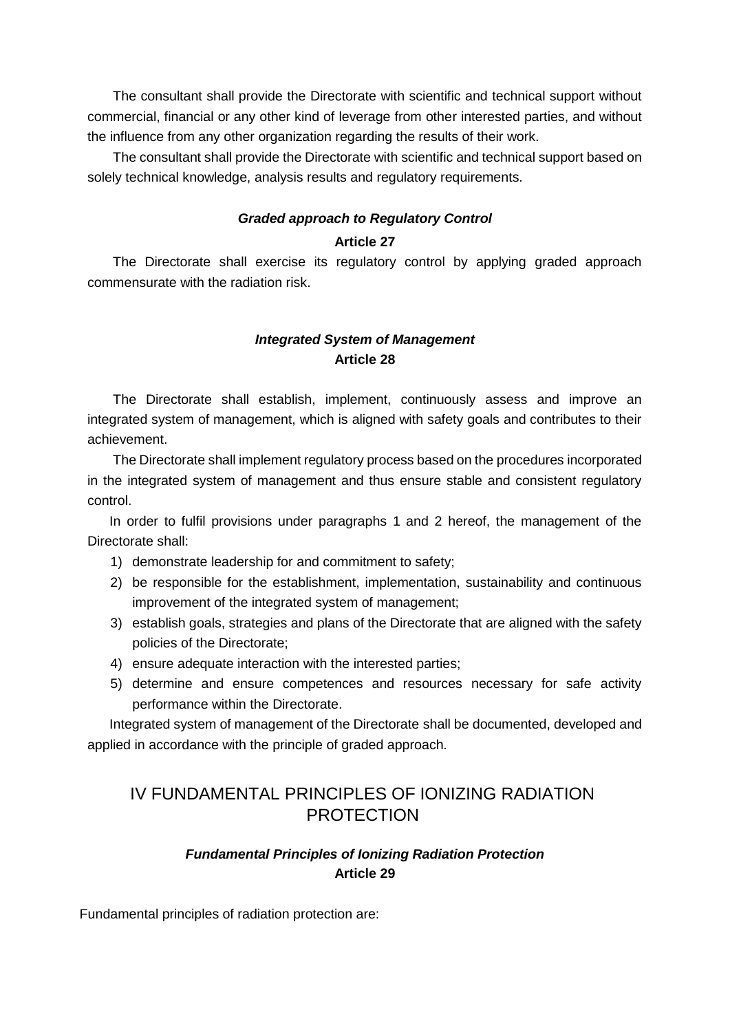The consultant shall provide the Directorate with scientific and technical support without commercial, financial or any other kind of leverage from other interested parties, and without the influence from any other organization regarding the results of their work.

The consultant shall provide the Directorate with scientific and technical support based on solely technical knowledge, analysis results and regulatory requirements.

***Graded approach to Regulatory Control***

**Article 27**

The Directorate shall exercise its regulatory control by applying graded approach commensurate with the radiation risk.

***Integrated System of Management***

**Article 28**

The Directorate shall establish, implement, continuously assess and improve an integrated system of management, which is aligned with safety goals and contributes to their achievement.

The Directorate shall implement regulatory process based on the procedures incorporated in the integrated system of management and thus ensure stable and consistent regulatory control.

In order to fulfil provisions under paragraphs 1 and 2 hereof, the management of the Directorate shall:

1) demonstrate leadership for and commitment to safety;
2) be responsible for the establishment, implementation, sustainability and continuous improvement of the integrated system of management;
3) establish goals, strategies and plans of the Directorate that are aligned with the safety policies of the Directorate;
4) ensure adequate interaction with the interested parties;
5) determine and ensure competences and resources necessary for safe activity performance within the Directorate.

Integrated system of management of the Directorate shall be documented, developed and applied in accordance with the principle of graded approach.

## IV FUNDAMENTAL PRINCIPLES OF IONIZING RADIATION PROTECTION

***Fundamental Principles of Ionizing Radiation Protection***

**Article 29**

Fundamental principles of radiation protection are: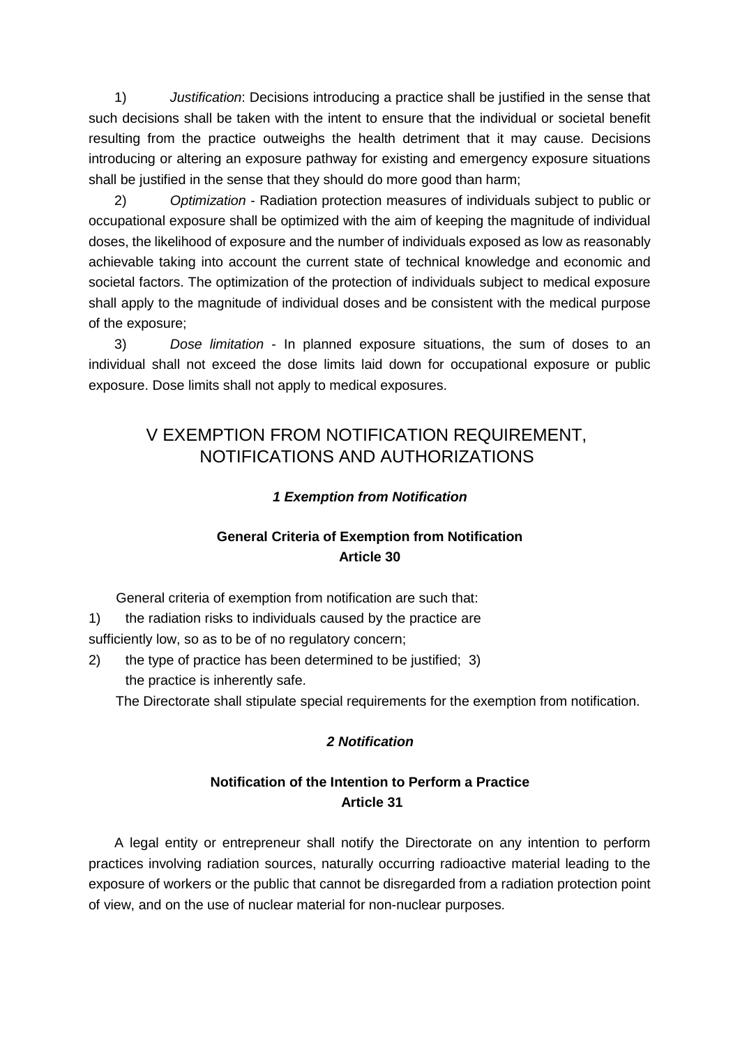1) *Justification*: Decisions introducing a practice shall be justified in the sense that such decisions shall be taken with the intent to ensure that the individual or societal benefit resulting from the practice outweighs the health detriment that it may cause. Decisions introducing or altering an exposure pathway for existing and emergency exposure situations shall be justified in the sense that they should do more good than harm;

2) *Optimization* - Radiation protection measures of individuals subject to public or occupational exposure shall be optimized with the aim of keeping the magnitude of individual doses, the likelihood of exposure and the number of individuals exposed as low as reasonably achievable taking into account the current state of technical knowledge and economic and societal factors. The optimization of the protection of individuals subject to medical exposure shall apply to the magnitude of individual doses and be consistent with the medical purpose of the exposure;

3) *Dose limitation* - In planned exposure situations, the sum of doses to an individual shall not exceed the dose limits laid down for occupational exposure or public exposure. Dose limits shall not apply to medical exposures.

# V EXEMPTION FROM NOTIFICATION REQUIREMENT, NOTIFICATIONS AND AUTHORIZATIONS

### *1 Exemption from Notification*

### General Criteria of Exemption from Notification
### Article 30

General criteria of exemption from notification are such that:

1) the radiation risks to individuals caused by the practice are sufficiently low, so as to be of no regulatory concern;
2) the type of practice has been determined to be justified;
3) the practice is inherently safe.

The Directorate shall stipulate special requirements for the exemption from notification.

### *2 Notification*

### Notification of the Intention to Perform a Practice
### Article 31

A legal entity or entrepreneur shall notify the Directorate on any intention to perform practices involving radiation sources, naturally occurring radioactive material leading to the exposure of workers or the public that cannot be disregarded from a radiation protection point of view, and on the use of nuclear material for non-nuclear purposes.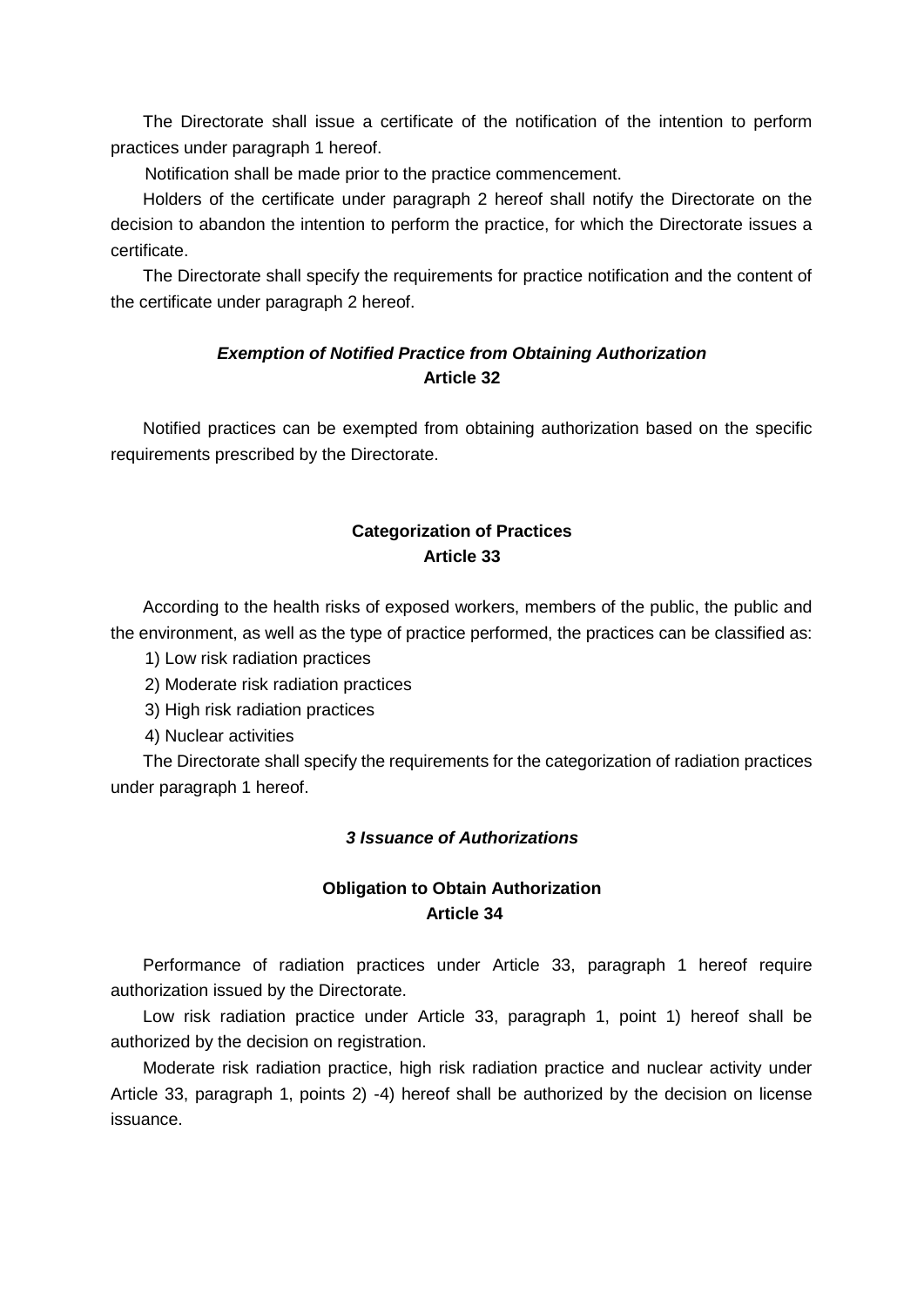The Directorate shall issue a certificate of the notification of the intention to perform practices under paragraph 1 hereof.

Notification shall be made prior to the practice commencement.

Holders of the certificate under paragraph 2 hereof shall notify the Directorate on the decision to abandon the intention to perform the practice, for which the Directorate issues a certificate.

The Directorate shall specify the requirements for practice notification and the content of the certificate under paragraph 2 hereof.

### *Exemption of Notified Practice from Obtaining Authorization*
### Article 32

Notified practices can be exempted from obtaining authorization based on the specific requirements prescribed by the Directorate.

### Categorization of Practices
### Article 33

According to the health risks of exposed workers, members of the public, the public and the environment, as well as the type of practice performed, the practices can be classified as:

1) Low risk radiation practices
2) Moderate risk radiation practices
3) High risk radiation practices
4) Nuclear activities

The Directorate shall specify the requirements for the categorization of radiation practices under paragraph 1 hereof.

## *3 Issuance of Authorizations*

### Obligation to Obtain Authorization
### Article 34

Performance of radiation practices under Article 33, paragraph 1 hereof require authorization issued by the Directorate.

Low risk radiation practice under Article 33, paragraph 1, point 1) hereof shall be authorized by the decision on registration.

Moderate risk radiation practice, high risk radiation practice and nuclear activity under Article 33, paragraph 1, points 2) -4) hereof shall be authorized by the decision on license issuance.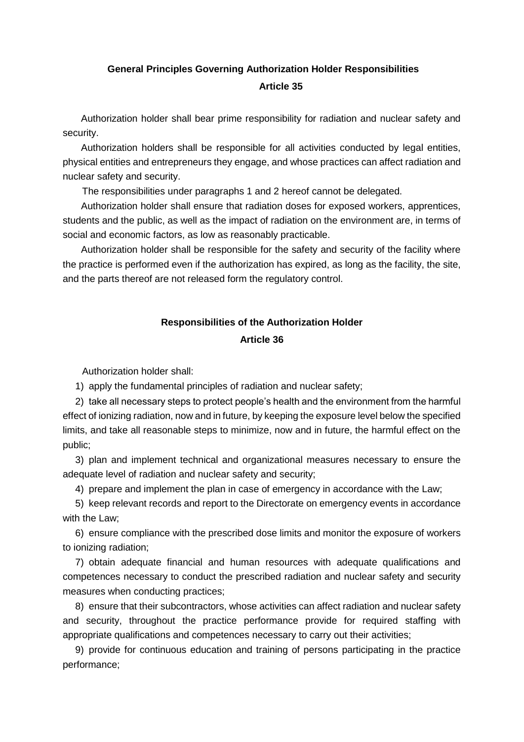**General Principles Governing Authorization Holder Responsibilities**

**Article 35**

Authorization holder shall bear prime responsibility for radiation and nuclear safety and security.

Authorization holders shall be responsible for all activities conducted by legal entities, physical entities and entrepreneurs they engage, and whose practices can affect radiation and nuclear safety and security.

The responsibilities under paragraphs 1 and 2 hereof cannot be delegated.

Authorization holder shall ensure that radiation doses for exposed workers, apprentices, students and the public, as well as the impact of radiation on the environment are, in terms of social and economic factors, as low as reasonably practicable.

Authorization holder shall be responsible for the safety and security of the facility where the practice is performed even if the authorization has expired, as long as the facility, the site, and the parts thereof are not released form the regulatory control.

**Responsibilities of the Authorization Holder**

**Article 36**

Authorization holder shall:

1) apply the fundamental principles of radiation and nuclear safety;

2) take all necessary steps to protect people's health and the environment from the harmful effect of ionizing radiation, now and in future, by keeping the exposure level below the specified limits, and take all reasonable steps to minimize, now and in future, the harmful effect on the public;

3) plan and implement technical and organizational measures necessary to ensure the adequate level of radiation and nuclear safety and security;

4) prepare and implement the plan in case of emergency in accordance with the Law;

5) keep relevant records and report to the Directorate on emergency events in accordance with the Law;

6) ensure compliance with the prescribed dose limits and monitor the exposure of workers to ionizing radiation;

7) obtain adequate financial and human resources with adequate qualifications and competences necessary to conduct the prescribed radiation and nuclear safety and security measures when conducting practices;

8) ensure that their subcontractors, whose activities can affect radiation and nuclear safety and security, throughout the practice performance provide for required staffing with appropriate qualifications and competences necessary to carry out their activities;

9) provide for continuous education and training of persons participating in the practice performance;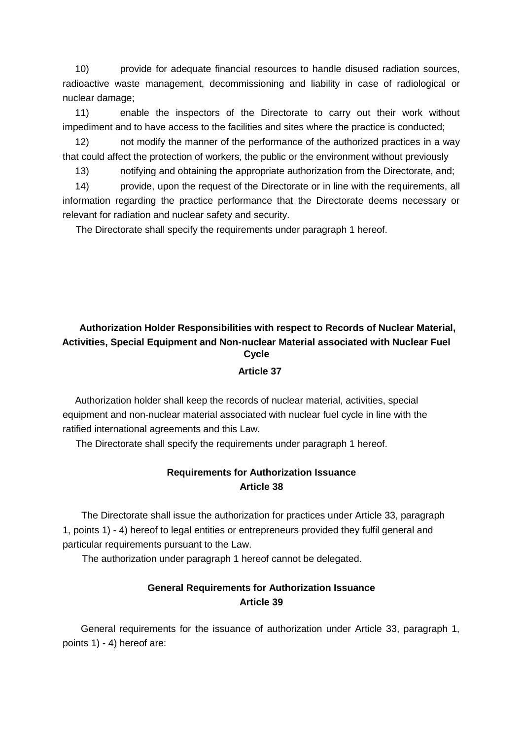10) provide for adequate financial resources to handle disused radiation sources, radioactive waste management, decommissioning and liability in case of radiological or nuclear damage;

11) enable the inspectors of the Directorate to carry out their work without impediment and to have access to the facilities and sites where the practice is conducted;

12) not modify the manner of the performance of the authorized practices in a way that could affect the protection of workers, the public or the environment without previously

13) notifying and obtaining the appropriate authorization from the Directorate, and;

14) provide, upon the request of the Directorate or in line with the requirements, all information regarding the practice performance that the Directorate deems necessary or relevant for radiation and nuclear safety and security.

The Directorate shall specify the requirements under paragraph 1 hereof.

**Authorization Holder Responsibilities with respect to Records of Nuclear Material, Activities, Special Equipment and Non-nuclear Material associated with Nuclear Fuel Cycle**

**Article 37**

Authorization holder shall keep the records of nuclear material, activities, special equipment and non-nuclear material associated with nuclear fuel cycle in line with the ratified international agreements and this Law.

The Directorate shall specify the requirements under paragraph 1 hereof.

**Requirements for Authorization Issuance**

**Article 38**

The Directorate shall issue the authorization for practices under Article 33, paragraph 1, points 1) - 4) hereof to legal entities or entrepreneurs provided they fulfil general and particular requirements pursuant to the Law.

The authorization under paragraph 1 hereof cannot be delegated.

**General Requirements for Authorization Issuance**

**Article 39**

General requirements for the issuance of authorization under Article 33, paragraph 1, points 1) - 4) hereof are: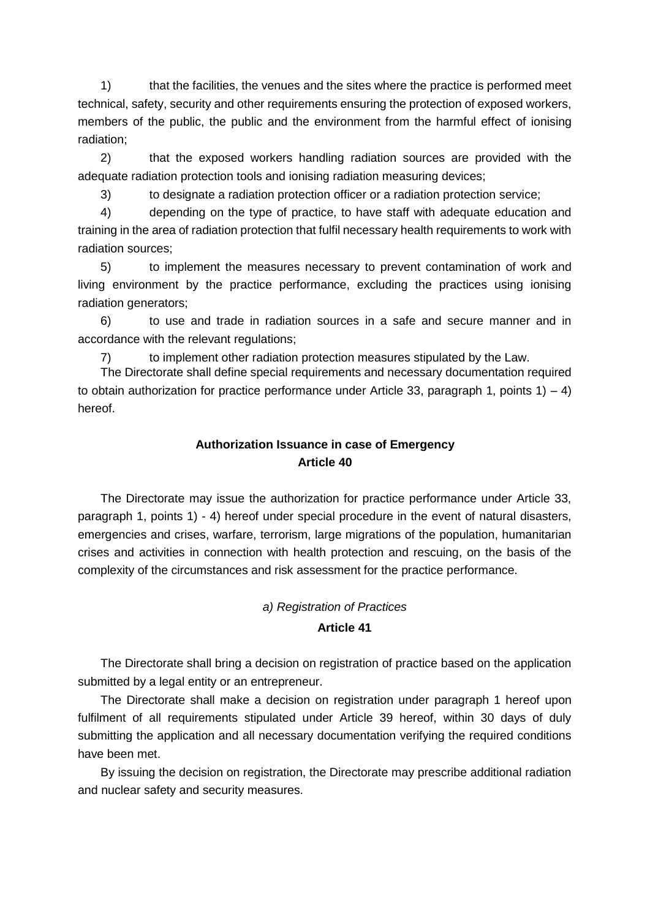1) that the facilities, the venues and the sites where the practice is performed meet technical, safety, security and other requirements ensuring the protection of exposed workers, members of the public, the public and the environment from the harmful effect of ionising radiation;

2) that the exposed workers handling radiation sources are provided with the adequate radiation protection tools and ionising radiation measuring devices;

3) to designate a radiation protection officer or a radiation protection service;

4) depending on the type of practice, to have staff with adequate education and training in the area of radiation protection that fulfil necessary health requirements to work with radiation sources;

5) to implement the measures necessary to prevent contamination of work and living environment by the practice performance, excluding the practices using ionising radiation generators;

6) to use and trade in radiation sources in a safe and secure manner and in accordance with the relevant regulations;

7) to implement other radiation protection measures stipulated by the Law.

The Directorate shall define special requirements and necessary documentation required to obtain authorization for practice performance under Article 33, paragraph 1, points 1) – 4) hereof.

**Authorization Issuance in case of Emergency**
**Article 40**

The Directorate may issue the authorization for practice performance under Article 33, paragraph 1, points 1) - 4) hereof under special procedure in the event of natural disasters, emergencies and crises, warfare, terrorism, large migrations of the population, humanitarian crises and activities in connection with health protection and rescuing, on the basis of the complexity of the circumstances and risk assessment for the practice performance.

*a) Registration of Practices*

**Article 41**

The Directorate shall bring a decision on registration of practice based on the application submitted by a legal entity or an entrepreneur.

The Directorate shall make a decision on registration under paragraph 1 hereof upon fulfilment of all requirements stipulated under Article 39 hereof, within 30 days of duly submitting the application and all necessary documentation verifying the required conditions have been met.

By issuing the decision on registration, the Directorate may prescribe additional radiation and nuclear safety and security measures.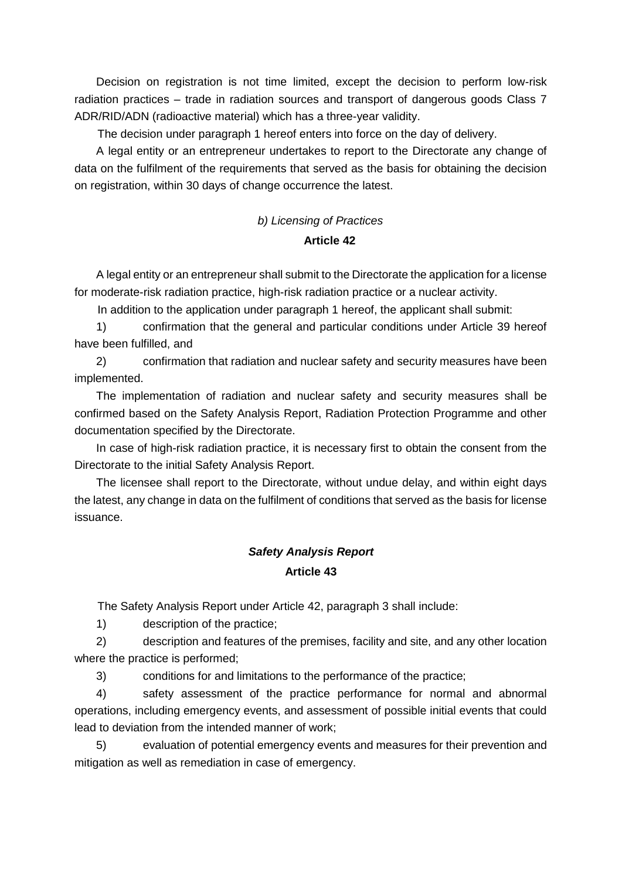Decision on registration is not time limited, except the decision to perform low-risk radiation practices – trade in radiation sources and transport of dangerous goods Class 7 ADR/RID/ADN (radioactive material) which has a three-year validity.

The decision under paragraph 1 hereof enters into force on the day of delivery.

A legal entity or an entrepreneur undertakes to report to the Directorate any change of data on the fulfilment of the requirements that served as the basis for obtaining the decision on registration, within 30 days of change occurrence the latest.

*b) Licensing of Practices*

**Article 42**

A legal entity or an entrepreneur shall submit to the Directorate the application for a license for moderate-risk radiation practice, high-risk radiation practice or a nuclear activity.

In addition to the application under paragraph 1 hereof, the applicant shall submit:

1) confirmation that the general and particular conditions under Article 39 hereof have been fulfilled, and

2) confirmation that radiation and nuclear safety and security measures have been implemented.

The implementation of radiation and nuclear safety and security measures shall be confirmed based on the Safety Analysis Report, Radiation Protection Programme and other documentation specified by the Directorate.

In case of high-risk radiation practice, it is necessary first to obtain the consent from the Directorate to the initial Safety Analysis Report.

The licensee shall report to the Directorate, without undue delay, and within eight days the latest, any change in data on the fulfilment of conditions that served as the basis for license issuance.

***Safety Analysis Report***

**Article 43**

The Safety Analysis Report under Article 42, paragraph 3 shall include:

1) description of the practice;

2) description and features of the premises, facility and site, and any other location where the practice is performed;

3) conditions for and limitations to the performance of the practice;

4) safety assessment of the practice performance for normal and abnormal operations, including emergency events, and assessment of possible initial events that could lead to deviation from the intended manner of work;

5) evaluation of potential emergency events and measures for their prevention and mitigation as well as remediation in case of emergency.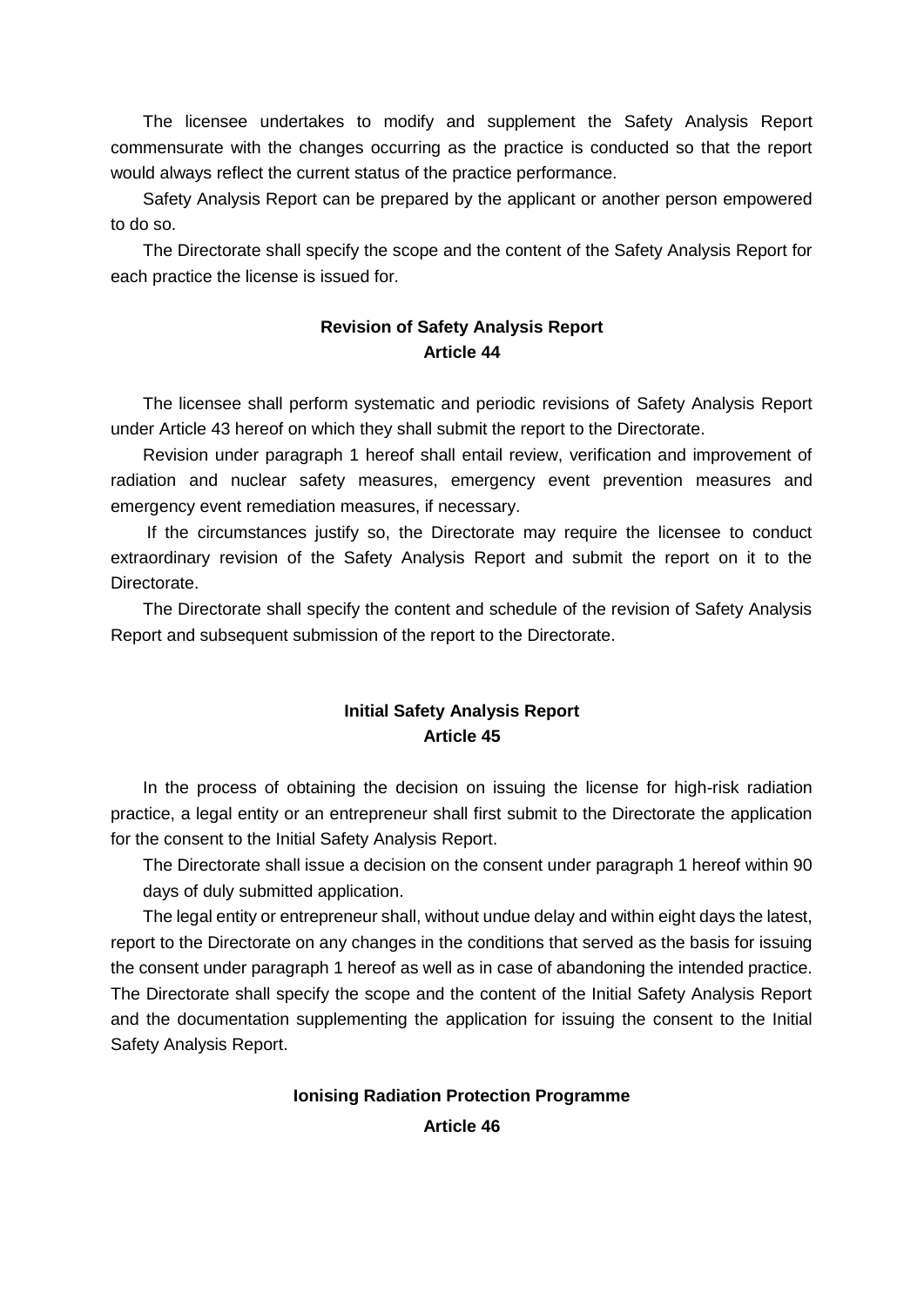The licensee undertakes to modify and supplement the Safety Analysis Report commensurate with the changes occurring as the practice is conducted so that the report would always reflect the current status of the practice performance.

Safety Analysis Report can be prepared by the applicant or another person empowered to do so.

The Directorate shall specify the scope and the content of the Safety Analysis Report for each practice the license is issued for.

**Revision of Safety Analysis Report**
**Article 44**

The licensee shall perform systematic and periodic revisions of Safety Analysis Report under Article 43 hereof on which they shall submit the report to the Directorate.

Revision under paragraph 1 hereof shall entail review, verification and improvement of radiation and nuclear safety measures, emergency event prevention measures and emergency event remediation measures, if necessary.

If the circumstances justify so, the Directorate may require the licensee to conduct extraordinary revision of the Safety Analysis Report and submit the report on it to the Directorate.

The Directorate shall specify the content and schedule of the revision of Safety Analysis Report and subsequent submission of the report to the Directorate.

**Initial Safety Analysis Report**
**Article 45**

In the process of obtaining the decision on issuing the license for high-risk radiation practice, a legal entity or an entrepreneur shall first submit to the Directorate the application for the consent to the Initial Safety Analysis Report.

The Directorate shall issue a decision on the consent under paragraph 1 hereof within 90 days of duly submitted application.

The legal entity or entrepreneur shall, without undue delay and within eight days the latest, report to the Directorate on any changes in the conditions that served as the basis for issuing the consent under paragraph 1 hereof as well as in case of abandoning the intended practice. The Directorate shall specify the scope and the content of the Initial Safety Analysis Report and the documentation supplementing the application for issuing the consent to the Initial Safety Analysis Report.

**Ionising Radiation Protection Programme**
**Article 46**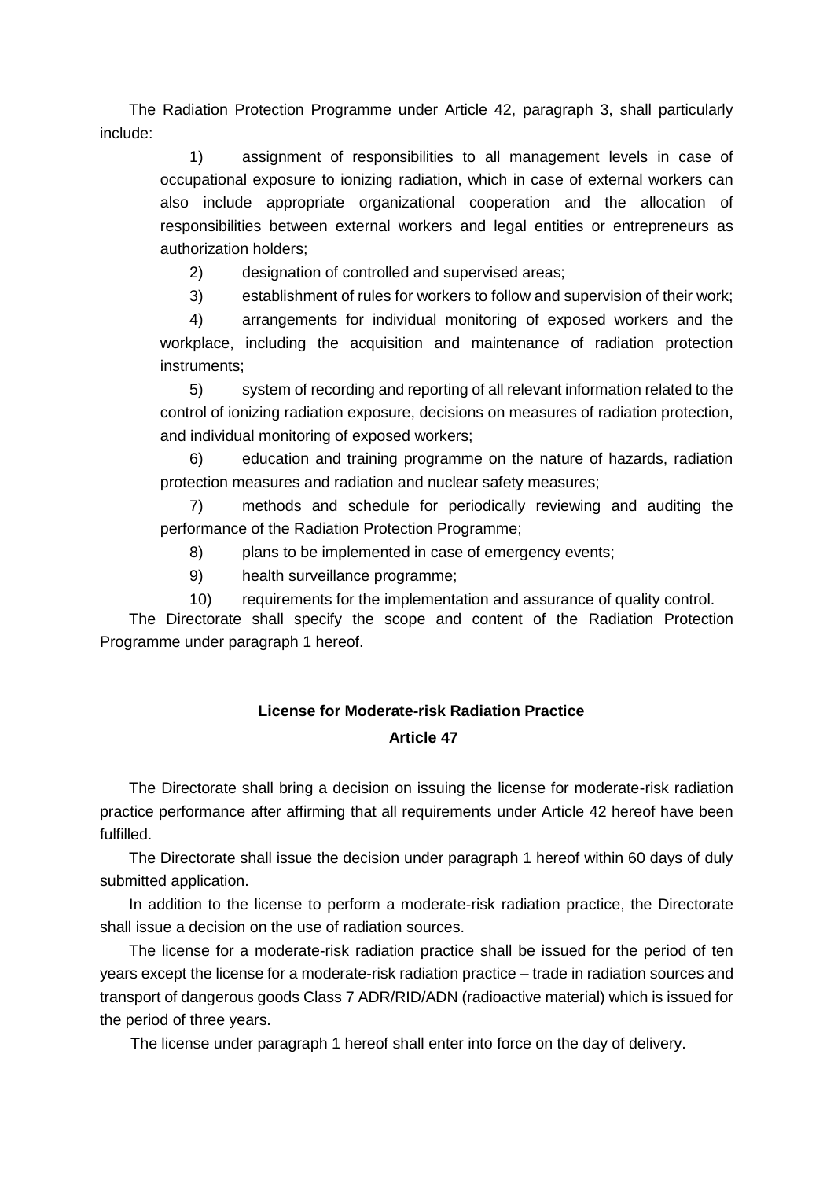The Radiation Protection Programme under Article 42, paragraph 3, shall particularly include:

1) assignment of responsibilities to all management levels in case of occupational exposure to ionizing radiation, which in case of external workers can also include appropriate organizational cooperation and the allocation of responsibilities between external workers and legal entities or entrepreneurs as authorization holders;
2) designation of controlled and supervised areas;
3) establishment of rules for workers to follow and supervision of their work;
4) arrangements for individual monitoring of exposed workers and the workplace, including the acquisition and maintenance of radiation protection instruments;
5) system of recording and reporting of all relevant information related to the control of ionizing radiation exposure, decisions on measures of radiation protection, and individual monitoring of exposed workers;
6) education and training programme on the nature of hazards, radiation protection measures and radiation and nuclear safety measures;
7) methods and schedule for periodically reviewing and auditing the performance of the Radiation Protection Programme;
8) plans to be implemented in case of emergency events;
9) health surveillance programme;
10) requirements for the implementation and assurance of quality control.

The Directorate shall specify the scope and content of the Radiation Protection Programme under paragraph 1 hereof.

## License for Moderate-risk Radiation Practice

## Article 47

The Directorate shall bring a decision on issuing the license for moderate-risk radiation practice performance after affirming that all requirements under Article 42 hereof have been fulfilled.

The Directorate shall issue the decision under paragraph 1 hereof within 60 days of duly submitted application.

In addition to the license to perform a moderate-risk radiation practice, the Directorate shall issue a decision on the use of radiation sources.

The license for a moderate-risk radiation practice shall be issued for the period of ten years except the license for a moderate-risk radiation practice – trade in radiation sources and transport of dangerous goods Class 7 ADR/RID/ADN (radioactive material) which is issued for the period of three years.

The license under paragraph 1 hereof shall enter into force on the day of delivery.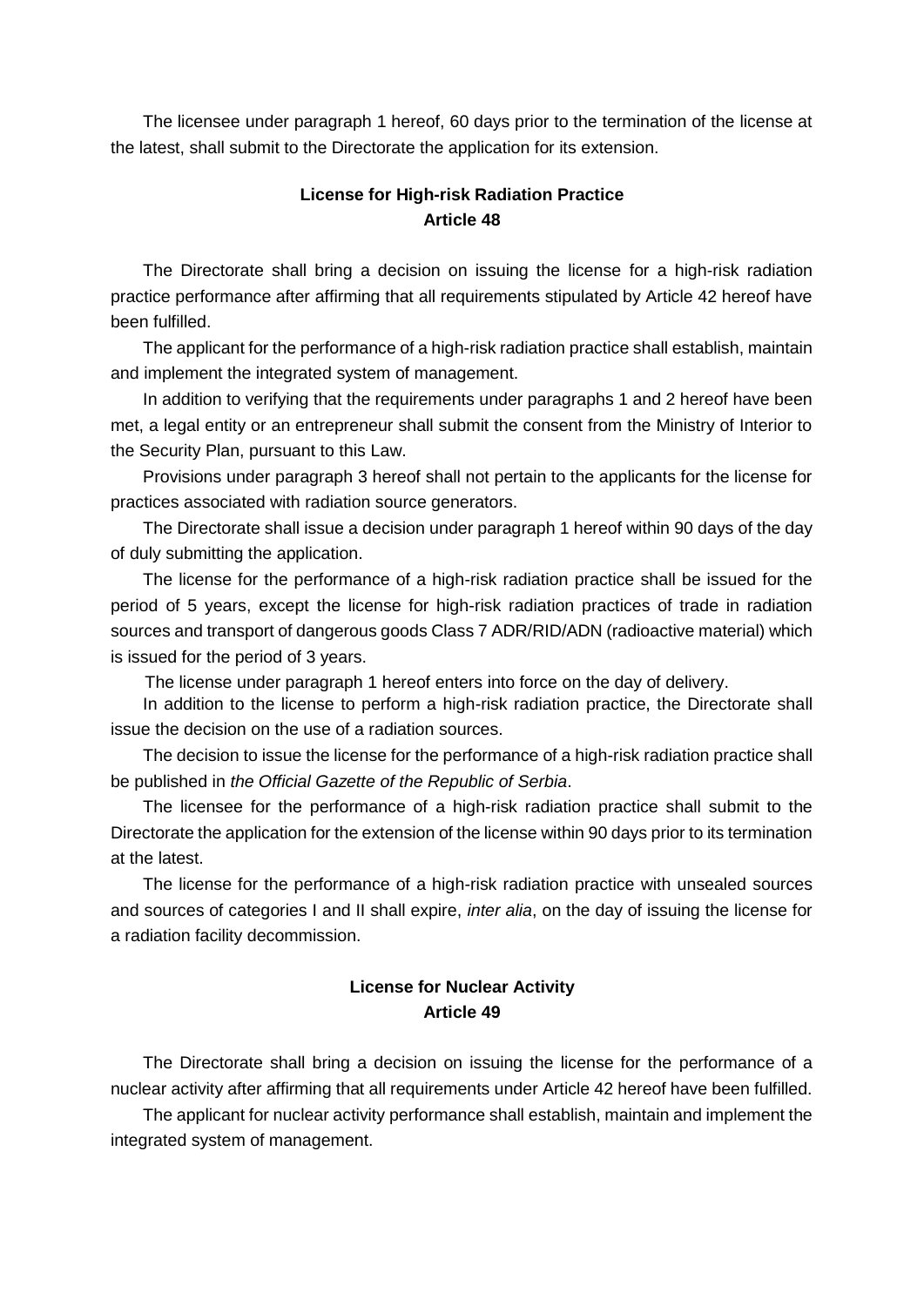The licensee under paragraph 1 hereof, 60 days prior to the termination of the license at the latest, shall submit to the Directorate the application for its extension.

## License for High-risk Radiation Practice
## Article 48

The Directorate shall bring a decision on issuing the license for a high-risk radiation practice performance after affirming that all requirements stipulated by Article 42 hereof have been fulfilled.

The applicant for the performance of a high-risk radiation practice shall establish, maintain and implement the integrated system of management.

In addition to verifying that the requirements under paragraphs 1 and 2 hereof have been met, a legal entity or an entrepreneur shall submit the consent from the Ministry of Interior to the Security Plan, pursuant to this Law.

Provisions under paragraph 3 hereof shall not pertain to the applicants for the license for practices associated with radiation source generators.

The Directorate shall issue a decision under paragraph 1 hereof within 90 days of the day of duly submitting the application.

The license for the performance of a high-risk radiation practice shall be issued for the period of 5 years, except the license for high-risk radiation practices of trade in radiation sources and transport of dangerous goods Class 7 ADR/RID/ADN (radioactive material) which is issued for the period of 3 years.

The license under paragraph 1 hereof enters into force on the day of delivery.

In addition to the license to perform a high-risk radiation practice, the Directorate shall issue the decision on the use of a radiation sources.

The decision to issue the license for the performance of a high-risk radiation practice shall be published in *the Official Gazette of the Republic of Serbia*.

The licensee for the performance of a high-risk radiation practice shall submit to the Directorate the application for the extension of the license within 90 days prior to its termination at the latest.

The license for the performance of a high-risk radiation practice with unsealed sources and sources of categories I and II shall expire, *inter alia*, on the day of issuing the license for a radiation facility decommission.

## License for Nuclear Activity
## Article 49

The Directorate shall bring a decision on issuing the license for the performance of a nuclear activity after affirming that all requirements under Article 42 hereof have been fulfilled.

The applicant for nuclear activity performance shall establish, maintain and implement the integrated system of management.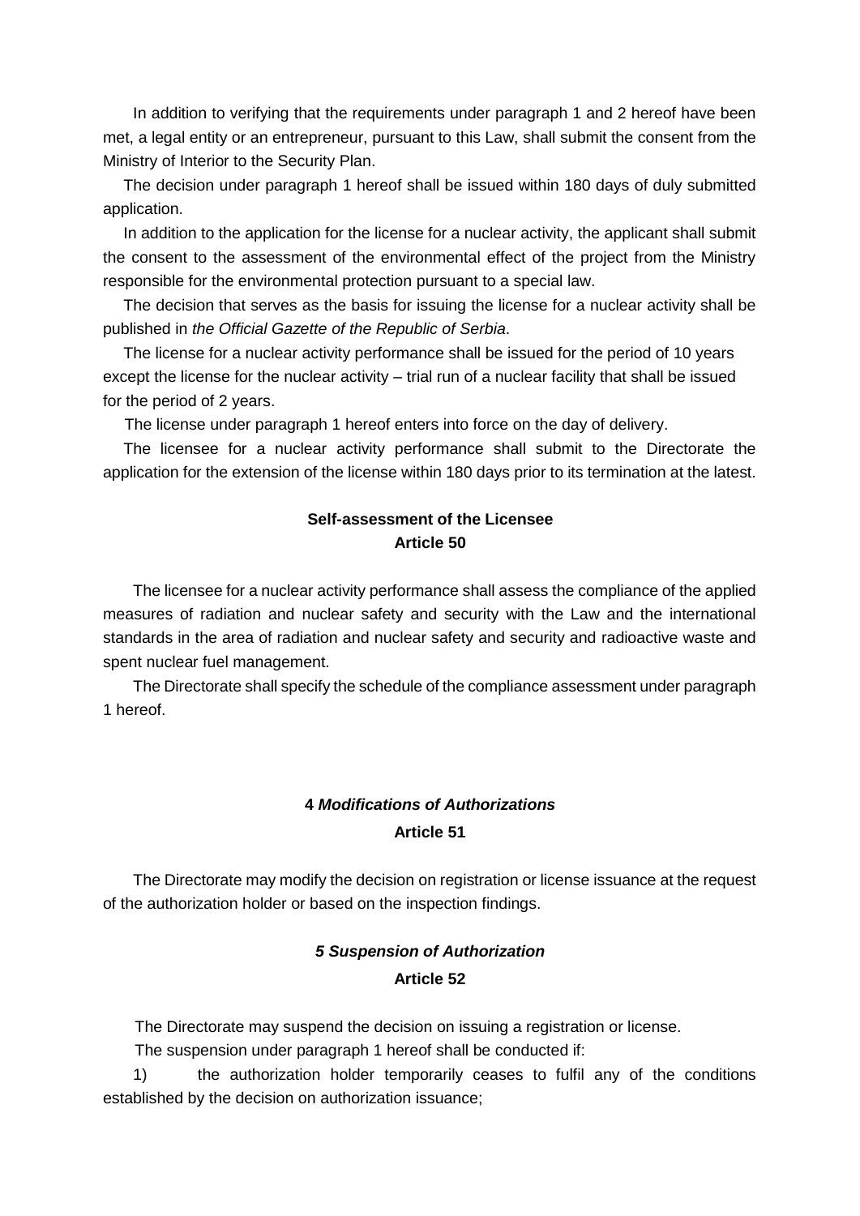In addition to verifying that the requirements under paragraph 1 and 2 hereof have been met, a legal entity or an entrepreneur, pursuant to this Law, shall submit the consent from the Ministry of Interior to the Security Plan.

The decision under paragraph 1 hereof shall be issued within 180 days of duly submitted application.

In addition to the application for the license for a nuclear activity, the applicant shall submit the consent to the assessment of the environmental effect of the project from the Ministry responsible for the environmental protection pursuant to a special law.

The decision that serves as the basis for issuing the license for a nuclear activity shall be published in *the Official Gazette of the Republic of Serbia*.

The license for a nuclear activity performance shall be issued for the period of 10 years except the license for the nuclear activity – trial run of a nuclear facility that shall be issued for the period of 2 years.

The license under paragraph 1 hereof enters into force on the day of delivery.

The licensee for a nuclear activity performance shall submit to the Directorate the application for the extension of the license within 180 days prior to its termination at the latest.

**Self-assessment of the Licensee**
**Article 50**

The licensee for a nuclear activity performance shall assess the compliance of the applied measures of radiation and nuclear safety and security with the Law and the international standards in the area of radiation and nuclear safety and security and radioactive waste and spent nuclear fuel management.

The Directorate shall specify the schedule of the compliance assessment under paragraph 1 hereof.

### 4 *Modifications of Authorizations*
**Article 51**

The Directorate may modify the decision on registration or license issuance at the request of the authorization holder or based on the inspection findings.

### *5 Suspension of Authorization*
**Article 52**

The Directorate may suspend the decision on issuing a registration or license.

The suspension under paragraph 1 hereof shall be conducted if:

1) the authorization holder temporarily ceases to fulfil any of the conditions established by the decision on authorization issuance;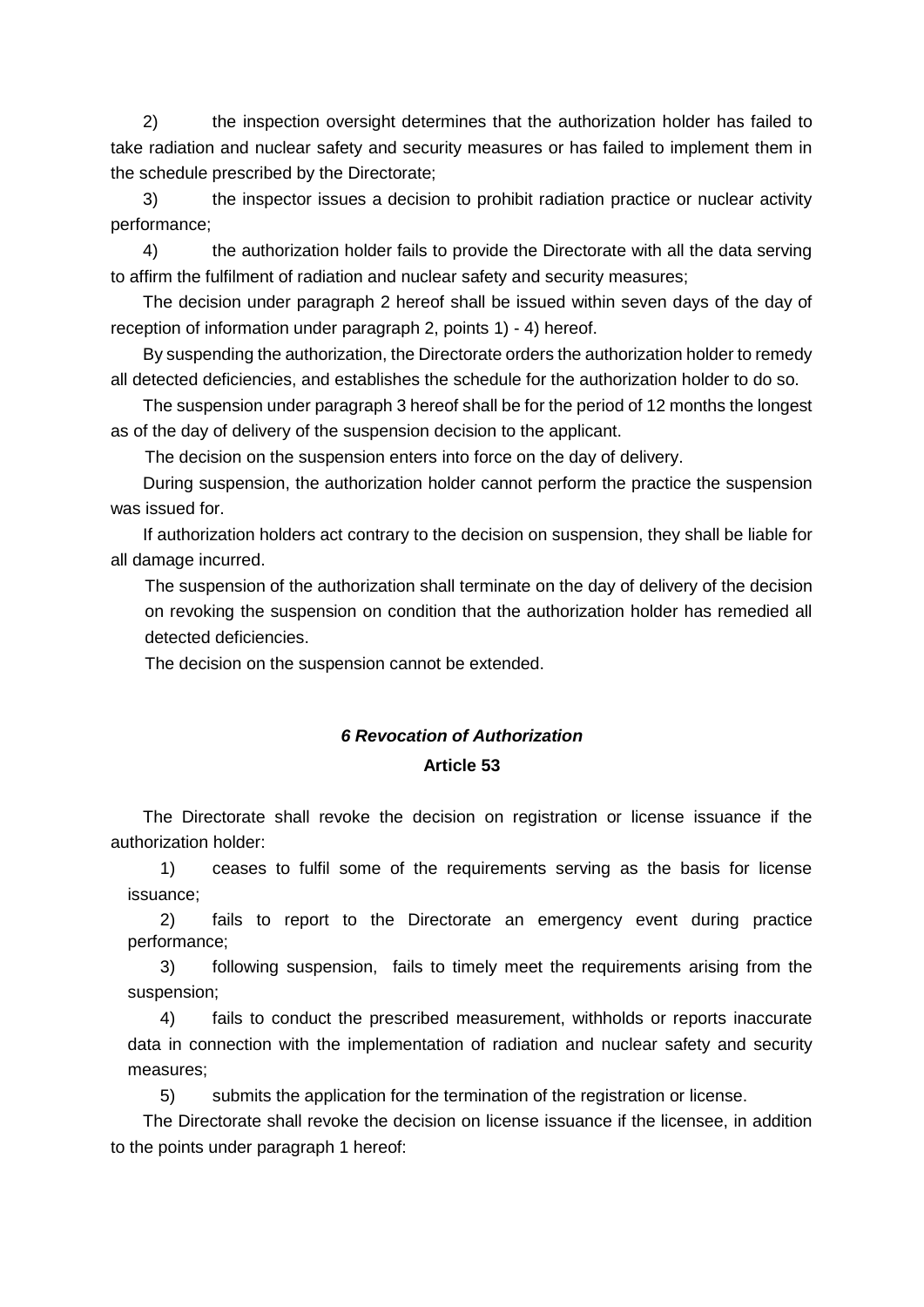2) the inspection oversight determines that the authorization holder has failed to take radiation and nuclear safety and security measures or has failed to implement them in the schedule prescribed by the Directorate;

3) the inspector issues a decision to prohibit radiation practice or nuclear activity performance;

4) the authorization holder fails to provide the Directorate with all the data serving to affirm the fulfilment of radiation and nuclear safety and security measures;

The decision under paragraph 2 hereof shall be issued within seven days of the day of reception of information under paragraph 2, points 1) - 4) hereof.

By suspending the authorization, the Directorate orders the authorization holder to remedy all detected deficiencies, and establishes the schedule for the authorization holder to do so.

The suspension under paragraph 3 hereof shall be for the period of 12 months the longest as of the day of delivery of the suspension decision to the applicant.

The decision on the suspension enters into force on the day of delivery.

During suspension, the authorization holder cannot perform the practice the suspension was issued for.

If authorization holders act contrary to the decision on suspension, they shall be liable for all damage incurred.

The suspension of the authorization shall terminate on the day of delivery of the decision on revoking the suspension on condition that the authorization holder has remedied all detected deficiencies.

The decision on the suspension cannot be extended.

### *6 Revocation of Authorization*

**Article 53**

The Directorate shall revoke the decision on registration or license issuance if the authorization holder:

1) ceases to fulfil some of the requirements serving as the basis for license issuance;

2) fails to report to the Directorate an emergency event during practice performance;

3) following suspension, fails to timely meet the requirements arising from the suspension;

4) fails to conduct the prescribed measurement, withholds or reports inaccurate data in connection with the implementation of radiation and nuclear safety and security measures;

5) submits the application for the termination of the registration or license.

The Directorate shall revoke the decision on license issuance if the licensee, in addition to the points under paragraph 1 hereof: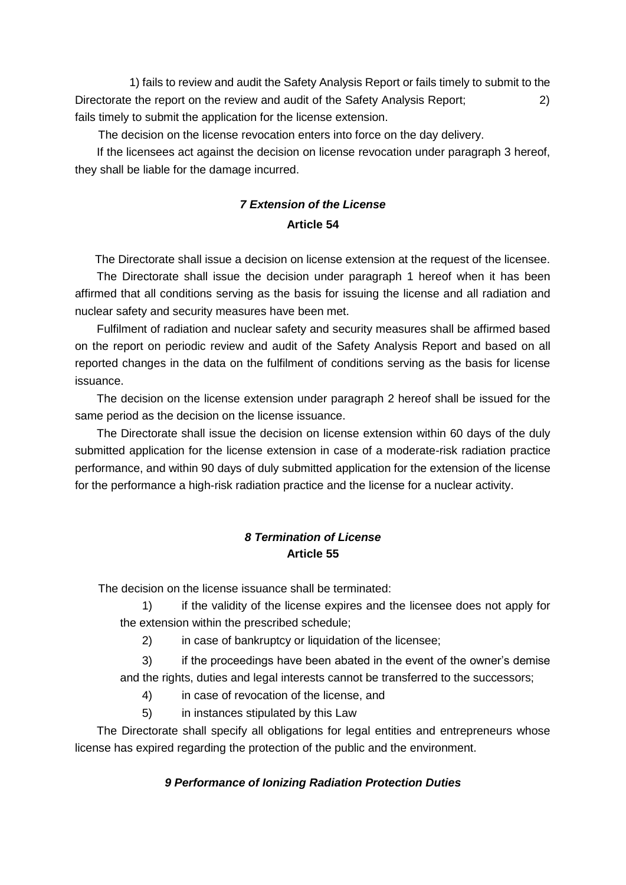1) fails to review and audit the Safety Analysis Report or fails timely to submit to the Directorate the report on the review and audit of the Safety Analysis Report; 2) fails timely to submit the application for the license extension.

The decision on the license revocation enters into force on the day delivery.

If the licensees act against the decision on license revocation under paragraph 3 hereof, they shall be liable for the damage incurred.

### *7 Extension of the License*

### **Article 54**

The Directorate shall issue a decision on license extension at the request of the licensee.

The Directorate shall issue the decision under paragraph 1 hereof when it has been affirmed that all conditions serving as the basis for issuing the license and all radiation and nuclear safety and security measures have been met.

Fulfilment of radiation and nuclear safety and security measures shall be affirmed based on the report on periodic review and audit of the Safety Analysis Report and based on all reported changes in the data on the fulfilment of conditions serving as the basis for license issuance.

The decision on the license extension under paragraph 2 hereof shall be issued for the same period as the decision on the license issuance.

The Directorate shall issue the decision on license extension within 60 days of the duly submitted application for the license extension in case of a moderate-risk radiation practice performance, and within 90 days of duly submitted application for the extension of the license for the performance a high-risk radiation practice and the license for a nuclear activity.

### *8 Termination of License*

### **Article 55**

The decision on the license issuance shall be terminated:

1) if the validity of the license expires and the licensee does not apply for the extension within the prescribed schedule;
2) in case of bankruptcy or liquidation of the licensee;
3) if the proceedings have been abated in the event of the owner's demise and the rights, duties and legal interests cannot be transferred to the successors;
4) in case of revocation of the license, and
5) in instances stipulated by this Law

The Directorate shall specify all obligations for legal entities and entrepreneurs whose license has expired regarding the protection of the public and the environment.

### *9 Performance of Ionizing Radiation Protection Duties*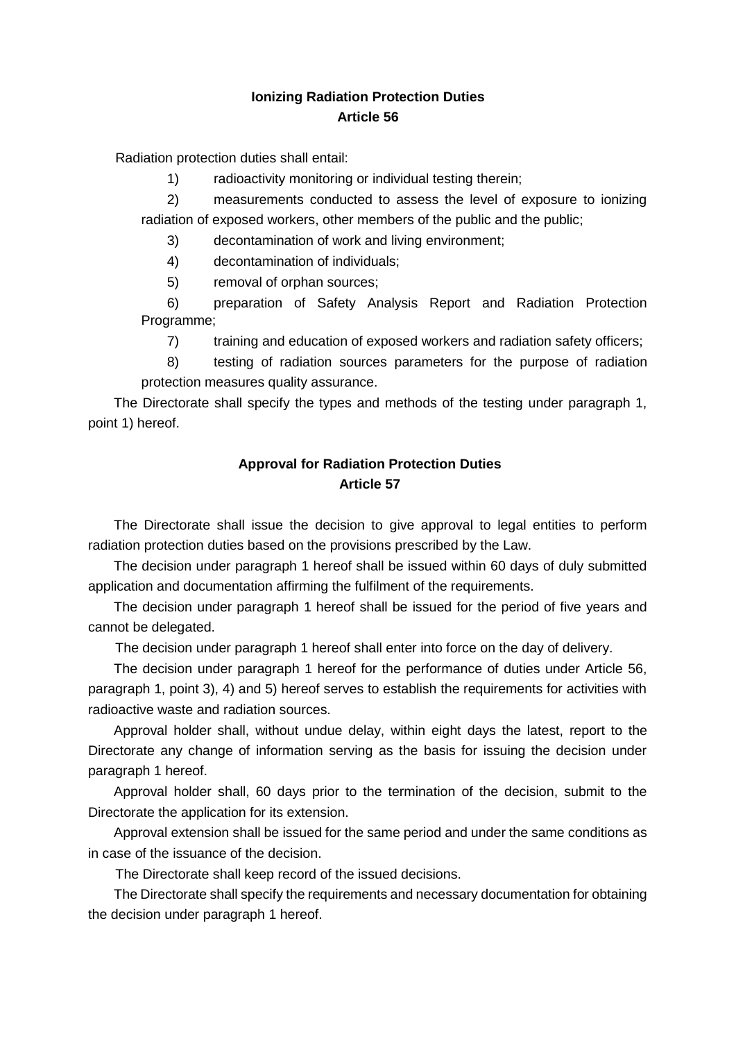### Ionizing Radiation Protection Duties
### Article 56

Radiation protection duties shall entail:

1) radioactivity monitoring or individual testing therein;

2) measurements conducted to assess the level of exposure to ionizing radiation of exposed workers, other members of the public and the public;

3) decontamination of work and living environment;

4) decontamination of individuals;

5) removal of orphan sources;

6) preparation of Safety Analysis Report and Radiation Protection Programme;

7) training and education of exposed workers and radiation safety officers;

8) testing of radiation sources parameters for the purpose of radiation protection measures quality assurance.

The Directorate shall specify the types and methods of the testing under paragraph 1, point 1) hereof.

### Approval for Radiation Protection Duties
### Article 57

The Directorate shall issue the decision to give approval to legal entities to perform radiation protection duties based on the provisions prescribed by the Law.

The decision under paragraph 1 hereof shall be issued within 60 days of duly submitted application and documentation affirming the fulfilment of the requirements.

The decision under paragraph 1 hereof shall be issued for the period of five years and cannot be delegated.

The decision under paragraph 1 hereof shall enter into force on the day of delivery.

The decision under paragraph 1 hereof for the performance of duties under Article 56, paragraph 1, point 3), 4) and 5) hereof serves to establish the requirements for activities with radioactive waste and radiation sources.

Approval holder shall, without undue delay, within eight days the latest, report to the Directorate any change of information serving as the basis for issuing the decision under paragraph 1 hereof.

Approval holder shall, 60 days prior to the termination of the decision, submit to the Directorate the application for its extension.

Approval extension shall be issued for the same period and under the same conditions as in case of the issuance of the decision.

The Directorate shall keep record of the issued decisions.

The Directorate shall specify the requirements and necessary documentation for obtaining the decision under paragraph 1 hereof.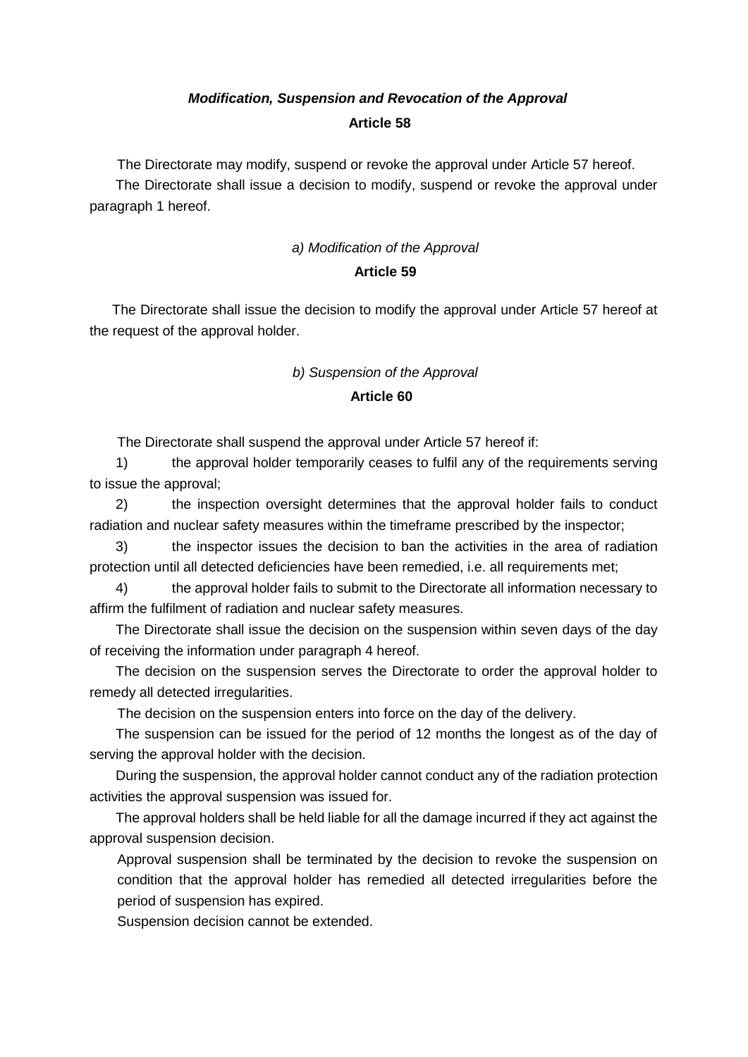### ***Modification, Suspension and Revocation of the Approval***

**Article 58**

The Directorate may modify, suspend or revoke the approval under Article 57 hereof.

The Directorate shall issue a decision to modify, suspend or revoke the approval under paragraph 1 hereof.

*a) Modification of the Approval*

**Article 59**

The Directorate shall issue the decision to modify the approval under Article 57 hereof at the request of the approval holder.

*b) Suspension of the Approval*

**Article 60**

The Directorate shall suspend the approval under Article 57 hereof if:

1) the approval holder temporarily ceases to fulfil any of the requirements serving to issue the approval;

2) the inspection oversight determines that the approval holder fails to conduct radiation and nuclear safety measures within the timeframe prescribed by the inspector;

3) the inspector issues the decision to ban the activities in the area of radiation protection until all detected deficiencies have been remedied, i.e. all requirements met;

4) the approval holder fails to submit to the Directorate all information necessary to affirm the fulfilment of radiation and nuclear safety measures.

The Directorate shall issue the decision on the suspension within seven days of the day of receiving the information under paragraph 4 hereof.

The decision on the suspension serves the Directorate to order the approval holder to remedy all detected irregularities.

The decision on the suspension enters into force on the day of the delivery.

The suspension can be issued for the period of 12 months the longest as of the day of serving the approval holder with the decision.

During the suspension, the approval holder cannot conduct any of the radiation protection activities the approval suspension was issued for.

The approval holders shall be held liable for all the damage incurred if they act against the approval suspension decision.

Approval suspension shall be terminated by the decision to revoke the suspension on condition that the approval holder has remedied all detected irregularities before the period of suspension has expired.

Suspension decision cannot be extended.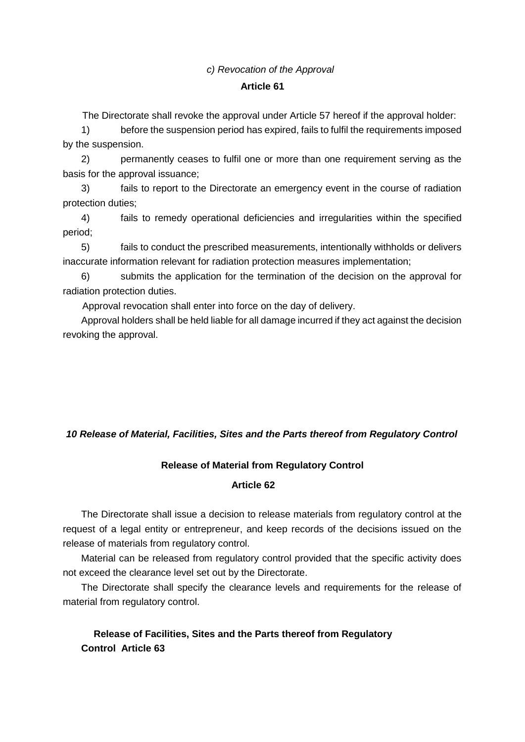*c) Revocation of the Approval*

**Article 61**

The Directorate shall revoke the approval under Article 57 hereof if the approval holder:

1) before the suspension period has expired, fails to fulfil the requirements imposed by the suspension.

2) permanently ceases to fulfil one or more than one requirement serving as the basis for the approval issuance;

3) fails to report to the Directorate an emergency event in the course of radiation protection duties;

4) fails to remedy operational deficiencies and irregularities within the specified period;

5) fails to conduct the prescribed measurements, intentionally withholds or delivers inaccurate information relevant for radiation protection measures implementation;

6) submits the application for the termination of the decision on the approval for radiation protection duties.

Approval revocation shall enter into force on the day of delivery.

Approval holders shall be held liable for all damage incurred if they act against the decision revoking the approval.

## *10 Release of Material, Facilities, Sites and the Parts thereof from Regulatory Control*

**Release of Material from Regulatory Control**

**Article 62**

The Directorate shall issue a decision to release materials from regulatory control at the request of a legal entity or entrepreneur, and keep records of the decisions issued on the release of materials from regulatory control.

Material can be released from regulatory control provided that the specific activity does not exceed the clearance level set out by the Directorate.

The Directorate shall specify the clearance levels and requirements for the release of material from regulatory control.

**Release of Facilities, Sites and the Parts thereof from Regulatory Control Article 63**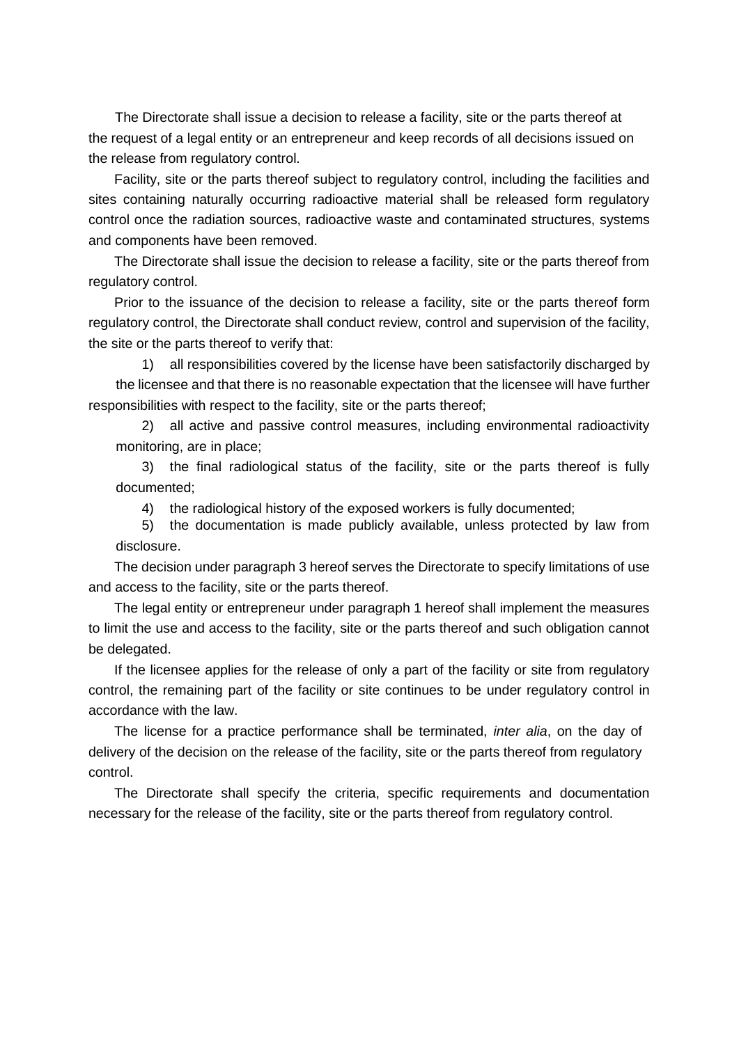The Directorate shall issue a decision to release a facility, site or the parts thereof at the request of a legal entity or an entrepreneur and keep records of all decisions issued on the release from regulatory control.

Facility, site or the parts thereof subject to regulatory control, including the facilities and sites containing naturally occurring radioactive material shall be released form regulatory control once the radiation sources, radioactive waste and contaminated structures, systems and components have been removed.

The Directorate shall issue the decision to release a facility, site or the parts thereof from regulatory control.

Prior to the issuance of the decision to release a facility, site or the parts thereof form regulatory control, the Directorate shall conduct review, control and supervision of the facility, the site or the parts thereof to verify that:

1) all responsibilities covered by the license have been satisfactorily discharged by the licensee and that there is no reasonable expectation that the licensee will have further responsibilities with respect to the facility, site or the parts thereof;

2) all active and passive control measures, including environmental radioactivity monitoring, are in place;

3) the final radiological status of the facility, site or the parts thereof is fully documented;

4) the radiological history of the exposed workers is fully documented;

5) the documentation is made publicly available, unless protected by law from disclosure.

The decision under paragraph 3 hereof serves the Directorate to specify limitations of use and access to the facility, site or the parts thereof.

The legal entity or entrepreneur under paragraph 1 hereof shall implement the measures to limit the use and access to the facility, site or the parts thereof and such obligation cannot be delegated.

If the licensee applies for the release of only a part of the facility or site from regulatory control, the remaining part of the facility or site continues to be under regulatory control in accordance with the law.

The license for a practice performance shall be terminated, *inter alia*, on the day of delivery of the decision on the release of the facility, site or the parts thereof from regulatory control.

The Directorate shall specify the criteria, specific requirements and documentation necessary for the release of the facility, site or the parts thereof from regulatory control.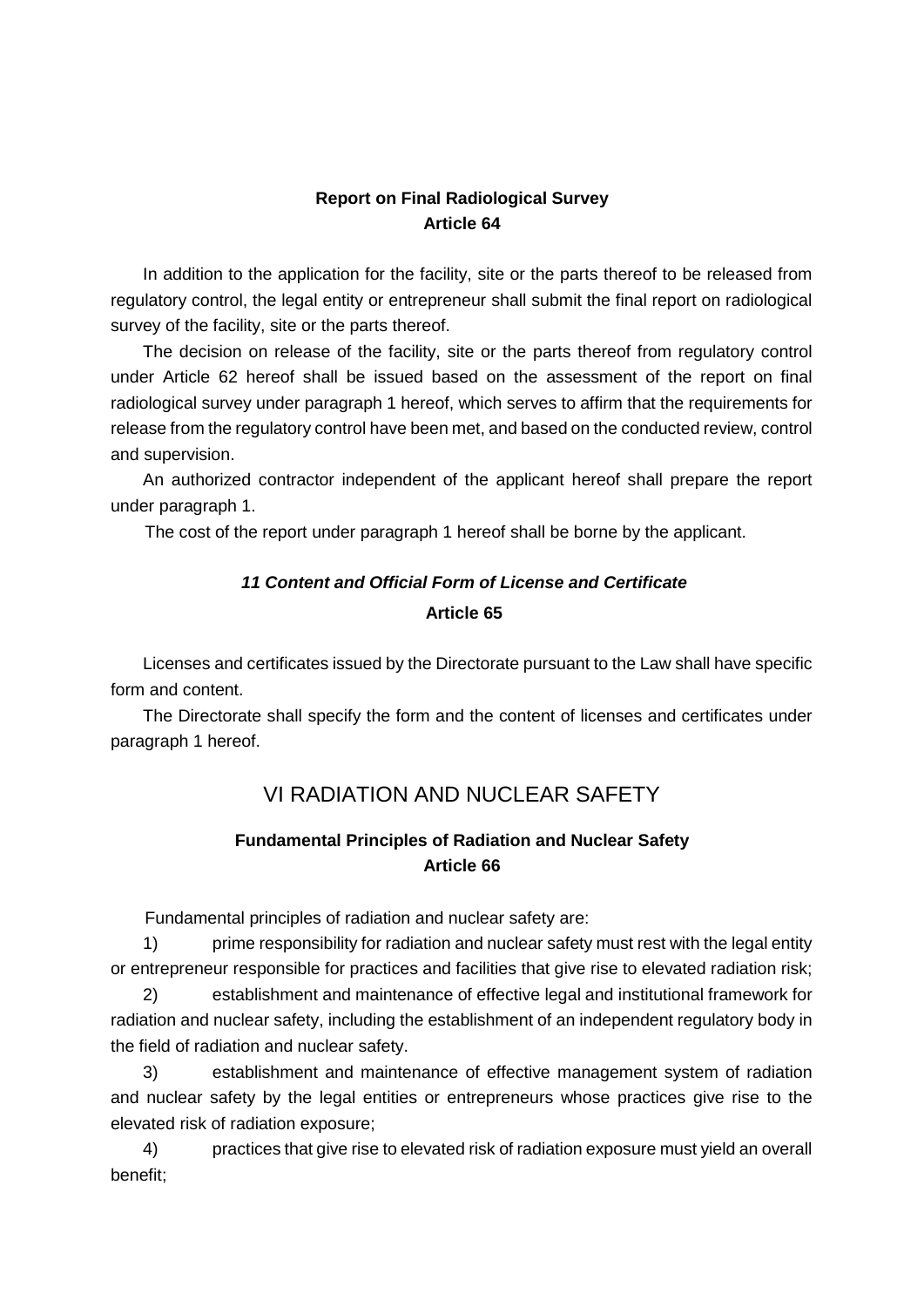### Report on Final Radiological Survey

**Article 64**

In addition to the application for the facility, site or the parts thereof to be released from regulatory control, the legal entity or entrepreneur shall submit the final report on radiological survey of the facility, site or the parts thereof.

The decision on release of the facility, site or the parts thereof from regulatory control under Article 62 hereof shall be issued based on the assessment of the report on final radiological survey under paragraph 1 hereof, which serves to affirm that the requirements for release from the regulatory control have been met, and based on the conducted review, control and supervision.

An authorized contractor independent of the applicant hereof shall prepare the report under paragraph 1.

The cost of the report under paragraph 1 hereof shall be borne by the applicant.

### *11 Content and Official Form of License and Certificate*

**Article 65**

Licenses and certificates issued by the Directorate pursuant to the Law shall have specific form and content.

The Directorate shall specify the form and the content of licenses and certificates under paragraph 1 hereof.

## VI RADIATION AND NUCLEAR SAFETY

### Fundamental Principles of Radiation and Nuclear Safety

**Article 66**

Fundamental principles of radiation and nuclear safety are:

1) prime responsibility for radiation and nuclear safety must rest with the legal entity or entrepreneur responsible for practices and facilities that give rise to elevated radiation risk;

2) establishment and maintenance of effective legal and institutional framework for radiation and nuclear safety, including the establishment of an independent regulatory body in the field of radiation and nuclear safety.

3) establishment and maintenance of effective management system of radiation and nuclear safety by the legal entities or entrepreneurs whose practices give rise to the elevated risk of radiation exposure;

4) practices that give rise to elevated risk of radiation exposure must yield an overall benefit;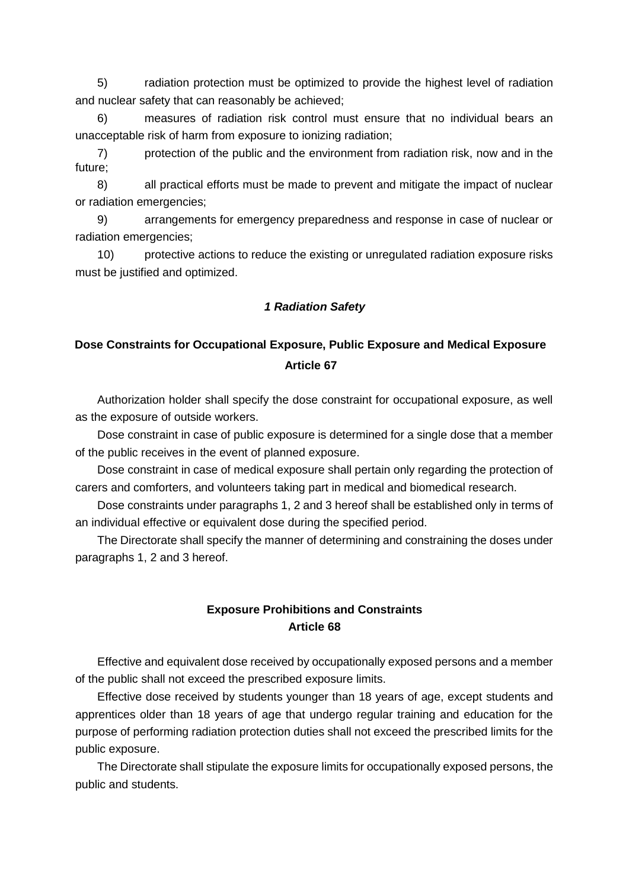5) radiation protection must be optimized to provide the highest level of radiation and nuclear safety that can reasonably be achieved;

6) measures of radiation risk control must ensure that no individual bears an unacceptable risk of harm from exposure to ionizing radiation;

7) protection of the public and the environment from radiation risk, now and in the future;

8) all practical efforts must be made to prevent and mitigate the impact of nuclear or radiation emergencies;

9) arrangements for emergency preparedness and response in case of nuclear or radiation emergencies;

10) protective actions to reduce the existing or unregulated radiation exposure risks must be justified and optimized.

***1 Radiation Safety***

**Dose Constraints for Occupational Exposure, Public Exposure and Medical Exposure**
**Article 67**

Authorization holder shall specify the dose constraint for occupational exposure, as well as the exposure of outside workers.

Dose constraint in case of public exposure is determined for a single dose that a member of the public receives in the event of planned exposure.

Dose constraint in case of medical exposure shall pertain only regarding the protection of carers and comforters, and volunteers taking part in medical and biomedical research.

Dose constraints under paragraphs 1, 2 and 3 hereof shall be established only in terms of an individual effective or equivalent dose during the specified period.

The Directorate shall specify the manner of determining and constraining the doses under paragraphs 1, 2 and 3 hereof.

**Exposure Prohibitions and Constraints**
**Article 68**

Effective and equivalent dose received by occupationally exposed persons and a member of the public shall not exceed the prescribed exposure limits.

Effective dose received by students younger than 18 years of age, except students and apprentices older than 18 years of age that undergo regular training and education for the purpose of performing radiation protection duties shall not exceed the prescribed limits for the public exposure.

The Directorate shall stipulate the exposure limits for occupationally exposed persons, the public and students.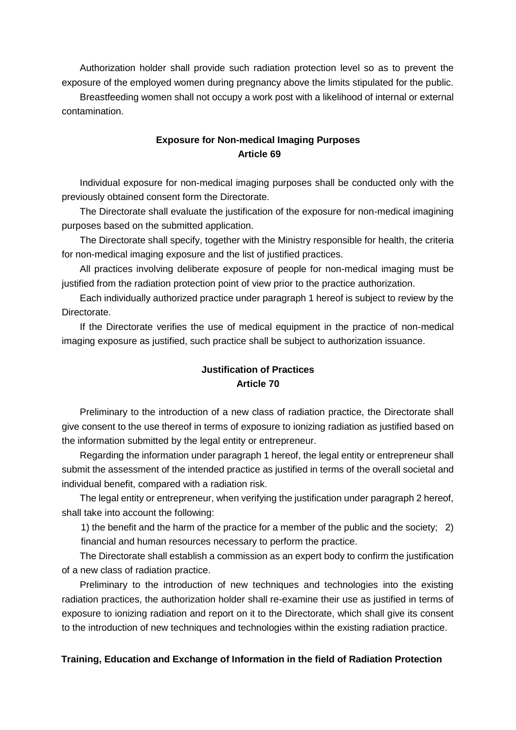Authorization holder shall provide such radiation protection level so as to prevent the exposure of the employed women during pregnancy above the limits stipulated for the public.

Breastfeeding women shall not occupy a work post with a likelihood of internal or external contamination.

**Exposure for Non-medical Imaging Purposes**
**Article 69**

Individual exposure for non-medical imaging purposes shall be conducted only with the previously obtained consent form the Directorate.

The Directorate shall evaluate the justification of the exposure for non-medical imagining purposes based on the submitted application.

The Directorate shall specify, together with the Ministry responsible for health, the criteria for non-medical imaging exposure and the list of justified practices.

All practices involving deliberate exposure of people for non-medical imaging must be justified from the radiation protection point of view prior to the practice authorization.

Each individually authorized practice under paragraph 1 hereof is subject to review by the Directorate.

If the Directorate verifies the use of medical equipment in the practice of non-medical imaging exposure as justified, such practice shall be subject to authorization issuance.

**Justification of Practices**
**Article 70**

Preliminary to the introduction of a new class of radiation practice, the Directorate shall give consent to the use thereof in terms of exposure to ionizing radiation as justified based on the information submitted by the legal entity or entrepreneur.

Regarding the information under paragraph 1 hereof, the legal entity or entrepreneur shall submit the assessment of the intended practice as justified in terms of the overall societal and individual benefit, compared with a radiation risk.

The legal entity or entrepreneur, when verifying the justification under paragraph 2 hereof, shall take into account the following:

1) the benefit and the harm of the practice for a member of the public and the society;
2) financial and human resources necessary to perform the practice.

The Directorate shall establish a commission as an expert body to confirm the justification of a new class of radiation practice.

Preliminary to the introduction of new techniques and technologies into the existing radiation practices, the authorization holder shall re-examine their use as justified in terms of exposure to ionizing radiation and report on it to the Directorate, which shall give its consent to the introduction of new techniques and technologies within the existing radiation practice.

**Training, Education and Exchange of Information in the field of Radiation Protection**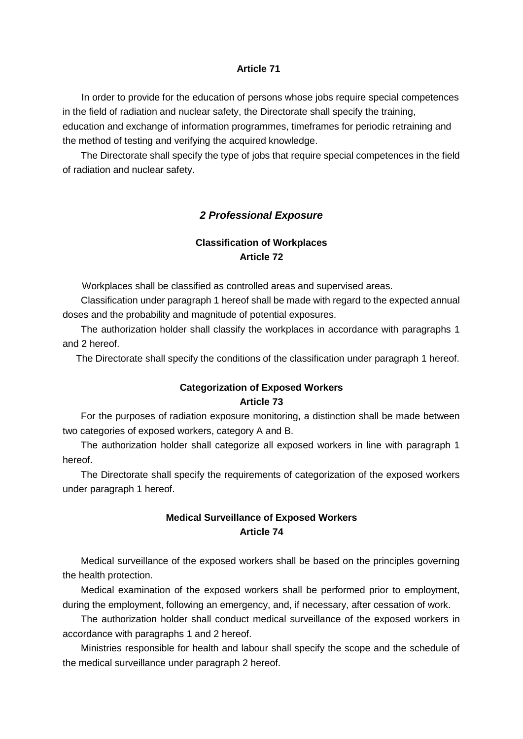**Article 71**

In order to provide for the education of persons whose jobs require special competences in the field of radiation and nuclear safety, the Directorate shall specify the training, education and exchange of information programmes, timeframes for periodic retraining and the method of testing and verifying the acquired knowledge.

The Directorate shall specify the type of jobs that require special competences in the field of radiation and nuclear safety.

## *2 Professional Exposure*

**Classification of Workplaces**
**Article 72**

Workplaces shall be classified as controlled areas and supervised areas.

Classification under paragraph 1 hereof shall be made with regard to the expected annual doses and the probability and magnitude of potential exposures.

The authorization holder shall classify the workplaces in accordance with paragraphs 1 and 2 hereof.

The Directorate shall specify the conditions of the classification under paragraph 1 hereof.

**Categorization of Exposed Workers**
**Article 73**

For the purposes of radiation exposure monitoring, a distinction shall be made between two categories of exposed workers, category A and B.

The authorization holder shall categorize all exposed workers in line with paragraph 1 hereof.

The Directorate shall specify the requirements of categorization of the exposed workers under paragraph 1 hereof.

**Medical Surveillance of Exposed Workers**
**Article 74**

Medical surveillance of the exposed workers shall be based on the principles governing the health protection.

Medical examination of the exposed workers shall be performed prior to employment, during the employment, following an emergency, and, if necessary, after cessation of work.

The authorization holder shall conduct medical surveillance of the exposed workers in accordance with paragraphs 1 and 2 hereof.

Ministries responsible for health and labour shall specify the scope and the schedule of the medical surveillance under paragraph 2 hereof.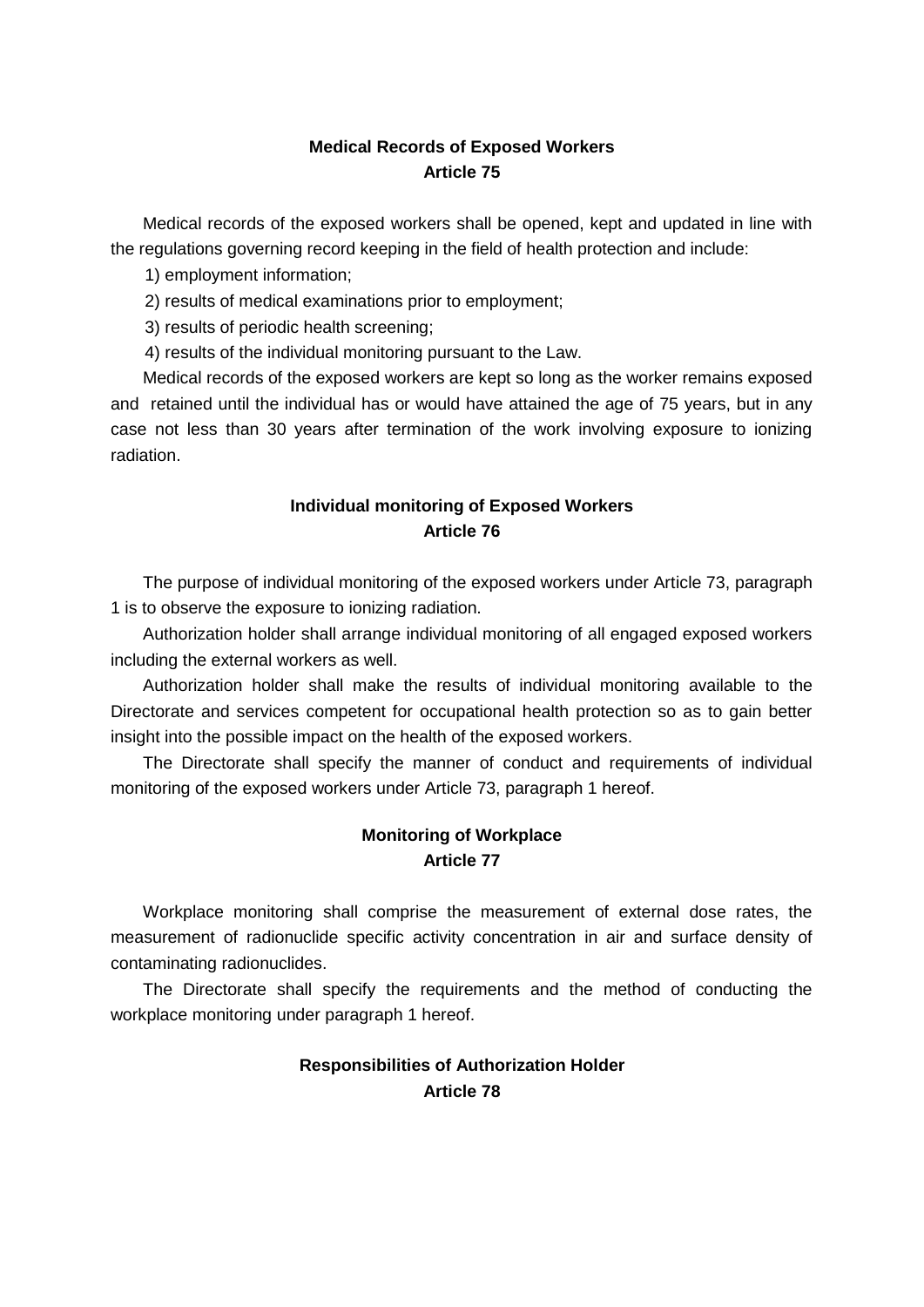**Medical Records of Exposed Workers**
**Article 75**

Medical records of the exposed workers shall be opened, kept and updated in line with the regulations governing record keeping in the field of health protection and include:

1) employment information;

2) results of medical examinations prior to employment;

3) results of periodic health screening;

4) results of the individual monitoring pursuant to the Law.

Medical records of the exposed workers are kept so long as the worker remains exposed and retained until the individual has or would have attained the age of 75 years, but in any case not less than 30 years after termination of the work involving exposure to ionizing radiation.

**Individual monitoring of Exposed Workers**
**Article 76**

The purpose of individual monitoring of the exposed workers under Article 73, paragraph 1 is to observe the exposure to ionizing radiation.

Authorization holder shall arrange individual monitoring of all engaged exposed workers including the external workers as well.

Authorization holder shall make the results of individual monitoring available to the Directorate and services competent for occupational health protection so as to gain better insight into the possible impact on the health of the exposed workers.

The Directorate shall specify the manner of conduct and requirements of individual monitoring of the exposed workers under Article 73, paragraph 1 hereof.

**Monitoring of Workplace**
**Article 77**

Workplace monitoring shall comprise the measurement of external dose rates, the measurement of radionuclide specific activity concentration in air and surface density of contaminating radionuclides.

The Directorate shall specify the requirements and the method of conducting the workplace monitoring under paragraph 1 hereof.

**Responsibilities of Authorization Holder**
**Article 78**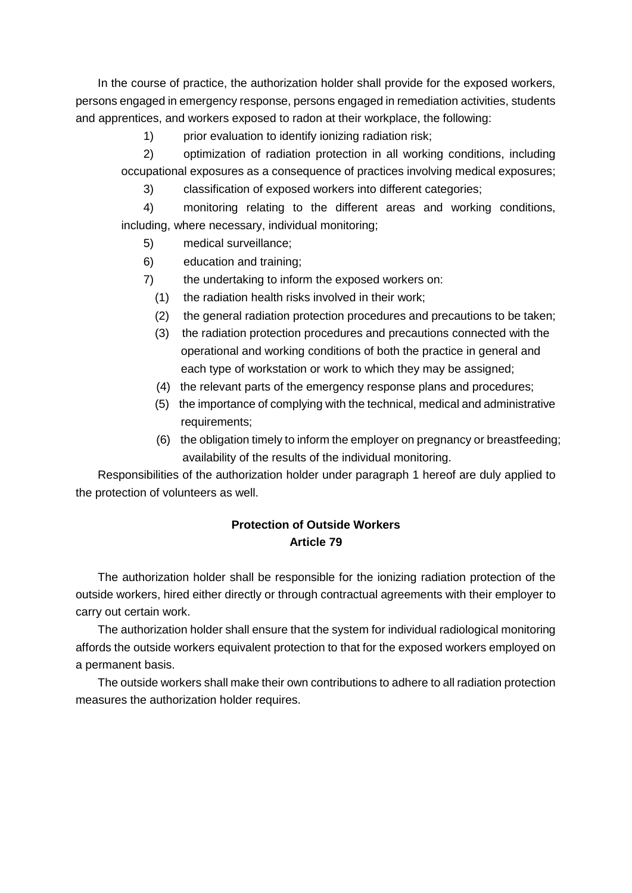In the course of practice, the authorization holder shall provide for the exposed workers, persons engaged in emergency response, persons engaged in remediation activities, students and apprentices, and workers exposed to radon at their workplace, the following:

1) prior evaluation to identify ionizing radiation risk;
2) optimization of radiation protection in all working conditions, including occupational exposures as a consequence of practices involving medical exposures;
3) classification of exposed workers into different categories;
4) monitoring relating to the different areas and working conditions, including, where necessary, individual monitoring;
5) medical surveillance;
6) education and training;
7) the undertaking to inform the exposed workers on:
   (1) the radiation health risks involved in their work;
   (2) the general radiation protection procedures and precautions to be taken;
   (3) the radiation protection procedures and precautions connected with the operational and working conditions of both the practice in general and each type of workstation or work to which they may be assigned;
   (4) the relevant parts of the emergency response plans and procedures;
   (5) the importance of complying with the technical, medical and administrative requirements;
   (6) the obligation timely to inform the employer on pregnancy or breastfeeding; availability of the results of the individual monitoring.

Responsibilities of the authorization holder under paragraph 1 hereof are duly applied to the protection of volunteers as well.

**Protection of Outside Workers**
**Article 79**

The authorization holder shall be responsible for the ionizing radiation protection of the outside workers, hired either directly or through contractual agreements with their employer to carry out certain work.

The authorization holder shall ensure that the system for individual radiological monitoring affords the outside workers equivalent protection to that for the exposed workers employed on a permanent basis.

The outside workers shall make their own contributions to adhere to all radiation protection measures the authorization holder requires.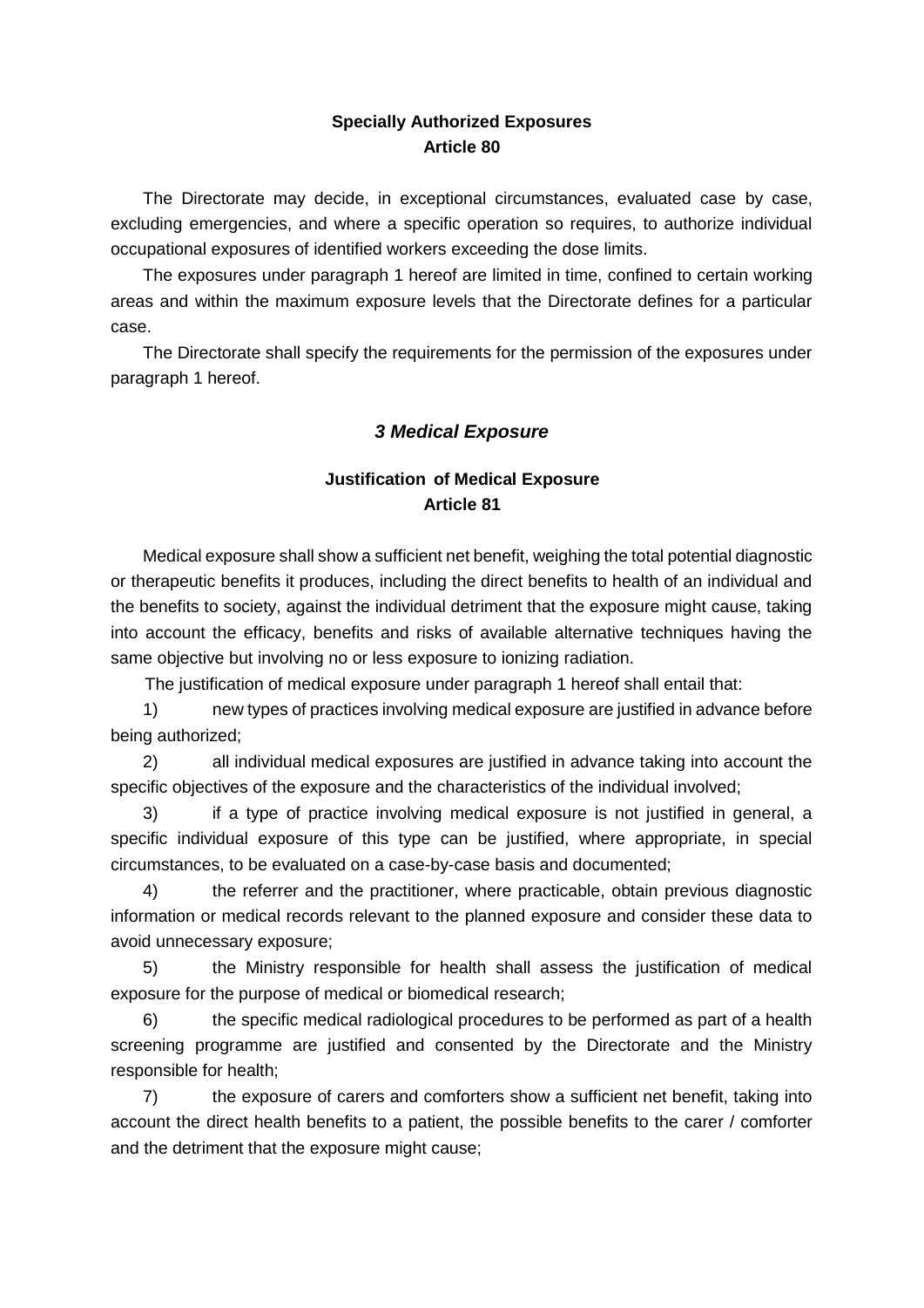### Specially Authorized Exposures
### Article 80

The Directorate may decide, in exceptional circumstances, evaluated case by case, excluding emergencies, and where a specific operation so requires, to authorize individual occupational exposures of identified workers exceeding the dose limits.

The exposures under paragraph 1 hereof are limited in time, confined to certain working areas and within the maximum exposure levels that the Directorate defines for a particular case.

The Directorate shall specify the requirements for the permission of the exposures under paragraph 1 hereof.

## *3 Medical Exposure*

### Justification of Medical Exposure
### Article 81

Medical exposure shall show a sufficient net benefit, weighing the total potential diagnostic or therapeutic benefits it produces, including the direct benefits to health of an individual and the benefits to society, against the individual detriment that the exposure might cause, taking into account the efficacy, benefits and risks of available alternative techniques having the same objective but involving no or less exposure to ionizing radiation.

The justification of medical exposure under paragraph 1 hereof shall entail that:

1) new types of practices involving medical exposure are justified in advance before being authorized;

2) all individual medical exposures are justified in advance taking into account the specific objectives of the exposure and the characteristics of the individual involved;

3) if a type of practice involving medical exposure is not justified in general, a specific individual exposure of this type can be justified, where appropriate, in special circumstances, to be evaluated on a case-by-case basis and documented;

4) the referrer and the practitioner, where practicable, obtain previous diagnostic information or medical records relevant to the planned exposure and consider these data to avoid unnecessary exposure;

5) the Ministry responsible for health shall assess the justification of medical exposure for the purpose of medical or biomedical research;

6) the specific medical radiological procedures to be performed as part of a health screening programme are justified and consented by the Directorate and the Ministry responsible for health;

7) the exposure of carers and comforters show a sufficient net benefit, taking into account the direct health benefits to a patient, the possible benefits to the carer / comforter and the detriment that the exposure might cause;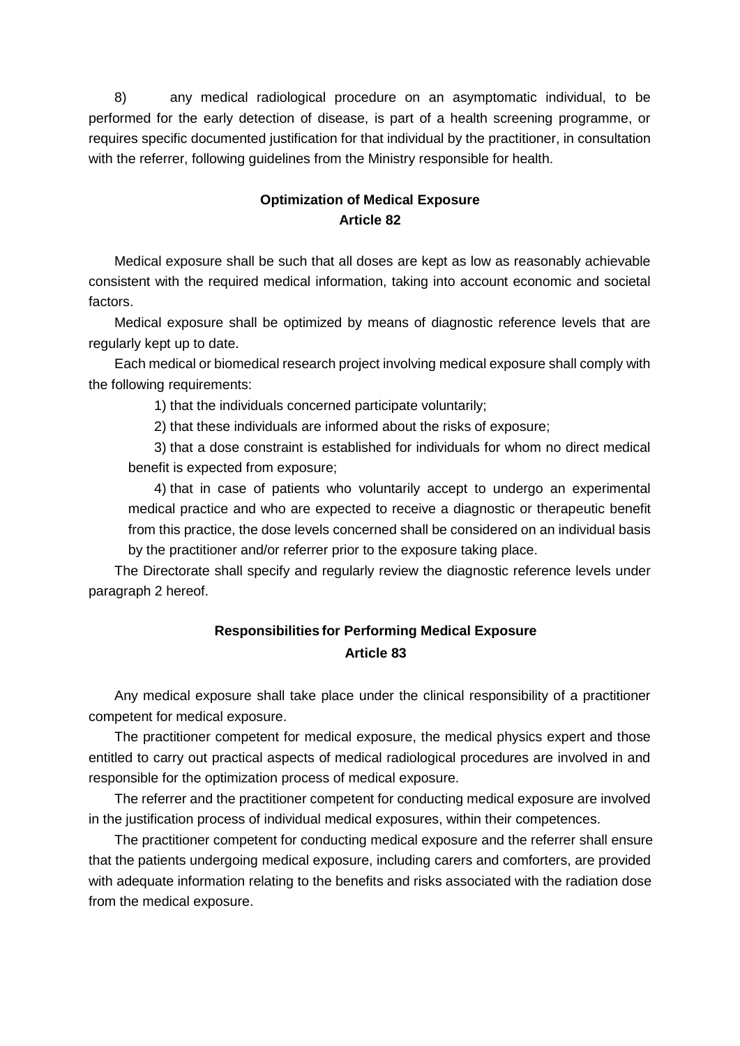8) any medical radiological procedure on an asymptomatic individual, to be performed for the early detection of disease, is part of a health screening programme, or requires specific documented justification for that individual by the practitioner, in consultation with the referrer, following guidelines from the Ministry responsible for health.

**Optimization of Medical Exposure**
**Article 82**

Medical exposure shall be such that all doses are kept as low as reasonably achievable consistent with the required medical information, taking into account economic and societal factors.

Medical exposure shall be optimized by means of diagnostic reference levels that are regularly kept up to date.

Each medical or biomedical research project involving medical exposure shall comply with the following requirements:

1) that the individuals concerned participate voluntarily;

2) that these individuals are informed about the risks of exposure;

3) that a dose constraint is established for individuals for whom no direct medical benefit is expected from exposure;

4) that in case of patients who voluntarily accept to undergo an experimental medical practice and who are expected to receive a diagnostic or therapeutic benefit from this practice, the dose levels concerned shall be considered on an individual basis by the practitioner and/or referrer prior to the exposure taking place.

The Directorate shall specify and regularly review the diagnostic reference levels under paragraph 2 hereof.

**Responsibilities for Performing Medical Exposure**
**Article 83**

Any medical exposure shall take place under the clinical responsibility of a practitioner competent for medical exposure.

The practitioner competent for medical exposure, the medical physics expert and those entitled to carry out practical aspects of medical radiological procedures are involved in and responsible for the optimization process of medical exposure.

The referrer and the practitioner competent for conducting medical exposure are involved in the justification process of individual medical exposures, within their competences.

The practitioner competent for conducting medical exposure and the referrer shall ensure that the patients undergoing medical exposure, including carers and comforters, are provided with adequate information relating to the benefits and risks associated with the radiation dose from the medical exposure.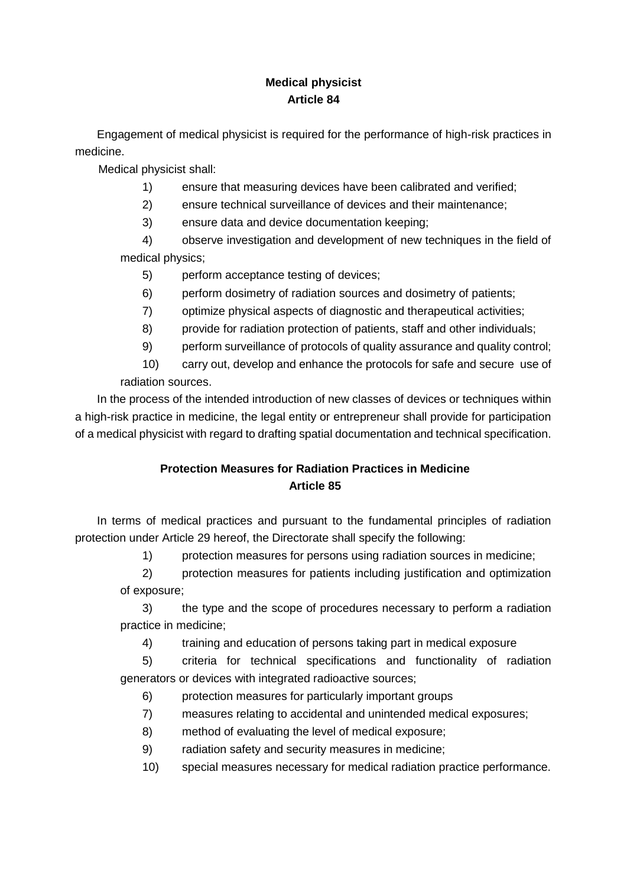**Medical physicist**
**Article 84**

Engagement of medical physicist is required for the performance of high-risk practices in medicine.

Medical physicist shall:

1) ensure that measuring devices have been calibrated and verified;
2) ensure technical surveillance of devices and their maintenance;
3) ensure data and device documentation keeping;
4) observe investigation and development of new techniques in the field of medical physics;
5) perform acceptance testing of devices;
6) perform dosimetry of radiation sources and dosimetry of patients;
7) optimize physical aspects of diagnostic and therapeutical activities;
8) provide for radiation protection of patients, staff and other individuals;
9) perform surveillance of protocols of quality assurance and quality control;
10) carry out, develop and enhance the protocols for safe and secure use of radiation sources.

In the process of the intended introduction of new classes of devices or techniques within a high-risk practice in medicine, the legal entity or entrepreneur shall provide for participation of a medical physicist with regard to drafting spatial documentation and technical specification.

**Protection Measures for Radiation Practices in Medicine**
**Article 85**

In terms of medical practices and pursuant to the fundamental principles of radiation protection under Article 29 hereof, the Directorate shall specify the following:

1) protection measures for persons using radiation sources in medicine;
2) protection measures for patients including justification and optimization of exposure;
3) the type and the scope of procedures necessary to perform a radiation practice in medicine;
4) training and education of persons taking part in medical exposure
5) criteria for technical specifications and functionality of radiation generators or devices with integrated radioactive sources;
6) protection measures for particularly important groups
7) measures relating to accidental and unintended medical exposures;
8) method of evaluating the level of medical exposure;
9) radiation safety and security measures in medicine;
10) special measures necessary for medical radiation practice performance.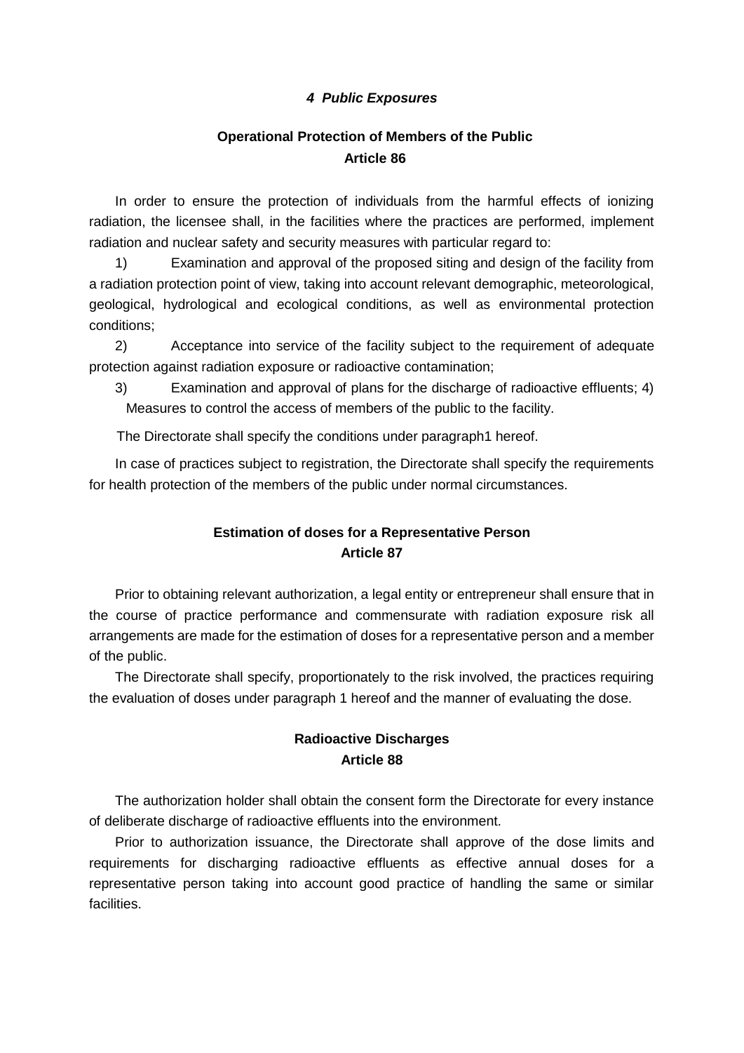***4 Public Exposures***

**Operational Protection of Members of the Public**
**Article 86**

In order to ensure the protection of individuals from the harmful effects of ionizing radiation, the licensee shall, in the facilities where the practices are performed, implement radiation and nuclear safety and security measures with particular regard to:

1) Examination and approval of the proposed siting and design of the facility from a radiation protection point of view, taking into account relevant demographic, meteorological, geological, hydrological and ecological conditions, as well as environmental protection conditions;

2) Acceptance into service of the facility subject to the requirement of adequate protection against radiation exposure or radioactive contamination;

3) Examination and approval of plans for the discharge of radioactive effluents; 4) Measures to control the access of members of the public to the facility.

The Directorate shall specify the conditions under paragraph1 hereof.

In case of practices subject to registration, the Directorate shall specify the requirements for health protection of the members of the public under normal circumstances.

**Estimation of doses for a Representative Person**
**Article 87**

Prior to obtaining relevant authorization, a legal entity or entrepreneur shall ensure that in the course of practice performance and commensurate with radiation exposure risk all arrangements are made for the estimation of doses for a representative person and a member of the public.

The Directorate shall specify, proportionately to the risk involved, the practices requiring the evaluation of doses under paragraph 1 hereof and the manner of evaluating the dose.

**Radioactive Discharges**
**Article 88**

The authorization holder shall obtain the consent form the Directorate for every instance of deliberate discharge of radioactive effluents into the environment.

Prior to authorization issuance, the Directorate shall approve of the dose limits and requirements for discharging radioactive effluents as effective annual doses for a representative person taking into account good practice of handling the same or similar facilities.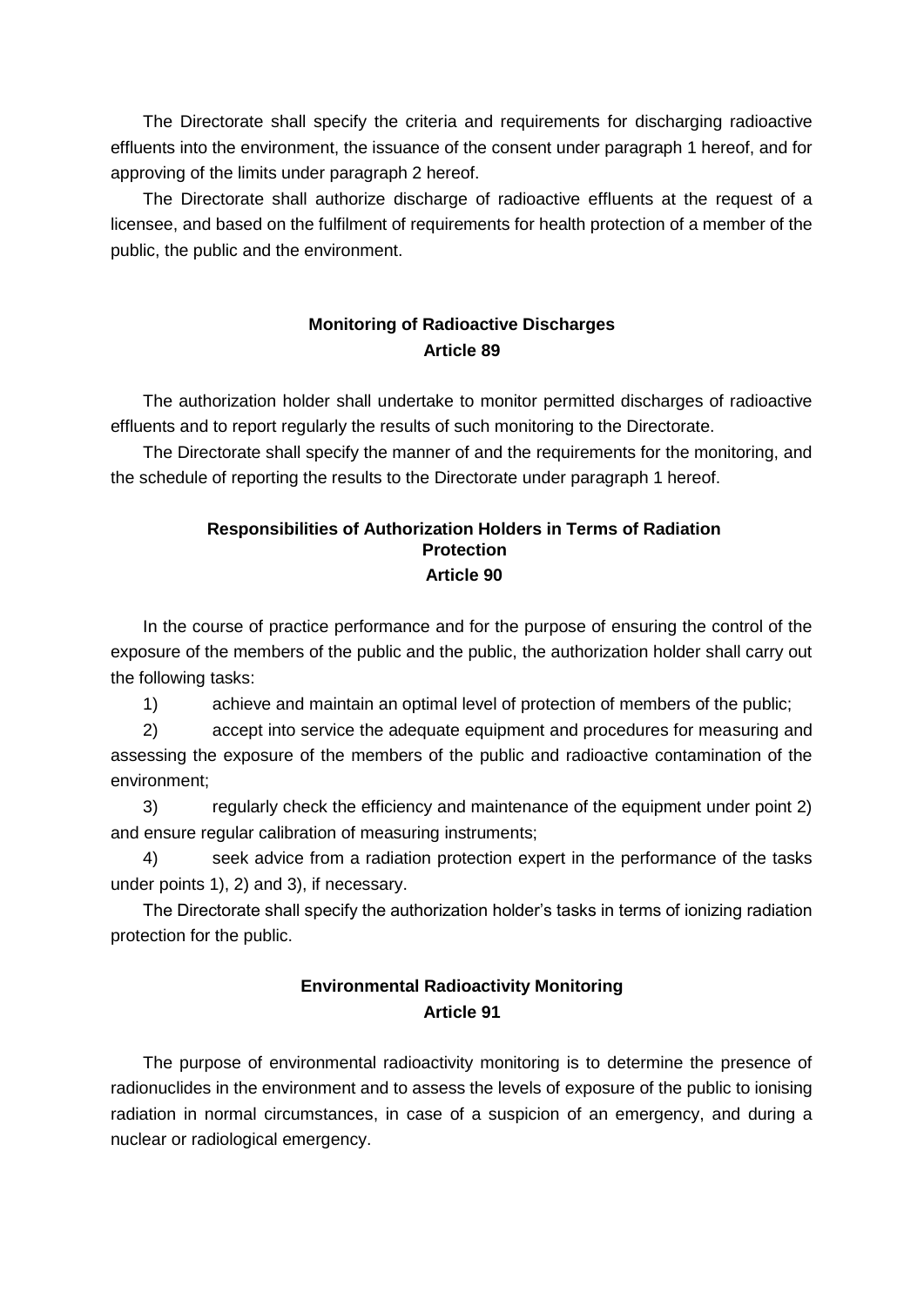The Directorate shall specify the criteria and requirements for discharging radioactive effluents into the environment, the issuance of the consent under paragraph 1 hereof, and for approving of the limits under paragraph 2 hereof.

The Directorate shall authorize discharge of radioactive effluents at the request of a licensee, and based on the fulfilment of requirements for health protection of a member of the public, the public and the environment.

**Monitoring of Radioactive Discharges**
**Article 89**

The authorization holder shall undertake to monitor permitted discharges of radioactive effluents and to report regularly the results of such monitoring to the Directorate.

The Directorate shall specify the manner of and the requirements for the monitoring, and the schedule of reporting the results to the Directorate under paragraph 1 hereof.

**Responsibilities of Authorization Holders in Terms of Radiation Protection**
**Article 90**

In the course of practice performance and for the purpose of ensuring the control of the exposure of the members of the public and the public, the authorization holder shall carry out the following tasks:

1) achieve and maintain an optimal level of protection of members of the public;

2) accept into service the adequate equipment and procedures for measuring and assessing the exposure of the members of the public and radioactive contamination of the environment;

3) regularly check the efficiency and maintenance of the equipment under point 2) and ensure regular calibration of measuring instruments;

4) seek advice from a radiation protection expert in the performance of the tasks under points 1), 2) and 3), if necessary.

The Directorate shall specify the authorization holder's tasks in terms of ionizing radiation protection for the public.

**Environmental Radioactivity Monitoring**
**Article 91**

The purpose of environmental radioactivity monitoring is to determine the presence of radionuclides in the environment and to assess the levels of exposure of the public to ionising radiation in normal circumstances, in case of a suspicion of an emergency, and during a nuclear or radiological emergency.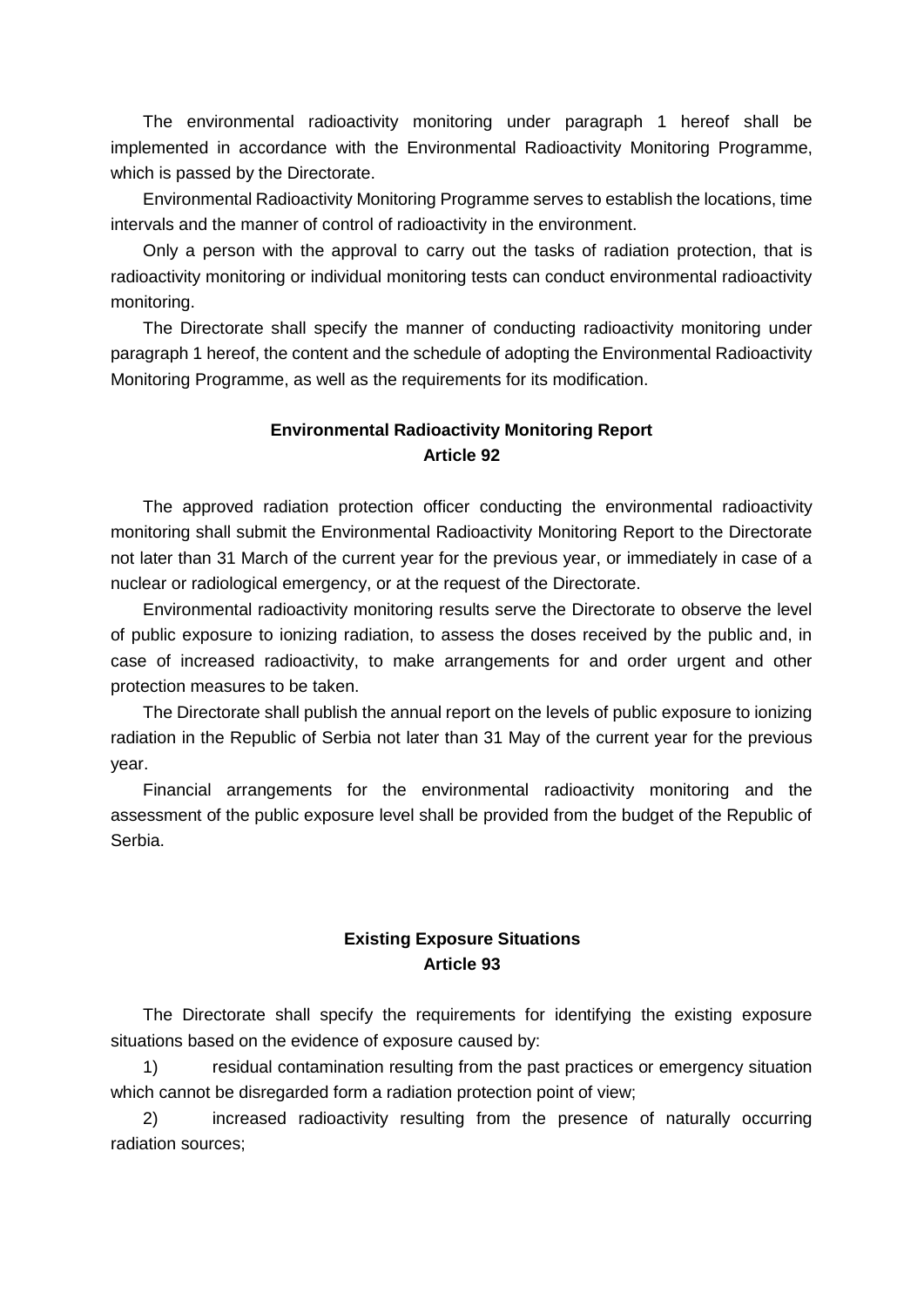The environmental radioactivity monitoring under paragraph 1 hereof shall be implemented in accordance with the Environmental Radioactivity Monitoring Programme, which is passed by the Directorate.

Environmental Radioactivity Monitoring Programme serves to establish the locations, time intervals and the manner of control of radioactivity in the environment.

Only a person with the approval to carry out the tasks of radiation protection, that is radioactivity monitoring or individual monitoring tests can conduct environmental radioactivity monitoring.

The Directorate shall specify the manner of conducting radioactivity monitoring under paragraph 1 hereof, the content and the schedule of adopting the Environmental Radioactivity Monitoring Programme, as well as the requirements for its modification.

### Environmental Radioactivity Monitoring Report
### Article 92

The approved radiation protection officer conducting the environmental radioactivity monitoring shall submit the Environmental Radioactivity Monitoring Report to the Directorate not later than 31 March of the current year for the previous year, or immediately in case of a nuclear or radiological emergency, or at the request of the Directorate.

Environmental radioactivity monitoring results serve the Directorate to observe the level of public exposure to ionizing radiation, to assess the doses received by the public and, in case of increased radioactivity, to make arrangements for and order urgent and other protection measures to be taken.

The Directorate shall publish the annual report on the levels of public exposure to ionizing radiation in the Republic of Serbia not later than 31 May of the current year for the previous year.

Financial arrangements for the environmental radioactivity monitoring and the assessment of the public exposure level shall be provided from the budget of the Republic of Serbia.

### Existing Exposure Situations
### Article 93

The Directorate shall specify the requirements for identifying the existing exposure situations based on the evidence of exposure caused by:

1) residual contamination resulting from the past practices or emergency situation which cannot be disregarded form a radiation protection point of view;

2) increased radioactivity resulting from the presence of naturally occurring radiation sources;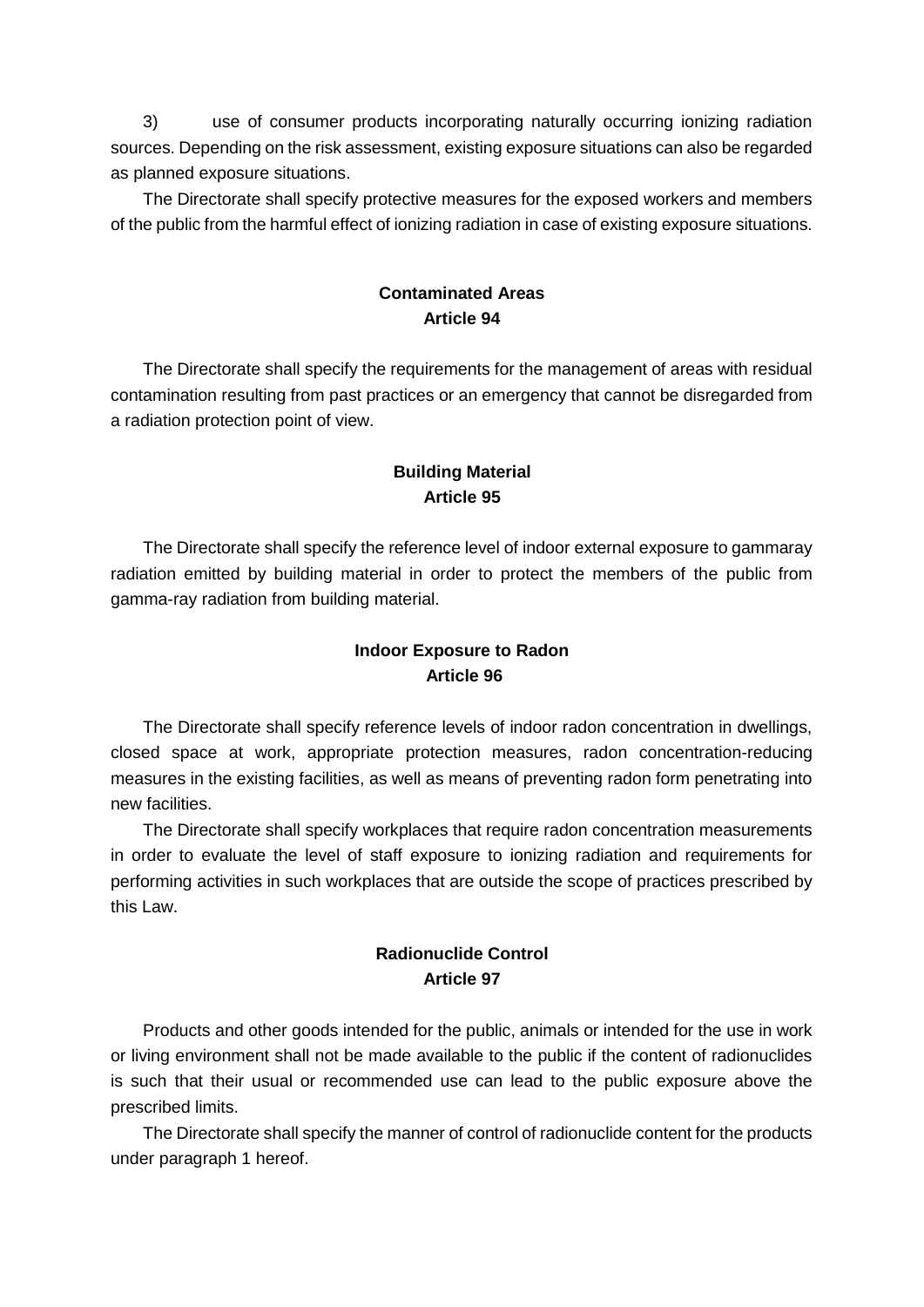3) use of consumer products incorporating naturally occurring ionizing radiation sources. Depending on the risk assessment, existing exposure situations can also be regarded as planned exposure situations.

The Directorate shall specify protective measures for the exposed workers and members of the public from the harmful effect of ionizing radiation in case of existing exposure situations.

**Contaminated Areas**
**Article 94**

The Directorate shall specify the requirements for the management of areas with residual contamination resulting from past practices or an emergency that cannot be disregarded from a radiation protection point of view.

**Building Material**
**Article 95**

The Directorate shall specify the reference level of indoor external exposure to gammaray radiation emitted by building material in order to protect the members of the public from gamma-ray radiation from building material.

**Indoor Exposure to Radon**
**Article 96**

The Directorate shall specify reference levels of indoor radon concentration in dwellings, closed space at work, appropriate protection measures, radon concentration-reducing measures in the existing facilities, as well as means of preventing radon form penetrating into new facilities.

The Directorate shall specify workplaces that require radon concentration measurements in order to evaluate the level of staff exposure to ionizing radiation and requirements for performing activities in such workplaces that are outside the scope of practices prescribed by this Law.

**Radionuclide Control**
**Article 97**

Products and other goods intended for the public, animals or intended for the use in work or living environment shall not be made available to the public if the content of radionuclides is such that their usual or recommended use can lead to the public exposure above the prescribed limits.

The Directorate shall specify the manner of control of radionuclide content for the products under paragraph 1 hereof.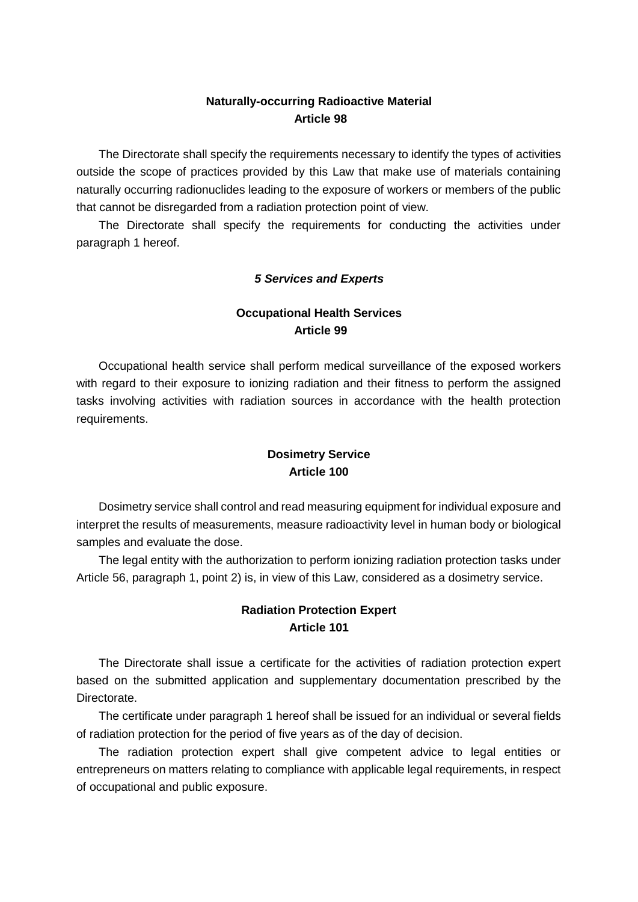**Naturally-occurring Radioactive Material**
**Article 98**

The Directorate shall specify the requirements necessary to identify the types of activities outside the scope of practices provided by this Law that make use of materials containing naturally occurring radionuclides leading to the exposure of workers or members of the public that cannot be disregarded from a radiation protection point of view.

The Directorate shall specify the requirements for conducting the activities under paragraph 1 hereof.

***5 Services and Experts***

**Occupational Health Services**
**Article 99**

Occupational health service shall perform medical surveillance of the exposed workers with regard to their exposure to ionizing radiation and their fitness to perform the assigned tasks involving activities with radiation sources in accordance with the health protection requirements.

**Dosimetry Service**
**Article 100**

Dosimetry service shall control and read measuring equipment for individual exposure and interpret the results of measurements, measure radioactivity level in human body or biological samples and evaluate the dose.

The legal entity with the authorization to perform ionizing radiation protection tasks under Article 56, paragraph 1, point 2) is, in view of this Law, considered as a dosimetry service.

**Radiation Protection Expert**
**Article 101**

The Directorate shall issue a certificate for the activities of radiation protection expert based on the submitted application and supplementary documentation prescribed by the Directorate.

The certificate under paragraph 1 hereof shall be issued for an individual or several fields of radiation protection for the period of five years as of the day of decision.

The radiation protection expert shall give competent advice to legal entities or entrepreneurs on matters relating to compliance with applicable legal requirements, in respect of occupational and public exposure.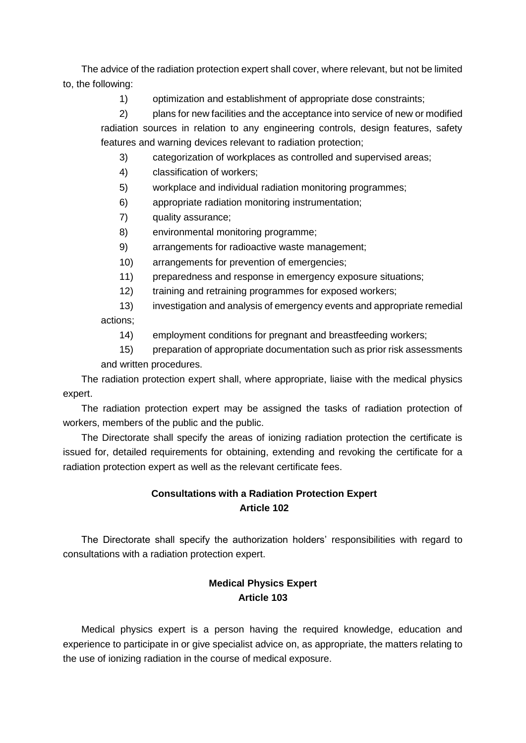The advice of the radiation protection expert shall cover, where relevant, but not be limited to, the following:

1) optimization and establishment of appropriate dose constraints;
2) plans for new facilities and the acceptance into service of new or modified radiation sources in relation to any engineering controls, design features, safety features and warning devices relevant to radiation protection;
3) categorization of workplaces as controlled and supervised areas;
4) classification of workers;
5) workplace and individual radiation monitoring programmes;
6) appropriate radiation monitoring instrumentation;
7) quality assurance;
8) environmental monitoring programme;
9) arrangements for radioactive waste management;
10) arrangements for prevention of emergencies;
11) preparedness and response in emergency exposure situations;
12) training and retraining programmes for exposed workers;
13) investigation and analysis of emergency events and appropriate remedial actions;
14) employment conditions for pregnant and breastfeeding workers;
15) preparation of appropriate documentation such as prior risk assessments and written procedures.

The radiation protection expert shall, where appropriate, liaise with the medical physics expert.

The radiation protection expert may be assigned the tasks of radiation protection of workers, members of the public and the public.

The Directorate shall specify the areas of ionizing radiation protection the certificate is issued for, detailed requirements for obtaining, extending and revoking the certificate for a radiation protection expert as well as the relevant certificate fees.

**Consultations with a Radiation Protection Expert**
**Article 102**

The Directorate shall specify the authorization holders' responsibilities with regard to consultations with a radiation protection expert.

**Medical Physics Expert**
**Article 103**

Medical physics expert is a person having the required knowledge, education and experience to participate in or give specialist advice on, as appropriate, the matters relating to the use of ionizing radiation in the course of medical exposure.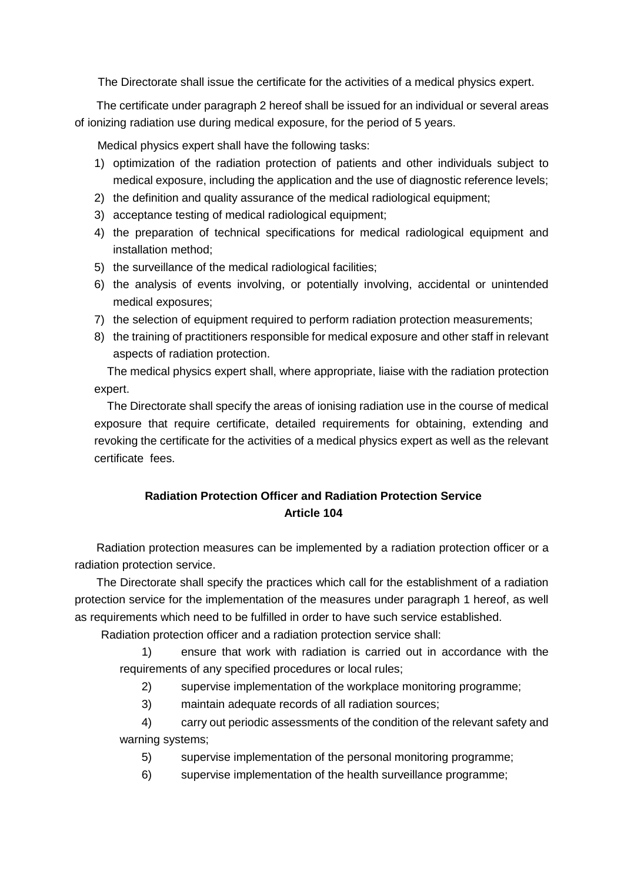The Directorate shall issue the certificate for the activities of a medical physics expert.

The certificate under paragraph 2 hereof shall be issued for an individual or several areas of ionizing radiation use during medical exposure, for the period of 5 years.

Medical physics expert shall have the following tasks:

1) optimization of the radiation protection of patients and other individuals subject to medical exposure, including the application and the use of diagnostic reference levels;
2) the definition and quality assurance of the medical radiological equipment;
3) acceptance testing of medical radiological equipment;
4) the preparation of technical specifications for medical radiological equipment and installation method;
5) the surveillance of the medical radiological facilities;
6) the analysis of events involving, or potentially involving, accidental or unintended medical exposures;
7) the selection of equipment required to perform radiation protection measurements;
8) the training of practitioners responsible for medical exposure and other staff in relevant aspects of radiation protection.

The medical physics expert shall, where appropriate, liaise with the radiation protection expert.

The Directorate shall specify the areas of ionising radiation use in the course of medical exposure that require certificate, detailed requirements for obtaining, extending and revoking the certificate for the activities of a medical physics expert as well as the relevant certificate fees.

**Radiation Protection Officer and Radiation Protection Service**
**Article 104**

Radiation protection measures can be implemented by a radiation protection officer or a radiation protection service.

The Directorate shall specify the practices which call for the establishment of a radiation protection service for the implementation of the measures under paragraph 1 hereof, as well as requirements which need to be fulfilled in order to have such service established.

Radiation protection officer and a radiation protection service shall:

1) ensure that work with radiation is carried out in accordance with the requirements of any specified procedures or local rules;
2) supervise implementation of the workplace monitoring programme;
3) maintain adequate records of all radiation sources;
4) carry out periodic assessments of the condition of the relevant safety and warning systems;
5) supervise implementation of the personal monitoring programme;
6) supervise implementation of the health surveillance programme;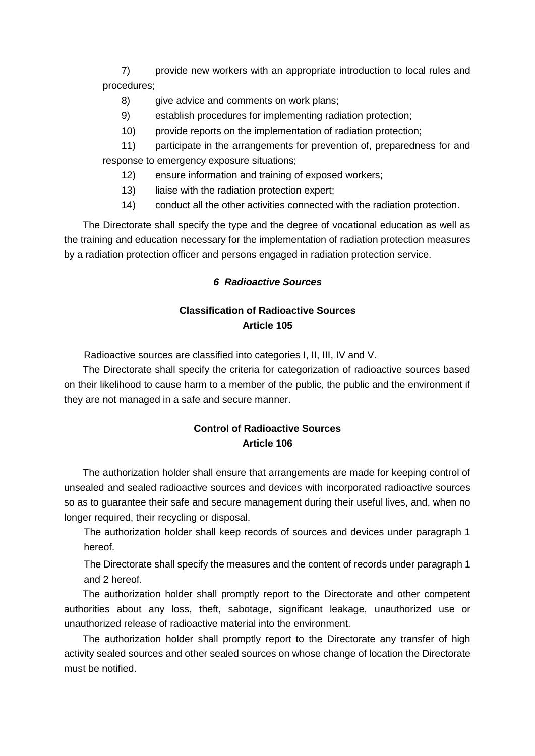7) provide new workers with an appropriate introduction to local rules and procedures;

8) give advice and comments on work plans;

9) establish procedures for implementing radiation protection;

10) provide reports on the implementation of radiation protection;

11) participate in the arrangements for prevention of, preparedness for and response to emergency exposure situations;

12) ensure information and training of exposed workers;

13) liaise with the radiation protection expert;

14) conduct all the other activities connected with the radiation protection.

The Directorate shall specify the type and the degree of vocational education as well as the training and education necessary for the implementation of radiation protection measures by a radiation protection officer and persons engaged in radiation protection service.

### *6 Radioactive Sources*

**Classification of Radioactive Sources**
**Article 105**

Radioactive sources are classified into categories I, II, III, IV and V.

The Directorate shall specify the criteria for categorization of radioactive sources based on their likelihood to cause harm to a member of the public, the public and the environment if they are not managed in a safe and secure manner.

**Control of Radioactive Sources**
**Article 106**

The authorization holder shall ensure that arrangements are made for keeping control of unsealed and sealed radioactive sources and devices with incorporated radioactive sources so as to guarantee their safe and secure management during their useful lives, and, when no longer required, their recycling or disposal.

The authorization holder shall keep records of sources and devices under paragraph 1 hereof.

The Directorate shall specify the measures and the content of records under paragraph 1 and 2 hereof.

The authorization holder shall promptly report to the Directorate and other competent authorities about any loss, theft, sabotage, significant leakage, unauthorized use or unauthorized release of radioactive material into the environment.

The authorization holder shall promptly report to the Directorate any transfer of high activity sealed sources and other sealed sources on whose change of location the Directorate must be notified.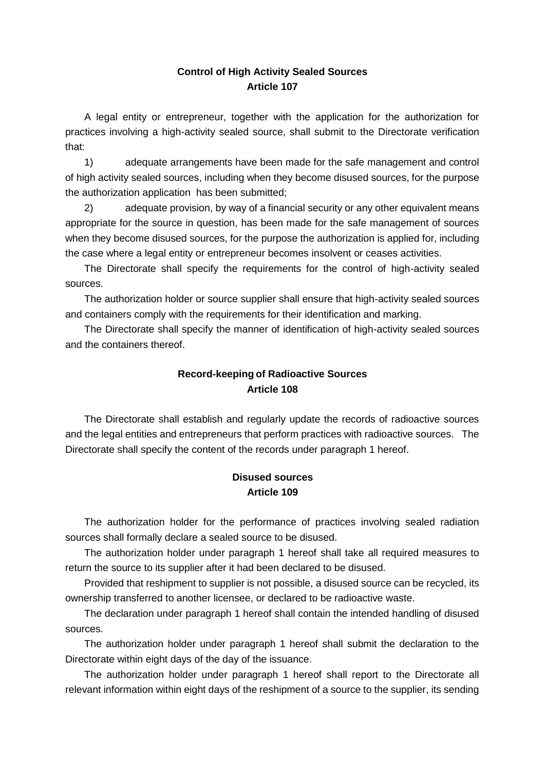## Control of High Activity Sealed Sources
## Article 107

A legal entity or entrepreneur, together with the application for the authorization for practices involving a high-activity sealed source, shall submit to the Directorate verification that:

1) adequate arrangements have been made for the safe management and control of high activity sealed sources, including when they become disused sources, for the purpose the authorization application has been submitted;

2) adequate provision, by way of a financial security or any other equivalent means appropriate for the source in question, has been made for the safe management of sources when they become disused sources, for the purpose the authorization is applied for, including the case where a legal entity or entrepreneur becomes insolvent or ceases activities.

The Directorate shall specify the requirements for the control of high-activity sealed sources.

The authorization holder or source supplier shall ensure that high-activity sealed sources and containers comply with the requirements for their identification and marking.

The Directorate shall specify the manner of identification of high-activity sealed sources and the containers thereof.

## Record-keeping of Radioactive Sources
## Article 108

The Directorate shall establish and regularly update the records of radioactive sources and the legal entities and entrepreneurs that perform practices with radioactive sources. The Directorate shall specify the content of the records under paragraph 1 hereof.

## Disused sources
## Article 109

The authorization holder for the performance of practices involving sealed radiation sources shall formally declare a sealed source to be disused.

The authorization holder under paragraph 1 hereof shall take all required measures to return the source to its supplier after it had been declared to be disused.

Provided that reshipment to supplier is not possible, a disused source can be recycled, its ownership transferred to another licensee, or declared to be radioactive waste.

The declaration under paragraph 1 hereof shall contain the intended handling of disused sources.

The authorization holder under paragraph 1 hereof shall submit the declaration to the Directorate within eight days of the day of the issuance.

The authorization holder under paragraph 1 hereof shall report to the Directorate all relevant information within eight days of the reshipment of a source to the supplier, its sending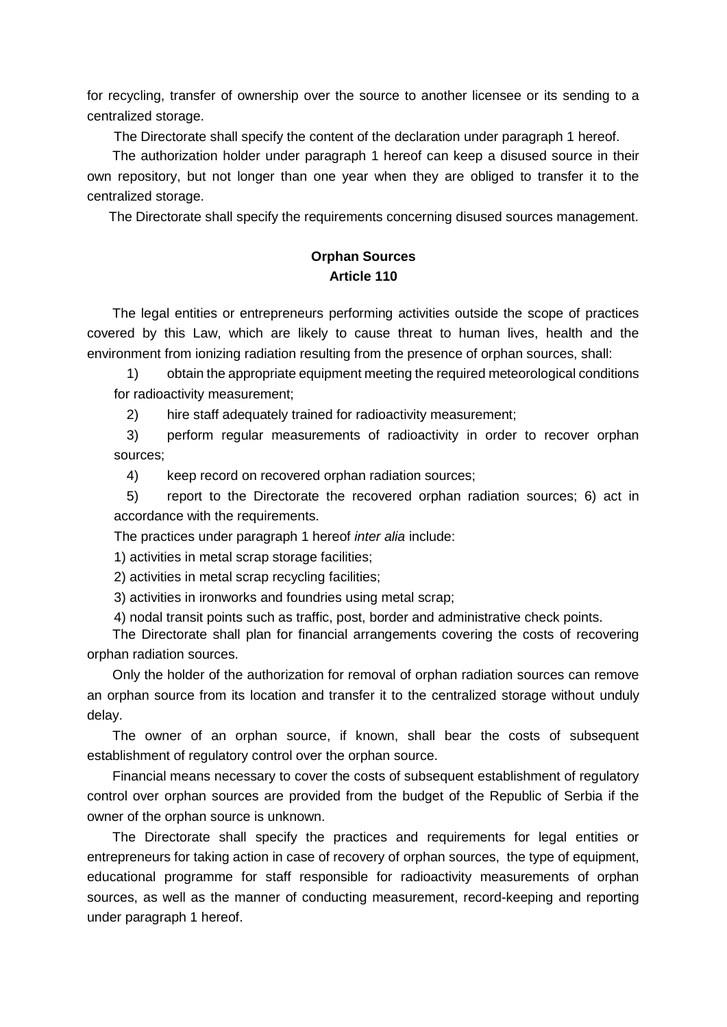for recycling, transfer of ownership over the source to another licensee or its sending to a centralized storage.

The Directorate shall specify the content of the declaration under paragraph 1 hereof.

The authorization holder under paragraph 1 hereof can keep a disused source in their own repository, but not longer than one year when they are obliged to transfer it to the centralized storage.

The Directorate shall specify the requirements concerning disused sources management.

**Orphan Sources**
**Article 110**

The legal entities or entrepreneurs performing activities outside the scope of practices covered by this Law, which are likely to cause threat to human lives, health and the environment from ionizing radiation resulting from the presence of orphan sources, shall:

1) obtain the appropriate equipment meeting the required meteorological conditions for radioactivity measurement;

2) hire staff adequately trained for radioactivity measurement;

3) perform regular measurements of radioactivity in order to recover orphan sources;

4) keep record on recovered orphan radiation sources;

5) report to the Directorate the recovered orphan radiation sources; 6) act in accordance with the requirements.

The practices under paragraph 1 hereof *inter alia* include:

1) activities in metal scrap storage facilities;

2) activities in metal scrap recycling facilities;

3) activities in ironworks and foundries using metal scrap;

4) nodal transit points such as traffic, post, border and administrative check points.

The Directorate shall plan for financial arrangements covering the costs of recovering orphan radiation sources.

Only the holder of the authorization for removal of orphan radiation sources can remove an orphan source from its location and transfer it to the centralized storage without unduly delay.

The owner of an orphan source, if known, shall bear the costs of subsequent establishment of regulatory control over the orphan source.

Financial means necessary to cover the costs of subsequent establishment of regulatory control over orphan sources are provided from the budget of the Republic of Serbia if the owner of the orphan source is unknown.

The Directorate shall specify the practices and requirements for legal entities or entrepreneurs for taking action in case of recovery of orphan sources, the type of equipment, educational programme for staff responsible for radioactivity measurements of orphan sources, as well as the manner of conducting measurement, record-keeping and reporting under paragraph 1 hereof.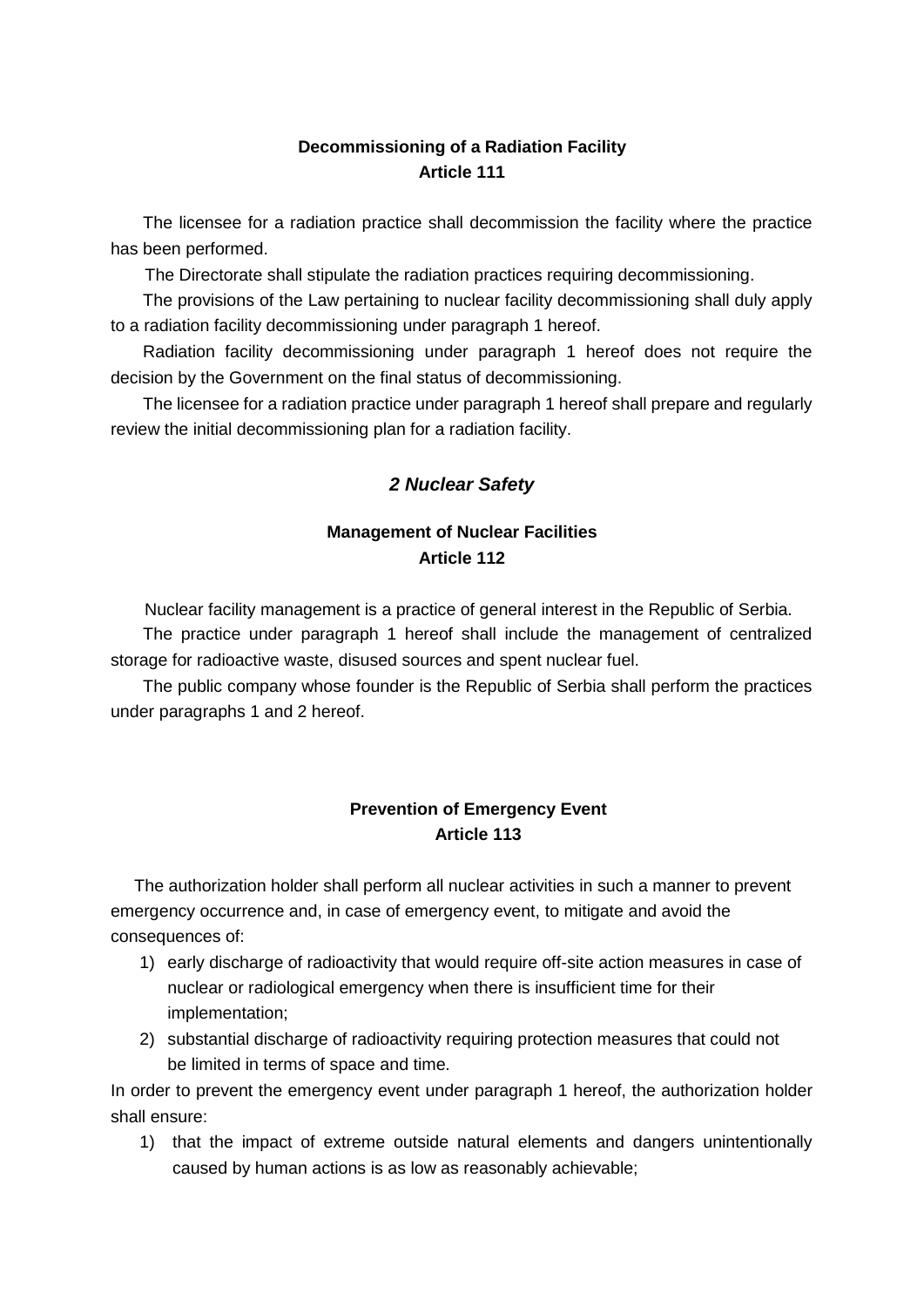### Decommissioning of a Radiation Facility
### Article 111

The licensee for a radiation practice shall decommission the facility where the practice has been performed.

The Directorate shall stipulate the radiation practices requiring decommissioning.

The provisions of the Law pertaining to nuclear facility decommissioning shall duly apply to a radiation facility decommissioning under paragraph 1 hereof.

Radiation facility decommissioning under paragraph 1 hereof does not require the decision by the Government on the final status of decommissioning.

The licensee for a radiation practice under paragraph 1 hereof shall prepare and regularly review the initial decommissioning plan for a radiation facility.

## *2 Nuclear Safety*

### Management of Nuclear Facilities
### Article 112

Nuclear facility management is a practice of general interest in the Republic of Serbia.

The practice under paragraph 1 hereof shall include the management of centralized storage for radioactive waste, disused sources and spent nuclear fuel.

The public company whose founder is the Republic of Serbia shall perform the practices under paragraphs 1 and 2 hereof.

### Prevention of Emergency Event
### Article 113

The authorization holder shall perform all nuclear activities in such a manner to prevent emergency occurrence and, in case of emergency event, to mitigate and avoid the consequences of:

1) early discharge of radioactivity that would require off-site action measures in case of nuclear or radiological emergency when there is insufficient time for their implementation;
2) substantial discharge of radioactivity requiring protection measures that could not be limited in terms of space and time.

In order to prevent the emergency event under paragraph 1 hereof, the authorization holder shall ensure:

1) that the impact of extreme outside natural elements and dangers unintentionally caused by human actions is as low as reasonably achievable;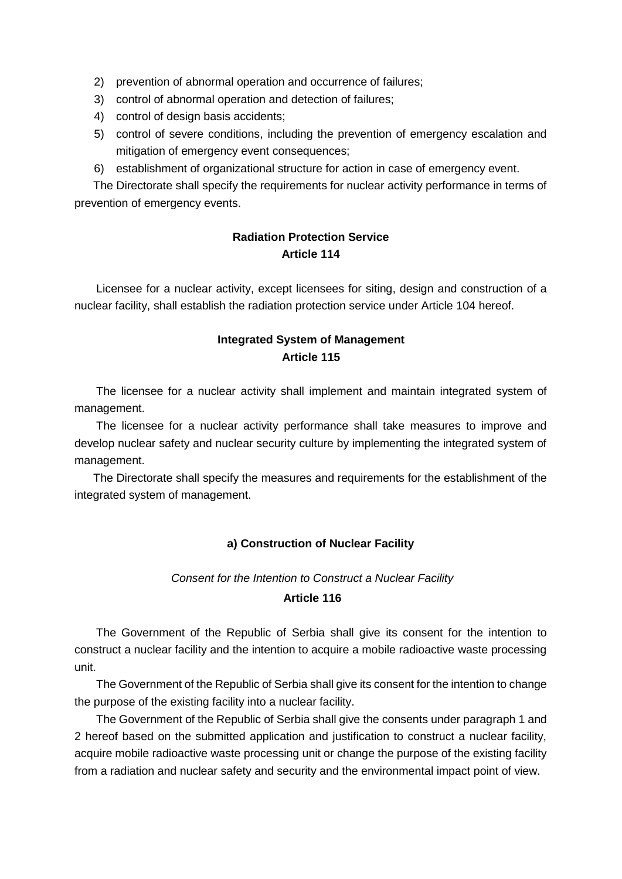2) prevention of abnormal operation and occurrence of failures;
3) control of abnormal operation and detection of failures;
4) control of design basis accidents;
5) control of severe conditions, including the prevention of emergency escalation and mitigation of emergency event consequences;
6) establishment of organizational structure for action in case of emergency event.

The Directorate shall specify the requirements for nuclear activity performance in terms of prevention of emergency events.

**Radiation Protection Service**
**Article 114**

Licensee for a nuclear activity, except licensees for siting, design and construction of a nuclear facility, shall establish the radiation protection service under Article 104 hereof.

**Integrated System of Management**
**Article 115**

The licensee for a nuclear activity shall implement and maintain integrated system of management.

The licensee for a nuclear activity performance shall take measures to improve and develop nuclear safety and nuclear security culture by implementing the integrated system of management.

The Directorate shall specify the measures and requirements for the establishment of the integrated system of management.

**a) Construction of Nuclear Facility**

*Consent for the Intention to Construct a Nuclear Facility*
**Article 116**

The Government of the Republic of Serbia shall give its consent for the intention to construct a nuclear facility and the intention to acquire a mobile radioactive waste processing unit.

The Government of the Republic of Serbia shall give its consent for the intention to change the purpose of the existing facility into a nuclear facility.

The Government of the Republic of Serbia shall give the consents under paragraph 1 and 2 hereof based on the submitted application and justification to construct a nuclear facility, acquire mobile radioactive waste processing unit or change the purpose of the existing facility from a radiation and nuclear safety and security and the environmental impact point of view.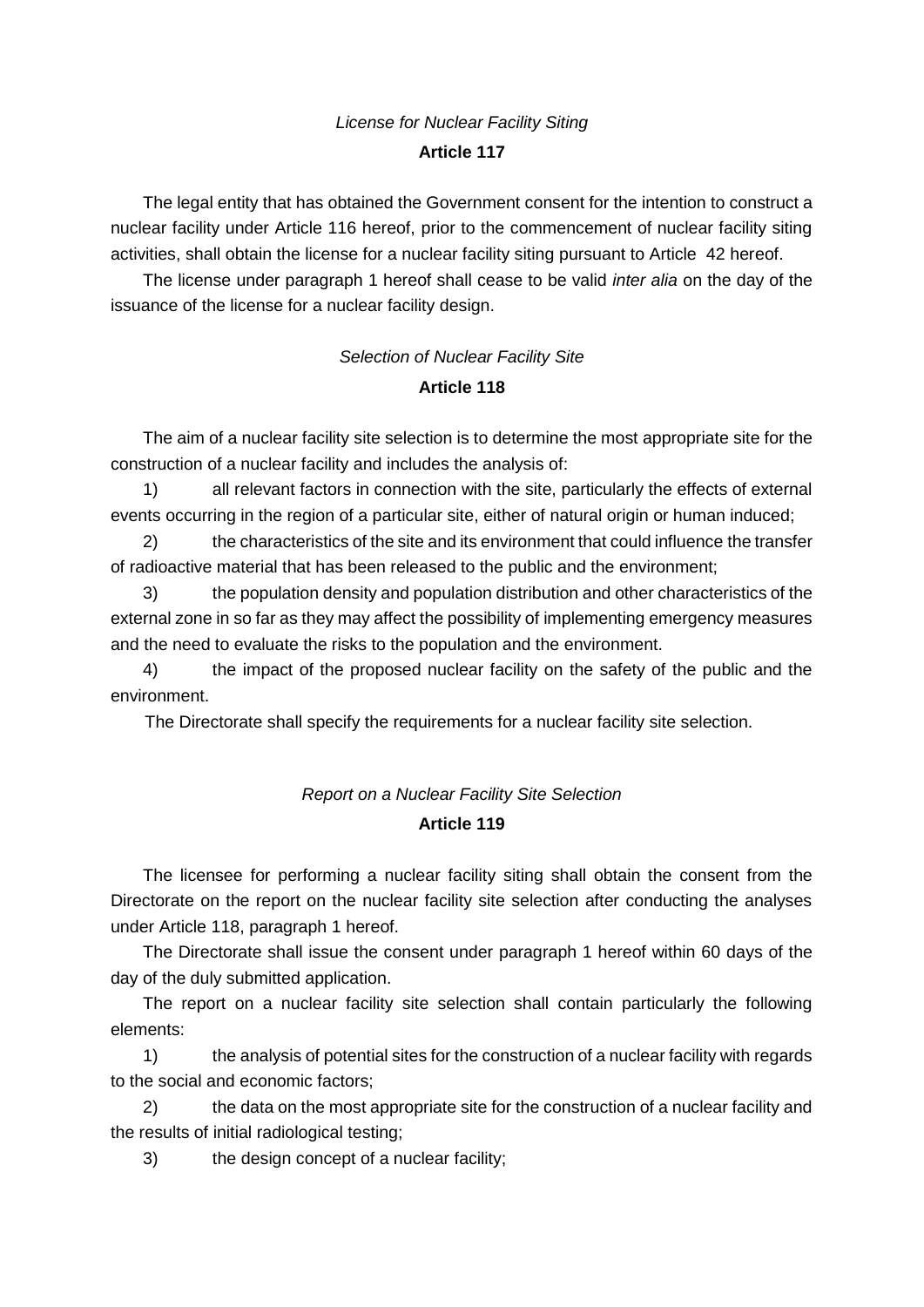*License for Nuclear Facility Siting*

**Article 117**

The legal entity that has obtained the Government consent for the intention to construct a nuclear facility under Article 116 hereof, prior to the commencement of nuclear facility siting activities, shall obtain the license for a nuclear facility siting pursuant to Article 42 hereof.

The license under paragraph 1 hereof shall cease to be valid *inter alia* on the day of the issuance of the license for a nuclear facility design.

*Selection of Nuclear Facility Site*

**Article 118**

The aim of a nuclear facility site selection is to determine the most appropriate site for the construction of a nuclear facility and includes the analysis of:

1) all relevant factors in connection with the site, particularly the effects of external events occurring in the region of a particular site, either of natural origin or human induced;

2) the characteristics of the site and its environment that could influence the transfer of radioactive material that has been released to the public and the environment;

3) the population density and population distribution and other characteristics of the external zone in so far as they may affect the possibility of implementing emergency measures and the need to evaluate the risks to the population and the environment.

4) the impact of the proposed nuclear facility on the safety of the public and the environment.

The Directorate shall specify the requirements for a nuclear facility site selection.

*Report on a Nuclear Facility Site Selection*

**Article 119**

The licensee for performing a nuclear facility siting shall obtain the consent from the Directorate on the report on the nuclear facility site selection after conducting the analyses under Article 118, paragraph 1 hereof.

The Directorate shall issue the consent under paragraph 1 hereof within 60 days of the day of the duly submitted application.

The report on a nuclear facility site selection shall contain particularly the following elements:

1) the analysis of potential sites for the construction of a nuclear facility with regards to the social and economic factors;

2) the data on the most appropriate site for the construction of a nuclear facility and the results of initial radiological testing;

3) the design concept of a nuclear facility;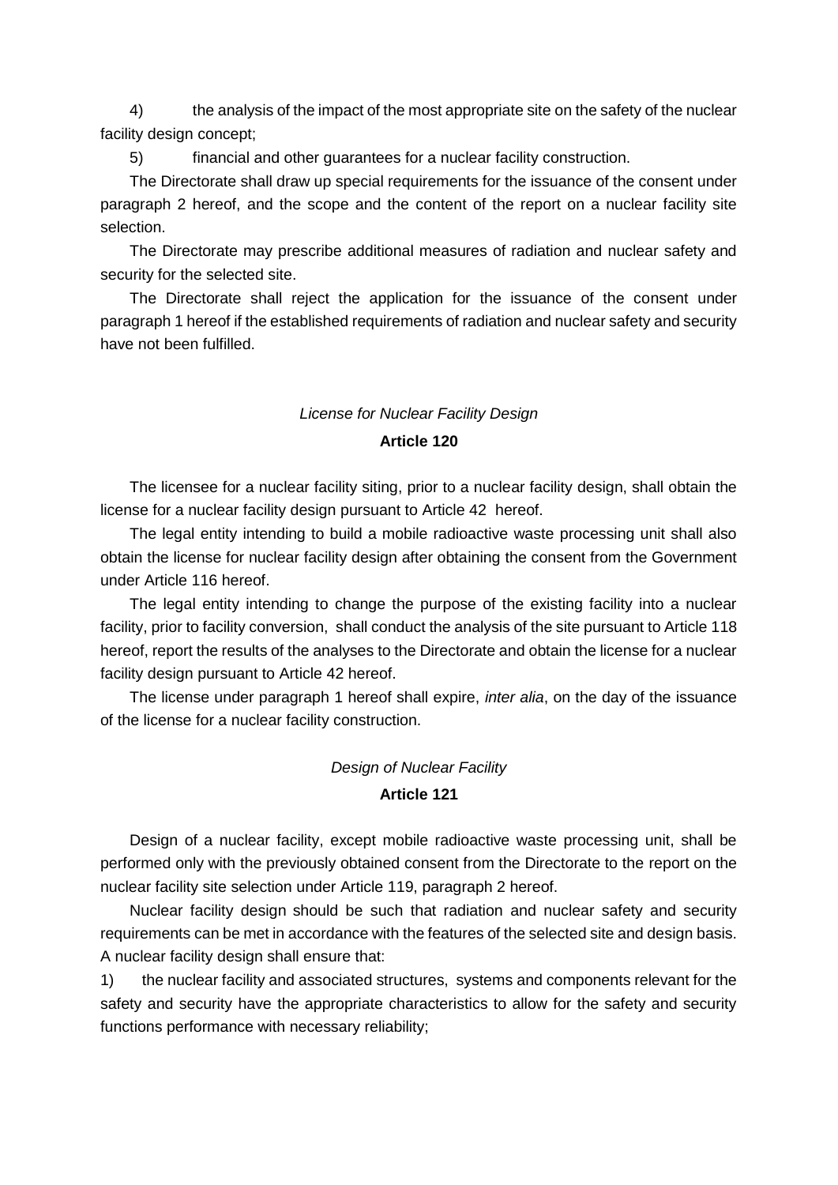4) the analysis of the impact of the most appropriate site on the safety of the nuclear facility design concept;

5) financial and other guarantees for a nuclear facility construction.

The Directorate shall draw up special requirements for the issuance of the consent under paragraph 2 hereof, and the scope and the content of the report on a nuclear facility site selection.

The Directorate may prescribe additional measures of radiation and nuclear safety and security for the selected site.

The Directorate shall reject the application for the issuance of the consent under paragraph 1 hereof if the established requirements of radiation and nuclear safety and security have not been fulfilled.

*License for Nuclear Facility Design*

**Article 120**

The licensee for a nuclear facility siting, prior to a nuclear facility design, shall obtain the license for a nuclear facility design pursuant to Article 42 hereof.

The legal entity intending to build a mobile radioactive waste processing unit shall also obtain the license for nuclear facility design after obtaining the consent from the Government under Article 116 hereof.

The legal entity intending to change the purpose of the existing facility into a nuclear facility, prior to facility conversion, shall conduct the analysis of the site pursuant to Article 118 hereof, report the results of the analyses to the Directorate and obtain the license for a nuclear facility design pursuant to Article 42 hereof.

The license under paragraph 1 hereof shall expire, *inter alia*, on the day of the issuance of the license for a nuclear facility construction.

*Design of Nuclear Facility*

**Article 121**

Design of a nuclear facility, except mobile radioactive waste processing unit, shall be performed only with the previously obtained consent from the Directorate to the report on the nuclear facility site selection under Article 119, paragraph 2 hereof.

Nuclear facility design should be such that radiation and nuclear safety and security requirements can be met in accordance with the features of the selected site and design basis. A nuclear facility design shall ensure that:

1) the nuclear facility and associated structures, systems and components relevant for the safety and security have the appropriate characteristics to allow for the safety and security functions performance with necessary reliability;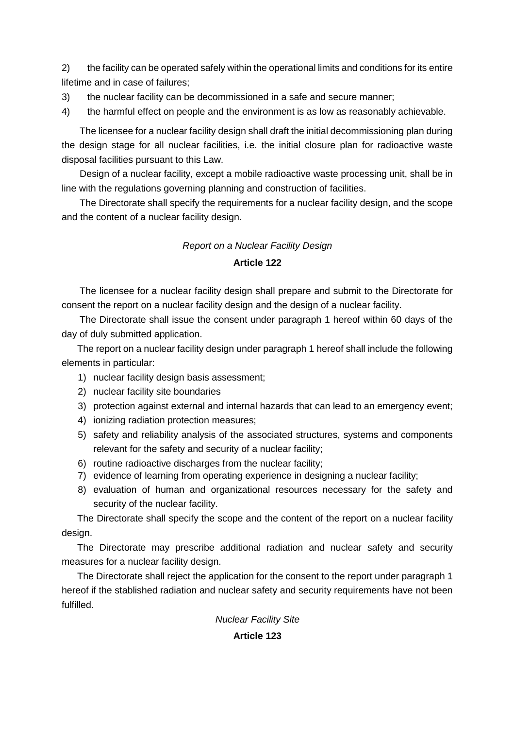2) the facility can be operated safely within the operational limits and conditions for its entire lifetime and in case of failures;

3) the nuclear facility can be decommissioned in a safe and secure manner;

4) the harmful effect on people and the environment is as low as reasonably achievable.

The licensee for a nuclear facility design shall draft the initial decommissioning plan during the design stage for all nuclear facilities, i.e. the initial closure plan for radioactive waste disposal facilities pursuant to this Law.

Design of a nuclear facility, except a mobile radioactive waste processing unit, shall be in line with the regulations governing planning and construction of facilities.

The Directorate shall specify the requirements for a nuclear facility design, and the scope and the content of a nuclear facility design.

*Report on a Nuclear Facility Design*

**Article 122**

The licensee for a nuclear facility design shall prepare and submit to the Directorate for consent the report on a nuclear facility design and the design of a nuclear facility.

The Directorate shall issue the consent under paragraph 1 hereof within 60 days of the day of duly submitted application.

The report on a nuclear facility design under paragraph 1 hereof shall include the following elements in particular:

1) nuclear facility design basis assessment;
2) nuclear facility site boundaries
3) protection against external and internal hazards that can lead to an emergency event;
4) ionizing radiation protection measures;
5) safety and reliability analysis of the associated structures, systems and components relevant for the safety and security of a nuclear facility;
6) routine radioactive discharges from the nuclear facility;
7) evidence of learning from operating experience in designing a nuclear facility;
8) evaluation of human and organizational resources necessary for the safety and security of the nuclear facility.

The Directorate shall specify the scope and the content of the report on a nuclear facility design.

The Directorate may prescribe additional radiation and nuclear safety and security measures for a nuclear facility design.

The Directorate shall reject the application for the consent to the report under paragraph 1 hereof if the stablished radiation and nuclear safety and security requirements have not been fulfilled.

*Nuclear Facility Site*

**Article 123**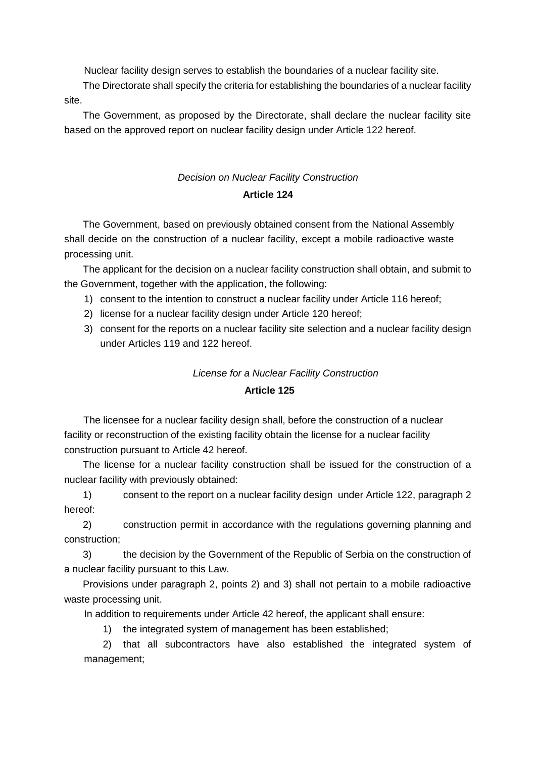Nuclear facility design serves to establish the boundaries of a nuclear facility site.

The Directorate shall specify the criteria for establishing the boundaries of a nuclear facility site.

The Government, as proposed by the Directorate, shall declare the nuclear facility site based on the approved report on nuclear facility design under Article 122 hereof.

*Decision on Nuclear Facility Construction*

**Article 124**

The Government, based on previously obtained consent from the National Assembly shall decide on the construction of a nuclear facility, except a mobile radioactive waste processing unit.

The applicant for the decision on a nuclear facility construction shall obtain, and submit to the Government, together with the application, the following:

1) consent to the intention to construct a nuclear facility under Article 116 hereof;
2) license for a nuclear facility design under Article 120 hereof;
3) consent for the reports on a nuclear facility site selection and a nuclear facility design under Articles 119 and 122 hereof.

*License for a Nuclear Facility Construction*

**Article 125**

The licensee for a nuclear facility design shall, before the construction of a nuclear facility or reconstruction of the existing facility obtain the license for a nuclear facility construction pursuant to Article 42 hereof.

The license for a nuclear facility construction shall be issued for the construction of a nuclear facility with previously obtained:

1) consent to the report on a nuclear facility design under Article 122, paragraph 2 hereof:

2) construction permit in accordance with the regulations governing planning and construction;

3) the decision by the Government of the Republic of Serbia on the construction of a nuclear facility pursuant to this Law.

Provisions under paragraph 2, points 2) and 3) shall not pertain to a mobile radioactive waste processing unit.

In addition to requirements under Article 42 hereof, the applicant shall ensure:

1) the integrated system of management has been established;

2) that all subcontractors have also established the integrated system of management;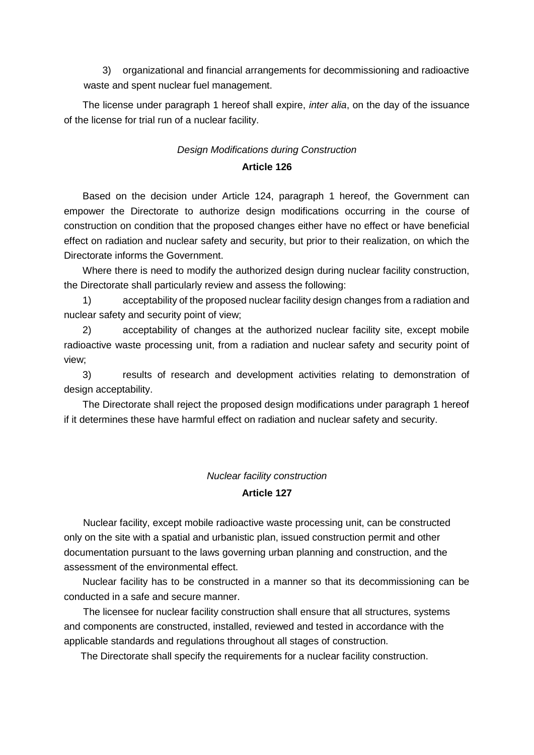3) organizational and financial arrangements for decommissioning and radioactive waste and spent nuclear fuel management.

The license under paragraph 1 hereof shall expire, *inter alia*, on the day of the issuance of the license for trial run of a nuclear facility.

*Design Modifications during Construction*

**Article 126**

Based on the decision under Article 124, paragraph 1 hereof, the Government can empower the Directorate to authorize design modifications occurring in the course of construction on condition that the proposed changes either have no effect or have beneficial effect on radiation and nuclear safety and security, but prior to their realization, on which the Directorate informs the Government.

Where there is need to modify the authorized design during nuclear facility construction, the Directorate shall particularly review and assess the following:

1) acceptability of the proposed nuclear facility design changes from a radiation and nuclear safety and security point of view;

2) acceptability of changes at the authorized nuclear facility site, except mobile radioactive waste processing unit, from a radiation and nuclear safety and security point of view;

3) results of research and development activities relating to demonstration of design acceptability.

The Directorate shall reject the proposed design modifications under paragraph 1 hereof if it determines these have harmful effect on radiation and nuclear safety and security.

*Nuclear facility construction*

**Article 127**

Nuclear facility, except mobile radioactive waste processing unit, can be constructed only on the site with a spatial and urbanistic plan, issued construction permit and other documentation pursuant to the laws governing urban planning and construction, and the assessment of the environmental effect.

Nuclear facility has to be constructed in a manner so that its decommissioning can be conducted in a safe and secure manner.

The licensee for nuclear facility construction shall ensure that all structures, systems and components are constructed, installed, reviewed and tested in accordance with the applicable standards and regulations throughout all stages of construction.

The Directorate shall specify the requirements for a nuclear facility construction.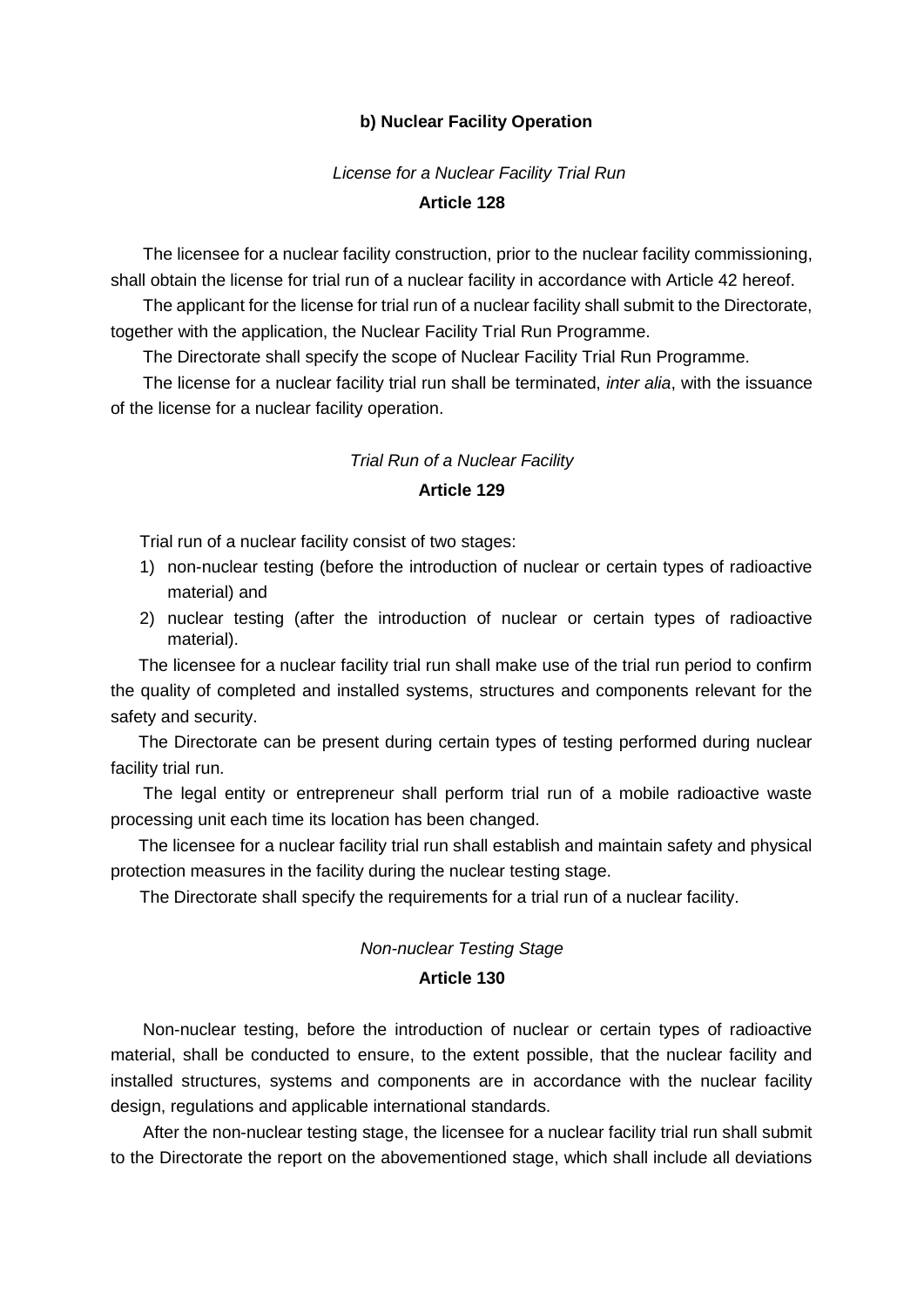**b) Nuclear Facility Operation**

*License for a Nuclear Facility Trial Run*

**Article 128**

The licensee for a nuclear facility construction, prior to the nuclear facility commissioning, shall obtain the license for trial run of a nuclear facility in accordance with Article 42 hereof.

The applicant for the license for trial run of a nuclear facility shall submit to the Directorate, together with the application, the Nuclear Facility Trial Run Programme.

The Directorate shall specify the scope of Nuclear Facility Trial Run Programme.

The license for a nuclear facility trial run shall be terminated, *inter alia*, with the issuance of the license for a nuclear facility operation.

*Trial Run of a Nuclear Facility*

**Article 129**

Trial run of a nuclear facility consist of two stages:

1) non-nuclear testing (before the introduction of nuclear or certain types of radioactive material) and
2) nuclear testing (after the introduction of nuclear or certain types of radioactive material).

The licensee for a nuclear facility trial run shall make use of the trial run period to confirm the quality of completed and installed systems, structures and components relevant for the safety and security.

The Directorate can be present during certain types of testing performed during nuclear facility trial run.

The legal entity or entrepreneur shall perform trial run of a mobile radioactive waste processing unit each time its location has been changed.

The licensee for a nuclear facility trial run shall establish and maintain safety and physical protection measures in the facility during the nuclear testing stage.

The Directorate shall specify the requirements for a trial run of a nuclear facility.

*Non-nuclear Testing Stage*

**Article 130**

Non-nuclear testing, before the introduction of nuclear or certain types of radioactive material, shall be conducted to ensure, to the extent possible, that the nuclear facility and installed structures, systems and components are in accordance with the nuclear facility design, regulations and applicable international standards.

After the non-nuclear testing stage, the licensee for a nuclear facility trial run shall submit to the Directorate the report on the abovementioned stage, which shall include all deviations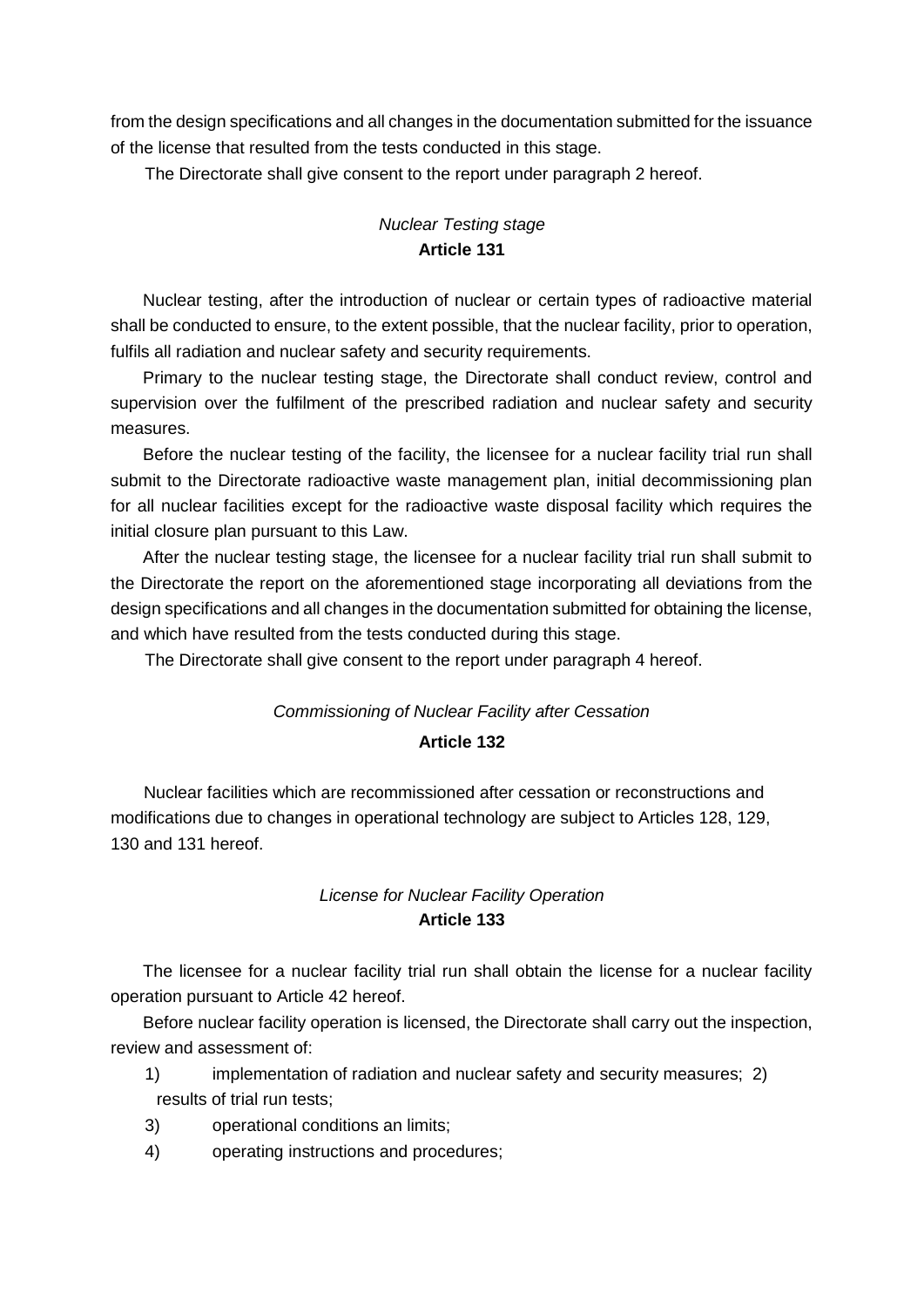from the design specifications and all changes in the documentation submitted for the issuance of the license that resulted from the tests conducted in this stage.

The Directorate shall give consent to the report under paragraph 2 hereof.

*Nuclear Testing stage*
**Article 131**

Nuclear testing, after the introduction of nuclear or certain types of radioactive material shall be conducted to ensure, to the extent possible, that the nuclear facility, prior to operation, fulfils all radiation and nuclear safety and security requirements.

Primary to the nuclear testing stage, the Directorate shall conduct review, control and supervision over the fulfilment of the prescribed radiation and nuclear safety and security measures.

Before the nuclear testing of the facility, the licensee for a nuclear facility trial run shall submit to the Directorate radioactive waste management plan, initial decommissioning plan for all nuclear facilities except for the radioactive waste disposal facility which requires the initial closure plan pursuant to this Law.

After the nuclear testing stage, the licensee for a nuclear facility trial run shall submit to the Directorate the report on the aforementioned stage incorporating all deviations from the design specifications and all changes in the documentation submitted for obtaining the license, and which have resulted from the tests conducted during this stage.

The Directorate shall give consent to the report under paragraph 4 hereof.

*Commissioning of Nuclear Facility after Cessation*
**Article 132**

Nuclear facilities which are recommissioned after cessation or reconstructions and modifications due to changes in operational technology are subject to Articles 128, 129, 130 and 131 hereof.

*License for Nuclear Facility Operation*
**Article 133**

The licensee for a nuclear facility trial run shall obtain the license for a nuclear facility operation pursuant to Article 42 hereof.

Before nuclear facility operation is licensed, the Directorate shall carry out the inspection, review and assessment of:

1) implementation of radiation and nuclear safety and security measures;
2) results of trial run tests;
3) operational conditions an limits;
4) operating instructions and procedures;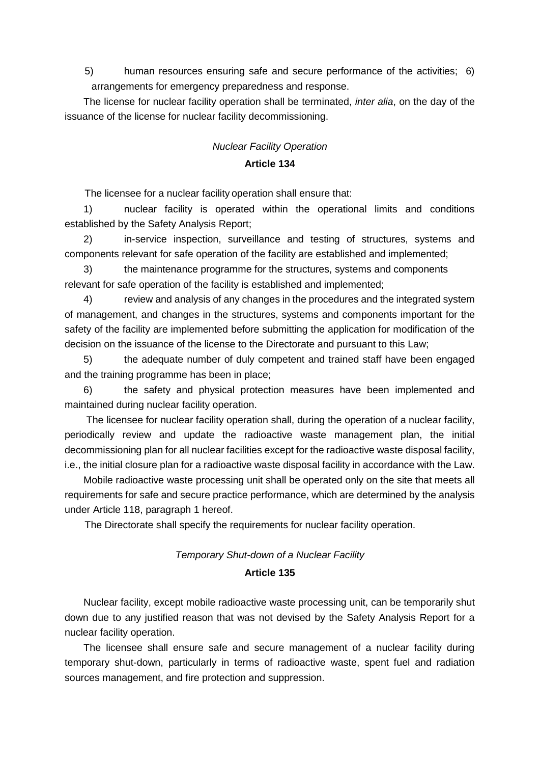5) human resources ensuring safe and secure performance of the activities; 6) arrangements for emergency preparedness and response.

The license for nuclear facility operation shall be terminated, *inter alia*, on the day of the issuance of the license for nuclear facility decommissioning.

*Nuclear Facility Operation*

**Article 134**

The licensee for a nuclear facility operation shall ensure that:

1) nuclear facility is operated within the operational limits and conditions established by the Safety Analysis Report;

2) in-service inspection, surveillance and testing of structures, systems and components relevant for safe operation of the facility are established and implemented;

3) the maintenance programme for the structures, systems and components relevant for safe operation of the facility is established and implemented;

4) review and analysis of any changes in the procedures and the integrated system of management, and changes in the structures, systems and components important for the safety of the facility are implemented before submitting the application for modification of the decision on the issuance of the license to the Directorate and pursuant to this Law;

5) the adequate number of duly competent and trained staff have been engaged and the training programme has been in place;

6) the safety and physical protection measures have been implemented and maintained during nuclear facility operation.

The licensee for nuclear facility operation shall, during the operation of a nuclear facility, periodically review and update the radioactive waste management plan, the initial decommissioning plan for all nuclear facilities except for the radioactive waste disposal facility, i.e., the initial closure plan for a radioactive waste disposal facility in accordance with the Law.

Mobile radioactive waste processing unit shall be operated only on the site that meets all requirements for safe and secure practice performance, which are determined by the analysis under Article 118, paragraph 1 hereof.

The Directorate shall specify the requirements for nuclear facility operation.

*Temporary Shut-down of a Nuclear Facility*

**Article 135**

Nuclear facility, except mobile radioactive waste processing unit, can be temporarily shut down due to any justified reason that was not devised by the Safety Analysis Report for a nuclear facility operation.

The licensee shall ensure safe and secure management of a nuclear facility during temporary shut-down, particularly in terms of radioactive waste, spent fuel and radiation sources management, and fire protection and suppression.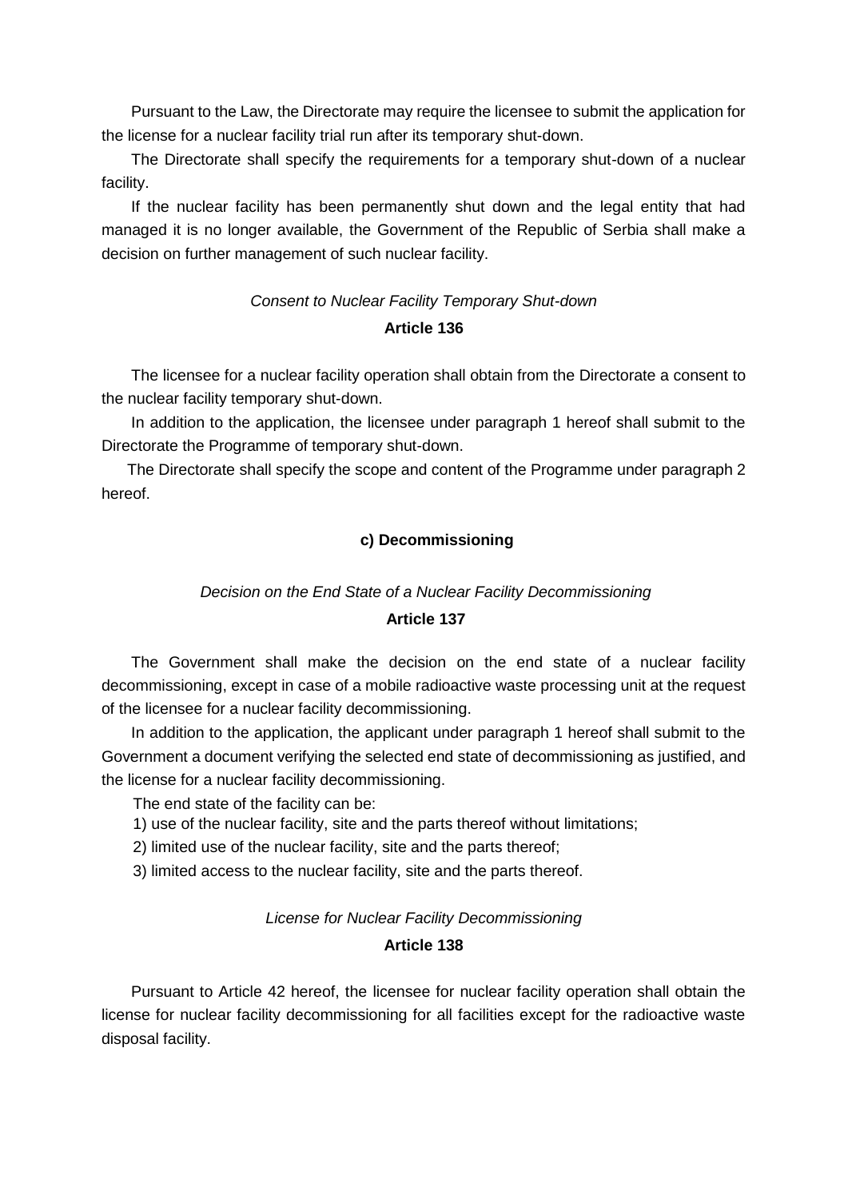Pursuant to the Law, the Directorate may require the licensee to submit the application for the license for a nuclear facility trial run after its temporary shut-down.

The Directorate shall specify the requirements for a temporary shut-down of a nuclear facility.

If the nuclear facility has been permanently shut down and the legal entity that had managed it is no longer available, the Government of the Republic of Serbia shall make a decision on further management of such nuclear facility.

*Consent to Nuclear Facility Temporary Shut-down*

**Article 136**

The licensee for a nuclear facility operation shall obtain from the Directorate a consent to the nuclear facility temporary shut-down.

In addition to the application, the licensee under paragraph 1 hereof shall submit to the Directorate the Programme of temporary shut-down.

The Directorate shall specify the scope and content of the Programme under paragraph 2 hereof.

**c) Decommissioning**

*Decision on the End State of a Nuclear Facility Decommissioning*

**Article 137**

The Government shall make the decision on the end state of a nuclear facility decommissioning, except in case of a mobile radioactive waste processing unit at the request of the licensee for a nuclear facility decommissioning.

In addition to the application, the applicant under paragraph 1 hereof shall submit to the Government a document verifying the selected end state of decommissioning as justified, and the license for a nuclear facility decommissioning.

The end state of the facility can be:

1) use of the nuclear facility, site and the parts thereof without limitations;

2) limited use of the nuclear facility, site and the parts thereof;

3) limited access to the nuclear facility, site and the parts thereof.

*License for Nuclear Facility Decommissioning*

**Article 138**

Pursuant to Article 42 hereof, the licensee for nuclear facility operation shall obtain the license for nuclear facility decommissioning for all facilities except for the radioactive waste disposal facility.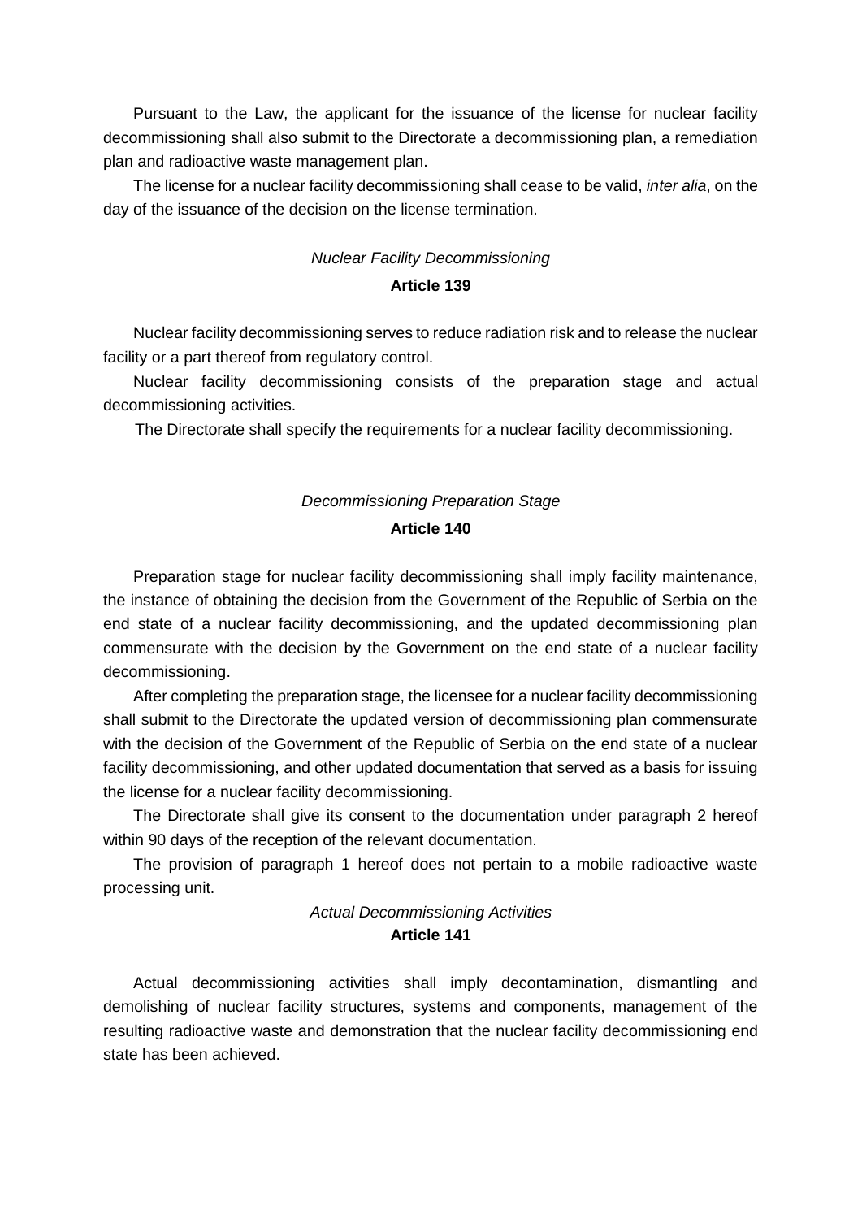Pursuant to the Law, the applicant for the issuance of the license for nuclear facility decommissioning shall also submit to the Directorate a decommissioning plan, a remediation plan and radioactive waste management plan.

The license for a nuclear facility decommissioning shall cease to be valid, *inter alia*, on the day of the issuance of the decision on the license termination.

*Nuclear Facility Decommissioning*

**Article 139**

Nuclear facility decommissioning serves to reduce radiation risk and to release the nuclear facility or a part thereof from regulatory control.

Nuclear facility decommissioning consists of the preparation stage and actual decommissioning activities.

The Directorate shall specify the requirements for a nuclear facility decommissioning.

*Decommissioning Preparation Stage*

**Article 140**

Preparation stage for nuclear facility decommissioning shall imply facility maintenance, the instance of obtaining the decision from the Government of the Republic of Serbia on the end state of a nuclear facility decommissioning, and the updated decommissioning plan commensurate with the decision by the Government on the end state of a nuclear facility decommissioning.

After completing the preparation stage, the licensee for a nuclear facility decommissioning shall submit to the Directorate the updated version of decommissioning plan commensurate with the decision of the Government of the Republic of Serbia on the end state of a nuclear facility decommissioning, and other updated documentation that served as a basis for issuing the license for a nuclear facility decommissioning.

The Directorate shall give its consent to the documentation under paragraph 2 hereof within 90 days of the reception of the relevant documentation.

The provision of paragraph 1 hereof does not pertain to a mobile radioactive waste processing unit.

*Actual Decommissioning Activities*

**Article 141**

Actual decommissioning activities shall imply decontamination, dismantling and demolishing of nuclear facility structures, systems and components, management of the resulting radioactive waste and demonstration that the nuclear facility decommissioning end state has been achieved.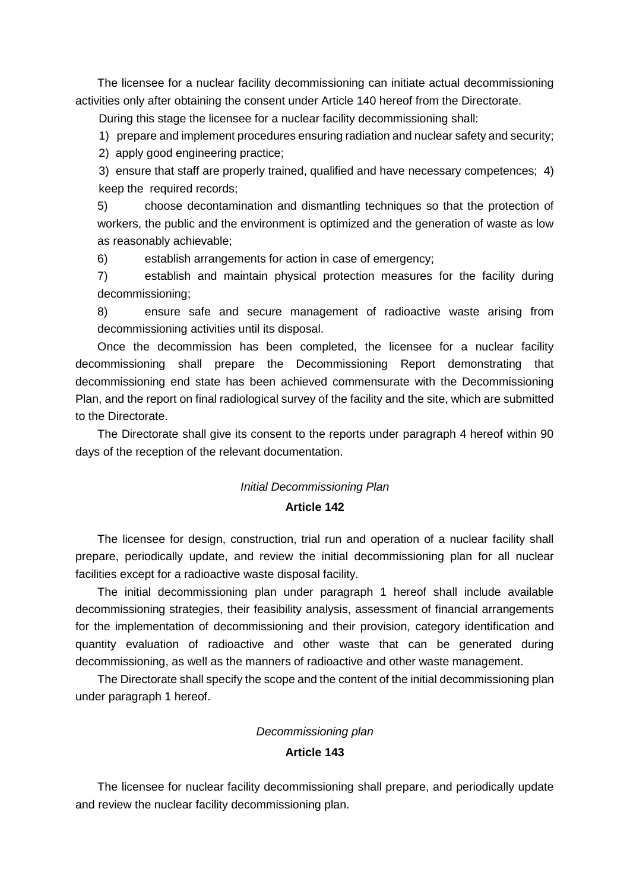The licensee for a nuclear facility decommissioning can initiate actual decommissioning activities only after obtaining the consent under Article 140 hereof from the Directorate.

During this stage the licensee for a nuclear facility decommissioning shall:

1) prepare and implement procedures ensuring radiation and nuclear safety and security;
2) apply good engineering practice;
3) ensure that staff are properly trained, qualified and have necessary competences;
4) keep the required records;
5) choose decontamination and dismantling techniques so that the protection of workers, the public and the environment is optimized and the generation of waste as low as reasonably achievable;
6) establish arrangements for action in case of emergency;
7) establish and maintain physical protection measures for the facility during decommissioning;
8) ensure safe and secure management of radioactive waste arising from decommissioning activities until its disposal.

Once the decommission has been completed, the licensee for a nuclear facility decommissioning shall prepare the Decommissioning Report demonstrating that decommissioning end state has been achieved commensurate with the Decommissioning Plan, and the report on final radiological survey of the facility and the site, which are submitted to the Directorate.

The Directorate shall give its consent to the reports under paragraph 4 hereof within 90 days of the reception of the relevant documentation.

*Initial Decommissioning Plan*

**Article 142**

The licensee for design, construction, trial run and operation of a nuclear facility shall prepare, periodically update, and review the initial decommissioning plan for all nuclear facilities except for a radioactive waste disposal facility.

The initial decommissioning plan under paragraph 1 hereof shall include available decommissioning strategies, their feasibility analysis, assessment of financial arrangements for the implementation of decommissioning and their provision, category identification and quantity evaluation of radioactive and other waste that can be generated during decommissioning, as well as the manners of radioactive and other waste management.

The Directorate shall specify the scope and the content of the initial decommissioning plan under paragraph 1 hereof.

*Decommissioning plan*

**Article 143**

The licensee for nuclear facility decommissioning shall prepare, and periodically update and review the nuclear facility decommissioning plan.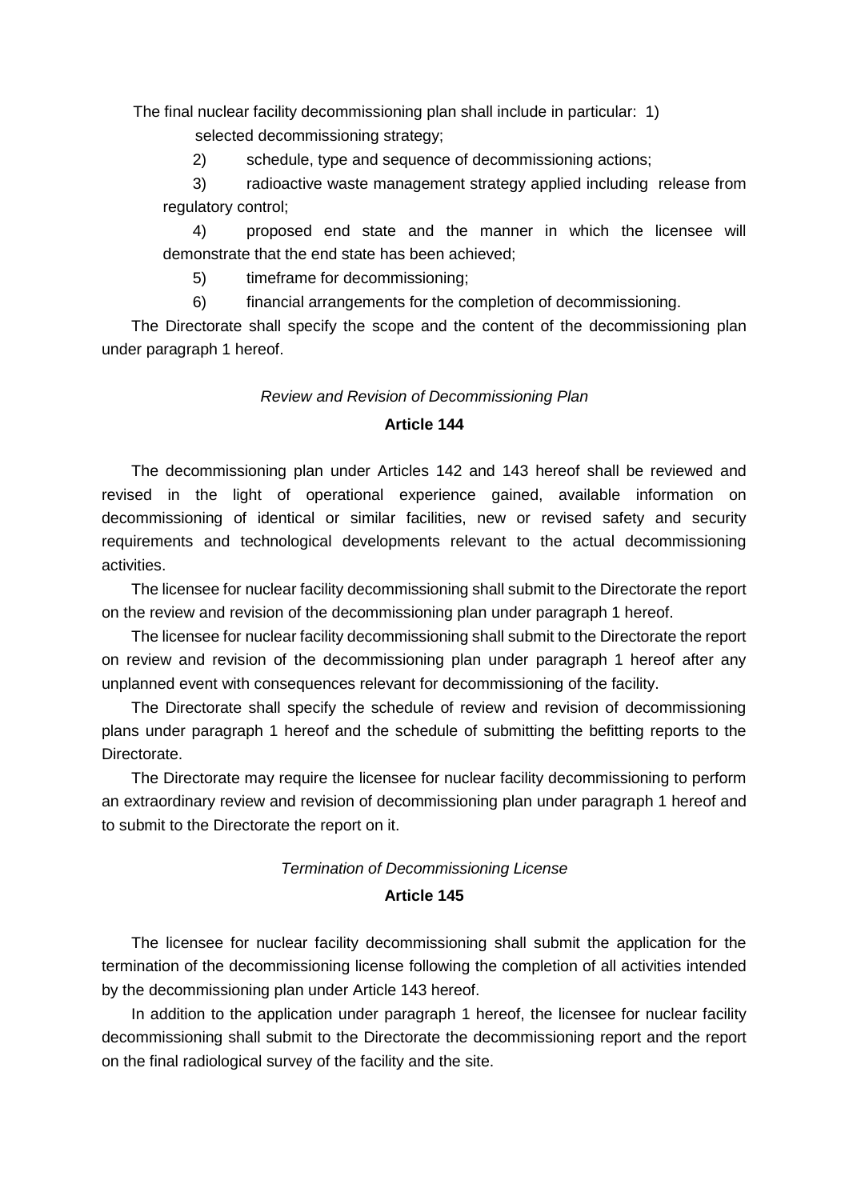The final nuclear facility decommissioning plan shall include in particular:

1) selected decommissioning strategy;
2) schedule, type and sequence of decommissioning actions;
3) radioactive waste management strategy applied including release from regulatory control;
4) proposed end state and the manner in which the licensee will demonstrate that the end state has been achieved;
5) timeframe for decommissioning;
6) financial arrangements for the completion of decommissioning.

The Directorate shall specify the scope and the content of the decommissioning plan under paragraph 1 hereof.

*Review and Revision of Decommissioning Plan*

**Article 144**

The decommissioning plan under Articles 142 and 143 hereof shall be reviewed and revised in the light of operational experience gained, available information on decommissioning of identical or similar facilities, new or revised safety and security requirements and technological developments relevant to the actual decommissioning activities.

The licensee for nuclear facility decommissioning shall submit to the Directorate the report on the review and revision of the decommissioning plan under paragraph 1 hereof.

The licensee for nuclear facility decommissioning shall submit to the Directorate the report on review and revision of the decommissioning plan under paragraph 1 hereof after any unplanned event with consequences relevant for decommissioning of the facility.

The Directorate shall specify the schedule of review and revision of decommissioning plans under paragraph 1 hereof and the schedule of submitting the befitting reports to the Directorate.

The Directorate may require the licensee for nuclear facility decommissioning to perform an extraordinary review and revision of decommissioning plan under paragraph 1 hereof and to submit to the Directorate the report on it.

*Termination of Decommissioning License*

**Article 145**

The licensee for nuclear facility decommissioning shall submit the application for the termination of the decommissioning license following the completion of all activities intended by the decommissioning plan under Article 143 hereof.

In addition to the application under paragraph 1 hereof, the licensee for nuclear facility decommissioning shall submit to the Directorate the decommissioning report and the report on the final radiological survey of the facility and the site.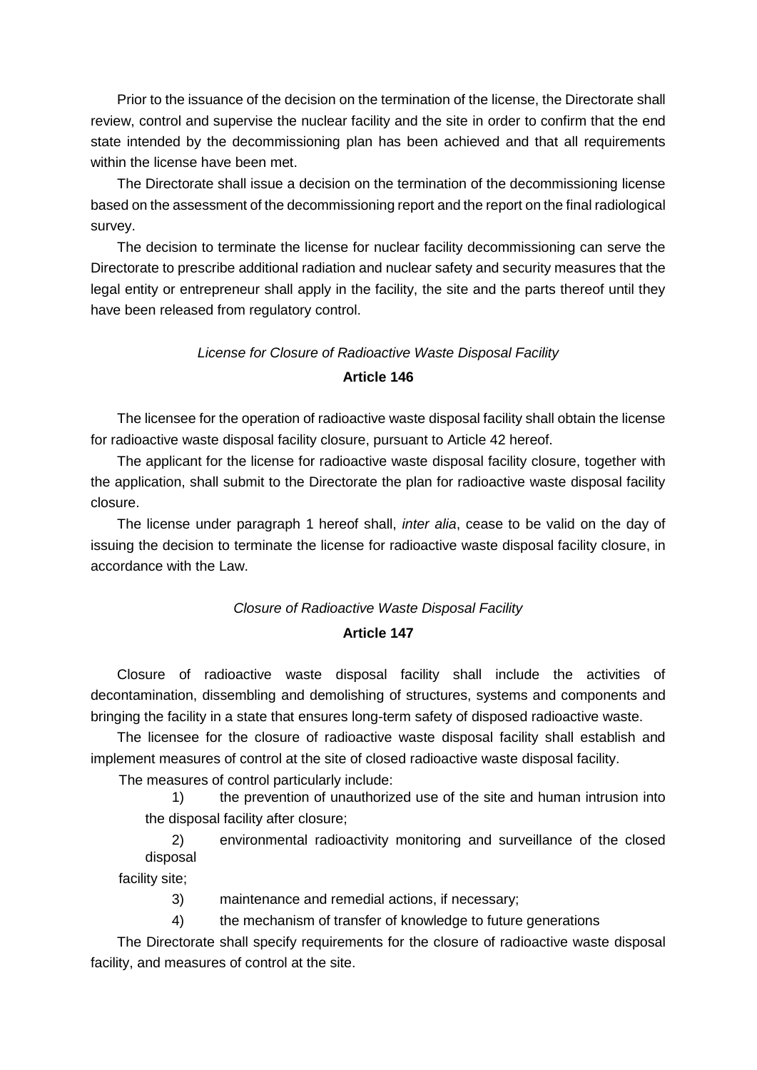Prior to the issuance of the decision on the termination of the license, the Directorate shall review, control and supervise the nuclear facility and the site in order to confirm that the end state intended by the decommissioning plan has been achieved and that all requirements within the license have been met.

The Directorate shall issue a decision on the termination of the decommissioning license based on the assessment of the decommissioning report and the report on the final radiological survey.

The decision to terminate the license for nuclear facility decommissioning can serve the Directorate to prescribe additional radiation and nuclear safety and security measures that the legal entity or entrepreneur shall apply in the facility, the site and the parts thereof until they have been released from regulatory control.

*License for Closure of Radioactive Waste Disposal Facility*

**Article 146**

The licensee for the operation of radioactive waste disposal facility shall obtain the license for radioactive waste disposal facility closure, pursuant to Article 42 hereof.

The applicant for the license for radioactive waste disposal facility closure, together with the application, shall submit to the Directorate the plan for radioactive waste disposal facility closure.

The license under paragraph 1 hereof shall, *inter alia*, cease to be valid on the day of issuing the decision to terminate the license for radioactive waste disposal facility closure, in accordance with the Law.

*Closure of Radioactive Waste Disposal Facility*

**Article 147**

Closure of radioactive waste disposal facility shall include the activities of decontamination, dissembling and demolishing of structures, systems and components and bringing the facility in a state that ensures long-term safety of disposed radioactive waste.

The licensee for the closure of radioactive waste disposal facility shall establish and implement measures of control at the site of closed radioactive waste disposal facility.

The measures of control particularly include:

1) the prevention of unauthorized use of the site and human intrusion into the disposal facility after closure;

2) environmental radioactivity monitoring and surveillance of the closed disposal facility site;

3) maintenance and remedial actions, if necessary;

4) the mechanism of transfer of knowledge to future generations

The Directorate shall specify requirements for the closure of radioactive waste disposal facility, and measures of control at the site.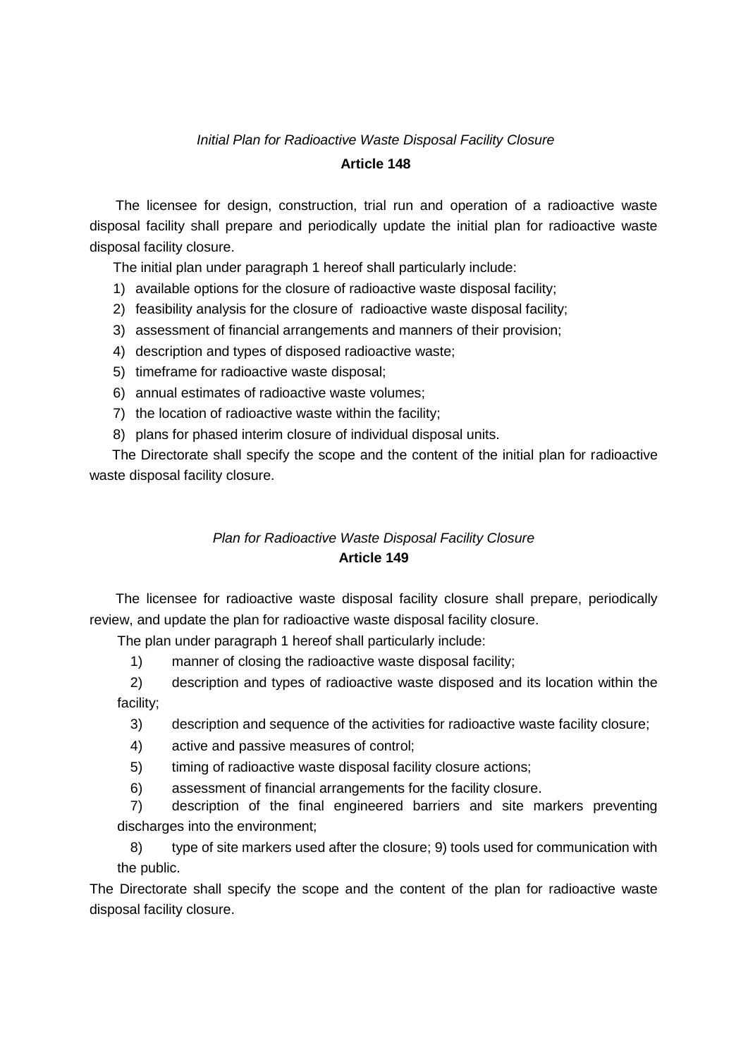*Initial Plan for Radioactive Waste Disposal Facility Closure*

**Article 148**

The licensee for design, construction, trial run and operation of a radioactive waste disposal facility shall prepare and periodically update the initial plan for radioactive waste disposal facility closure.

The initial plan under paragraph 1 hereof shall particularly include:

1) available options for the closure of radioactive waste disposal facility;
2) feasibility analysis for the closure of radioactive waste disposal facility;
3) assessment of financial arrangements and manners of their provision;
4) description and types of disposed radioactive waste;
5) timeframe for radioactive waste disposal;
6) annual estimates of radioactive waste volumes;
7) the location of radioactive waste within the facility;
8) plans for phased interim closure of individual disposal units.

The Directorate shall specify the scope and the content of the initial plan for radioactive waste disposal facility closure.

*Plan for Radioactive Waste Disposal Facility Closure*

**Article 149**

The licensee for radioactive waste disposal facility closure shall prepare, periodically review, and update the plan for radioactive waste disposal facility closure.

The plan under paragraph 1 hereof shall particularly include:

1) manner of closing the radioactive waste disposal facility;
2) description and types of radioactive waste disposed and its location within the facility;
3) description and sequence of the activities for radioactive waste facility closure;
4) active and passive measures of control;
5) timing of radioactive waste disposal facility closure actions;
6) assessment of financial arrangements for the facility closure.
7) description of the final engineered barriers and site markers preventing discharges into the environment;
8) type of site markers used after the closure; 9) tools used for communication with the public.

The Directorate shall specify the scope and the content of the plan for radioactive waste disposal facility closure.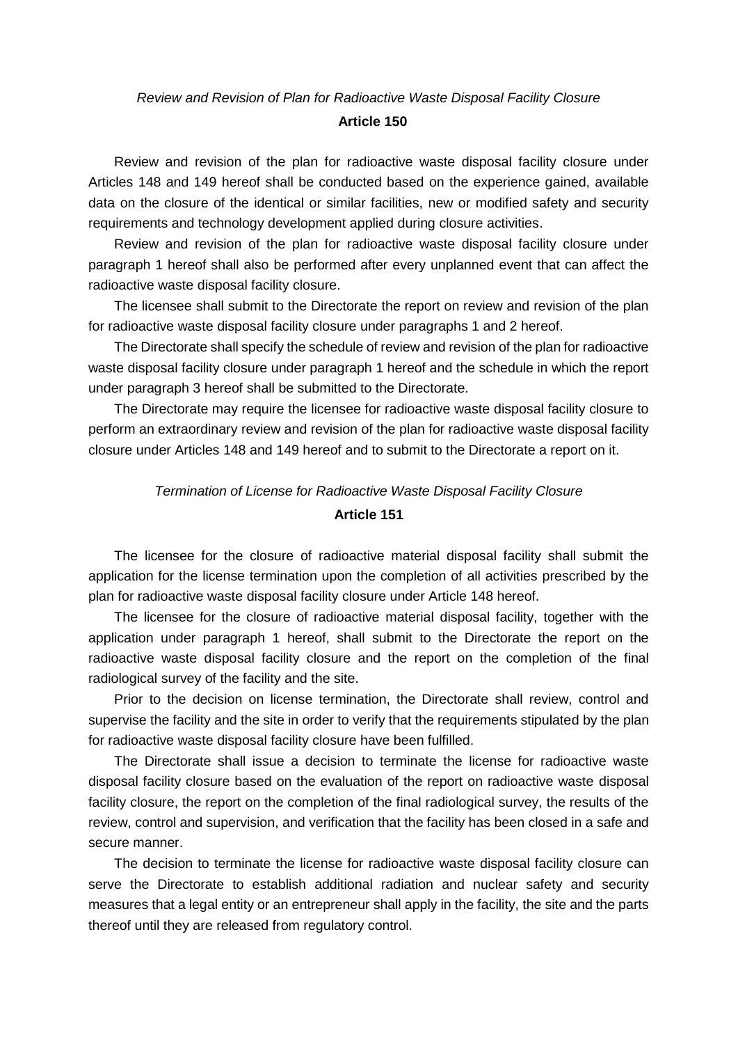*Review and Revision of Plan for Radioactive Waste Disposal Facility Closure*

**Article 150**

Review and revision of the plan for radioactive waste disposal facility closure under Articles 148 and 149 hereof shall be conducted based on the experience gained, available data on the closure of the identical or similar facilities, new or modified safety and security requirements and technology development applied during closure activities.

Review and revision of the plan for radioactive waste disposal facility closure under paragraph 1 hereof shall also be performed after every unplanned event that can affect the radioactive waste disposal facility closure.

The licensee shall submit to the Directorate the report on review and revision of the plan for radioactive waste disposal facility closure under paragraphs 1 and 2 hereof.

The Directorate shall specify the schedule of review and revision of the plan for radioactive waste disposal facility closure under paragraph 1 hereof and the schedule in which the report under paragraph 3 hereof shall be submitted to the Directorate.

The Directorate may require the licensee for radioactive waste disposal facility closure to perform an extraordinary review and revision of the plan for radioactive waste disposal facility closure under Articles 148 and 149 hereof and to submit to the Directorate a report on it.

*Termination of License for Radioactive Waste Disposal Facility Closure*

**Article 151**

The licensee for the closure of radioactive material disposal facility shall submit the application for the license termination upon the completion of all activities prescribed by the plan for radioactive waste disposal facility closure under Article 148 hereof.

The licensee for the closure of radioactive material disposal facility, together with the application under paragraph 1 hereof, shall submit to the Directorate the report on the radioactive waste disposal facility closure and the report on the completion of the final radiological survey of the facility and the site.

Prior to the decision on license termination, the Directorate shall review, control and supervise the facility and the site in order to verify that the requirements stipulated by the plan for radioactive waste disposal facility closure have been fulfilled.

The Directorate shall issue a decision to terminate the license for radioactive waste disposal facility closure based on the evaluation of the report on radioactive waste disposal facility closure, the report on the completion of the final radiological survey, the results of the review, control and supervision, and verification that the facility has been closed in a safe and secure manner.

The decision to terminate the license for radioactive waste disposal facility closure can serve the Directorate to establish additional radiation and nuclear safety and security measures that a legal entity or an entrepreneur shall apply in the facility, the site and the parts thereof until they are released from regulatory control.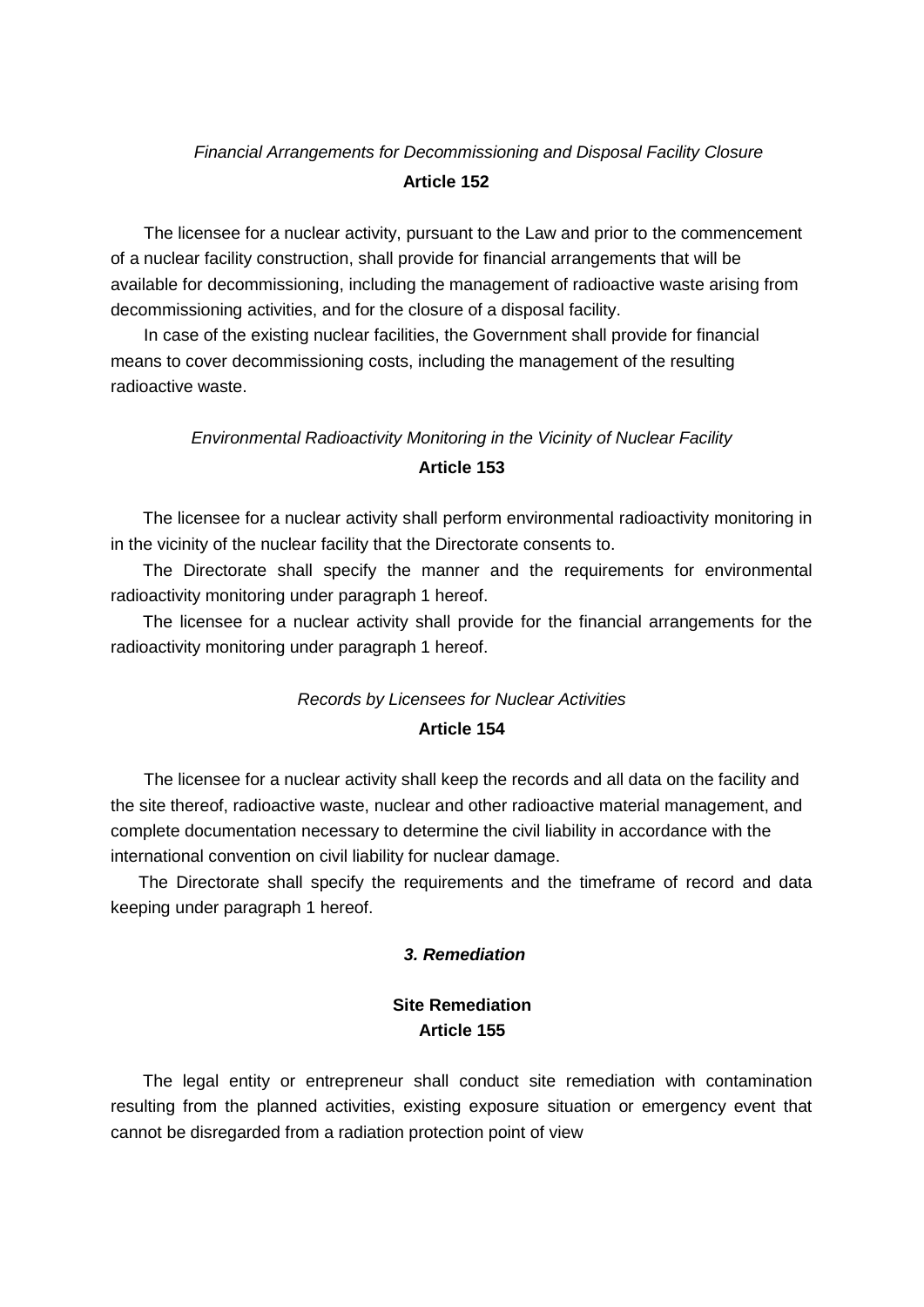*Financial Arrangements for Decommissioning and Disposal Facility Closure*

**Article 152**

The licensee for a nuclear activity, pursuant to the Law and prior to the commencement of a nuclear facility construction, shall provide for financial arrangements that will be available for decommissioning, including the management of radioactive waste arising from decommissioning activities, and for the closure of a disposal facility.

In case of the existing nuclear facilities, the Government shall provide for financial means to cover decommissioning costs, including the management of the resulting radioactive waste.

*Environmental Radioactivity Monitoring in the Vicinity of Nuclear Facility*

**Article 153**

The licensee for a nuclear activity shall perform environmental radioactivity monitoring in in the vicinity of the nuclear facility that the Directorate consents to.

The Directorate shall specify the manner and the requirements for environmental radioactivity monitoring under paragraph 1 hereof.

The licensee for a nuclear activity shall provide for the financial arrangements for the radioactivity monitoring under paragraph 1 hereof.

*Records by Licensees for Nuclear Activities*

**Article 154**

The licensee for a nuclear activity shall keep the records and all data on the facility and the site thereof, radioactive waste, nuclear and other radioactive material management, and complete documentation necessary to determine the civil liability in accordance with the international convention on civil liability for nuclear damage.

The Directorate shall specify the requirements and the timeframe of record and data keeping under paragraph 1 hereof.

***3. Remediation***

**Site Remediation**
**Article 155**

The legal entity or entrepreneur shall conduct site remediation with contamination resulting from the planned activities, existing exposure situation or emergency event that cannot be disregarded from a radiation protection point of view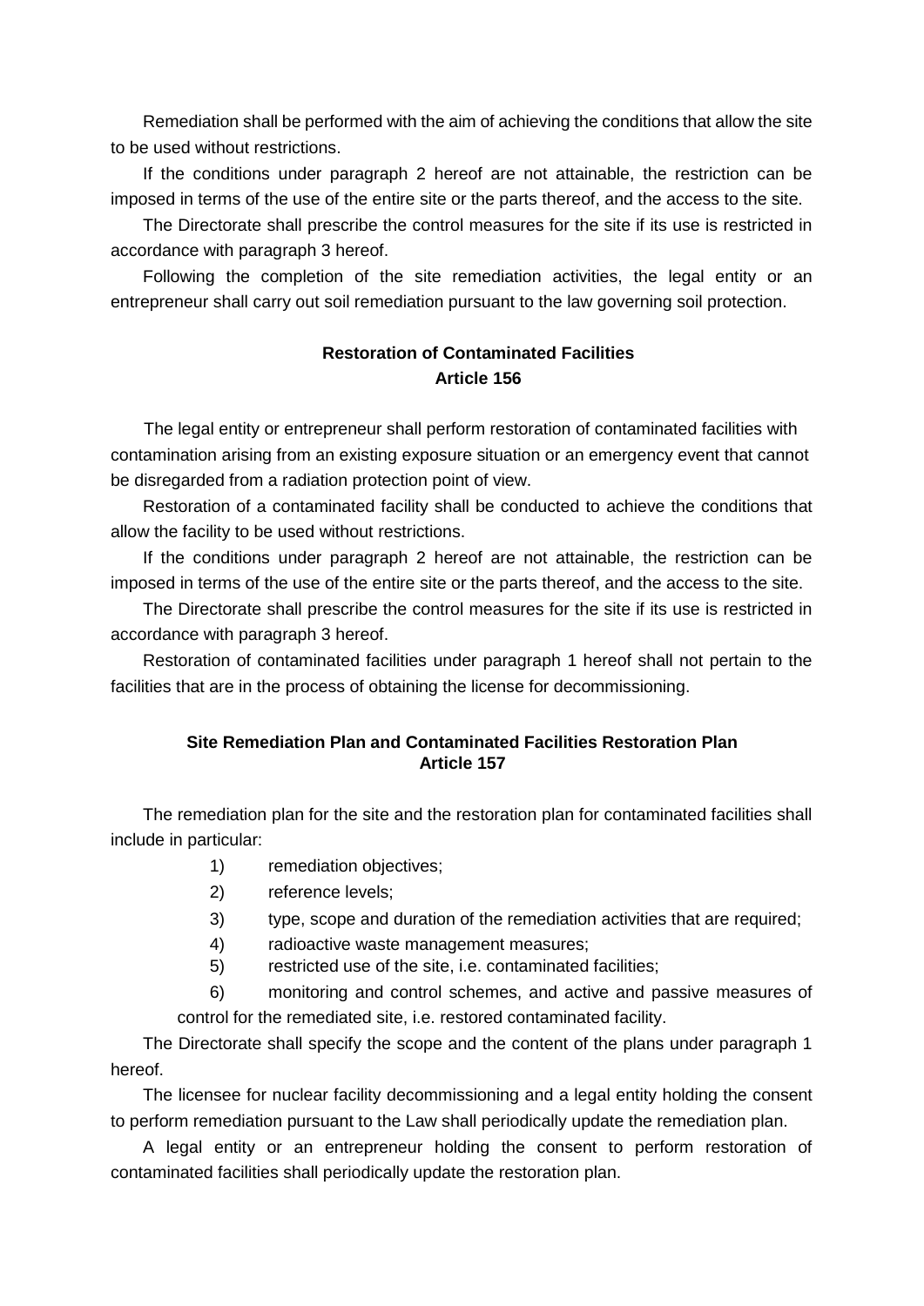Remediation shall be performed with the aim of achieving the conditions that allow the site to be used without restrictions.

If the conditions under paragraph 2 hereof are not attainable, the restriction can be imposed in terms of the use of the entire site or the parts thereof, and the access to the site.

The Directorate shall prescribe the control measures for the site if its use is restricted in accordance with paragraph 3 hereof.

Following the completion of the site remediation activities, the legal entity or an entrepreneur shall carry out soil remediation pursuant to the law governing soil protection.

### Restoration of Contaminated Facilities
### Article 156

The legal entity or entrepreneur shall perform restoration of contaminated facilities with contamination arising from an existing exposure situation or an emergency event that cannot be disregarded from a radiation protection point of view.

Restoration of a contaminated facility shall be conducted to achieve the conditions that allow the facility to be used without restrictions.

If the conditions under paragraph 2 hereof are not attainable, the restriction can be imposed in terms of the use of the entire site or the parts thereof, and the access to the site.

The Directorate shall prescribe the control measures for the site if its use is restricted in accordance with paragraph 3 hereof.

Restoration of contaminated facilities under paragraph 1 hereof shall not pertain to the facilities that are in the process of obtaining the license for decommissioning.

### Site Remediation Plan and Contaminated Facilities Restoration Plan
### Article 157

The remediation plan for the site and the restoration plan for contaminated facilities shall include in particular:

1) remediation objectives;
2) reference levels;
3) type, scope and duration of the remediation activities that are required;
4) radioactive waste management measures;
5) restricted use of the site, i.e. contaminated facilities;
6) monitoring and control schemes, and active and passive measures of control for the remediated site, i.e. restored contaminated facility.

The Directorate shall specify the scope and the content of the plans under paragraph 1 hereof.

The licensee for nuclear facility decommissioning and a legal entity holding the consent to perform remediation pursuant to the Law shall periodically update the remediation plan.

A legal entity or an entrepreneur holding the consent to perform restoration of contaminated facilities shall periodically update the restoration plan.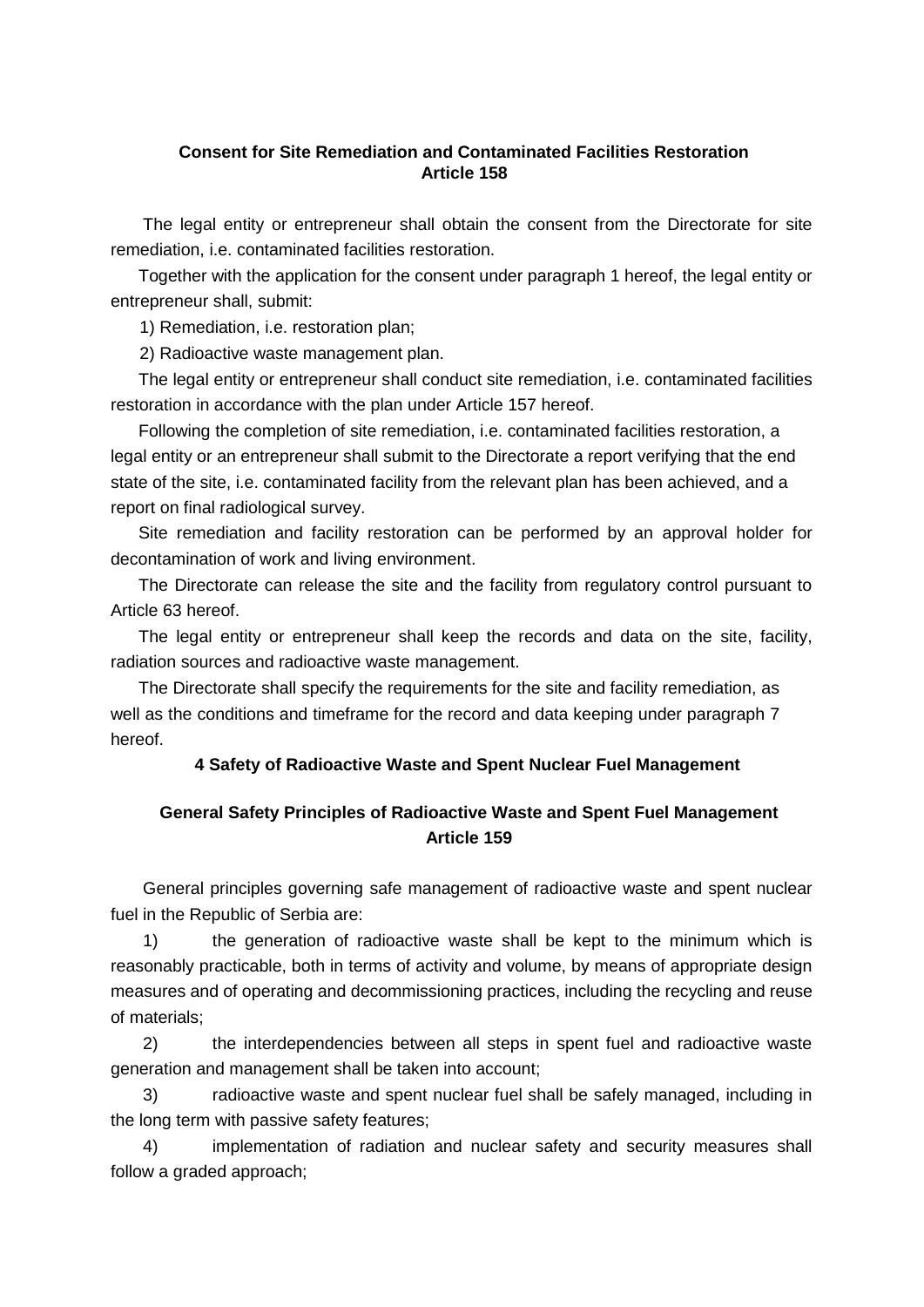**Consent for Site Remediation and Contaminated Facilities Restoration**
**Article 158**

The legal entity or entrepreneur shall obtain the consent from the Directorate for site remediation, i.e. contaminated facilities restoration.

Together with the application for the consent under paragraph 1 hereof, the legal entity or entrepreneur shall, submit:

1) Remediation, i.e. restoration plan;

2) Radioactive waste management plan.

The legal entity or entrepreneur shall conduct site remediation, i.e. contaminated facilities restoration in accordance with the plan under Article 157 hereof.

Following the completion of site remediation, i.e. contaminated facilities restoration, a legal entity or an entrepreneur shall submit to the Directorate a report verifying that the end state of the site, i.e. contaminated facility from the relevant plan has been achieved, and a report on final radiological survey.

Site remediation and facility restoration can be performed by an approval holder for decontamination of work and living environment.

The Directorate can release the site and the facility from regulatory control pursuant to Article 63 hereof.

The legal entity or entrepreneur shall keep the records and data on the site, facility, radiation sources and radioactive waste management.

The Directorate shall specify the requirements for the site and facility remediation, as well as the conditions and timeframe for the record and data keeping under paragraph 7 hereof.

**4 Safety of Radioactive Waste and Spent Nuclear Fuel Management**

**General Safety Principles of Radioactive Waste and Spent Fuel Management**
**Article 159**

General principles governing safe management of radioactive waste and spent nuclear fuel in the Republic of Serbia are:

1) the generation of radioactive waste shall be kept to the minimum which is reasonably practicable, both in terms of activity and volume, by means of appropriate design measures and of operating and decommissioning practices, including the recycling and reuse of materials;

2) the interdependencies between all steps in spent fuel and radioactive waste generation and management shall be taken into account;

3) radioactive waste and spent nuclear fuel shall be safely managed, including in the long term with passive safety features;

4) implementation of radiation and nuclear safety and security measures shall follow a graded approach;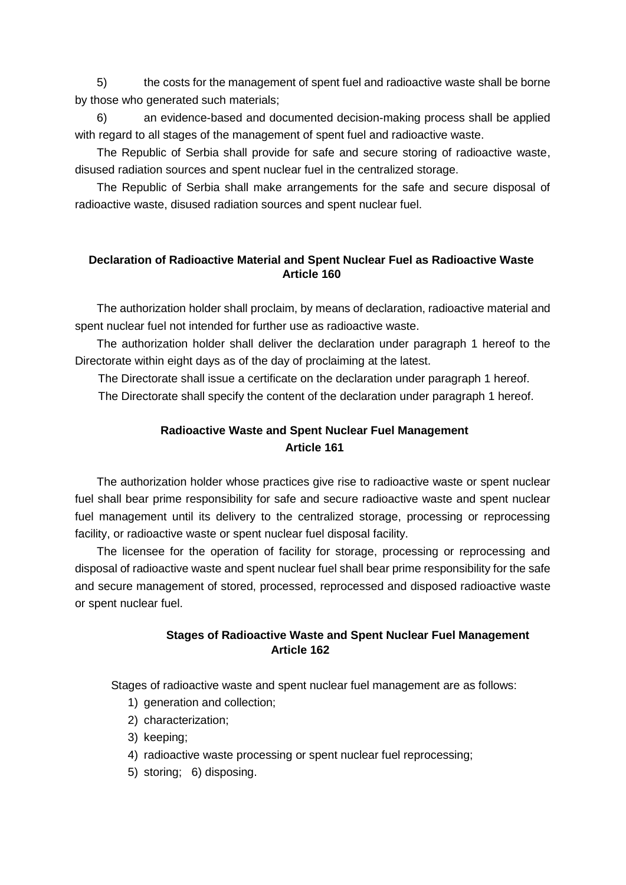5) the costs for the management of spent fuel and radioactive waste shall be borne by those who generated such materials;

6) an evidence-based and documented decision-making process shall be applied with regard to all stages of the management of spent fuel and radioactive waste.

The Republic of Serbia shall provide for safe and secure storing of radioactive waste, disused radiation sources and spent nuclear fuel in the centralized storage.

The Republic of Serbia shall make arrangements for the safe and secure disposal of radioactive waste, disused radiation sources and spent nuclear fuel.

**Declaration of Radioactive Material and Spent Nuclear Fuel as Radioactive Waste**
**Article 160**

The authorization holder shall proclaim, by means of declaration, radioactive material and spent nuclear fuel not intended for further use as radioactive waste.

The authorization holder shall deliver the declaration under paragraph 1 hereof to the Directorate within eight days as of the day of proclaiming at the latest.

The Directorate shall issue a certificate on the declaration under paragraph 1 hereof.

The Directorate shall specify the content of the declaration under paragraph 1 hereof.

**Radioactive Waste and Spent Nuclear Fuel Management**
**Article 161**

The authorization holder whose practices give rise to radioactive waste or spent nuclear fuel shall bear prime responsibility for safe and secure radioactive waste and spent nuclear fuel management until its delivery to the centralized storage, processing or reprocessing facility, or radioactive waste or spent nuclear fuel disposal facility.

The licensee for the operation of facility for storage, processing or reprocessing and disposal of radioactive waste and spent nuclear fuel shall bear prime responsibility for the safe and secure management of stored, processed, reprocessed and disposed radioactive waste or spent nuclear fuel.

**Stages of Radioactive Waste and Spent Nuclear Fuel Management**
**Article 162**

Stages of radioactive waste and spent nuclear fuel management are as follows:

1) generation and collection;
2) characterization;
3) keeping;
4) radioactive waste processing or spent nuclear fuel reprocessing;
5) storing;
6) disposing.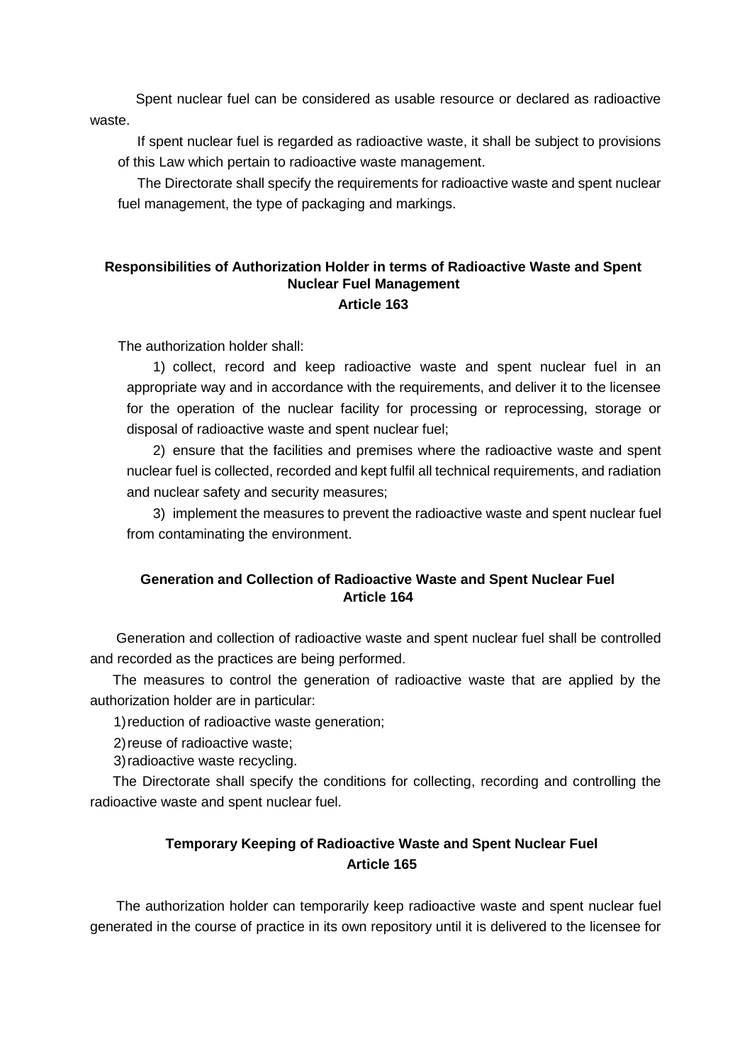Spent nuclear fuel can be considered as usable resource or declared as radioactive waste.

If spent nuclear fuel is regarded as radioactive waste, it shall be subject to provisions of this Law which pertain to radioactive waste management.

The Directorate shall specify the requirements for radioactive waste and spent nuclear fuel management, the type of packaging and markings.

**Responsibilities of Authorization Holder in terms of Radioactive Waste and Spent Nuclear Fuel Management**
**Article 163**

The authorization holder shall:

1) collect, record and keep radioactive waste and spent nuclear fuel in an appropriate way and in accordance with the requirements, and deliver it to the licensee for the operation of the nuclear facility for processing or reprocessing, storage or disposal of radioactive waste and spent nuclear fuel;

2) ensure that the facilities and premises where the radioactive waste and spent nuclear fuel is collected, recorded and kept fulfil all technical requirements, and radiation and nuclear safety and security measures;

3) implement the measures to prevent the radioactive waste and spent nuclear fuel from contaminating the environment.

**Generation and Collection of Radioactive Waste and Spent Nuclear Fuel**
**Article 164**

Generation and collection of radioactive waste and spent nuclear fuel shall be controlled and recorded as the practices are being performed.

The measures to control the generation of radioactive waste that are applied by the authorization holder are in particular:

1) reduction of radioactive waste generation;

2) reuse of radioactive waste;

3) radioactive waste recycling.

The Directorate shall specify the conditions for collecting, recording and controlling the radioactive waste and spent nuclear fuel.

**Temporary Keeping of Radioactive Waste and Spent Nuclear Fuel**
**Article 165**

The authorization holder can temporarily keep radioactive waste and spent nuclear fuel generated in the course of practice in its own repository until it is delivered to the licensee for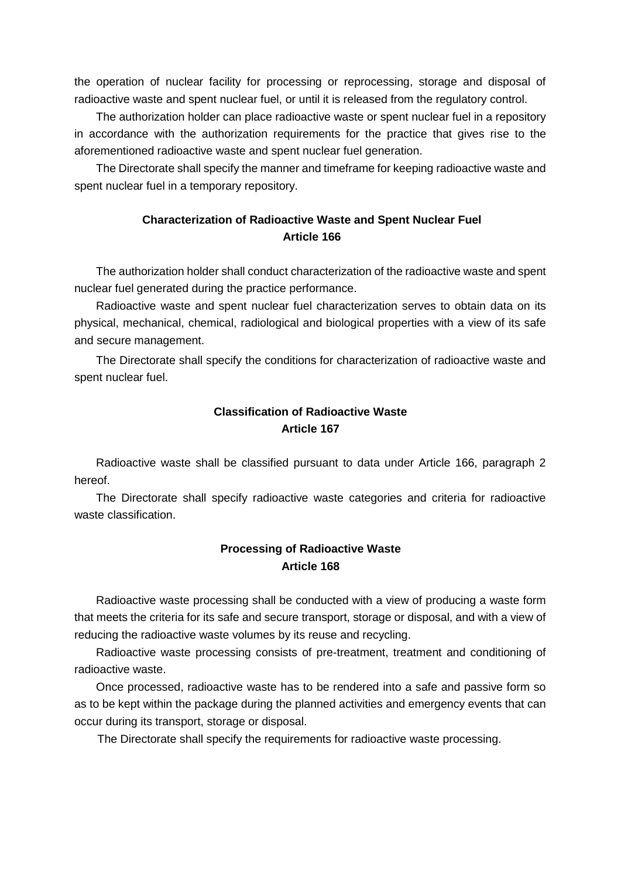the operation of nuclear facility for processing or reprocessing, storage and disposal of radioactive waste and spent nuclear fuel, or until it is released from the regulatory control.

The authorization holder can place radioactive waste or spent nuclear fuel in a repository in accordance with the authorization requirements for the practice that gives rise to the aforementioned radioactive waste and spent nuclear fuel generation.

The Directorate shall specify the manner and timeframe for keeping radioactive waste and spent nuclear fuel in a temporary repository.

### Characterization of Radioactive Waste and Spent Nuclear Fuel
### Article 166

The authorization holder shall conduct characterization of the radioactive waste and spent nuclear fuel generated during the practice performance.

Radioactive waste and spent nuclear fuel characterization serves to obtain data on its physical, mechanical, chemical, radiological and biological properties with a view of its safe and secure management.

The Directorate shall specify the conditions for characterization of radioactive waste and spent nuclear fuel.

### Classification of Radioactive Waste
### Article 167

Radioactive waste shall be classified pursuant to data under Article 166, paragraph 2 hereof.

The Directorate shall specify radioactive waste categories and criteria for radioactive waste classification.

### Processing of Radioactive Waste
### Article 168

Radioactive waste processing shall be conducted with a view of producing a waste form that meets the criteria for its safe and secure transport, storage or disposal, and with a view of reducing the radioactive waste volumes by its reuse and recycling.

Radioactive waste processing consists of pre-treatment, treatment and conditioning of radioactive waste.

Once processed, radioactive waste has to be rendered into a safe and passive form so as to be kept within the package during the planned activities and emergency events that can occur during its transport, storage or disposal.

The Directorate shall specify the requirements for radioactive waste processing.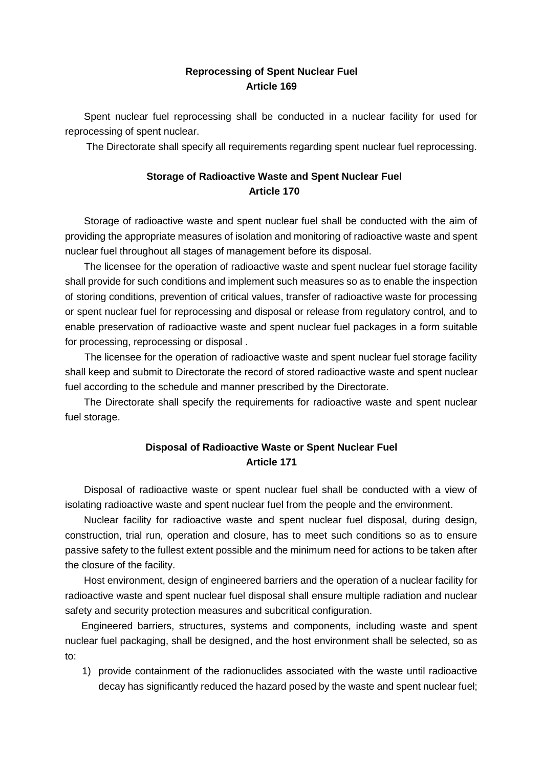**Reprocessing of Spent Nuclear Fuel**
**Article 169**

Spent nuclear fuel reprocessing shall be conducted in a nuclear facility for used for reprocessing of spent nuclear.

The Directorate shall specify all requirements regarding spent nuclear fuel reprocessing.

**Storage of Radioactive Waste and Spent Nuclear Fuel**
**Article 170**

Storage of radioactive waste and spent nuclear fuel shall be conducted with the aim of providing the appropriate measures of isolation and monitoring of radioactive waste and spent nuclear fuel throughout all stages of management before its disposal.

The licensee for the operation of radioactive waste and spent nuclear fuel storage facility shall provide for such conditions and implement such measures so as to enable the inspection of storing conditions, prevention of critical values, transfer of radioactive waste for processing or spent nuclear fuel for reprocessing and disposal or release from regulatory control, and to enable preservation of radioactive waste and spent nuclear fuel packages in a form suitable for processing, reprocessing or disposal .

The licensee for the operation of radioactive waste and spent nuclear fuel storage facility shall keep and submit to Directorate the record of stored radioactive waste and spent nuclear fuel according to the schedule and manner prescribed by the Directorate.

The Directorate shall specify the requirements for radioactive waste and spent nuclear fuel storage.

**Disposal of Radioactive Waste or Spent Nuclear Fuel**
**Article 171**

Disposal of radioactive waste or spent nuclear fuel shall be conducted with a view of isolating radioactive waste and spent nuclear fuel from the people and the environment.

Nuclear facility for radioactive waste and spent nuclear fuel disposal, during design, construction, trial run, operation and closure, has to meet such conditions so as to ensure passive safety to the fullest extent possible and the minimum need for actions to be taken after the closure of the facility.

Host environment, design of engineered barriers and the operation of a nuclear facility for radioactive waste and spent nuclear fuel disposal shall ensure multiple radiation and nuclear safety and security protection measures and subcritical configuration.

Engineered barriers, structures, systems and components, including waste and spent nuclear fuel packaging, shall be designed, and the host environment shall be selected, so as to:

1) provide containment of the radionuclides associated with the waste until radioactive decay has significantly reduced the hazard posed by the waste and spent nuclear fuel;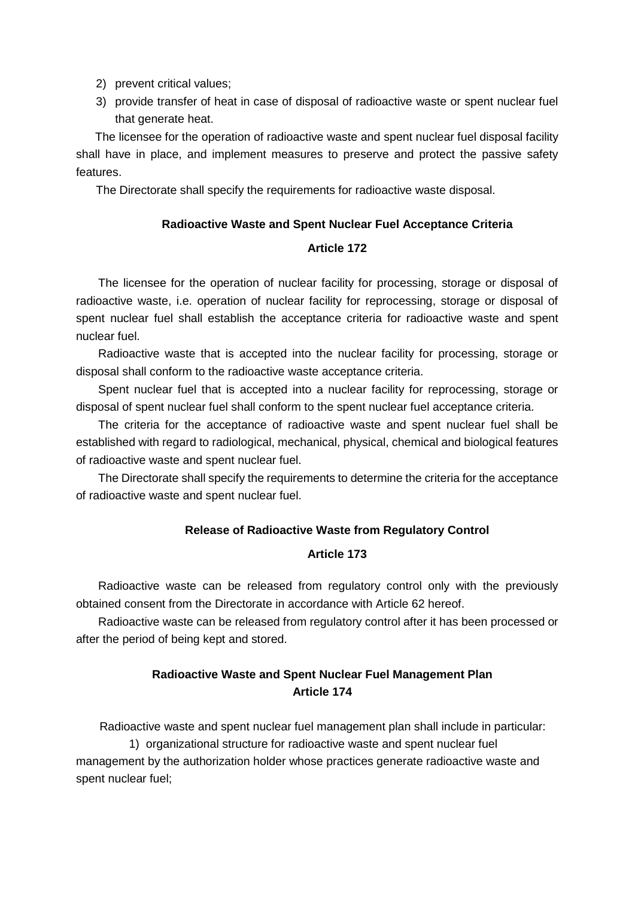2) prevent critical values;
3) provide transfer of heat in case of disposal of radioactive waste or spent nuclear fuel that generate heat.

The licensee for the operation of radioactive waste and spent nuclear fuel disposal facility shall have in place, and implement measures to preserve and protect the passive safety features.

The Directorate shall specify the requirements for radioactive waste disposal.

**Radioactive Waste and Spent Nuclear Fuel Acceptance Criteria**

**Article 172**

The licensee for the operation of nuclear facility for processing, storage or disposal of radioactive waste, i.e. operation of nuclear facility for reprocessing, storage or disposal of spent nuclear fuel shall establish the acceptance criteria for radioactive waste and spent nuclear fuel.

Radioactive waste that is accepted into the nuclear facility for processing, storage or disposal shall conform to the radioactive waste acceptance criteria.

Spent nuclear fuel that is accepted into a nuclear facility for reprocessing, storage or disposal of spent nuclear fuel shall conform to the spent nuclear fuel acceptance criteria.

The criteria for the acceptance of radioactive waste and spent nuclear fuel shall be established with regard to radiological, mechanical, physical, chemical and biological features of radioactive waste and spent nuclear fuel.

The Directorate shall specify the requirements to determine the criteria for the acceptance of radioactive waste and spent nuclear fuel.

**Release of Radioactive Waste from Regulatory Control**

**Article 173**

Radioactive waste can be released from regulatory control only with the previously obtained consent from the Directorate in accordance with Article 62 hereof.

Radioactive waste can be released from regulatory control after it has been processed or after the period of being kept and stored.

**Radioactive Waste and Spent Nuclear Fuel Management Plan**
**Article 174**

Radioactive waste and spent nuclear fuel management plan shall include in particular:

1) organizational structure for radioactive waste and spent nuclear fuel management by the authorization holder whose practices generate radioactive waste and spent nuclear fuel;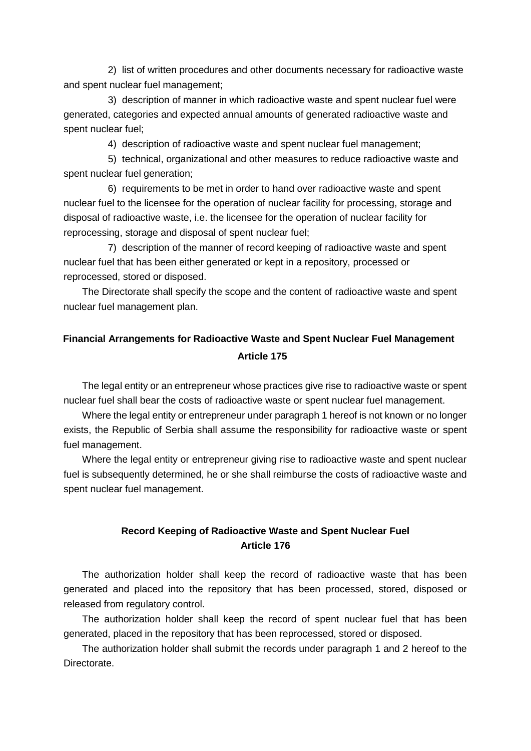2) list of written procedures and other documents necessary for radioactive waste and spent nuclear fuel management;

3) description of manner in which radioactive waste and spent nuclear fuel were generated, categories and expected annual amounts of generated radioactive waste and spent nuclear fuel;

4) description of radioactive waste and spent nuclear fuel management;

5) technical, organizational and other measures to reduce radioactive waste and spent nuclear fuel generation;

6) requirements to be met in order to hand over radioactive waste and spent nuclear fuel to the licensee for the operation of nuclear facility for processing, storage and disposal of radioactive waste, i.e. the licensee for the operation of nuclear facility for reprocessing, storage and disposal of spent nuclear fuel;

7) description of the manner of record keeping of radioactive waste and spent nuclear fuel that has been either generated or kept in a repository, processed or reprocessed, stored or disposed.

The Directorate shall specify the scope and the content of radioactive waste and spent nuclear fuel management plan.

## Financial Arrangements for Radioactive Waste and Spent Nuclear Fuel Management
## Article 175

The legal entity or an entrepreneur whose practices give rise to radioactive waste or spent nuclear fuel shall bear the costs of radioactive waste or spent nuclear fuel management.

Where the legal entity or entrepreneur under paragraph 1 hereof is not known or no longer exists, the Republic of Serbia shall assume the responsibility for radioactive waste or spent fuel management.

Where the legal entity or entrepreneur giving rise to radioactive waste and spent nuclear fuel is subsequently determined, he or she shall reimburse the costs of radioactive waste and spent nuclear fuel management.

## Record Keeping of Radioactive Waste and Spent Nuclear Fuel
## Article 176

The authorization holder shall keep the record of radioactive waste that has been generated and placed into the repository that has been processed, stored, disposed or released from regulatory control.

The authorization holder shall keep the record of spent nuclear fuel that has been generated, placed in the repository that has been reprocessed, stored or disposed.

The authorization holder shall submit the records under paragraph 1 and 2 hereof to the Directorate.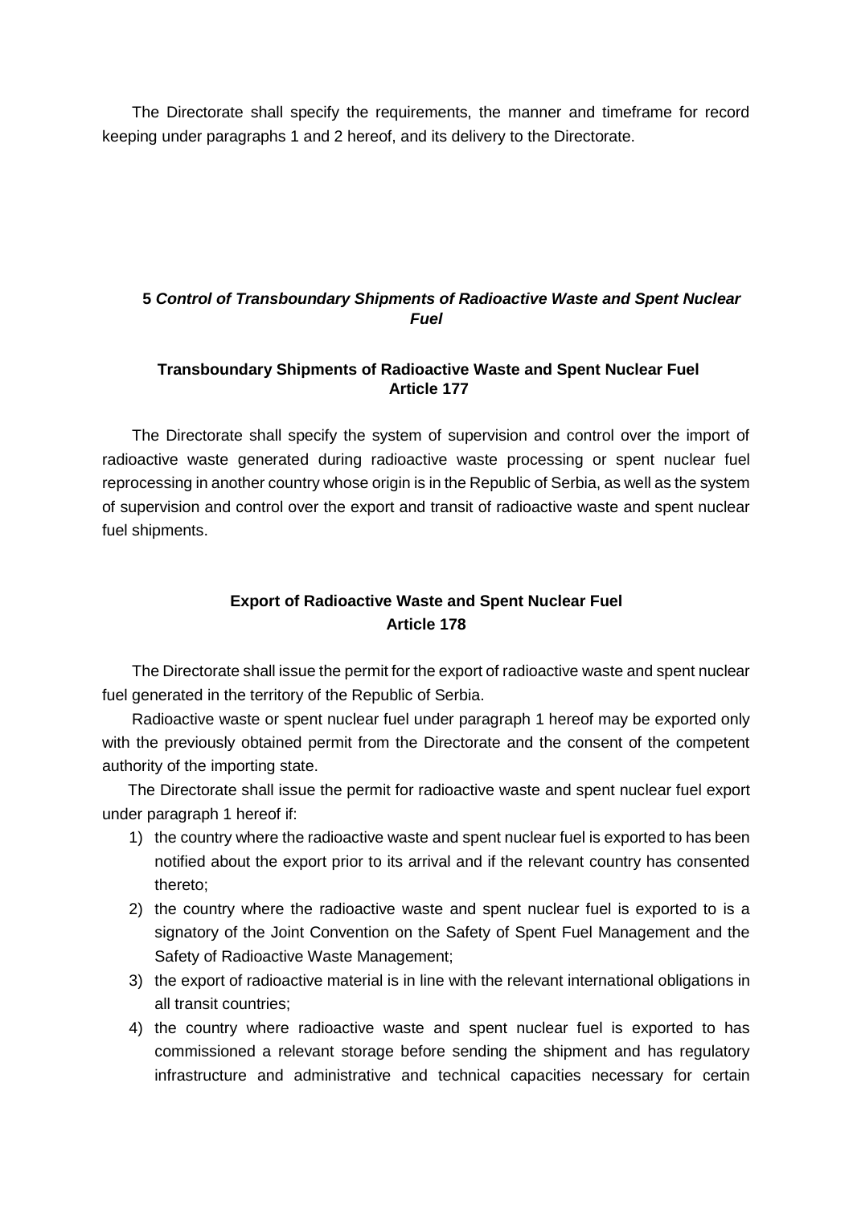The Directorate shall specify the requirements, the manner and timeframe for record keeping under paragraphs 1 and 2 hereof, and its delivery to the Directorate.

## 5 *Control of Transboundary Shipments of Radioactive Waste and Spent Nuclear Fuel*

### Transboundary Shipments of Radioactive Waste and Spent Nuclear Fuel
### Article 177

The Directorate shall specify the system of supervision and control over the import of radioactive waste generated during radioactive waste processing or spent nuclear fuel reprocessing in another country whose origin is in the Republic of Serbia, as well as the system of supervision and control over the export and transit of radioactive waste and spent nuclear fuel shipments.

### Export of Radioactive Waste and Spent Nuclear Fuel
### Article 178

The Directorate shall issue the permit for the export of radioactive waste and spent nuclear fuel generated in the territory of the Republic of Serbia.

Radioactive waste or spent nuclear fuel under paragraph 1 hereof may be exported only with the previously obtained permit from the Directorate and the consent of the competent authority of the importing state.

The Directorate shall issue the permit for radioactive waste and spent nuclear fuel export under paragraph 1 hereof if:

1) the country where the radioactive waste and spent nuclear fuel is exported to has been notified about the export prior to its arrival and if the relevant country has consented thereto;
2) the country where the radioactive waste and spent nuclear fuel is exported to is a signatory of the Joint Convention on the Safety of Spent Fuel Management and the Safety of Radioactive Waste Management;
3) the export of radioactive material is in line with the relevant international obligations in all transit countries;
4) the country where radioactive waste and spent nuclear fuel is exported to has commissioned a relevant storage before sending the shipment and has regulatory infrastructure and administrative and technical capacities necessary for certain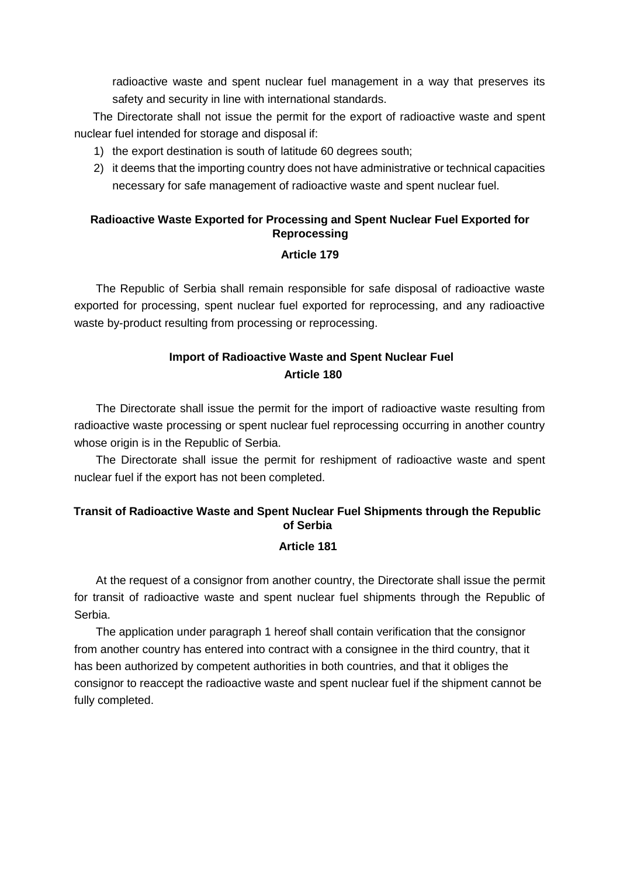radioactive waste and spent nuclear fuel management in a way that preserves its safety and security in line with international standards.

The Directorate shall not issue the permit for the export of radioactive waste and spent nuclear fuel intended for storage and disposal if:

1) the export destination is south of latitude 60 degrees south;
2) it deems that the importing country does not have administrative or technical capacities necessary for safe management of radioactive waste and spent nuclear fuel.

### Radioactive Waste Exported for Processing and Spent Nuclear Fuel Exported for Reprocessing

### Article 179

The Republic of Serbia shall remain responsible for safe disposal of radioactive waste exported for processing, spent nuclear fuel exported for reprocessing, and any radioactive waste by-product resulting from processing or reprocessing.

### Import of Radioactive Waste and Spent Nuclear Fuel

### Article 180

The Directorate shall issue the permit for the import of radioactive waste resulting from radioactive waste processing or spent nuclear fuel reprocessing occurring in another country whose origin is in the Republic of Serbia.

The Directorate shall issue the permit for reshipment of radioactive waste and spent nuclear fuel if the export has not been completed.

### Transit of Radioactive Waste and Spent Nuclear Fuel Shipments through the Republic of Serbia

### Article 181

At the request of a consignor from another country, the Directorate shall issue the permit for transit of radioactive waste and spent nuclear fuel shipments through the Republic of Serbia.

The application under paragraph 1 hereof shall contain verification that the consignor from another country has entered into contract with a consignee in the third country, that it has been authorized by competent authorities in both countries, and that it obliges the consignor to reaccept the radioactive waste and spent nuclear fuel if the shipment cannot be fully completed.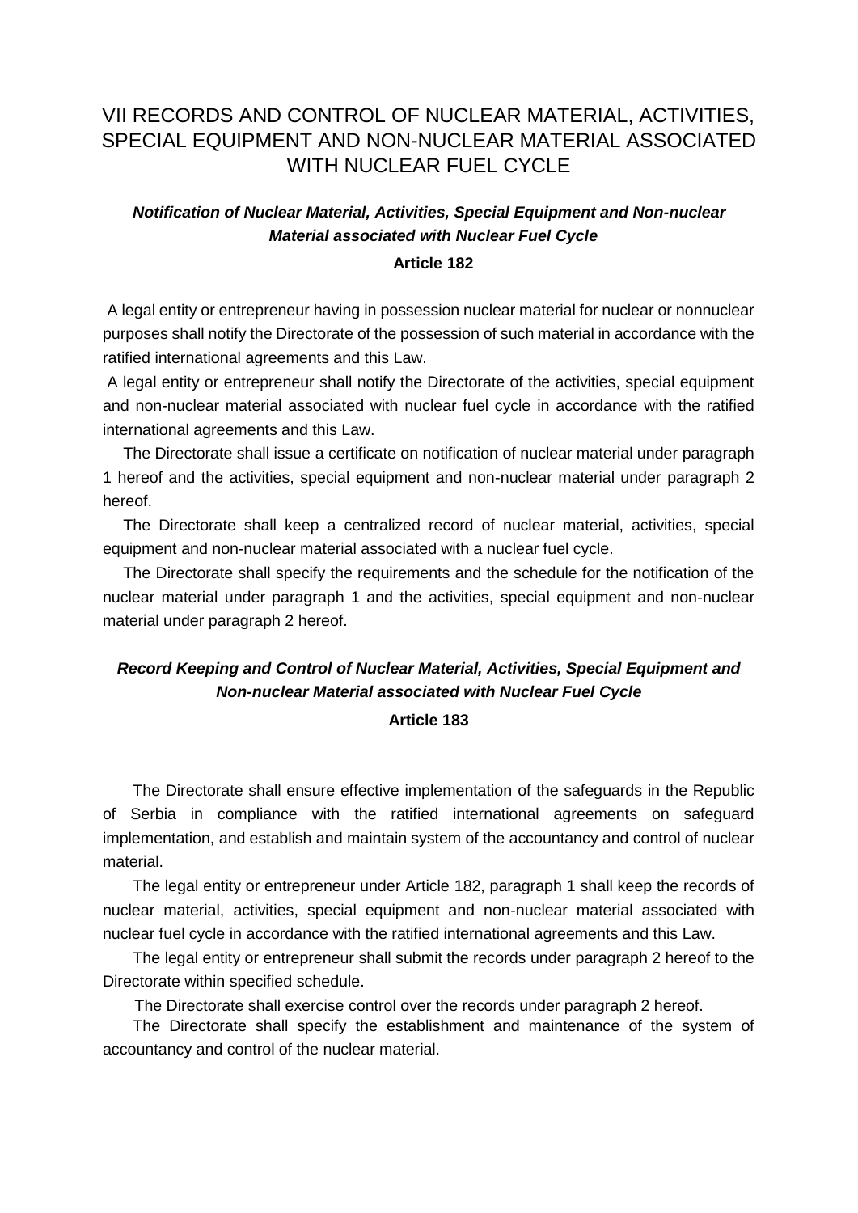# VII RECORDS AND CONTROL OF NUCLEAR MATERIAL, ACTIVITIES, SPECIAL EQUIPMENT AND NON-NUCLEAR MATERIAL ASSOCIATED WITH NUCLEAR FUEL CYCLE

***Notification of Nuclear Material, Activities, Special Equipment and Non-nuclear Material associated with Nuclear Fuel Cycle***

**Article 182**

A legal entity or entrepreneur having in possession nuclear material for nuclear or nonnuclear purposes shall notify the Directorate of the possession of such material in accordance with the ratified international agreements and this Law.

A legal entity or entrepreneur shall notify the Directorate of the activities, special equipment and non-nuclear material associated with nuclear fuel cycle in accordance with the ratified international agreements and this Law.

The Directorate shall issue a certificate on notification of nuclear material under paragraph 1 hereof and the activities, special equipment and non-nuclear material under paragraph 2 hereof.

The Directorate shall keep a centralized record of nuclear material, activities, special equipment and non-nuclear material associated with a nuclear fuel cycle.

The Directorate shall specify the requirements and the schedule for the notification of the nuclear material under paragraph 1 and the activities, special equipment and non-nuclear material under paragraph 2 hereof.

***Record Keeping and Control of Nuclear Material, Activities, Special Equipment and Non-nuclear Material associated with Nuclear Fuel Cycle***

**Article 183**

The Directorate shall ensure effective implementation of the safeguards in the Republic of Serbia in compliance with the ratified international agreements on safeguard implementation, and establish and maintain system of the accountancy and control of nuclear material.

The legal entity or entrepreneur under Article 182, paragraph 1 shall keep the records of nuclear material, activities, special equipment and non-nuclear material associated with nuclear fuel cycle in accordance with the ratified international agreements and this Law.

The legal entity or entrepreneur shall submit the records under paragraph 2 hereof to the Directorate within specified schedule.

The Directorate shall exercise control over the records under paragraph 2 hereof.

The Directorate shall specify the establishment and maintenance of the system of accountancy and control of the nuclear material.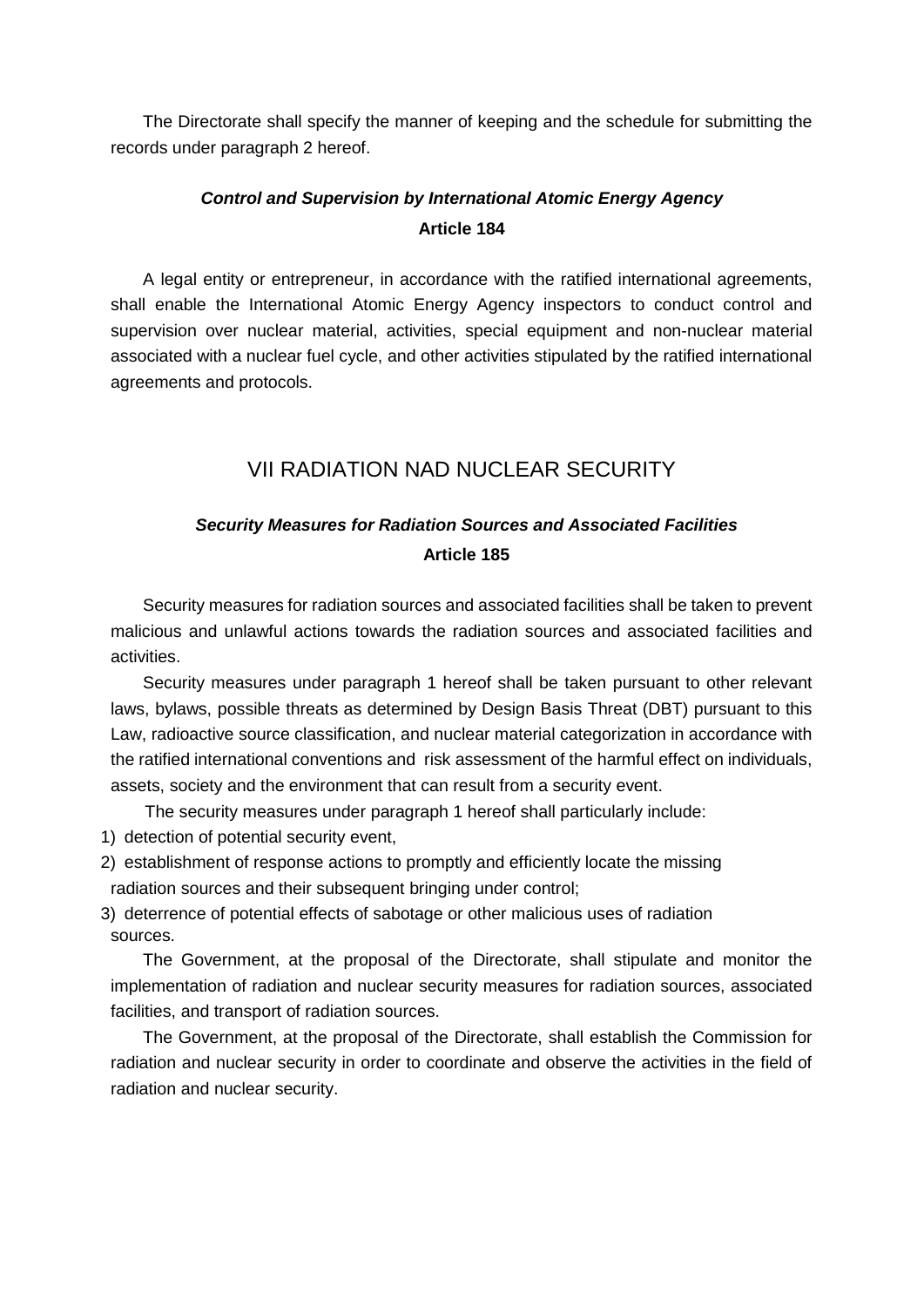The Directorate shall specify the manner of keeping and the schedule for submitting the records under paragraph 2 hereof.

### ***Control and Supervision by International Atomic Energy Agency***

### **Article 184**

A legal entity or entrepreneur, in accordance with the ratified international agreements, shall enable the International Atomic Energy Agency inspectors to conduct control and supervision over nuclear material, activities, special equipment and non-nuclear material associated with a nuclear fuel cycle, and other activities stipulated by the ratified international agreements and protocols.

## VII RADIATION NAD NUCLEAR SECURITY

### ***Security Measures for Radiation Sources and Associated Facilities***

### **Article 185**

Security measures for radiation sources and associated facilities shall be taken to prevent malicious and unlawful actions towards the radiation sources and associated facilities and activities.

Security measures under paragraph 1 hereof shall be taken pursuant to other relevant laws, bylaws, possible threats as determined by Design Basis Threat (DBT) pursuant to this Law, radioactive source classification, and nuclear material categorization in accordance with the ratified international conventions and risk assessment of the harmful effect on individuals, assets, society and the environment that can result from a security event.

The security measures under paragraph 1 hereof shall particularly include:

1) detection of potential security event,
2) establishment of response actions to promptly and efficiently locate the missing radiation sources and their subsequent bringing under control;
3) deterrence of potential effects of sabotage or other malicious uses of radiation sources.

The Government, at the proposal of the Directorate, shall stipulate and monitor the implementation of radiation and nuclear security measures for radiation sources, associated facilities, and transport of radiation sources.

The Government, at the proposal of the Directorate, shall establish the Commission for radiation and nuclear security in order to coordinate and observe the activities in the field of radiation and nuclear security.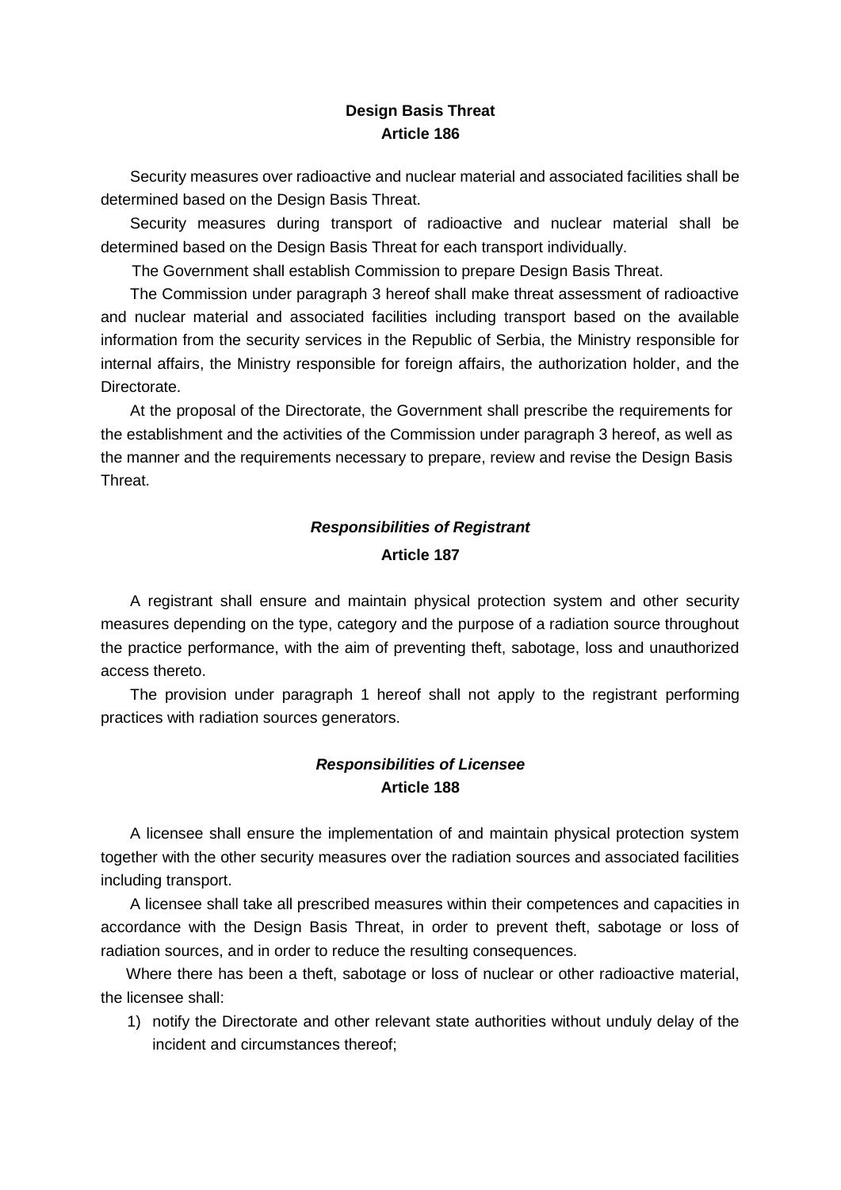**Design Basis Threat**
**Article 186**

Security measures over radioactive and nuclear material and associated facilities shall be determined based on the Design Basis Threat.

Security measures during transport of radioactive and nuclear material shall be determined based on the Design Basis Threat for each transport individually.

The Government shall establish Commission to prepare Design Basis Threat.

The Commission under paragraph 3 hereof shall make threat assessment of radioactive and nuclear material and associated facilities including transport based on the available information from the security services in the Republic of Serbia, the Ministry responsible for internal affairs, the Ministry responsible for foreign affairs, the authorization holder, and the Directorate.

At the proposal of the Directorate, the Government shall prescribe the requirements for the establishment and the activities of the Commission under paragraph 3 hereof, as well as the manner and the requirements necessary to prepare, review and revise the Design Basis Threat.

***Responsibilities of Registrant***
**Article 187**

A registrant shall ensure and maintain physical protection system and other security measures depending on the type, category and the purpose of a radiation source throughout the practice performance, with the aim of preventing theft, sabotage, loss and unauthorized access thereto.

The provision under paragraph 1 hereof shall not apply to the registrant performing practices with radiation sources generators.

***Responsibilities of Licensee***
**Article 188**

A licensee shall ensure the implementation of and maintain physical protection system together with the other security measures over the radiation sources and associated facilities including transport.

A licensee shall take all prescribed measures within their competences and capacities in accordance with the Design Basis Threat, in order to prevent theft, sabotage or loss of radiation sources, and in order to reduce the resulting consequences.

Where there has been a theft, sabotage or loss of nuclear or other radioactive material, the licensee shall:

1) notify the Directorate and other relevant state authorities without unduly delay of the incident and circumstances thereof;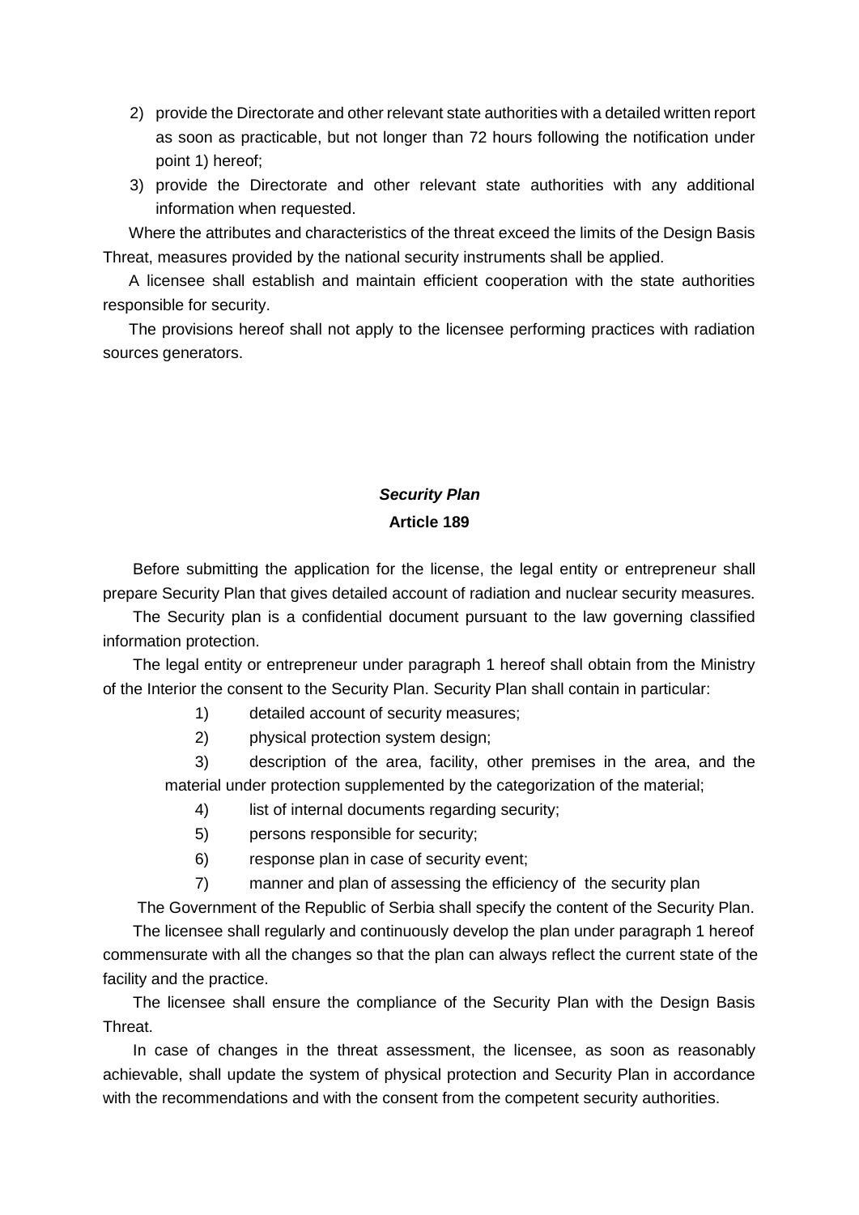2) provide the Directorate and other relevant state authorities with a detailed written report as soon as practicable, but not longer than 72 hours following the notification under point 1) hereof;
3) provide the Directorate and other relevant state authorities with any additional information when requested.

Where the attributes and characteristics of the threat exceed the limits of the Design Basis Threat, measures provided by the national security instruments shall be applied.

A licensee shall establish and maintain efficient cooperation with the state authorities responsible for security.

The provisions hereof shall not apply to the licensee performing practices with radiation sources generators.

### *Security Plan*

### Article 189

Before submitting the application for the license, the legal entity or entrepreneur shall prepare Security Plan that gives detailed account of radiation and nuclear security measures.

The Security plan is a confidential document pursuant to the law governing classified information protection.

The legal entity or entrepreneur under paragraph 1 hereof shall obtain from the Ministry of the Interior the consent to the Security Plan. Security Plan shall contain in particular:

1) detailed account of security measures;
2) physical protection system design;
3) description of the area, facility, other premises in the area, and the material under protection supplemented by the categorization of the material;
4) list of internal documents regarding security;
5) persons responsible for security;
6) response plan in case of security event;
7) manner and plan of assessing the efficiency of the security plan

The Government of the Republic of Serbia shall specify the content of the Security Plan.

The licensee shall regularly and continuously develop the plan under paragraph 1 hereof commensurate with all the changes so that the plan can always reflect the current state of the facility and the practice.

The licensee shall ensure the compliance of the Security Plan with the Design Basis Threat.

In case of changes in the threat assessment, the licensee, as soon as reasonably achievable, shall update the system of physical protection and Security Plan in accordance with the recommendations and with the consent from the competent security authorities.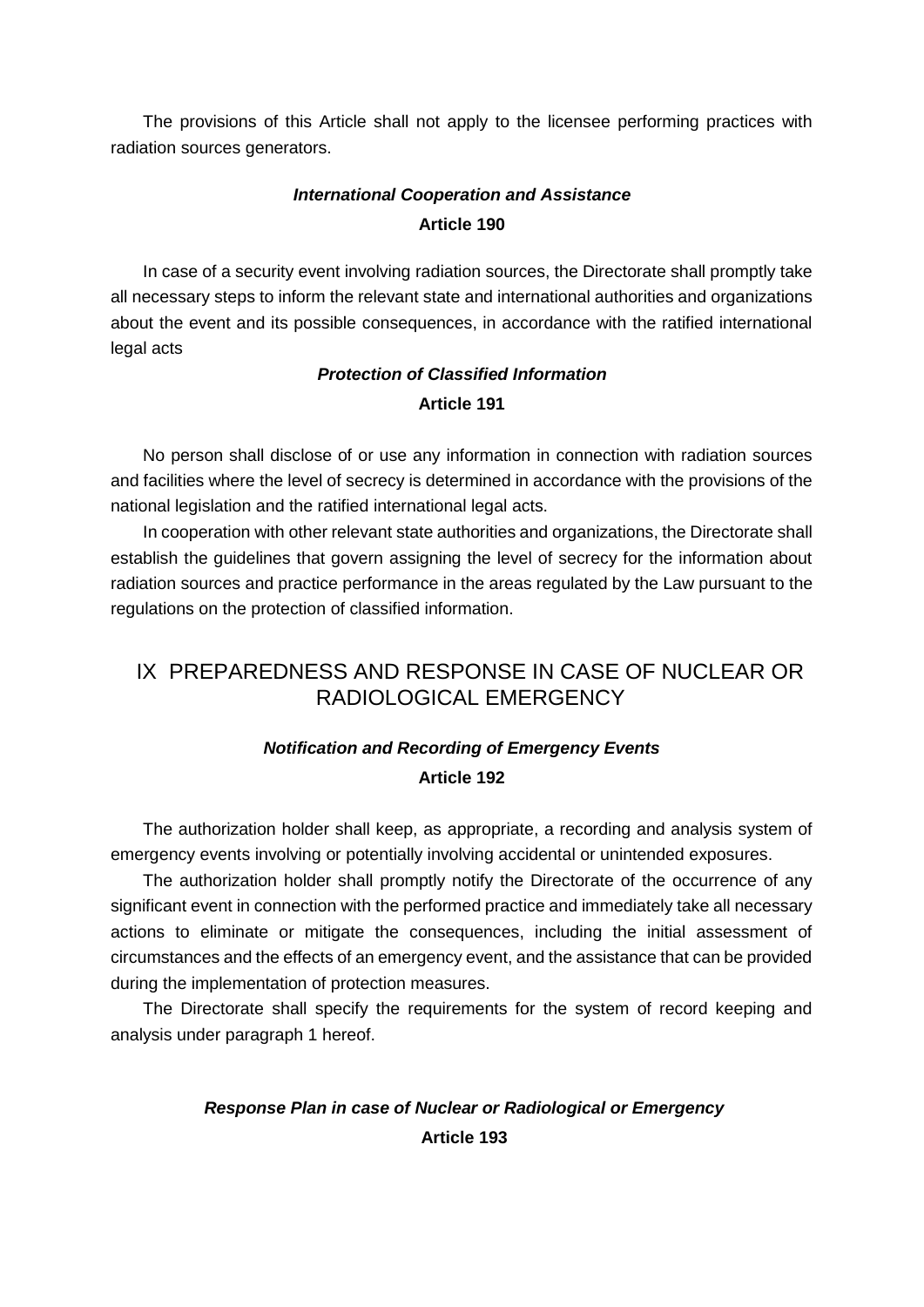The provisions of this Article shall not apply to the licensee performing practices with radiation sources generators.

***International Cooperation and Assistance***

**Article 190**

In case of a security event involving radiation sources, the Directorate shall promptly take all necessary steps to inform the relevant state and international authorities and organizations about the event and its possible consequences, in accordance with the ratified international legal acts

***Protection of Classified Information***

**Article 191**

No person shall disclose of or use any information in connection with radiation sources and facilities where the level of secrecy is determined in accordance with the provisions of the national legislation and the ratified international legal acts.

In cooperation with other relevant state authorities and organizations, the Directorate shall establish the guidelines that govern assigning the level of secrecy for the information about radiation sources and practice performance in the areas regulated by the Law pursuant to the regulations on the protection of classified information.

# IX PREPAREDNESS AND RESPONSE IN CASE OF NUCLEAR OR RADIOLOGICAL EMERGENCY

***Notification and Recording of Emergency Events***

**Article 192**

The authorization holder shall keep, as appropriate, a recording and analysis system of emergency events involving or potentially involving accidental or unintended exposures.

The authorization holder shall promptly notify the Directorate of the occurrence of any significant event in connection with the performed practice and immediately take all necessary actions to eliminate or mitigate the consequences, including the initial assessment of circumstances and the effects of an emergency event, and the assistance that can be provided during the implementation of protection measures.

The Directorate shall specify the requirements for the system of record keeping and analysis under paragraph 1 hereof.

***Response Plan in case of Nuclear or Radiological or Emergency***

**Article 193**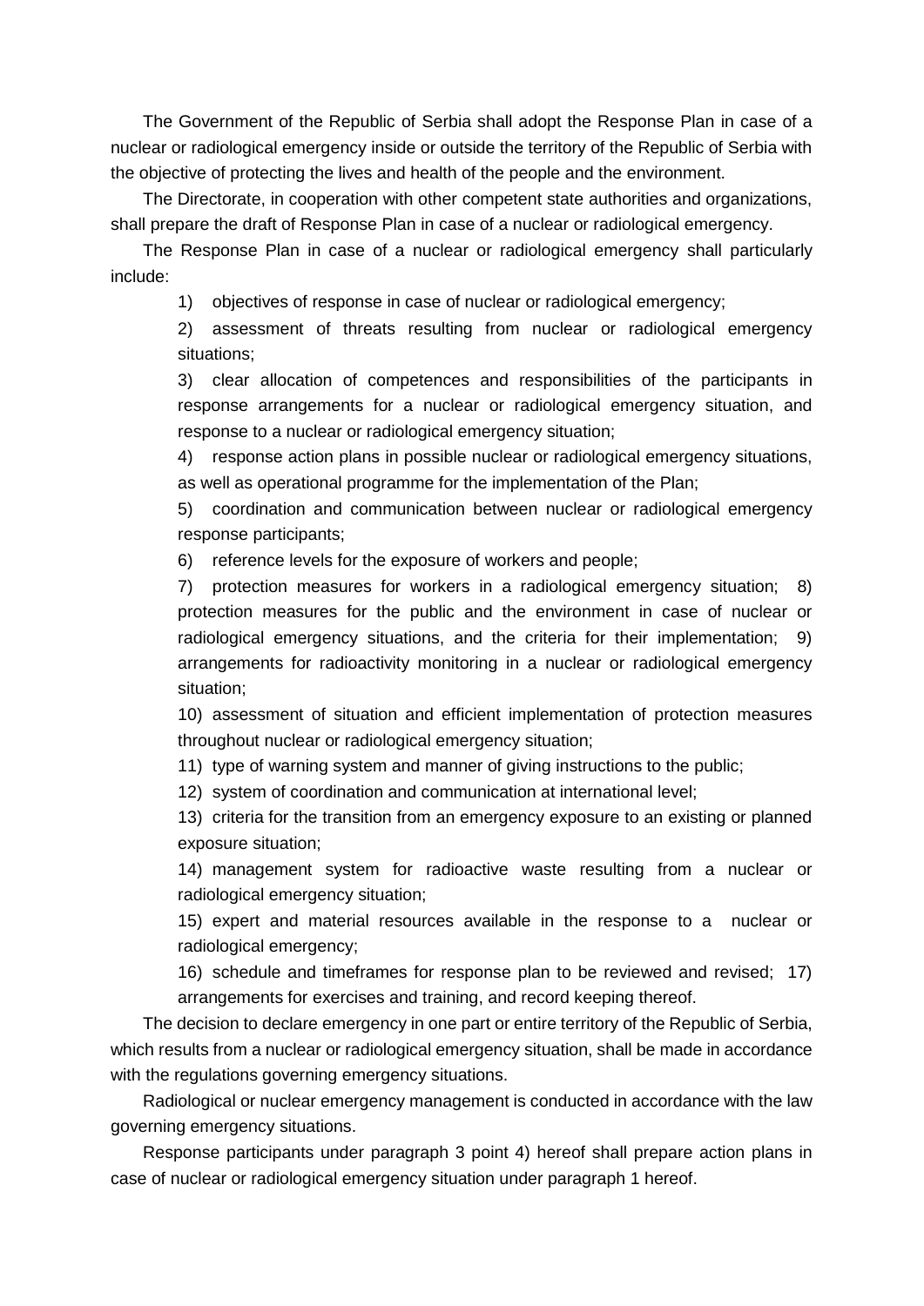The Government of the Republic of Serbia shall adopt the Response Plan in case of a nuclear or radiological emergency inside or outside the territory of the Republic of Serbia with the objective of protecting the lives and health of the people and the environment.

The Directorate, in cooperation with other competent state authorities and organizations, shall prepare the draft of Response Plan in case of a nuclear or radiological emergency.

The Response Plan in case of a nuclear or radiological emergency shall particularly include:

1) objectives of response in case of nuclear or radiological emergency;
2) assessment of threats resulting from nuclear or radiological emergency situations;
3) clear allocation of competences and responsibilities of the participants in response arrangements for a nuclear or radiological emergency situation, and response to a nuclear or radiological emergency situation;
4) response action plans in possible nuclear or radiological emergency situations, as well as operational programme for the implementation of the Plan;
5) coordination and communication between nuclear or radiological emergency response participants;
6) reference levels for the exposure of workers and people;
7) protection measures for workers in a radiological emergency situation;
8) protection measures for the public and the environment in case of nuclear or radiological emergency situations, and the criteria for their implementation;
9) arrangements for radioactivity monitoring in a nuclear or radiological emergency situation;
10) assessment of situation and efficient implementation of protection measures throughout nuclear or radiological emergency situation;
11) type of warning system and manner of giving instructions to the public;
12) system of coordination and communication at international level;
13) criteria for the transition from an emergency exposure to an existing or planned exposure situation;
14) management system for radioactive waste resulting from a nuclear or radiological emergency situation;
15) expert and material resources available in the response to a nuclear or radiological emergency;
16) schedule and timeframes for response plan to be reviewed and revised;
17) arrangements for exercises and training, and record keeping thereof.

The decision to declare emergency in one part or entire territory of the Republic of Serbia, which results from a nuclear or radiological emergency situation, shall be made in accordance with the regulations governing emergency situations.

Radiological or nuclear emergency management is conducted in accordance with the law governing emergency situations.

Response participants under paragraph 3 point 4) hereof shall prepare action plans in case of nuclear or radiological emergency situation under paragraph 1 hereof.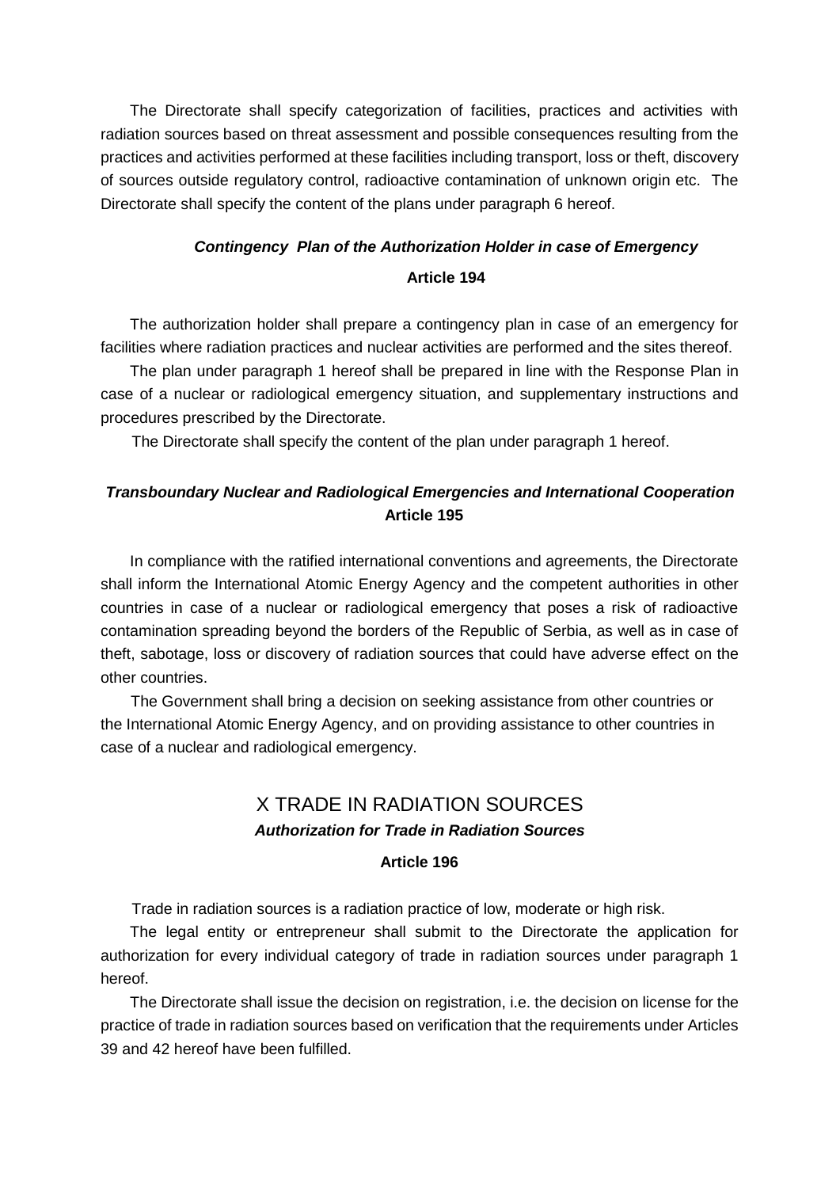The Directorate shall specify categorization of facilities, practices and activities with radiation sources based on threat assessment and possible consequences resulting from the practices and activities performed at these facilities including transport, loss or theft, discovery of sources outside regulatory control, radioactive contamination of unknown origin etc. The Directorate shall specify the content of the plans under paragraph 6 hereof.

***Contingency Plan of the Authorization Holder in case of Emergency***

**Article 194**

The authorization holder shall prepare a contingency plan in case of an emergency for facilities where radiation practices and nuclear activities are performed and the sites thereof.

The plan under paragraph 1 hereof shall be prepared in line with the Response Plan in case of a nuclear or radiological emergency situation, and supplementary instructions and procedures prescribed by the Directorate.

The Directorate shall specify the content of the plan under paragraph 1 hereof.

***Transboundary Nuclear and Radiological Emergencies and International Cooperation***

**Article 195**

In compliance with the ratified international conventions and agreements, the Directorate shall inform the International Atomic Energy Agency and the competent authorities in other countries in case of a nuclear or radiological emergency that poses a risk of radioactive contamination spreading beyond the borders of the Republic of Serbia, as well as in case of theft, sabotage, loss or discovery of radiation sources that could have adverse effect on the other countries.

The Government shall bring a decision on seeking assistance from other countries or the International Atomic Energy Agency, and on providing assistance to other countries in case of a nuclear and radiological emergency.

## X TRADE IN RADIATION SOURCES

***Authorization for Trade in Radiation Sources***

**Article 196**

Trade in radiation sources is a radiation practice of low, moderate or high risk.

The legal entity or entrepreneur shall submit to the Directorate the application for authorization for every individual category of trade in radiation sources under paragraph 1 hereof.

The Directorate shall issue the decision on registration, i.e. the decision on license for the practice of trade in radiation sources based on verification that the requirements under Articles 39 and 42 hereof have been fulfilled.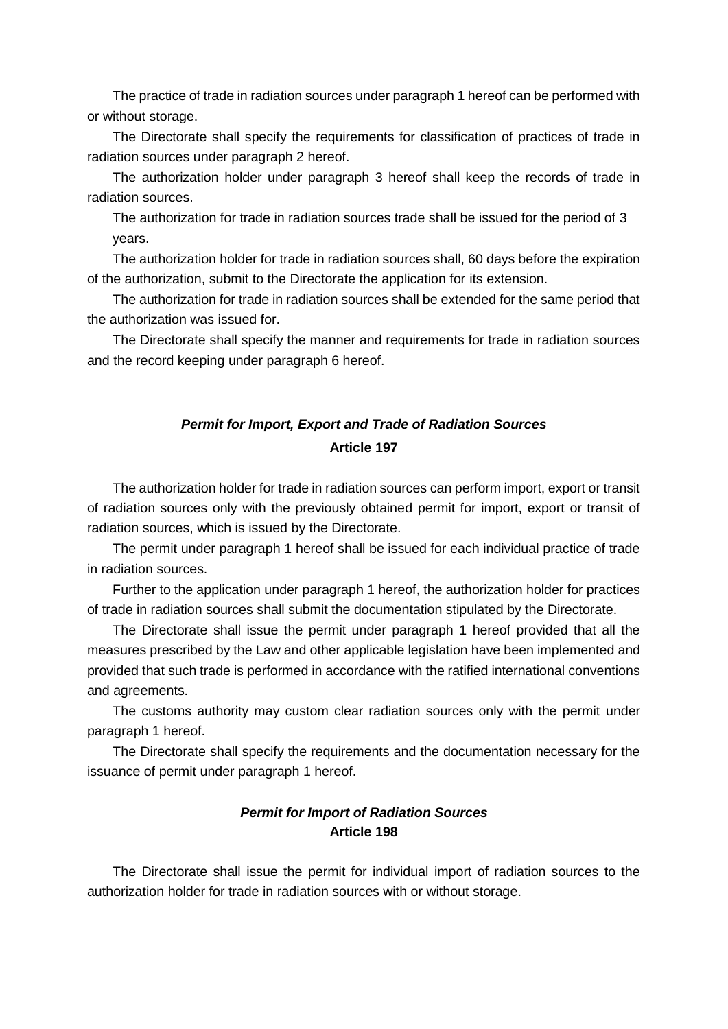The practice of trade in radiation sources under paragraph 1 hereof can be performed with or without storage.

The Directorate shall specify the requirements for classification of practices of trade in radiation sources under paragraph 2 hereof.

The authorization holder under paragraph 3 hereof shall keep the records of trade in radiation sources.

The authorization for trade in radiation sources trade shall be issued for the period of 3 years.

The authorization holder for trade in radiation sources shall, 60 days before the expiration of the authorization, submit to the Directorate the application for its extension.

The authorization for trade in radiation sources shall be extended for the same period that the authorization was issued for.

The Directorate shall specify the manner and requirements for trade in radiation sources and the record keeping under paragraph 6 hereof.

### ***Permit for Import, Export and Trade of Radiation Sources***
### **Article 197**

The authorization holder for trade in radiation sources can perform import, export or transit of radiation sources only with the previously obtained permit for import, export or transit of radiation sources, which is issued by the Directorate.

The permit under paragraph 1 hereof shall be issued for each individual practice of trade in radiation sources.

Further to the application under paragraph 1 hereof, the authorization holder for practices of trade in radiation sources shall submit the documentation stipulated by the Directorate.

The Directorate shall issue the permit under paragraph 1 hereof provided that all the measures prescribed by the Law and other applicable legislation have been implemented and provided that such trade is performed in accordance with the ratified international conventions and agreements.

The customs authority may custom clear radiation sources only with the permit under paragraph 1 hereof.

The Directorate shall specify the requirements and the documentation necessary for the issuance of permit under paragraph 1 hereof.

### ***Permit for Import of Radiation Sources***
### **Article 198**

The Directorate shall issue the permit for individual import of radiation sources to the authorization holder for trade in radiation sources with or without storage.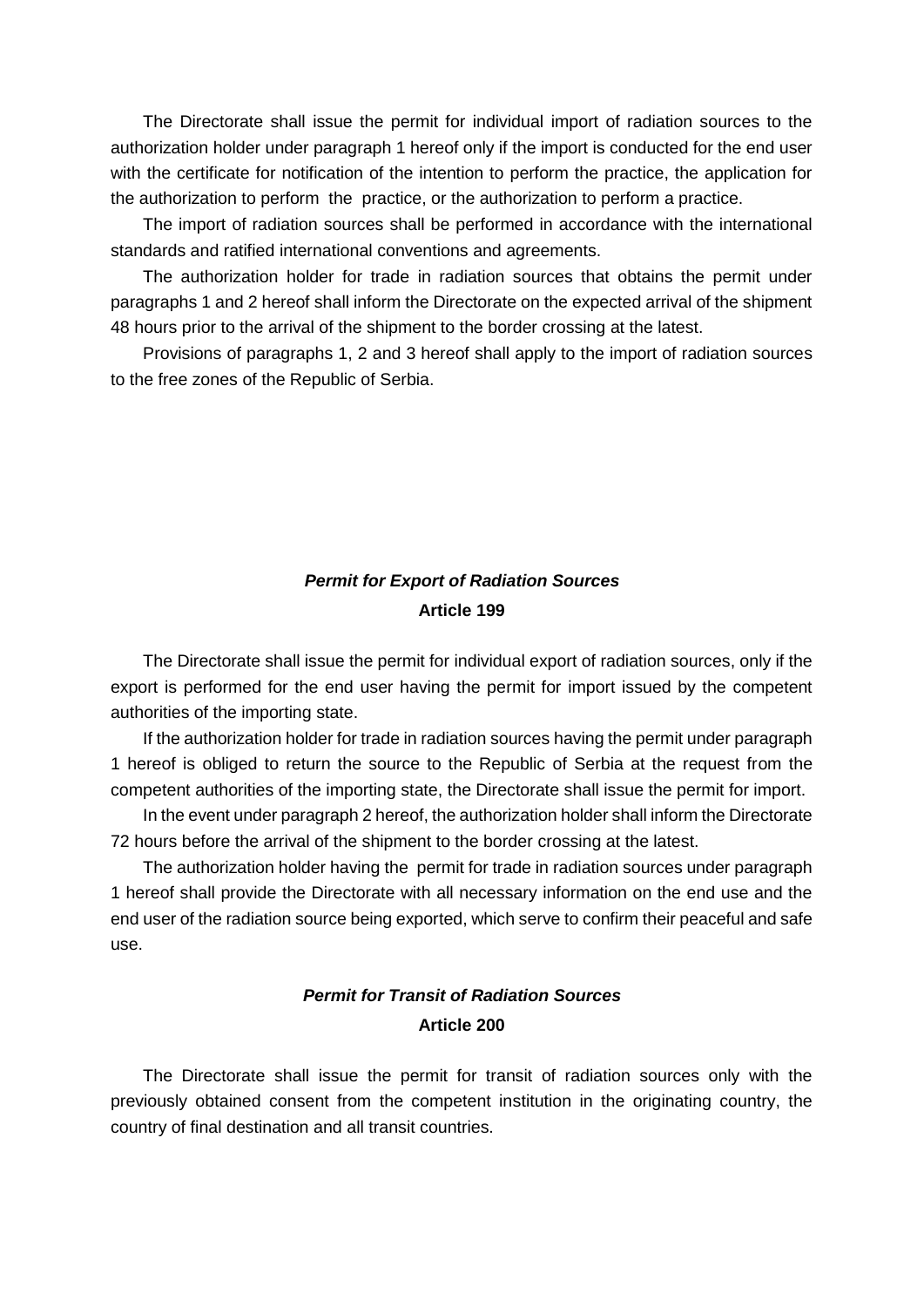The Directorate shall issue the permit for individual import of radiation sources to the authorization holder under paragraph 1 hereof only if the import is conducted for the end user with the certificate for notification of the intention to perform the practice, the application for the authorization to perform the practice, or the authorization to perform a practice.

The import of radiation sources shall be performed in accordance with the international standards and ratified international conventions and agreements.

The authorization holder for trade in radiation sources that obtains the permit under paragraphs 1 and 2 hereof shall inform the Directorate on the expected arrival of the shipment 48 hours prior to the arrival of the shipment to the border crossing at the latest.

Provisions of paragraphs 1, 2 and 3 hereof shall apply to the import of radiation sources to the free zones of the Republic of Serbia.

### *Permit for Export of Radiation Sources*
### Article 199

The Directorate shall issue the permit for individual export of radiation sources, only if the export is performed for the end user having the permit for import issued by the competent authorities of the importing state.

If the authorization holder for trade in radiation sources having the permit under paragraph 1 hereof is obliged to return the source to the Republic of Serbia at the request from the competent authorities of the importing state, the Directorate shall issue the permit for import.

In the event under paragraph 2 hereof, the authorization holder shall inform the Directorate 72 hours before the arrival of the shipment to the border crossing at the latest.

The authorization holder having the permit for trade in radiation sources under paragraph 1 hereof shall provide the Directorate with all necessary information on the end use and the end user of the radiation source being exported, which serve to confirm their peaceful and safe use.

### *Permit for Transit of Radiation Sources*
### Article 200

The Directorate shall issue the permit for transit of radiation sources only with the previously obtained consent from the competent institution in the originating country, the country of final destination and all transit countries.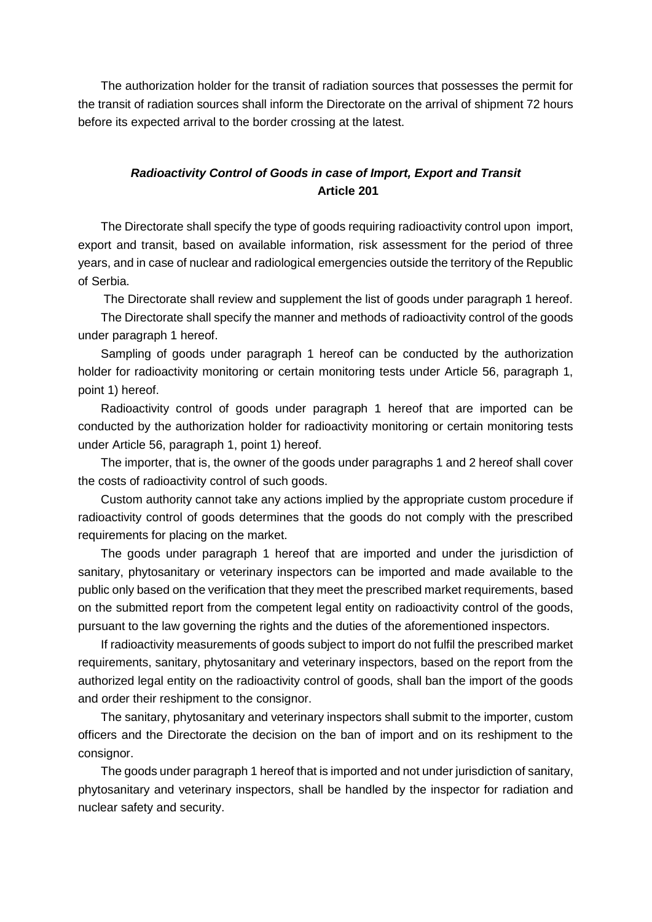The authorization holder for the transit of radiation sources that possesses the permit for the transit of radiation sources shall inform the Directorate on the arrival of shipment 72 hours before its expected arrival to the border crossing at the latest.

### ***Radioactivity Control of Goods in case of Import, Export and Transit***
### **Article 201**

The Directorate shall specify the type of goods requiring radioactivity control upon import, export and transit, based on available information, risk assessment for the period of three years, and in case of nuclear and radiological emergencies outside the territory of the Republic of Serbia.

The Directorate shall review and supplement the list of goods under paragraph 1 hereof.

The Directorate shall specify the manner and methods of radioactivity control of the goods under paragraph 1 hereof.

Sampling of goods under paragraph 1 hereof can be conducted by the authorization holder for radioactivity monitoring or certain monitoring tests under Article 56, paragraph 1, point 1) hereof.

Radioactivity control of goods under paragraph 1 hereof that are imported can be conducted by the authorization holder for radioactivity monitoring or certain monitoring tests under Article 56, paragraph 1, point 1) hereof.

The importer, that is, the owner of the goods under paragraphs 1 and 2 hereof shall cover the costs of radioactivity control of such goods.

Custom authority cannot take any actions implied by the appropriate custom procedure if radioactivity control of goods determines that the goods do not comply with the prescribed requirements for placing on the market.

The goods under paragraph 1 hereof that are imported and under the jurisdiction of sanitary, phytosanitary or veterinary inspectors can be imported and made available to the public only based on the verification that they meet the prescribed market requirements, based on the submitted report from the competent legal entity on radioactivity control of the goods, pursuant to the law governing the rights and the duties of the aforementioned inspectors.

If radioactivity measurements of goods subject to import do not fulfil the prescribed market requirements, sanitary, phytosanitary and veterinary inspectors, based on the report from the authorized legal entity on the radioactivity control of goods, shall ban the import of the goods and order their reshipment to the consignor.

The sanitary, phytosanitary and veterinary inspectors shall submit to the importer, custom officers and the Directorate the decision on the ban of import and on its reshipment to the consignor.

The goods under paragraph 1 hereof that is imported and not under jurisdiction of sanitary, phytosanitary and veterinary inspectors, shall be handled by the inspector for radiation and nuclear safety and security.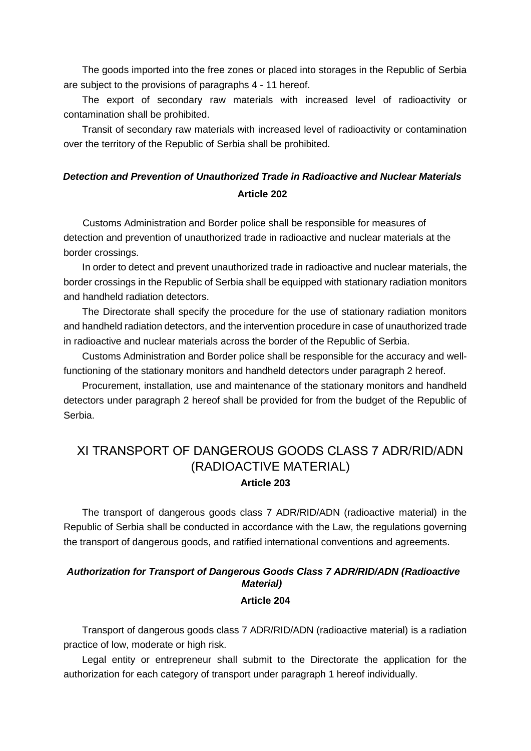The goods imported into the free zones or placed into storages in the Republic of Serbia are subject to the provisions of paragraphs 4 - 11 hereof.

The export of secondary raw materials with increased level of radioactivity or contamination shall be prohibited.

Transit of secondary raw materials with increased level of radioactivity or contamination over the territory of the Republic of Serbia shall be prohibited.

***Detection and Prevention of Unauthorized Trade in Radioactive and Nuclear Materials***

**Article 202**

Customs Administration and Border police shall be responsible for measures of detection and prevention of unauthorized trade in radioactive and nuclear materials at the border crossings.

In order to detect and prevent unauthorized trade in radioactive and nuclear materials, the border crossings in the Republic of Serbia shall be equipped with stationary radiation monitors and handheld radiation detectors.

The Directorate shall specify the procedure for the use of stationary radiation monitors and handheld radiation detectors, and the intervention procedure in case of unauthorized trade in radioactive and nuclear materials across the border of the Republic of Serbia.

Customs Administration and Border police shall be responsible for the accuracy and well-functioning of the stationary monitors and handheld detectors under paragraph 2 hereof.

Procurement, installation, use and maintenance of the stationary monitors and handheld detectors under paragraph 2 hereof shall be provided for from the budget of the Republic of Serbia.

# XI TRANSPORT OF DANGEROUS GOODS CLASS 7 ADR/RID/ADN (RADIOACTIVE MATERIAL)

**Article 203**

The transport of dangerous goods class 7 ADR/RID/ADN (radioactive material) in the Republic of Serbia shall be conducted in accordance with the Law, the regulations governing the transport of dangerous goods, and ratified international conventions and agreements.

***Authorization for Transport of Dangerous Goods Class 7 ADR/RID/ADN (Radioactive Material)***

**Article 204**

Transport of dangerous goods class 7 ADR/RID/ADN (radioactive material) is a radiation practice of low, moderate or high risk.

Legal entity or entrepreneur shall submit to the Directorate the application for the authorization for each category of transport under paragraph 1 hereof individually.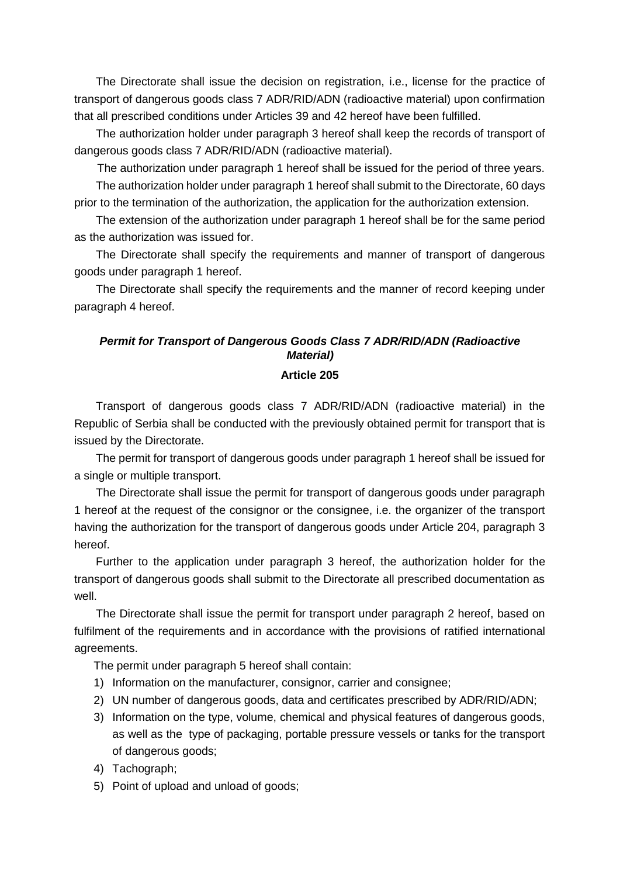The Directorate shall issue the decision on registration, i.e., license for the practice of transport of dangerous goods class 7 ADR/RID/ADN (radioactive material) upon confirmation that all prescribed conditions under Articles 39 and 42 hereof have been fulfilled.

The authorization holder under paragraph 3 hereof shall keep the records of transport of dangerous goods class 7 ADR/RID/ADN (radioactive material).

The authorization under paragraph 1 hereof shall be issued for the period of three years.

The authorization holder under paragraph 1 hereof shall submit to the Directorate, 60 days prior to the termination of the authorization, the application for the authorization extension.

The extension of the authorization under paragraph 1 hereof shall be for the same period as the authorization was issued for.

The Directorate shall specify the requirements and manner of transport of dangerous goods under paragraph 1 hereof.

The Directorate shall specify the requirements and the manner of record keeping under paragraph 4 hereof.

***Permit for Transport of Dangerous Goods Class 7 ADR/RID/ADN (Radioactive Material)***

**Article 205**

Transport of dangerous goods class 7 ADR/RID/ADN (radioactive material) in the Republic of Serbia shall be conducted with the previously obtained permit for transport that is issued by the Directorate.

The permit for transport of dangerous goods under paragraph 1 hereof shall be issued for a single or multiple transport.

The Directorate shall issue the permit for transport of dangerous goods under paragraph 1 hereof at the request of the consignor or the consignee, i.e. the organizer of the transport having the authorization for the transport of dangerous goods under Article 204, paragraph 3 hereof.

Further to the application under paragraph 3 hereof, the authorization holder for the transport of dangerous goods shall submit to the Directorate all prescribed documentation as well.

The Directorate shall issue the permit for transport under paragraph 2 hereof, based on fulfilment of the requirements and in accordance with the provisions of ratified international agreements.

The permit under paragraph 5 hereof shall contain:

1) Information on the manufacturer, consignor, carrier and consignee;
2) UN number of dangerous goods, data and certificates prescribed by ADR/RID/ADN;
3) Information on the type, volume, chemical and physical features of dangerous goods, as well as the type of packaging, portable pressure vessels or tanks for the transport of dangerous goods;
4) Tachograph;
5) Point of upload and unload of goods;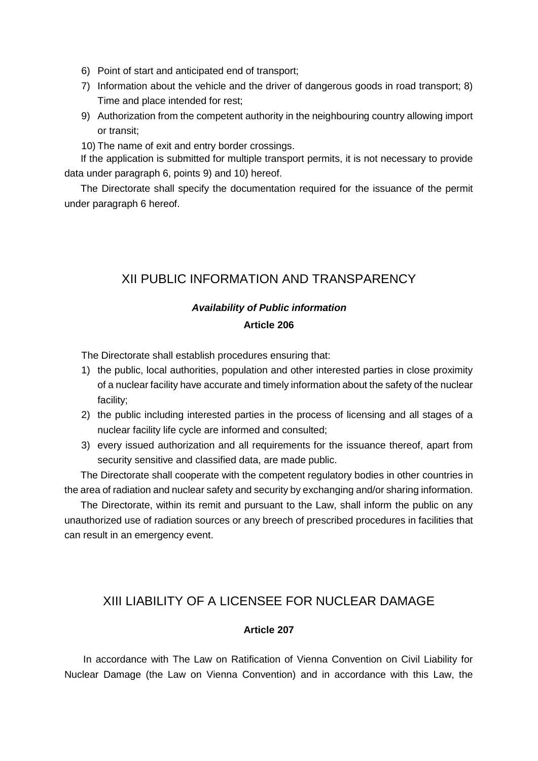6) Point of start and anticipated end of transport;
7) Information about the vehicle and the driver of dangerous goods in road transport; 8) Time and place intended for rest;
9) Authorization from the competent authority in the neighbouring country allowing import or transit;
10) The name of exit and entry border crossings.

If the application is submitted for multiple transport permits, it is not necessary to provide data under paragraph 6, points 9) and 10) hereof.

The Directorate shall specify the documentation required for the issuance of the permit under paragraph 6 hereof.

## XII PUBLIC INFORMATION AND TRANSPARENCY

***Availability of Public information***

**Article 206**

The Directorate shall establish procedures ensuring that:

1) the public, local authorities, population and other interested parties in close proximity of a nuclear facility have accurate and timely information about the safety of the nuclear facility;
2) the public including interested parties in the process of licensing and all stages of a nuclear facility life cycle are informed and consulted;
3) every issued authorization and all requirements for the issuance thereof, apart from security sensitive and classified data, are made public.

The Directorate shall cooperate with the competent regulatory bodies in other countries in the area of radiation and nuclear safety and security by exchanging and/or sharing information.

The Directorate, within its remit and pursuant to the Law, shall inform the public on any unauthorized use of radiation sources or any breech of prescribed procedures in facilities that can result in an emergency event.

## XIII LIABILITY OF A LICENSEE FOR NUCLEAR DAMAGE

**Article 207**

In accordance with The Law on Ratification of Vienna Convention on Civil Liability for Nuclear Damage (the Law on Vienna Convention) and in accordance with this Law, the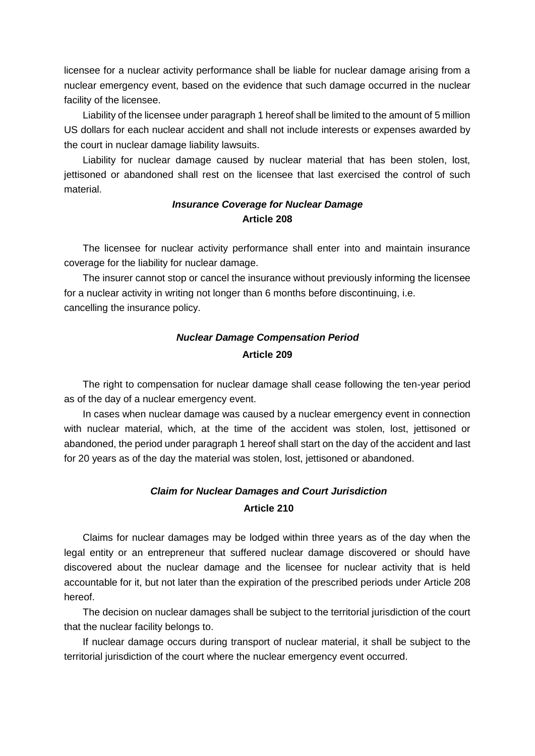licensee for a nuclear activity performance shall be liable for nuclear damage arising from a nuclear emergency event, based on the evidence that such damage occurred in the nuclear facility of the licensee.

Liability of the licensee under paragraph 1 hereof shall be limited to the amount of 5 million US dollars for each nuclear accident and shall not include interests or expenses awarded by the court in nuclear damage liability lawsuits.

Liability for nuclear damage caused by nuclear material that has been stolen, lost, jettisoned or abandoned shall rest on the licensee that last exercised the control of such material.

***Insurance Coverage for Nuclear Damage***
**Article 208**

The licensee for nuclear activity performance shall enter into and maintain insurance coverage for the liability for nuclear damage.

The insurer cannot stop or cancel the insurance without previously informing the licensee for a nuclear activity in writing not longer than 6 months before discontinuing, i.e. cancelling the insurance policy.

***Nuclear Damage Compensation Period***
**Article 209**

The right to compensation for nuclear damage shall cease following the ten-year period as of the day of a nuclear emergency event.

In cases when nuclear damage was caused by a nuclear emergency event in connection with nuclear material, which, at the time of the accident was stolen, lost, jettisoned or abandoned, the period under paragraph 1 hereof shall start on the day of the accident and last for 20 years as of the day the material was stolen, lost, jettisoned or abandoned.

***Claim for Nuclear Damages and Court Jurisdiction***
**Article 210**

Claims for nuclear damages may be lodged within three years as of the day when the legal entity or an entrepreneur that suffered nuclear damage discovered or should have discovered about the nuclear damage and the licensee for nuclear activity that is held accountable for it, but not later than the expiration of the prescribed periods under Article 208 hereof.

The decision on nuclear damages shall be subject to the territorial jurisdiction of the court that the nuclear facility belongs to.

If nuclear damage occurs during transport of nuclear material, it shall be subject to the territorial jurisdiction of the court where the nuclear emergency event occurred.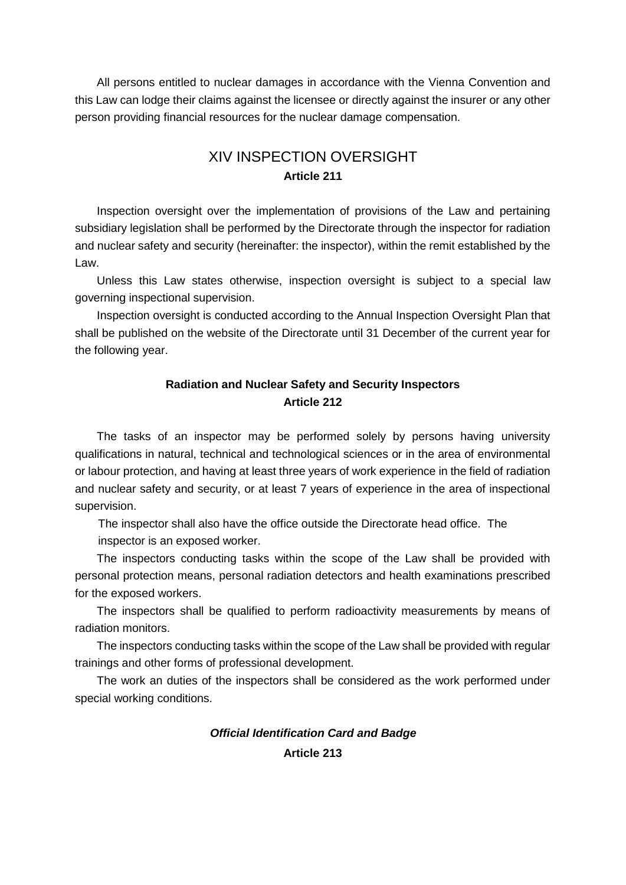All persons entitled to nuclear damages in accordance with the Vienna Convention and this Law can lodge their claims against the licensee or directly against the insurer or any other person providing financial resources for the nuclear damage compensation.

## XIV INSPECTION OVERSIGHT

**Article 211**

Inspection oversight over the implementation of provisions of the Law and pertaining subsidiary legislation shall be performed by the Directorate through the inspector for radiation and nuclear safety and security (hereinafter: the inspector), within the remit established by the Law.

Unless this Law states otherwise, inspection oversight is subject to a special law governing inspectional supervision.

Inspection oversight is conducted according to the Annual Inspection Oversight Plan that shall be published on the website of the Directorate until 31 December of the current year for the following year.

### Radiation and Nuclear Safety and Security Inspectors

**Article 212**

The tasks of an inspector may be performed solely by persons having university qualifications in natural, technical and technological sciences or in the area of environmental or labour protection, and having at least three years of work experience in the field of radiation and nuclear safety and security, or at least 7 years of experience in the area of inspectional supervision.

The inspector shall also have the office outside the Directorate head office. The inspector is an exposed worker.

The inspectors conducting tasks within the scope of the Law shall be provided with personal protection means, personal radiation detectors and health examinations prescribed for the exposed workers.

The inspectors shall be qualified to perform radioactivity measurements by means of radiation monitors.

The inspectors conducting tasks within the scope of the Law shall be provided with regular trainings and other forms of professional development.

The work an duties of the inspectors shall be considered as the work performed under special working conditions.

### *Official Identification Card and Badge*

**Article 213**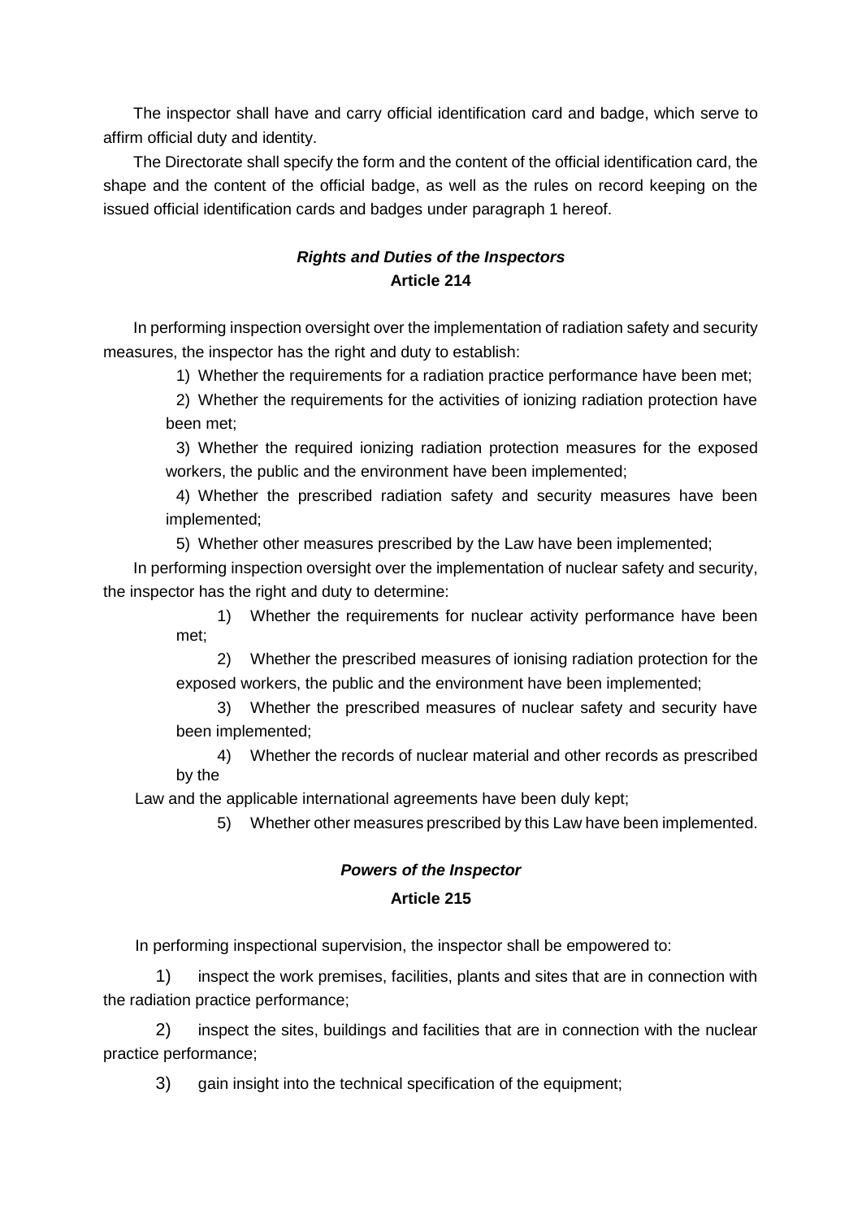The inspector shall have and carry official identification card and badge, which serve to affirm official duty and identity.

The Directorate shall specify the form and the content of the official identification card, the shape and the content of the official badge, as well as the rules on record keeping on the issued official identification cards and badges under paragraph 1 hereof.

***Rights and Duties of the Inspectors***
**Article 214**

In performing inspection oversight over the implementation of radiation safety and security measures, the inspector has the right and duty to establish:

1) Whether the requirements for a radiation practice performance have been met;

2) Whether the requirements for the activities of ionizing radiation protection have been met;

3) Whether the required ionizing radiation protection measures for the exposed workers, the public and the environment have been implemented;

4) Whether the prescribed radiation safety and security measures have been implemented;

5) Whether other measures prescribed by the Law have been implemented;

In performing inspection oversight over the implementation of nuclear safety and security, the inspector has the right and duty to determine:

1) Whether the requirements for nuclear activity performance have been met;

2) Whether the prescribed measures of ionising radiation protection for the exposed workers, the public and the environment have been implemented;

3) Whether the prescribed measures of nuclear safety and security have been implemented;

4) Whether the records of nuclear material and other records as prescribed by the Law and the applicable international agreements have been duly kept;

5) Whether other measures prescribed by this Law have been implemented.

***Powers of the Inspector***
**Article 215**

In performing inspectional supervision, the inspector shall be empowered to:

1) inspect the work premises, facilities, plants and sites that are in connection with the radiation practice performance;

2) inspect the sites, buildings and facilities that are in connection with the nuclear practice performance;

3) gain insight into the technical specification of the equipment;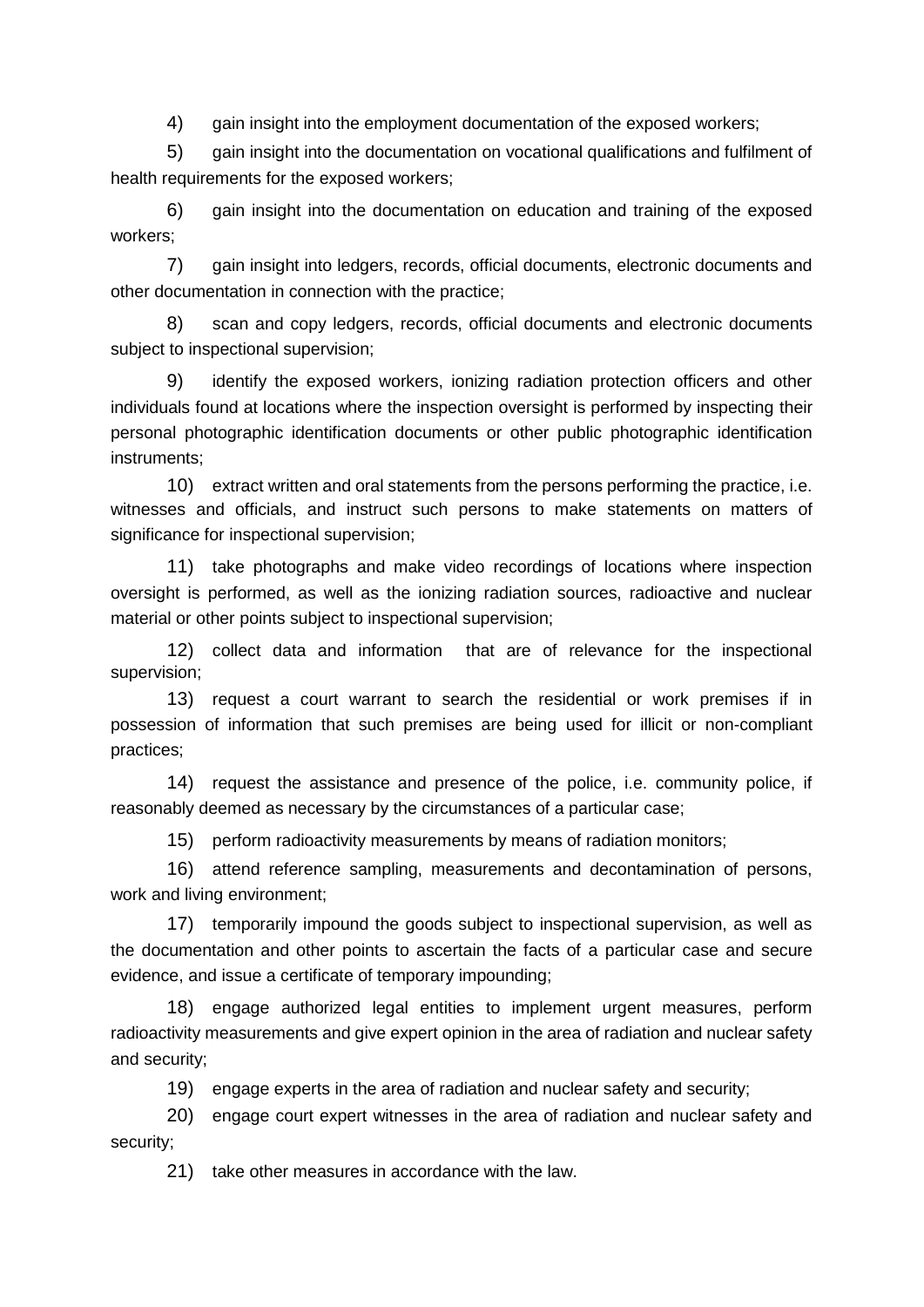4) gain insight into the employment documentation of the exposed workers;

5) gain insight into the documentation on vocational qualifications and fulfilment of health requirements for the exposed workers;

6) gain insight into the documentation on education and training of the exposed workers;

7) gain insight into ledgers, records, official documents, electronic documents and other documentation in connection with the practice;

8) scan and copy ledgers, records, official documents and electronic documents subject to inspectional supervision;

9) identify the exposed workers, ionizing radiation protection officers and other individuals found at locations where the inspection oversight is performed by inspecting their personal photographic identification documents or other public photographic identification instruments;

10) extract written and oral statements from the persons performing the practice, i.e. witnesses and officials, and instruct such persons to make statements on matters of significance for inspectional supervision;

11) take photographs and make video recordings of locations where inspection oversight is performed, as well as the ionizing radiation sources, radioactive and nuclear material or other points subject to inspectional supervision;

12) collect data and information that are of relevance for the inspectional supervision;

13) request a court warrant to search the residential or work premises if in possession of information that such premises are being used for illicit or non-compliant practices;

14) request the assistance and presence of the police, i.e. community police, if reasonably deemed as necessary by the circumstances of a particular case;

15) perform radioactivity measurements by means of radiation monitors;

16) attend reference sampling, measurements and decontamination of persons, work and living environment;

17) temporarily impound the goods subject to inspectional supervision, as well as the documentation and other points to ascertain the facts of a particular case and secure evidence, and issue a certificate of temporary impounding;

18) engage authorized legal entities to implement urgent measures, perform radioactivity measurements and give expert opinion in the area of radiation and nuclear safety and security;

19) engage experts in the area of radiation and nuclear safety and security;

20) engage court expert witnesses in the area of radiation and nuclear safety and security;

21) take other measures in accordance with the law.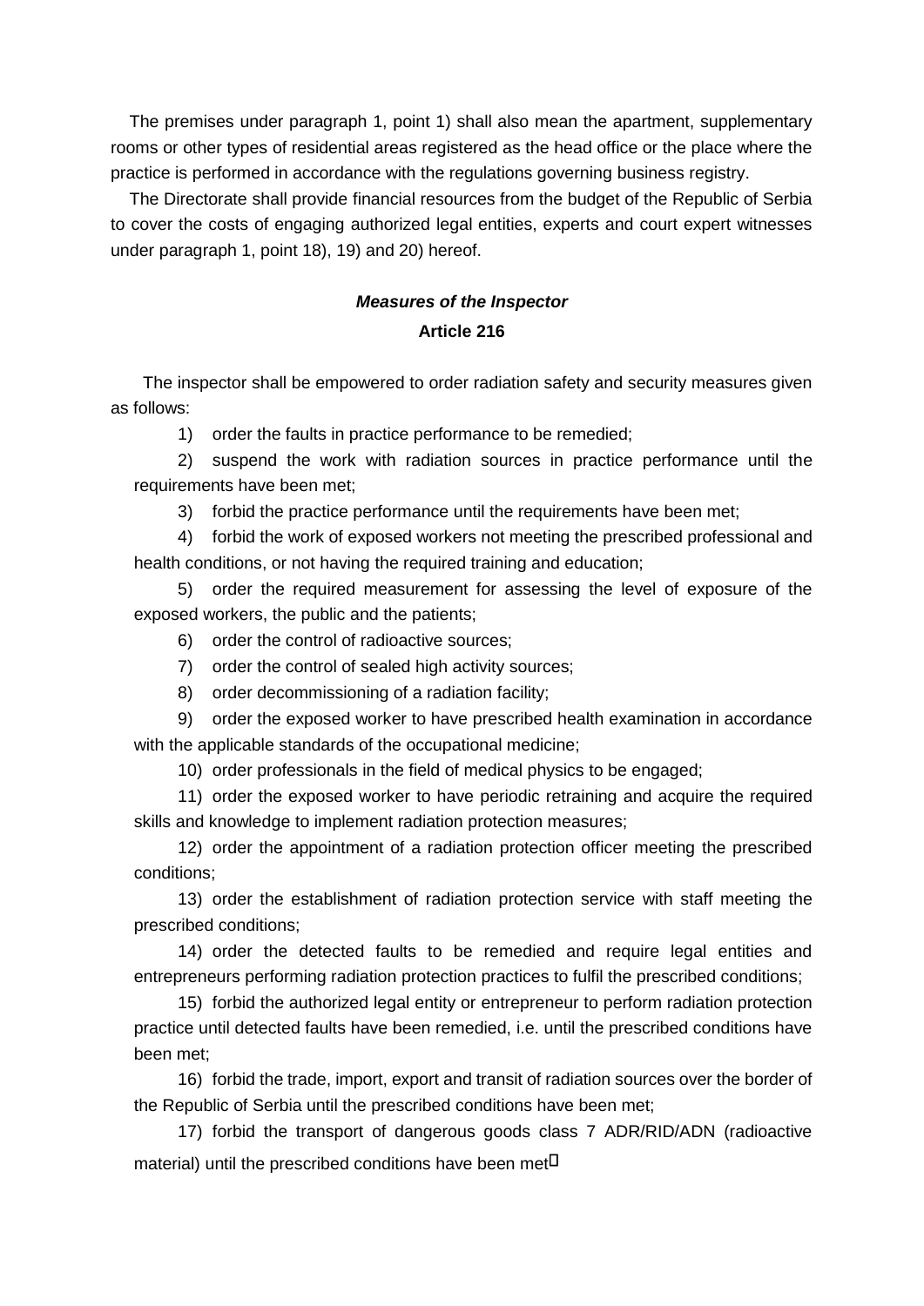The premises under paragraph 1, point 1) shall also mean the apartment, supplementary rooms or other types of residential areas registered as the head office or the place where the practice is performed in accordance with the regulations governing business registry.

The Directorate shall provide financial resources from the budget of the Republic of Serbia to cover the costs of engaging authorized legal entities, experts and court expert witnesses under paragraph 1, point 18), 19) and 20) hereof.

***Measures of the Inspector***

**Article 216**

The inspector shall be empowered to order radiation safety and security measures given as follows:

1) order the faults in practice performance to be remedied;

2) suspend the work with radiation sources in practice performance until the requirements have been met;

3) forbid the practice performance until the requirements have been met;

4) forbid the work of exposed workers not meeting the prescribed professional and health conditions, or not having the required training and education;

5) order the required measurement for assessing the level of exposure of the exposed workers, the public and the patients;

6) order the control of radioactive sources;

7) order the control of sealed high activity sources;

8) order decommissioning of a radiation facility;

9) order the exposed worker to have prescribed health examination in accordance with the applicable standards of the occupational medicine;

10) order professionals in the field of medical physics to be engaged;

11) order the exposed worker to have periodic retraining and acquire the required skills and knowledge to implement radiation protection measures;

12) order the appointment of a radiation protection officer meeting the prescribed conditions;

13) order the establishment of radiation protection service with staff meeting the prescribed conditions;

14) order the detected faults to be remedied and require legal entities and entrepreneurs performing radiation protection practices to fulfil the prescribed conditions;

15) forbid the authorized legal entity or entrepreneur to perform radiation protection practice until detected faults have been remedied, i.e. until the prescribed conditions have been met;

16) forbid the trade, import, export and transit of radiation sources over the border of the Republic of Serbia until the prescribed conditions have been met;

17) forbid the transport of dangerous goods class 7 ADR/RID/ADN (radioactive material) until the prescribed conditions have been met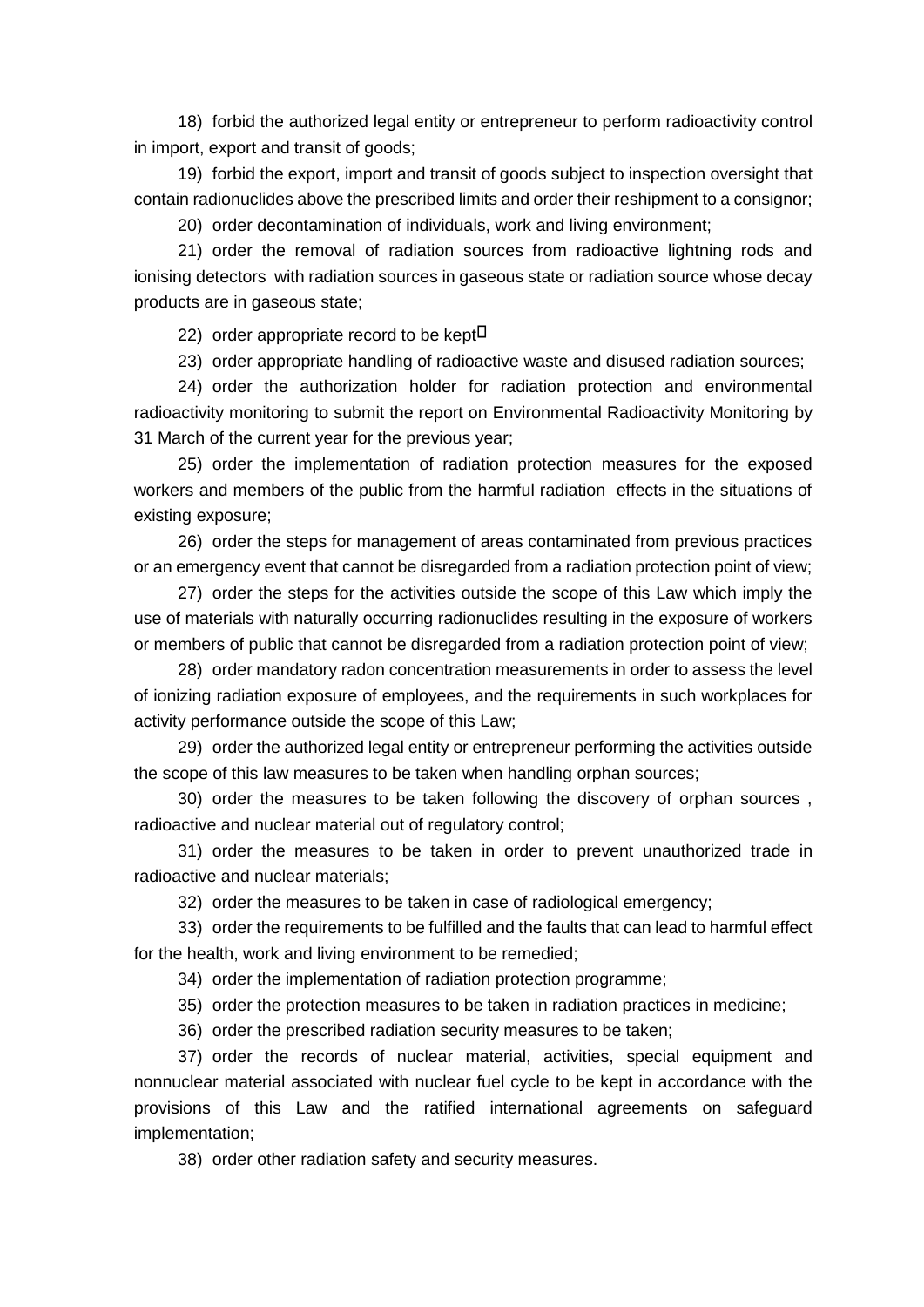18) forbid the authorized legal entity or entrepreneur to perform radioactivity control in import, export and transit of goods;

19) forbid the export, import and transit of goods subject to inspection oversight that contain radionuclides above the prescribed limits and order their reshipment to a consignor;

20) order decontamination of individuals, work and living environment;

21) order the removal of radiation sources from radioactive lightning rods and ionising detectors with radiation sources in gaseous state or radiation source whose decay products are in gaseous state;

22) order appropriate record to be kept;

23) order appropriate handling of radioactive waste and disused radiation sources;

24) order the authorization holder for radiation protection and environmental radioactivity monitoring to submit the report on Environmental Radioactivity Monitoring by 31 March of the current year for the previous year;

25) order the implementation of radiation protection measures for the exposed workers and members of the public from the harmful radiation effects in the situations of existing exposure;

26) order the steps for management of areas contaminated from previous practices or an emergency event that cannot be disregarded from a radiation protection point of view;

27) order the steps for the activities outside the scope of this Law which imply the use of materials with naturally occurring radionuclides resulting in the exposure of workers or members of public that cannot be disregarded from a radiation protection point of view;

28) order mandatory radon concentration measurements in order to assess the level of ionizing radiation exposure of employees, and the requirements in such workplaces for activity performance outside the scope of this Law;

29) order the authorized legal entity or entrepreneur performing the activities outside the scope of this law measures to be taken when handling orphan sources;

30) order the measures to be taken following the discovery of orphan sources , radioactive and nuclear material out of regulatory control;

31) order the measures to be taken in order to prevent unauthorized trade in radioactive and nuclear materials;

32) order the measures to be taken in case of radiological emergency;

33) order the requirements to be fulfilled and the faults that can lead to harmful effect for the health, work and living environment to be remedied;

34) order the implementation of radiation protection programme;

35) order the protection measures to be taken in radiation practices in medicine;

36) order the prescribed radiation security measures to be taken;

37) order the records of nuclear material, activities, special equipment and nonnuclear material associated with nuclear fuel cycle to be kept in accordance with the provisions of this Law and the ratified international agreements on safeguard implementation;

38) order other radiation safety and security measures.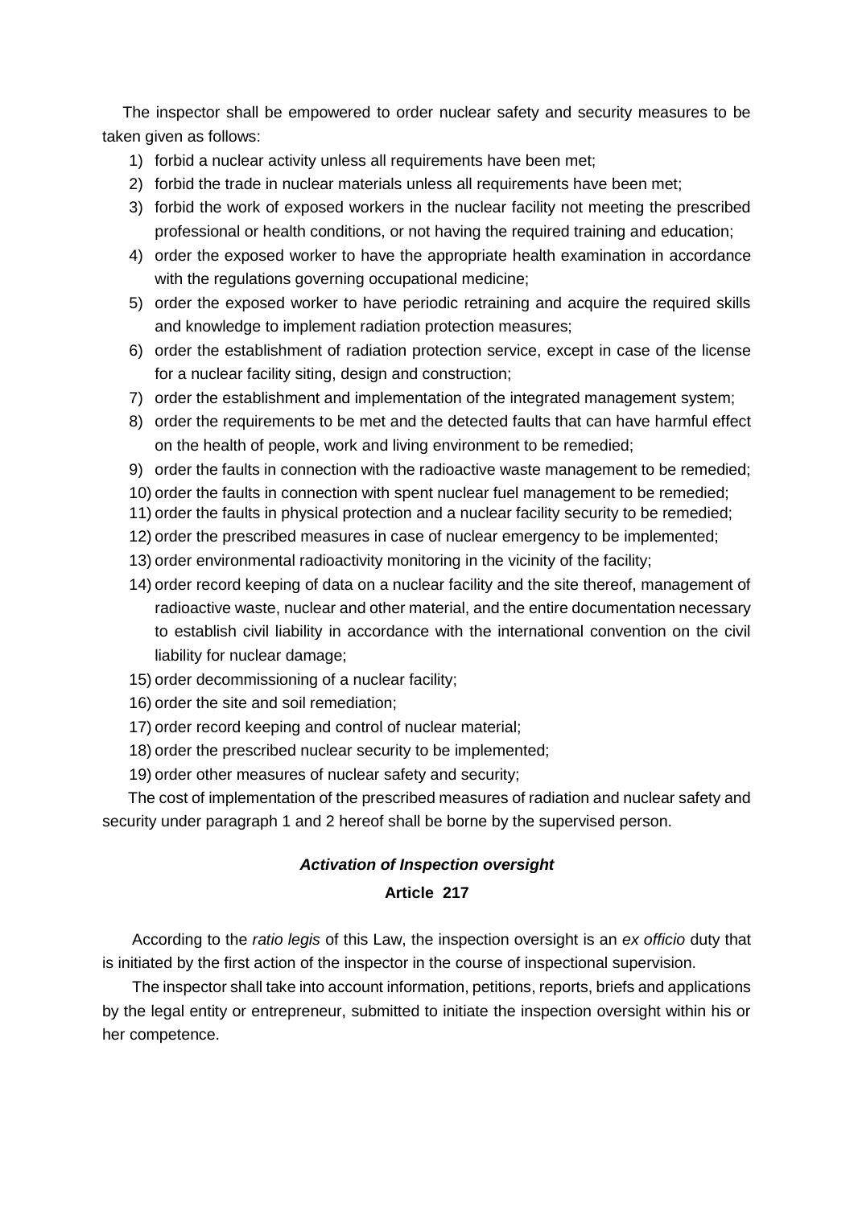The inspector shall be empowered to order nuclear safety and security measures to be taken given as follows:

1) forbid a nuclear activity unless all requirements have been met;
2) forbid the trade in nuclear materials unless all requirements have been met;
3) forbid the work of exposed workers in the nuclear facility not meeting the prescribed professional or health conditions, or not having the required training and education;
4) order the exposed worker to have the appropriate health examination in accordance with the regulations governing occupational medicine;
5) order the exposed worker to have periodic retraining and acquire the required skills and knowledge to implement radiation protection measures;
6) order the establishment of radiation protection service, except in case of the license for a nuclear facility siting, design and construction;
7) order the establishment and implementation of the integrated management system;
8) order the requirements to be met and the detected faults that can have harmful effect on the health of people, work and living environment to be remedied;
9) order the faults in connection with the radioactive waste management to be remedied;
10) order the faults in connection with spent nuclear fuel management to be remedied;
11) order the faults in physical protection and a nuclear facility security to be remedied;
12) order the prescribed measures in case of nuclear emergency to be implemented;
13) order environmental radioactivity monitoring in the vicinity of the facility;
14) order record keeping of data on a nuclear facility and the site thereof, management of radioactive waste, nuclear and other material, and the entire documentation necessary to establish civil liability in accordance with the international convention on the civil liability for nuclear damage;
15) order decommissioning of a nuclear facility;
16) order the site and soil remediation;
17) order record keeping and control of nuclear material;
18) order the prescribed nuclear security to be implemented;
19) order other measures of nuclear safety and security;

The cost of implementation of the prescribed measures of radiation and nuclear safety and security under paragraph 1 and 2 hereof shall be borne by the supervised person.

### ***Activation of Inspection oversight***

### **Article 217**

According to the *ratio legis* of this Law, the inspection oversight is an *ex officio* duty that is initiated by the first action of the inspector in the course of inspectional supervision.

The inspector shall take into account information, petitions, reports, briefs and applications by the legal entity or entrepreneur, submitted to initiate the inspection oversight within his or her competence.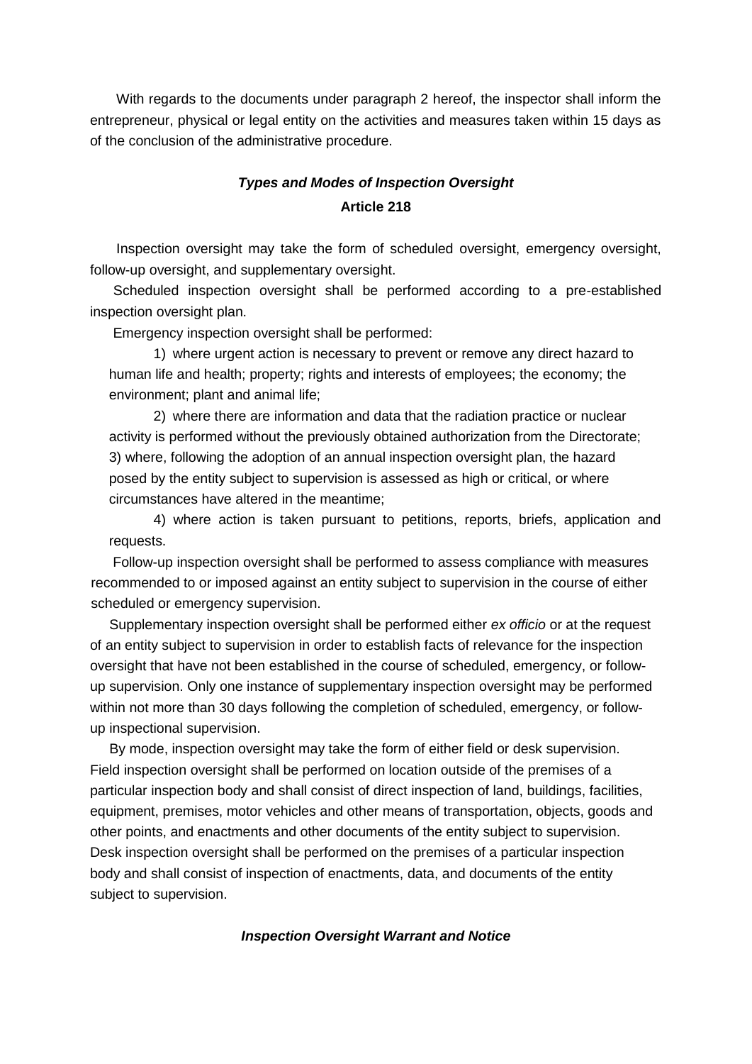With regards to the documents under paragraph 2 hereof, the inspector shall inform the entrepreneur, physical or legal entity on the activities and measures taken within 15 days as of the conclusion of the administrative procedure.

### ***Types and Modes of Inspection Oversight***

### **Article 218**

Inspection oversight may take the form of scheduled oversight, emergency oversight, follow-up oversight, and supplementary oversight.

Scheduled inspection oversight shall be performed according to a pre-established inspection oversight plan.

Emergency inspection oversight shall be performed:

1) where urgent action is necessary to prevent or remove any direct hazard to human life and health; property; rights and interests of employees; the economy; the environment; plant and animal life;

2) where there are information and data that the radiation practice or nuclear activity is performed without the previously obtained authorization from the Directorate;

3) where, following the adoption of an annual inspection oversight plan, the hazard posed by the entity subject to supervision is assessed as high or critical, or where circumstances have altered in the meantime;

4) where action is taken pursuant to petitions, reports, briefs, application and requests.

Follow-up inspection oversight shall be performed to assess compliance with measures recommended to or imposed against an entity subject to supervision in the course of either scheduled or emergency supervision.

Supplementary inspection oversight shall be performed either *ex officio* or at the request of an entity subject to supervision in order to establish facts of relevance for the inspection oversight that have not been established in the course of scheduled, emergency, or follow-up supervision. Only one instance of supplementary inspection oversight may be performed within not more than 30 days following the completion of scheduled, emergency, or follow-up inspectional supervision.

By mode, inspection oversight may take the form of either field or desk supervision. Field inspection oversight shall be performed on location outside of the premises of a particular inspection body and shall consist of direct inspection of land, buildings, facilities, equipment, premises, motor vehicles and other means of transportation, objects, goods and other points, and enactments and other documents of the entity subject to supervision. Desk inspection oversight shall be performed on the premises of a particular inspection body and shall consist of inspection of enactments, data, and documents of the entity subject to supervision.

### ***Inspection Oversight Warrant and Notice***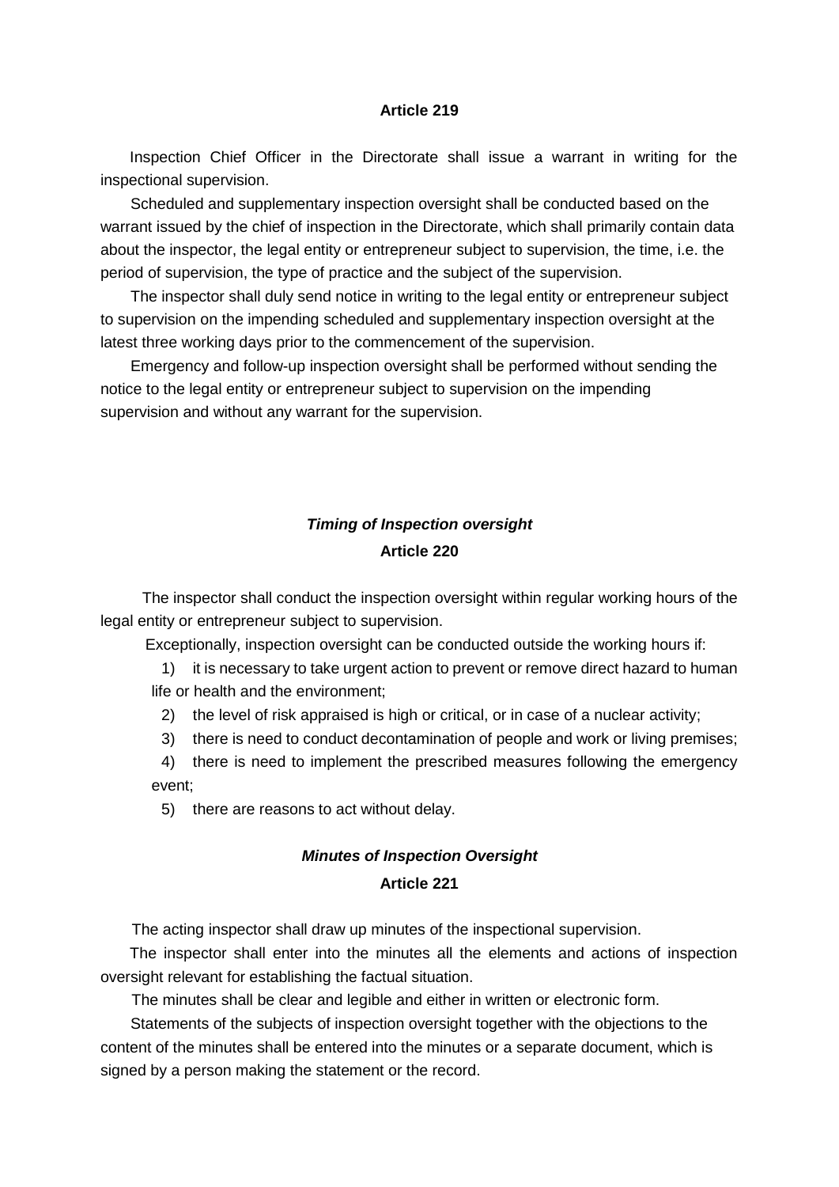**Article 219**

Inspection Chief Officer in the Directorate shall issue a warrant in writing for the inspectional supervision.

Scheduled and supplementary inspection oversight shall be conducted based on the warrant issued by the chief of inspection in the Directorate, which shall primarily contain data about the inspector, the legal entity or entrepreneur subject to supervision, the time, i.e. the period of supervision, the type of practice and the subject of the supervision.

The inspector shall duly send notice in writing to the legal entity or entrepreneur subject to supervision on the impending scheduled and supplementary inspection oversight at the latest three working days prior to the commencement of the supervision.

Emergency and follow-up inspection oversight shall be performed without sending the notice to the legal entity or entrepreneur subject to supervision on the impending supervision and without any warrant for the supervision.

***Timing of Inspection oversight***

**Article 220**

The inspector shall conduct the inspection oversight within regular working hours of the legal entity or entrepreneur subject to supervision.

Exceptionally, inspection oversight can be conducted outside the working hours if:

1) it is necessary to take urgent action to prevent or remove direct hazard to human life or health and the environment;
2) the level of risk appraised is high or critical, or in case of a nuclear activity;
3) there is need to conduct decontamination of people and work or living premises;
4) there is need to implement the prescribed measures following the emergency event;
5) there are reasons to act without delay.

***Minutes of Inspection Oversight***

**Article 221**

The acting inspector shall draw up minutes of the inspectional supervision.

The inspector shall enter into the minutes all the elements and actions of inspection oversight relevant for establishing the factual situation.

The minutes shall be clear and legible and either in written or electronic form.

Statements of the subjects of inspection oversight together with the objections to the content of the minutes shall be entered into the minutes or a separate document, which is signed by a person making the statement or the record.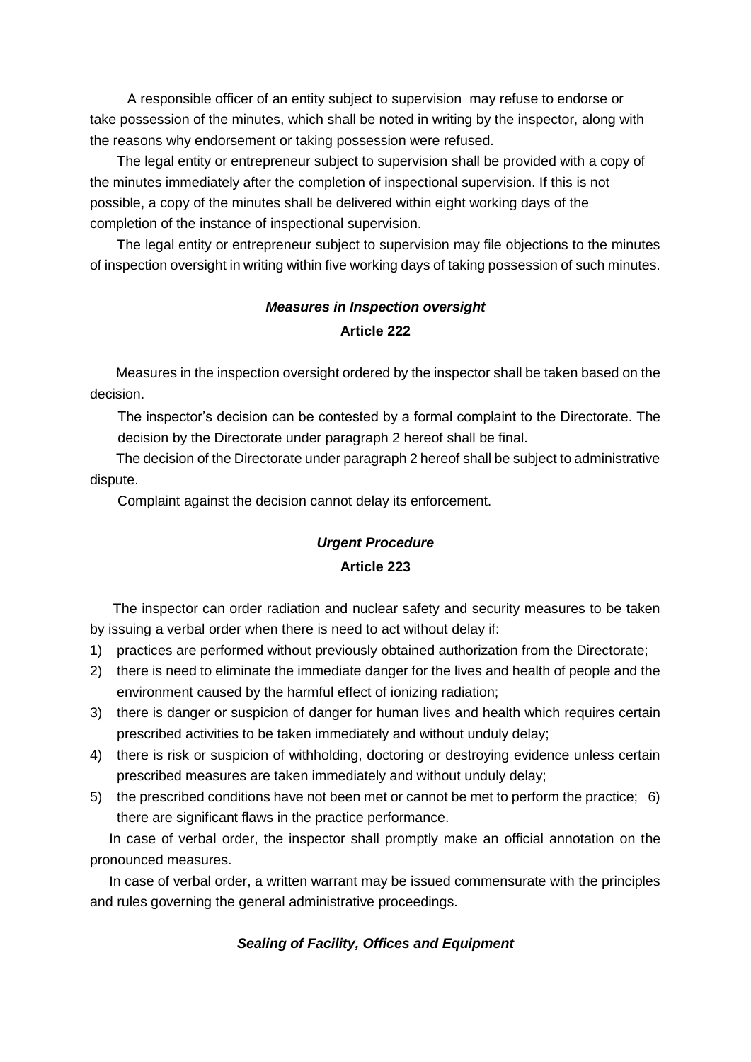A responsible officer of an entity subject to supervision may refuse to endorse or take possession of the minutes, which shall be noted in writing by the inspector, along with the reasons why endorsement or taking possession were refused.

The legal entity or entrepreneur subject to supervision shall be provided with a copy of the minutes immediately after the completion of inspectional supervision. If this is not possible, a copy of the minutes shall be delivered within eight working days of the completion of the instance of inspectional supervision.

The legal entity or entrepreneur subject to supervision may file objections to the minutes of inspection oversight in writing within five working days of taking possession of such minutes.

### *Measures in Inspection oversight*
### Article 222

Measures in the inspection oversight ordered by the inspector shall be taken based on the decision.

The inspector's decision can be contested by a formal complaint to the Directorate. The decision by the Directorate under paragraph 2 hereof shall be final.

The decision of the Directorate under paragraph 2 hereof shall be subject to administrative dispute.

Complaint against the decision cannot delay its enforcement.

### *Urgent Procedure*
### Article 223

The inspector can order radiation and nuclear safety and security measures to be taken by issuing a verbal order when there is need to act without delay if:

1) practices are performed without previously obtained authorization from the Directorate;
2) there is need to eliminate the immediate danger for the lives and health of people and the environment caused by the harmful effect of ionizing radiation;
3) there is danger or suspicion of danger for human lives and health which requires certain prescribed activities to be taken immediately and without unduly delay;
4) there is risk or suspicion of withholding, doctoring or destroying evidence unless certain prescribed measures are taken immediately and without unduly delay;
5) the prescribed conditions have not been met or cannot be met to perform the practice;
6) there are significant flaws in the practice performance.

In case of verbal order, the inspector shall promptly make an official annotation on the pronounced measures.

In case of verbal order, a written warrant may be issued commensurate with the principles and rules governing the general administrative proceedings.

### *Sealing of Facility, Offices and Equipment*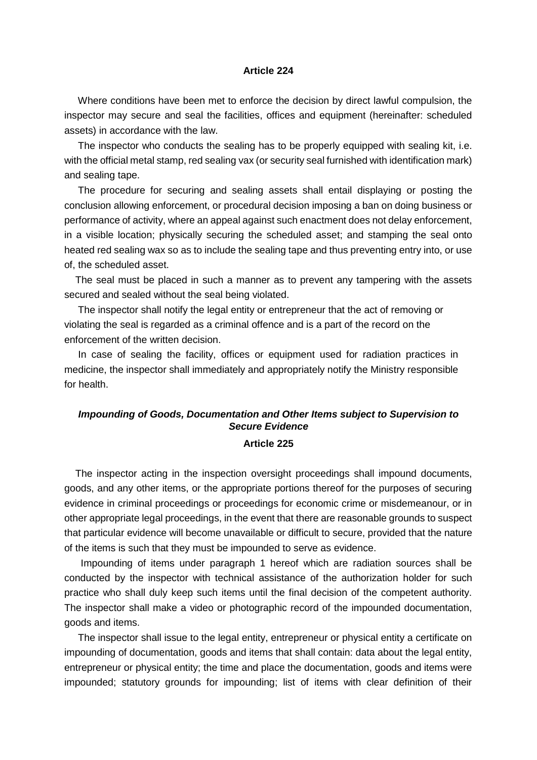**Article 224**

Where conditions have been met to enforce the decision by direct lawful compulsion, the inspector may secure and seal the facilities, offices and equipment (hereinafter: scheduled assets) in accordance with the law.

The inspector who conducts the sealing has to be properly equipped with sealing kit, i.e. with the official metal stamp, red sealing vax (or security seal furnished with identification mark) and sealing tape.

The procedure for securing and sealing assets shall entail displaying or posting the conclusion allowing enforcement, or procedural decision imposing a ban on doing business or performance of activity, where an appeal against such enactment does not delay enforcement, in a visible location; physically securing the scheduled asset; and stamping the seal onto heated red sealing wax so as to include the sealing tape and thus preventing entry into, or use of, the scheduled asset.

The seal must be placed in such a manner as to prevent any tampering with the assets secured and sealed without the seal being violated.

The inspector shall notify the legal entity or entrepreneur that the act of removing or violating the seal is regarded as a criminal offence and is a part of the record on the enforcement of the written decision.

In case of sealing the facility, offices or equipment used for radiation practices in medicine, the inspector shall immediately and appropriately notify the Ministry responsible for health.

***Impounding of Goods, Documentation and Other Items subject to Supervision to Secure Evidence***

**Article 225**

The inspector acting in the inspection oversight proceedings shall impound documents, goods, and any other items, or the appropriate portions thereof for the purposes of securing evidence in criminal proceedings or proceedings for economic crime or misdemeanour, or in other appropriate legal proceedings, in the event that there are reasonable grounds to suspect that particular evidence will become unavailable or difficult to secure, provided that the nature of the items is such that they must be impounded to serve as evidence.

Impounding of items under paragraph 1 hereof which are radiation sources shall be conducted by the inspector with technical assistance of the authorization holder for such practice who shall duly keep such items until the final decision of the competent authority. The inspector shall make a video or photographic record of the impounded documentation, goods and items.

The inspector shall issue to the legal entity, entrepreneur or physical entity a certificate on impounding of documentation, goods and items that shall contain: data about the legal entity, entrepreneur or physical entity; the time and place the documentation, goods and items were impounded; statutory grounds for impounding; list of items with clear definition of their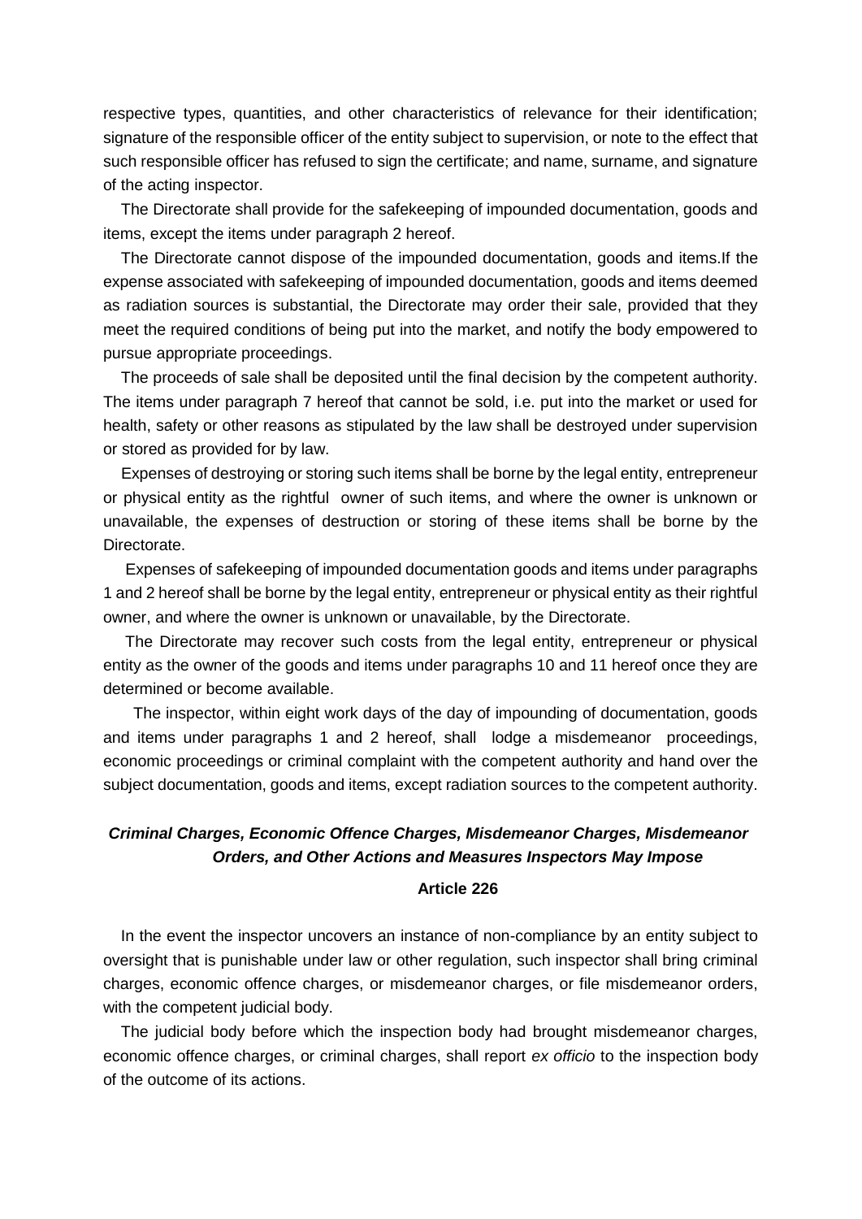respective types, quantities, and other characteristics of relevance for their identification; signature of the responsible officer of the entity subject to supervision, or note to the effect that such responsible officer has refused to sign the certificate; and name, surname, and signature of the acting inspector.

The Directorate shall provide for the safekeeping of impounded documentation, goods and items, except the items under paragraph 2 hereof.

The Directorate cannot dispose of the impounded documentation, goods and items.If the expense associated with safekeeping of impounded documentation, goods and items deemed as radiation sources is substantial, the Directorate may order their sale, provided that they meet the required conditions of being put into the market, and notify the body empowered to pursue appropriate proceedings.

The proceeds of sale shall be deposited until the final decision by the competent authority. The items under paragraph 7 hereof that cannot be sold, i.e. put into the market or used for health, safety or other reasons as stipulated by the law shall be destroyed under supervision or stored as provided for by law.

Expenses of destroying or storing such items shall be borne by the legal entity, entrepreneur or physical entity as the rightful owner of such items, and where the owner is unknown or unavailable, the expenses of destruction or storing of these items shall be borne by the Directorate.

Expenses of safekeeping of impounded documentation goods and items under paragraphs 1 and 2 hereof shall be borne by the legal entity, entrepreneur or physical entity as their rightful owner, and where the owner is unknown or unavailable, by the Directorate.

The Directorate may recover such costs from the legal entity, entrepreneur or physical entity as the owner of the goods and items under paragraphs 10 and 11 hereof once they are determined or become available.

The inspector, within eight work days of the day of impounding of documentation, goods and items under paragraphs 1 and 2 hereof, shall lodge a misdemeanor proceedings, economic proceedings or criminal complaint with the competent authority and hand over the subject documentation, goods and items, except radiation sources to the competent authority.

### *Criminal Charges, Economic Offence Charges, Misdemeanor Charges, Misdemeanor Orders, and Other Actions and Measures Inspectors May Impose*

**Article 226**

In the event the inspector uncovers an instance of non-compliance by an entity subject to oversight that is punishable under law or other regulation, such inspector shall bring criminal charges, economic offence charges, or misdemeanor charges, or file misdemeanor orders, with the competent judicial body.

The judicial body before which the inspection body had brought misdemeanor charges, economic offence charges, or criminal charges, shall report *ex officio* to the inspection body of the outcome of its actions.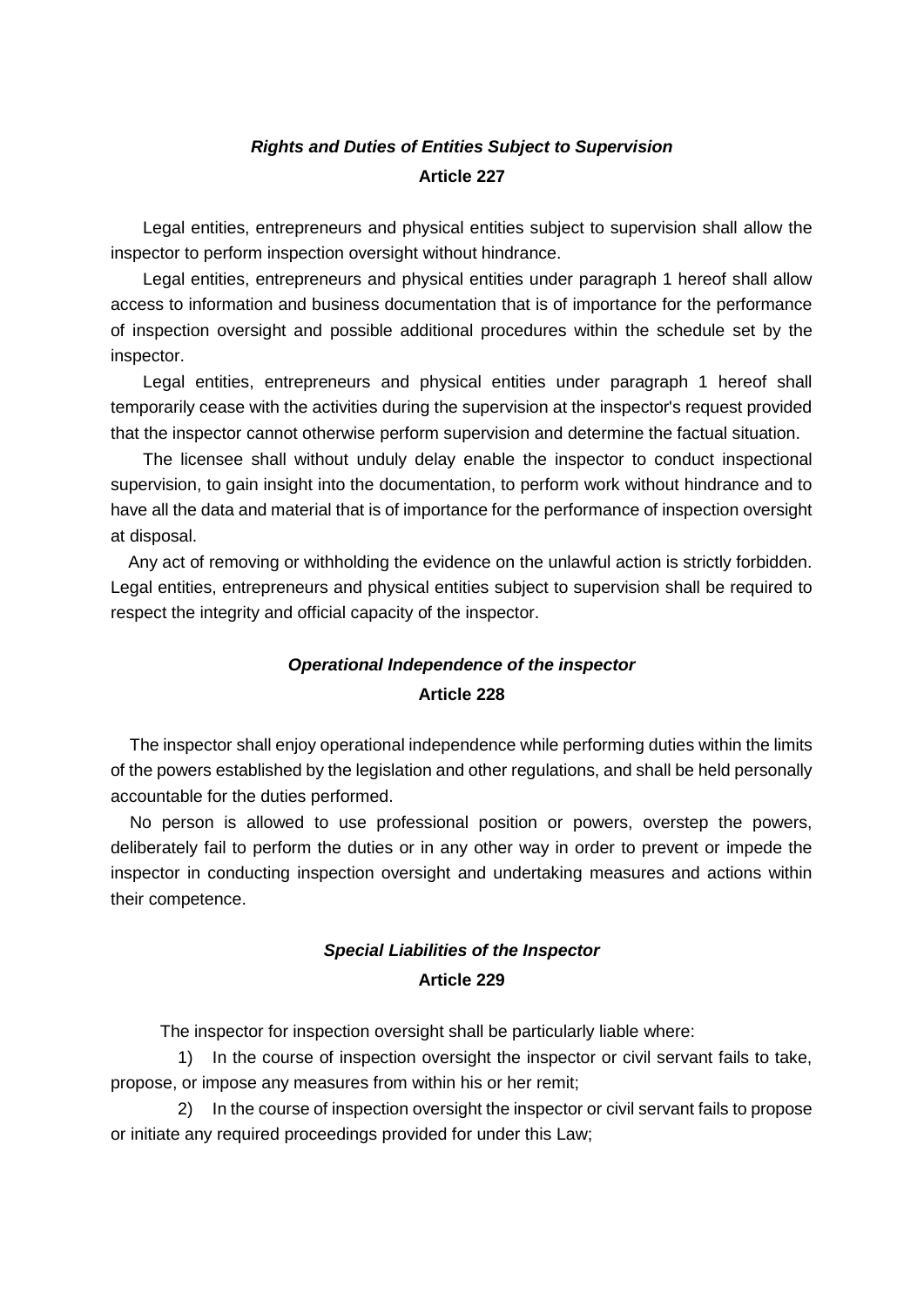### ***Rights and Duties of Entities Subject to Supervision***
### **Article 227**

Legal entities, entrepreneurs and physical entities subject to supervision shall allow the inspector to perform inspection oversight without hindrance.

Legal entities, entrepreneurs and physical entities under paragraph 1 hereof shall allow access to information and business documentation that is of importance for the performance of inspection oversight and possible additional procedures within the schedule set by the inspector.

Legal entities, entrepreneurs and physical entities under paragraph 1 hereof shall temporarily cease with the activities during the supervision at the inspector's request provided that the inspector cannot otherwise perform supervision and determine the factual situation.

The licensee shall without unduly delay enable the inspector to conduct inspectional supervision, to gain insight into the documentation, to perform work without hindrance and to have all the data and material that is of importance for the performance of inspection oversight at disposal.

Any act of removing or withholding the evidence on the unlawful action is strictly forbidden. Legal entities, entrepreneurs and physical entities subject to supervision shall be required to respect the integrity and official capacity of the inspector.

### ***Operational Independence of the inspector***
### **Article 228**

The inspector shall enjoy operational independence while performing duties within the limits of the powers established by the legislation and other regulations, and shall be held personally accountable for the duties performed.

No person is allowed to use professional position or powers, overstep the powers, deliberately fail to perform the duties or in any other way in order to prevent or impede the inspector in conducting inspection oversight and undertaking measures and actions within their competence.

### ***Special Liabilities of the Inspector***
### **Article 229**

The inspector for inspection oversight shall be particularly liable where:

1) In the course of inspection oversight the inspector or civil servant fails to take, propose, or impose any measures from within his or her remit;

2) In the course of inspection oversight the inspector or civil servant fails to propose or initiate any required proceedings provided for under this Law;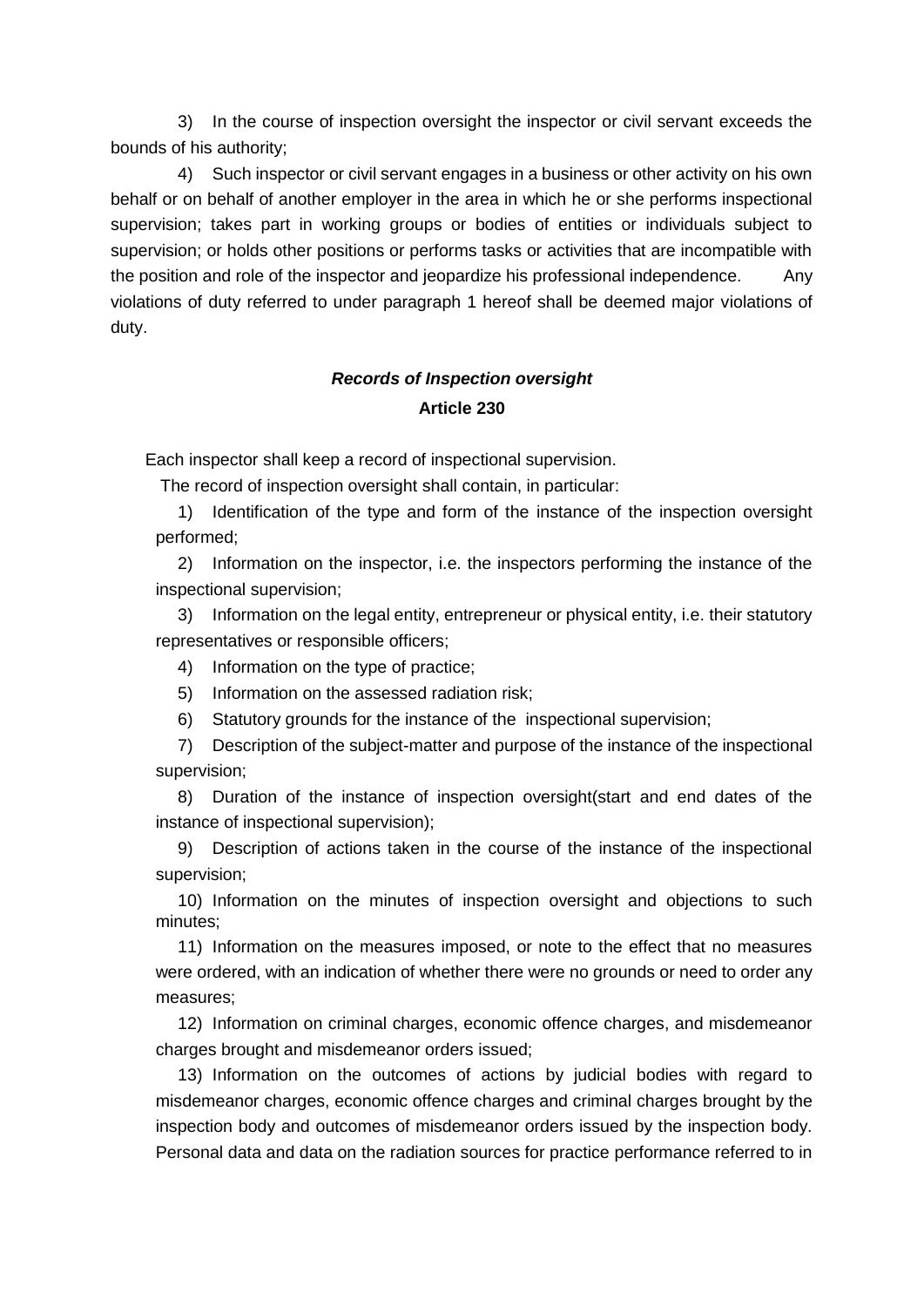3) In the course of inspection oversight the inspector or civil servant exceeds the bounds of his authority;

4) Such inspector or civil servant engages in a business or other activity on his own behalf or on behalf of another employer in the area in which he or she performs inspectional supervision; takes part in working groups or bodies of entities or individuals subject to supervision; or holds other positions or performs tasks or activities that are incompatible with the position and role of the inspector and jeopardize his professional independence. Any violations of duty referred to under paragraph 1 hereof shall be deemed major violations of duty.

### ***Records of Inspection oversight***

### **Article 230**

Each inspector shall keep a record of inspectional supervision.

The record of inspection oversight shall contain, in particular:

1) Identification of the type and form of the instance of the inspection oversight performed;

2) Information on the inspector, i.e. the inspectors performing the instance of the inspectional supervision;

3) Information on the legal entity, entrepreneur or physical entity, i.e. their statutory representatives or responsible officers;

4) Information on the type of practice;

5) Information on the assessed radiation risk;

6) Statutory grounds for the instance of the inspectional supervision;

7) Description of the subject-matter and purpose of the instance of the inspectional supervision;

8) Duration of the instance of inspection oversight(start and end dates of the instance of inspectional supervision);

9) Description of actions taken in the course of the instance of the inspectional supervision;

10) Information on the minutes of inspection oversight and objections to such minutes;

11) Information on the measures imposed, or note to the effect that no measures were ordered, with an indication of whether there were no grounds or need to order any measures;

12) Information on criminal charges, economic offence charges, and misdemeanor charges brought and misdemeanor orders issued;

13) Information on the outcomes of actions by judicial bodies with regard to misdemeanor charges, economic offence charges and criminal charges brought by the inspection body and outcomes of misdemeanor orders issued by the inspection body. Personal data and data on the radiation sources for practice performance referred to in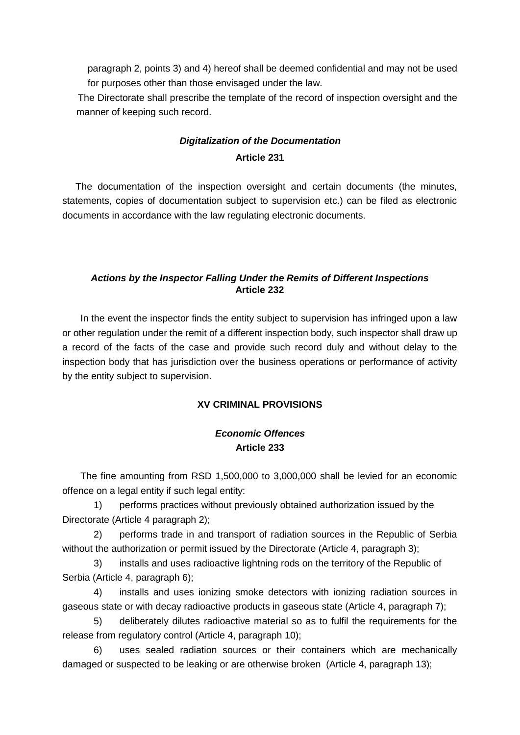paragraph 2, points 3) and 4) hereof shall be deemed confidential and may not be used for purposes other than those envisaged under the law.

The Directorate shall prescribe the template of the record of inspection oversight and the manner of keeping such record.

### *Digitalization of the Documentation*

### Article 231

The documentation of the inspection oversight and certain documents (the minutes, statements, copies of documentation subject to supervision etc.) can be filed as electronic documents in accordance with the law regulating electronic documents.

### *Actions by the Inspector Falling Under the Remits of Different Inspections*

### Article 232

In the event the inspector finds the entity subject to supervision has infringed upon a law or other regulation under the remit of a different inspection body, such inspector shall draw up a record of the facts of the case and provide such record duly and without delay to the inspection body that has jurisdiction over the business operations or performance of activity by the entity subject to supervision.

## XV CRIMINAL PROVISIONS

### *Economic Offences*

### Article 233

The fine amounting from RSD 1,500,000 to 3,000,000 shall be levied for an economic offence on a legal entity if such legal entity:

1) performs practices without previously obtained authorization issued by the Directorate (Article 4 paragraph 2);

2) performs trade in and transport of radiation sources in the Republic of Serbia without the authorization or permit issued by the Directorate (Article 4, paragraph 3);

3) installs and uses radioactive lightning rods on the territory of the Republic of Serbia (Article 4, paragraph 6);

4) installs and uses ionizing smoke detectors with ionizing radiation sources in gaseous state or with decay radioactive products in gaseous state (Article 4, paragraph 7);

5) deliberately dilutes radioactive material so as to fulfil the requirements for the release from regulatory control (Article 4, paragraph 10);

6) uses sealed radiation sources or their containers which are mechanically damaged or suspected to be leaking or are otherwise broken (Article 4, paragraph 13);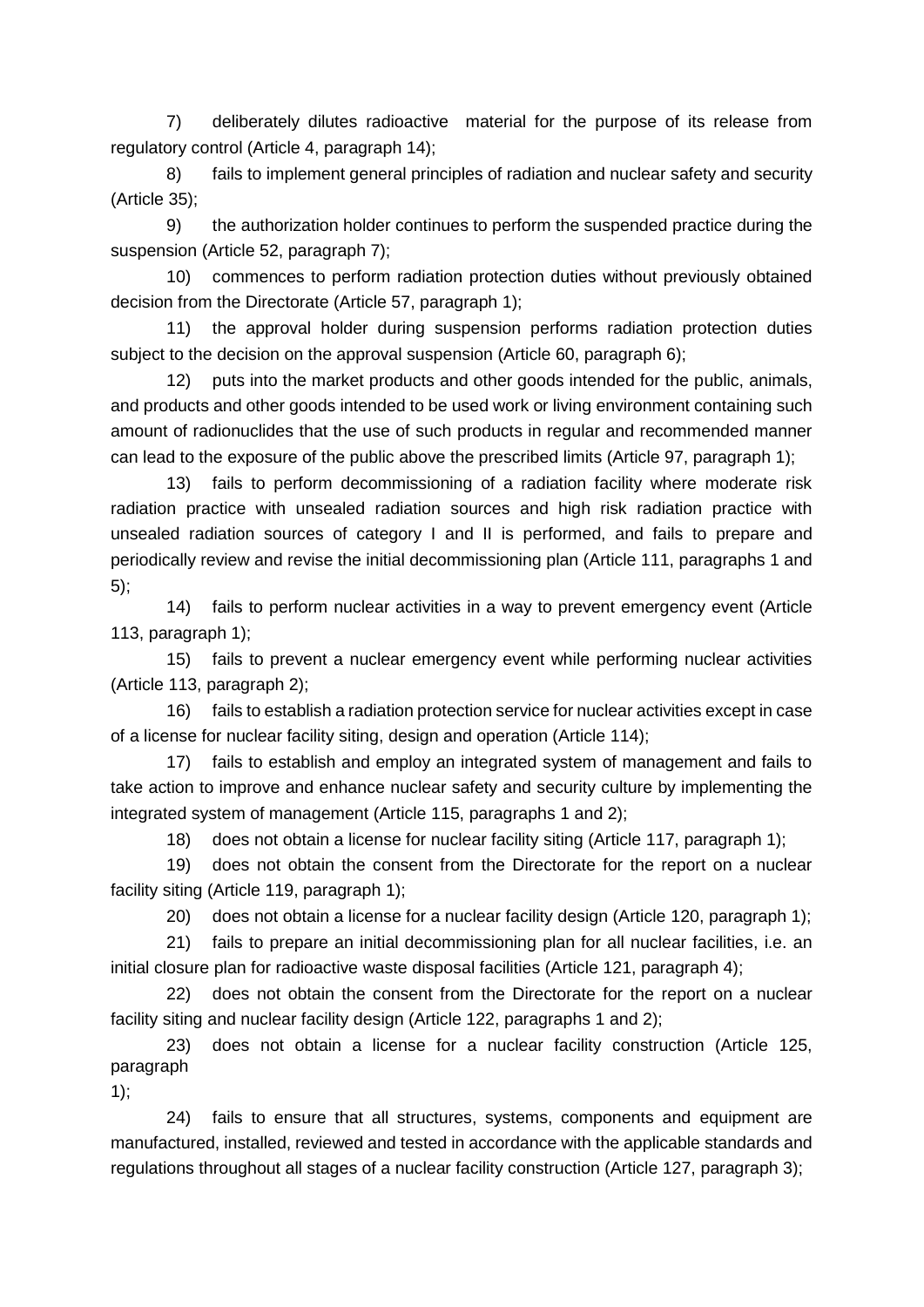7) deliberately dilutes radioactive material for the purpose of its release from regulatory control (Article 4, paragraph 14);

8) fails to implement general principles of radiation and nuclear safety and security (Article 35);

9) the authorization holder continues to perform the suspended practice during the suspension (Article 52, paragraph 7);

10) commences to perform radiation protection duties without previously obtained decision from the Directorate (Article 57, paragraph 1);

11) the approval holder during suspension performs radiation protection duties subject to the decision on the approval suspension (Article 60, paragraph 6);

12) puts into the market products and other goods intended for the public, animals, and products and other goods intended to be used work or living environment containing such amount of radionuclides that the use of such products in regular and recommended manner can lead to the exposure of the public above the prescribed limits (Article 97, paragraph 1);

13) fails to perform decommissioning of a radiation facility where moderate risk radiation practice with unsealed radiation sources and high risk radiation practice with unsealed radiation sources of category I and II is performed, and fails to prepare and periodically review and revise the initial decommissioning plan (Article 111, paragraphs 1 and 5);

14) fails to perform nuclear activities in a way to prevent emergency event (Article 113, paragraph 1);

15) fails to prevent a nuclear emergency event while performing nuclear activities (Article 113, paragraph 2);

16) fails to establish a radiation protection service for nuclear activities except in case of a license for nuclear facility siting, design and operation (Article 114);

17) fails to establish and employ an integrated system of management and fails to take action to improve and enhance nuclear safety and security culture by implementing the integrated system of management (Article 115, paragraphs 1 and 2);

18) does not obtain a license for nuclear facility siting (Article 117, paragraph 1);

19) does not obtain the consent from the Directorate for the report on a nuclear facility siting (Article 119, paragraph 1);

20) does not obtain a license for a nuclear facility design (Article 120, paragraph 1);

21) fails to prepare an initial decommissioning plan for all nuclear facilities, i.e. an initial closure plan for radioactive waste disposal facilities (Article 121, paragraph 4);

22) does not obtain the consent from the Directorate for the report on a nuclear facility siting and nuclear facility design (Article 122, paragraphs 1 and 2);

23) does not obtain a license for a nuclear facility construction (Article 125, paragraph 1);

24) fails to ensure that all structures, systems, components and equipment are manufactured, installed, reviewed and tested in accordance with the applicable standards and regulations throughout all stages of a nuclear facility construction (Article 127, paragraph 3);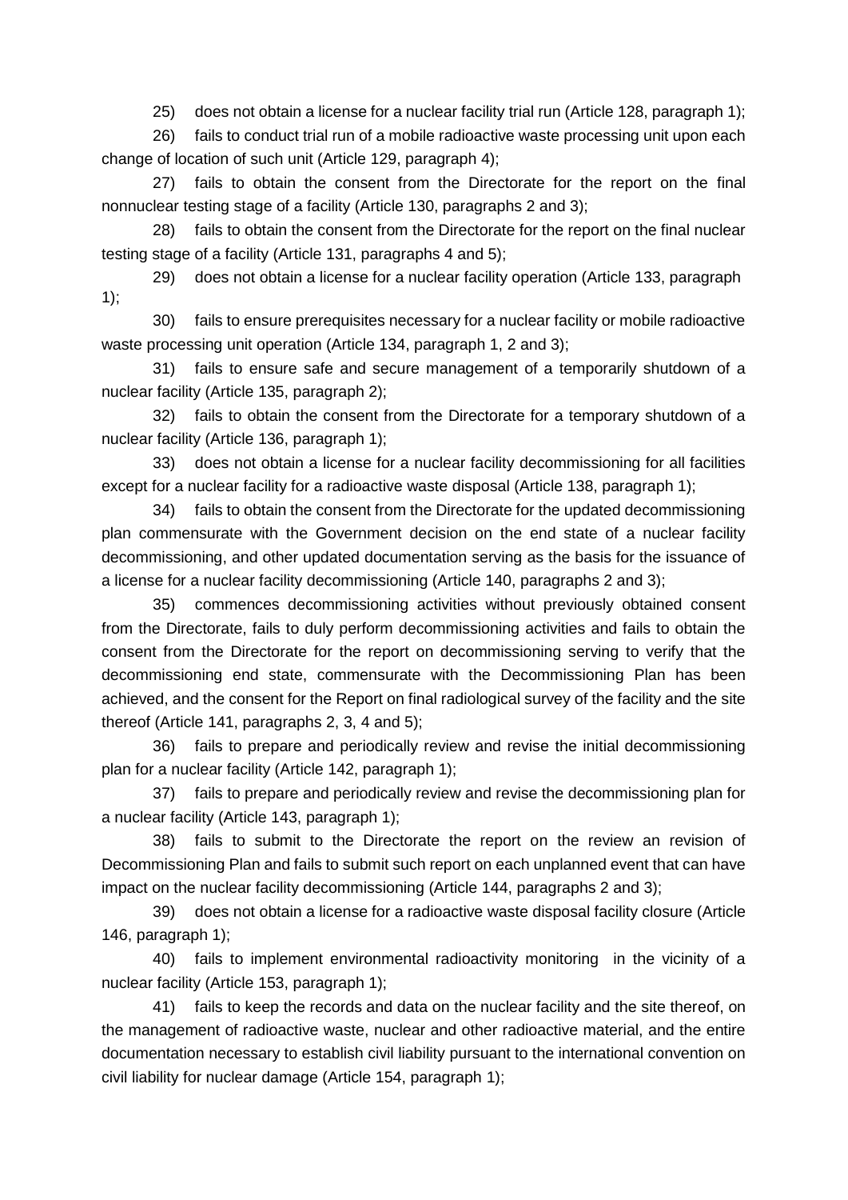25) does not obtain a license for a nuclear facility trial run (Article 128, paragraph 1);

26) fails to conduct trial run of a mobile radioactive waste processing unit upon each change of location of such unit (Article 129, paragraph 4);

27) fails to obtain the consent from the Directorate for the report on the final nonnuclear testing stage of a facility (Article 130, paragraphs 2 and 3);

28) fails to obtain the consent from the Directorate for the report on the final nuclear testing stage of a facility (Article 131, paragraphs 4 and 5);

29) does not obtain a license for a nuclear facility operation (Article 133, paragraph 1);

30) fails to ensure prerequisites necessary for a nuclear facility or mobile radioactive waste processing unit operation (Article 134, paragraph 1, 2 and 3);

31) fails to ensure safe and secure management of a temporarily shutdown of a nuclear facility (Article 135, paragraph 2);

32) fails to obtain the consent from the Directorate for a temporary shutdown of a nuclear facility (Article 136, paragraph 1);

33) does not obtain a license for a nuclear facility decommissioning for all facilities except for a nuclear facility for a radioactive waste disposal (Article 138, paragraph 1);

34) fails to obtain the consent from the Directorate for the updated decommissioning plan commensurate with the Government decision on the end state of a nuclear facility decommissioning, and other updated documentation serving as the basis for the issuance of a license for a nuclear facility decommissioning (Article 140, paragraphs 2 and 3);

35) commences decommissioning activities without previously obtained consent from the Directorate, fails to duly perform decommissioning activities and fails to obtain the consent from the Directorate for the report on decommissioning serving to verify that the decommissioning end state, commensurate with the Decommissioning Plan has been achieved, and the consent for the Report on final radiological survey of the facility and the site thereof (Article 141, paragraphs 2, 3, 4 and 5);

36) fails to prepare and periodically review and revise the initial decommissioning plan for a nuclear facility (Article 142, paragraph 1);

37) fails to prepare and periodically review and revise the decommissioning plan for a nuclear facility (Article 143, paragraph 1);

38) fails to submit to the Directorate the report on the review an revision of Decommissioning Plan and fails to submit such report on each unplanned event that can have impact on the nuclear facility decommissioning (Article 144, paragraphs 2 and 3);

39) does not obtain a license for a radioactive waste disposal facility closure (Article 146, paragraph 1);

40) fails to implement environmental radioactivity monitoring in the vicinity of a nuclear facility (Article 153, paragraph 1);

41) fails to keep the records and data on the nuclear facility and the site thereof, on the management of radioactive waste, nuclear and other radioactive material, and the entire documentation necessary to establish civil liability pursuant to the international convention on civil liability for nuclear damage (Article 154, paragraph 1);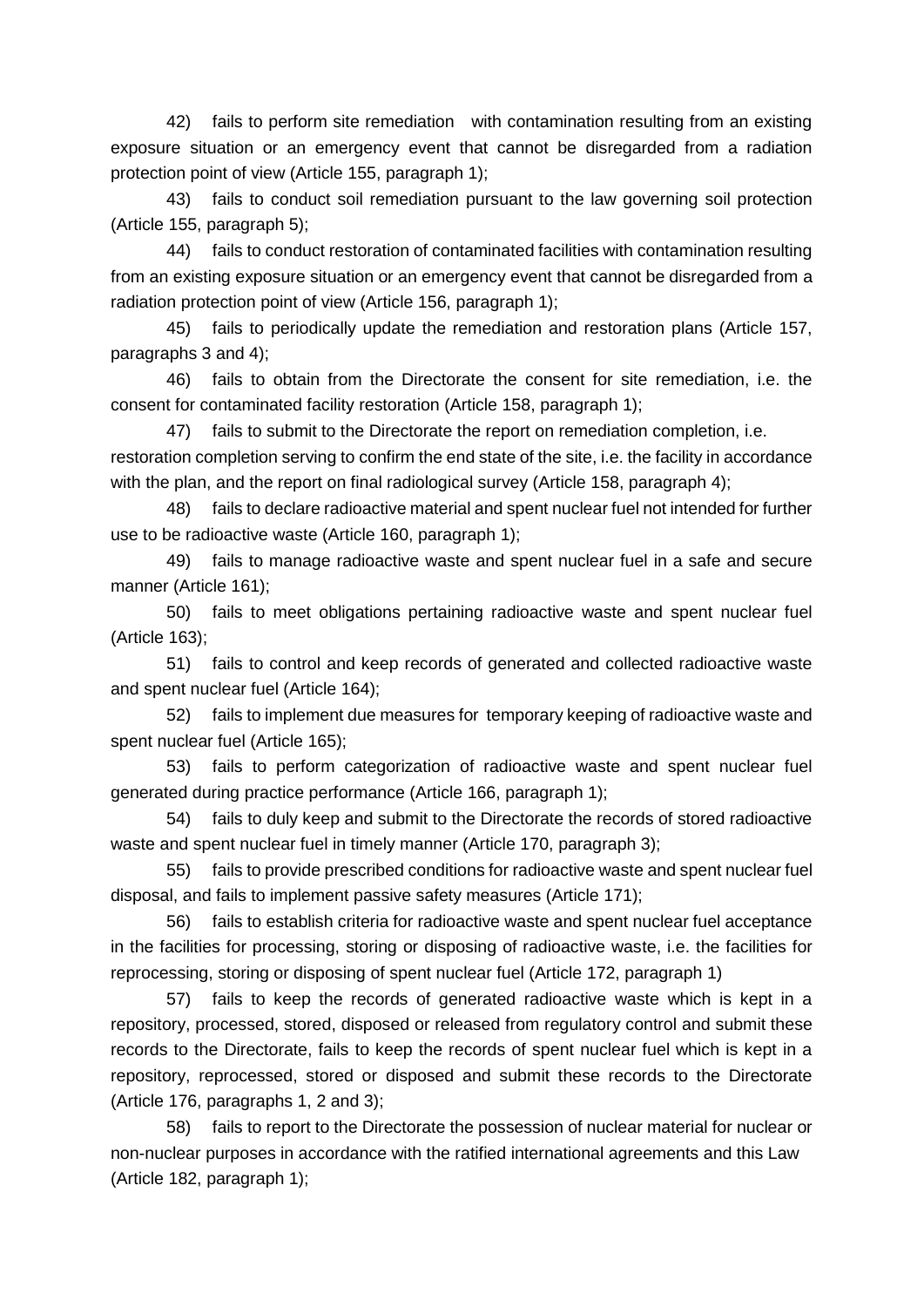42) fails to perform site remediation with contamination resulting from an existing exposure situation or an emergency event that cannot be disregarded from a radiation protection point of view (Article 155, paragraph 1);

43) fails to conduct soil remediation pursuant to the law governing soil protection (Article 155, paragraph 5);

44) fails to conduct restoration of contaminated facilities with contamination resulting from an existing exposure situation or an emergency event that cannot be disregarded from a radiation protection point of view (Article 156, paragraph 1);

45) fails to periodically update the remediation and restoration plans (Article 157, paragraphs 3 and 4);

46) fails to obtain from the Directorate the consent for site remediation, i.e. the consent for contaminated facility restoration (Article 158, paragraph 1);

47) fails to submit to the Directorate the report on remediation completion, i.e. restoration completion serving to confirm the end state of the site, i.e. the facility in accordance with the plan, and the report on final radiological survey (Article 158, paragraph 4);

48) fails to declare radioactive material and spent nuclear fuel not intended for further use to be radioactive waste (Article 160, paragraph 1);

49) fails to manage radioactive waste and spent nuclear fuel in a safe and secure manner (Article 161);

50) fails to meet obligations pertaining radioactive waste and spent nuclear fuel (Article 163);

51) fails to control and keep records of generated and collected radioactive waste and spent nuclear fuel (Article 164);

52) fails to implement due measures for temporary keeping of radioactive waste and spent nuclear fuel (Article 165);

53) fails to perform categorization of radioactive waste and spent nuclear fuel generated during practice performance (Article 166, paragraph 1);

54) fails to duly keep and submit to the Directorate the records of stored radioactive waste and spent nuclear fuel in timely manner (Article 170, paragraph 3);

55) fails to provide prescribed conditions for radioactive waste and spent nuclear fuel disposal, and fails to implement passive safety measures (Article 171);

56) fails to establish criteria for radioactive waste and spent nuclear fuel acceptance in the facilities for processing, storing or disposing of radioactive waste, i.e. the facilities for reprocessing, storing or disposing of spent nuclear fuel (Article 172, paragraph 1)

57) fails to keep the records of generated radioactive waste which is kept in a repository, processed, stored, disposed or released from regulatory control and submit these records to the Directorate, fails to keep the records of spent nuclear fuel which is kept in a repository, reprocessed, stored or disposed and submit these records to the Directorate (Article 176, paragraphs 1, 2 and 3);

58) fails to report to the Directorate the possession of nuclear material for nuclear or non-nuclear purposes in accordance with the ratified international agreements and this Law (Article 182, paragraph 1);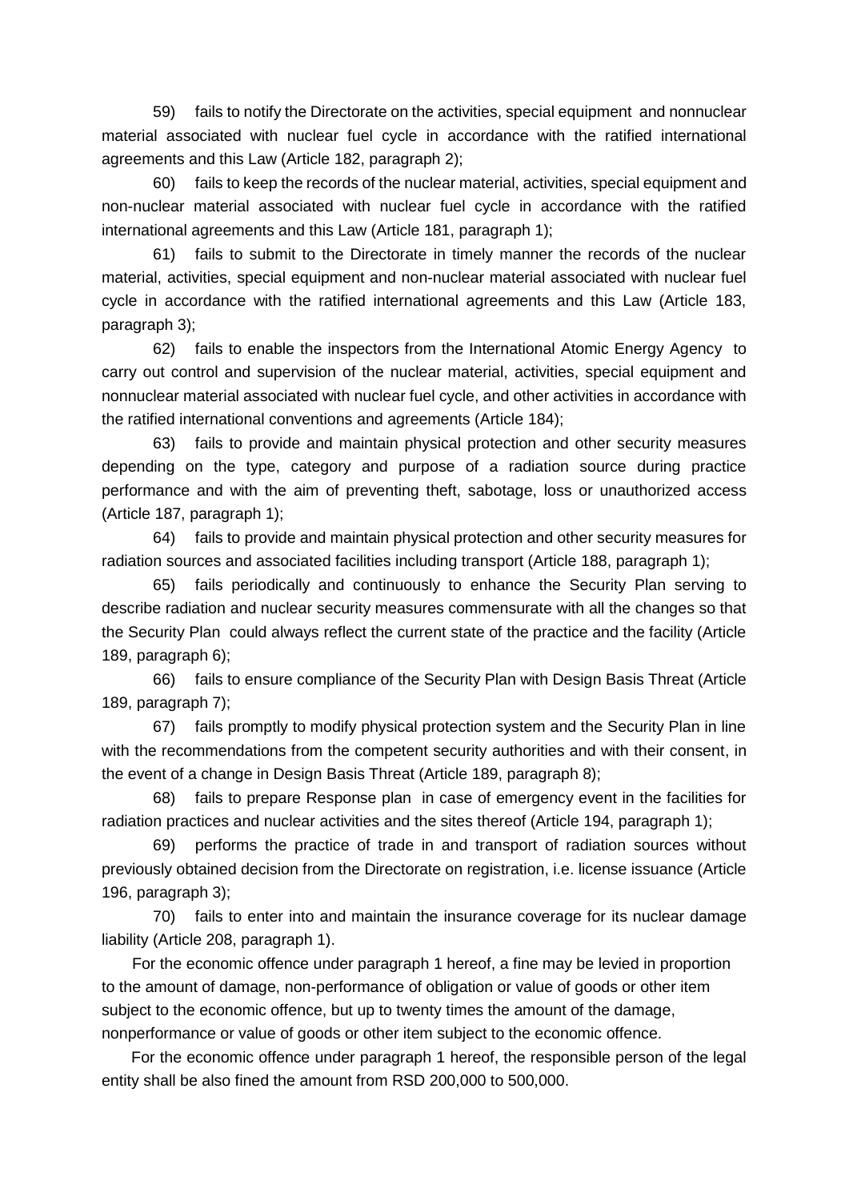59) fails to notify the Directorate on the activities, special equipment and nonnuclear material associated with nuclear fuel cycle in accordance with the ratified international agreements and this Law (Article 182, paragraph 2);

60) fails to keep the records of the nuclear material, activities, special equipment and non-nuclear material associated with nuclear fuel cycle in accordance with the ratified international agreements and this Law (Article 181, paragraph 1);

61) fails to submit to the Directorate in timely manner the records of the nuclear material, activities, special equipment and non-nuclear material associated with nuclear fuel cycle in accordance with the ratified international agreements and this Law (Article 183, paragraph 3);

62) fails to enable the inspectors from the International Atomic Energy Agency to carry out control and supervision of the nuclear material, activities, special equipment and nonnuclear material associated with nuclear fuel cycle, and other activities in accordance with the ratified international conventions and agreements (Article 184);

63) fails to provide and maintain physical protection and other security measures depending on the type, category and purpose of a radiation source during practice performance and with the aim of preventing theft, sabotage, loss or unauthorized access (Article 187, paragraph 1);

64) fails to provide and maintain physical protection and other security measures for radiation sources and associated facilities including transport (Article 188, paragraph 1);

65) fails periodically and continuously to enhance the Security Plan serving to describe radiation and nuclear security measures commensurate with all the changes so that the Security Plan could always reflect the current state of the practice and the facility (Article 189, paragraph 6);

66) fails to ensure compliance of the Security Plan with Design Basis Threat (Article 189, paragraph 7);

67) fails promptly to modify physical protection system and the Security Plan in line with the recommendations from the competent security authorities and with their consent, in the event of a change in Design Basis Threat (Article 189, paragraph 8);

68) fails to prepare Response plan in case of emergency event in the facilities for radiation practices and nuclear activities and the sites thereof (Article 194, paragraph 1);

69) performs the practice of trade in and transport of radiation sources without previously obtained decision from the Directorate on registration, i.e. license issuance (Article 196, paragraph 3);

70) fails to enter into and maintain the insurance coverage for its nuclear damage liability (Article 208, paragraph 1).

For the economic offence under paragraph 1 hereof, a fine may be levied in proportion to the amount of damage, non-performance of obligation or value of goods or other item subject to the economic offence, but up to twenty times the amount of the damage, nonperformance or value of goods or other item subject to the economic offence.

For the economic offence under paragraph 1 hereof, the responsible person of the legal entity shall be also fined the amount from RSD 200,000 to 500,000.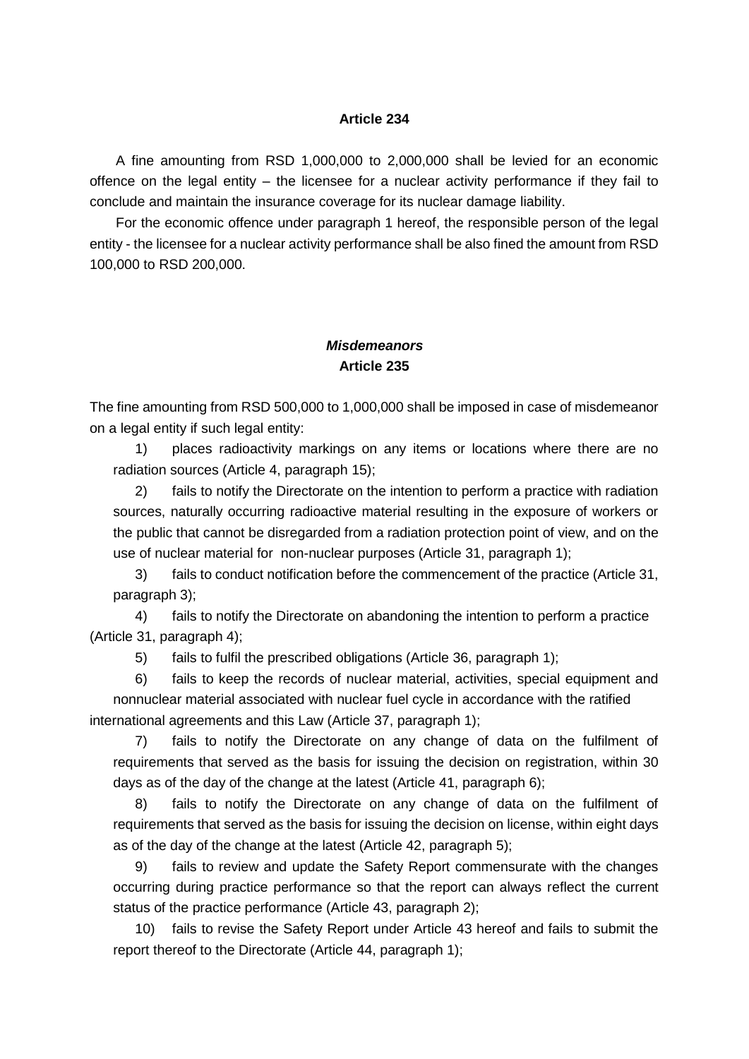**Article 234**

A fine amounting from RSD 1,000,000 to 2,000,000 shall be levied for an economic offence on the legal entity – the licensee for a nuclear activity performance if they fail to conclude and maintain the insurance coverage for its nuclear damage liability.

For the economic offence under paragraph 1 hereof, the responsible person of the legal entity - the licensee for a nuclear activity performance shall be also fined the amount from RSD 100,000 to RSD 200,000.

***Misdemeanors***

**Article 235**

The fine amounting from RSD 500,000 to 1,000,000 shall be imposed in case of misdemeanor on a legal entity if such legal entity:

1) places radioactivity markings on any items or locations where there are no radiation sources (Article 4, paragraph 15);

2) fails to notify the Directorate on the intention to perform a practice with radiation sources, naturally occurring radioactive material resulting in the exposure of workers or the public that cannot be disregarded from a radiation protection point of view, and on the use of nuclear material for non-nuclear purposes (Article 31, paragraph 1);

3) fails to conduct notification before the commencement of the practice (Article 31, paragraph 3);

4) fails to notify the Directorate on abandoning the intention to perform a practice (Article 31, paragraph 4);

5) fails to fulfil the prescribed obligations (Article 36, paragraph 1);

6) fails to keep the records of nuclear material, activities, special equipment and nonnuclear material associated with nuclear fuel cycle in accordance with the ratified international agreements and this Law (Article 37, paragraph 1);

7) fails to notify the Directorate on any change of data on the fulfilment of requirements that served as the basis for issuing the decision on registration, within 30 days as of the day of the change at the latest (Article 41, paragraph 6);

8) fails to notify the Directorate on any change of data on the fulfilment of requirements that served as the basis for issuing the decision on license, within eight days as of the day of the change at the latest (Article 42, paragraph 5);

9) fails to review and update the Safety Report commensurate with the changes occurring during practice performance so that the report can always reflect the current status of the practice performance (Article 43, paragraph 2);

10) fails to revise the Safety Report under Article 43 hereof and fails to submit the report thereof to the Directorate (Article 44, paragraph 1);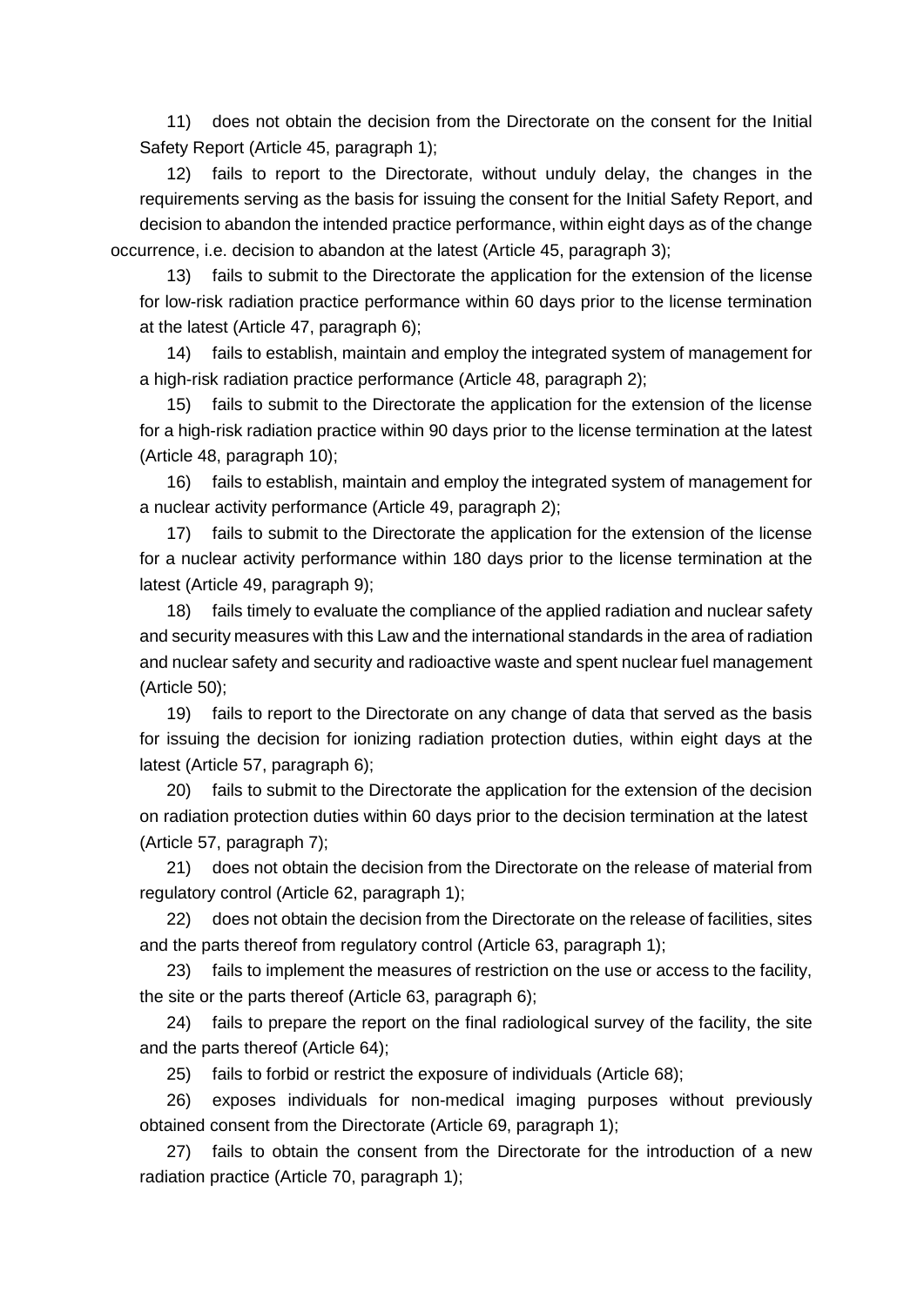11) does not obtain the decision from the Directorate on the consent for the Initial Safety Report (Article 45, paragraph 1);

12) fails to report to the Directorate, without unduly delay, the changes in the requirements serving as the basis for issuing the consent for the Initial Safety Report, and decision to abandon the intended practice performance, within eight days as of the change occurrence, i.e. decision to abandon at the latest (Article 45, paragraph 3);

13) fails to submit to the Directorate the application for the extension of the license for low-risk radiation practice performance within 60 days prior to the license termination at the latest (Article 47, paragraph 6);

14) fails to establish, maintain and employ the integrated system of management for a high-risk radiation practice performance (Article 48, paragraph 2);

15) fails to submit to the Directorate the application for the extension of the license for a high-risk radiation practice within 90 days prior to the license termination at the latest (Article 48, paragraph 10);

16) fails to establish, maintain and employ the integrated system of management for a nuclear activity performance (Article 49, paragraph 2);

17) fails to submit to the Directorate the application for the extension of the license for a nuclear activity performance within 180 days prior to the license termination at the latest (Article 49, paragraph 9);

18) fails timely to evaluate the compliance of the applied radiation and nuclear safety and security measures with this Law and the international standards in the area of radiation and nuclear safety and security and radioactive waste and spent nuclear fuel management (Article 50);

19) fails to report to the Directorate on any change of data that served as the basis for issuing the decision for ionizing radiation protection duties, within eight days at the latest (Article 57, paragraph 6);

20) fails to submit to the Directorate the application for the extension of the decision on radiation protection duties within 60 days prior to the decision termination at the latest (Article 57, paragraph 7);

21) does not obtain the decision from the Directorate on the release of material from regulatory control (Article 62, paragraph 1);

22) does not obtain the decision from the Directorate on the release of facilities, sites and the parts thereof from regulatory control (Article 63, paragraph 1);

23) fails to implement the measures of restriction on the use or access to the facility, the site or the parts thereof (Article 63, paragraph 6);

24) fails to prepare the report on the final radiological survey of the facility, the site and the parts thereof (Article 64);

25) fails to forbid or restrict the exposure of individuals (Article 68);

26) exposes individuals for non-medical imaging purposes without previously obtained consent from the Directorate (Article 69, paragraph 1);

27) fails to obtain the consent from the Directorate for the introduction of a new radiation practice (Article 70, paragraph 1);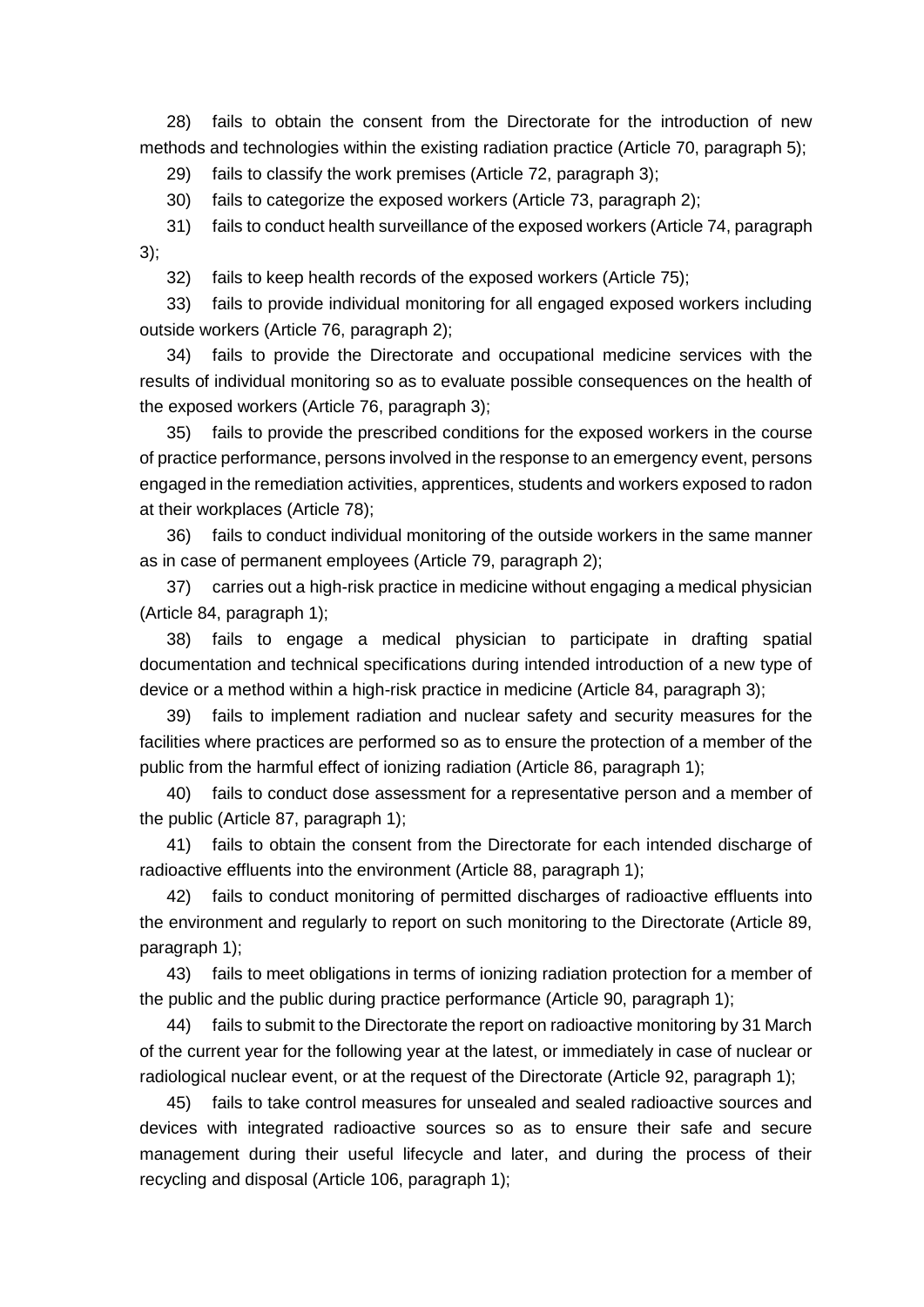28) fails to obtain the consent from the Directorate for the introduction of new methods and technologies within the existing radiation practice (Article 70, paragraph 5);

29) fails to classify the work premises (Article 72, paragraph 3);

30) fails to categorize the exposed workers (Article 73, paragraph 2);

31) fails to conduct health surveillance of the exposed workers (Article 74, paragraph 3);

32) fails to keep health records of the exposed workers (Article 75);

33) fails to provide individual monitoring for all engaged exposed workers including outside workers (Article 76, paragraph 2);

34) fails to provide the Directorate and occupational medicine services with the results of individual monitoring so as to evaluate possible consequences on the health of the exposed workers (Article 76, paragraph 3);

35) fails to provide the prescribed conditions for the exposed workers in the course of practice performance, persons involved in the response to an emergency event, persons engaged in the remediation activities, apprentices, students and workers exposed to radon at their workplaces (Article 78);

36) fails to conduct individual monitoring of the outside workers in the same manner as in case of permanent employees (Article 79, paragraph 2);

37) carries out a high-risk practice in medicine without engaging a medical physician (Article 84, paragraph 1);

38) fails to engage a medical physician to participate in drafting spatial documentation and technical specifications during intended introduction of a new type of device or a method within a high-risk practice in medicine (Article 84, paragraph 3);

39) fails to implement radiation and nuclear safety and security measures for the facilities where practices are performed so as to ensure the protection of a member of the public from the harmful effect of ionizing radiation (Article 86, paragraph 1);

40) fails to conduct dose assessment for a representative person and a member of the public (Article 87, paragraph 1);

41) fails to obtain the consent from the Directorate for each intended discharge of radioactive effluents into the environment (Article 88, paragraph 1);

42) fails to conduct monitoring of permitted discharges of radioactive effluents into the environment and regularly to report on such monitoring to the Directorate (Article 89, paragraph 1);

43) fails to meet obligations in terms of ionizing radiation protection for a member of the public and the public during practice performance (Article 90, paragraph 1);

44) fails to submit to the Directorate the report on radioactive monitoring by 31 March of the current year for the following year at the latest, or immediately in case of nuclear or radiological nuclear event, or at the request of the Directorate (Article 92, paragraph 1);

45) fails to take control measures for unsealed and sealed radioactive sources and devices with integrated radioactive sources so as to ensure their safe and secure management during their useful lifecycle and later, and during the process of their recycling and disposal (Article 106, paragraph 1);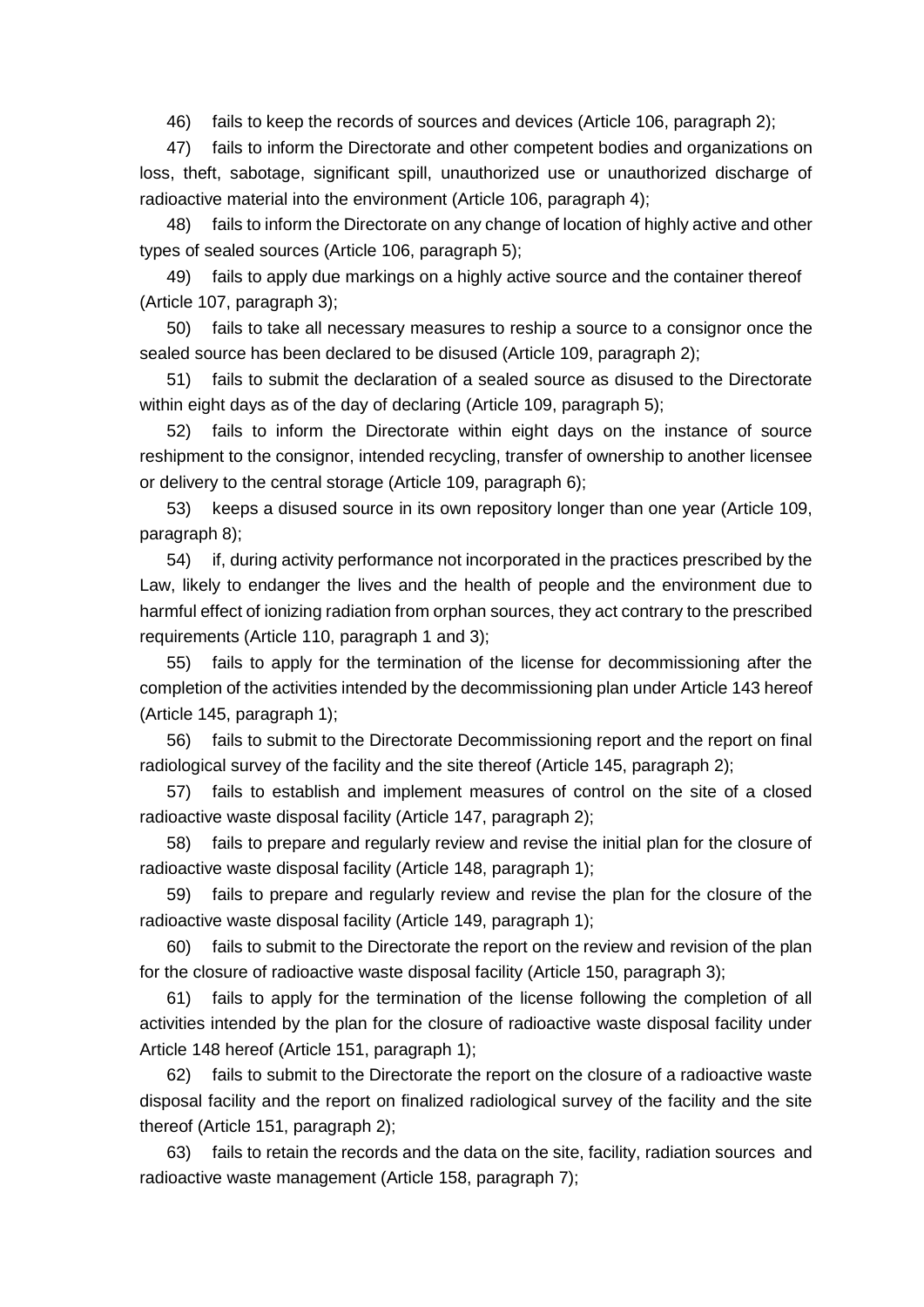46) fails to keep the records of sources and devices (Article 106, paragraph 2);

47) fails to inform the Directorate and other competent bodies and organizations on loss, theft, sabotage, significant spill, unauthorized use or unauthorized discharge of radioactive material into the environment (Article 106, paragraph 4);

48) fails to inform the Directorate on any change of location of highly active and other types of sealed sources (Article 106, paragraph 5);

49) fails to apply due markings on a highly active source and the container thereof (Article 107, paragraph 3);

50) fails to take all necessary measures to reship a source to a consignor once the sealed source has been declared to be disused (Article 109, paragraph 2);

51) fails to submit the declaration of a sealed source as disused to the Directorate within eight days as of the day of declaring (Article 109, paragraph 5);

52) fails to inform the Directorate within eight days on the instance of source reshipment to the consignor, intended recycling, transfer of ownership to another licensee or delivery to the central storage (Article 109, paragraph 6);

53) keeps a disused source in its own repository longer than one year (Article 109, paragraph 8);

54) if, during activity performance not incorporated in the practices prescribed by the Law, likely to endanger the lives and the health of people and the environment due to harmful effect of ionizing radiation from orphan sources, they act contrary to the prescribed requirements (Article 110, paragraph 1 and 3);

55) fails to apply for the termination of the license for decommissioning after the completion of the activities intended by the decommissioning plan under Article 143 hereof (Article 145, paragraph 1);

56) fails to submit to the Directorate Decommissioning report and the report on final radiological survey of the facility and the site thereof (Article 145, paragraph 2);

57) fails to establish and implement measures of control on the site of a closed radioactive waste disposal facility (Article 147, paragraph 2);

58) fails to prepare and regularly review and revise the initial plan for the closure of radioactive waste disposal facility (Article 148, paragraph 1);

59) fails to prepare and regularly review and revise the plan for the closure of the radioactive waste disposal facility (Article 149, paragraph 1);

60) fails to submit to the Directorate the report on the review and revision of the plan for the closure of radioactive waste disposal facility (Article 150, paragraph 3);

61) fails to apply for the termination of the license following the completion of all activities intended by the plan for the closure of radioactive waste disposal facility under Article 148 hereof (Article 151, paragraph 1);

62) fails to submit to the Directorate the report on the closure of a radioactive waste disposal facility and the report on finalized radiological survey of the facility and the site thereof (Article 151, paragraph 2);

63) fails to retain the records and the data on the site, facility, radiation sources and radioactive waste management (Article 158, paragraph 7);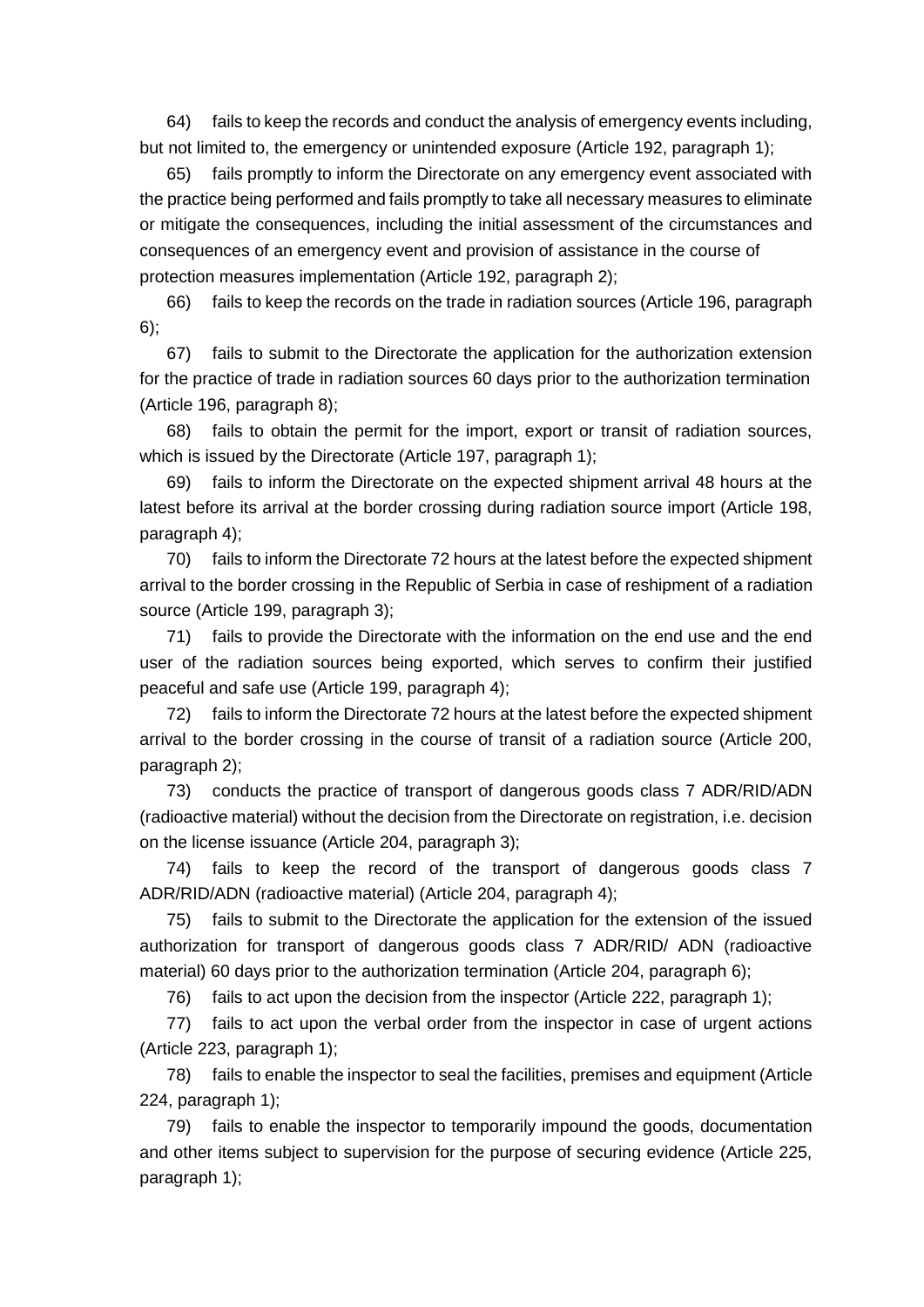64) fails to keep the records and conduct the analysis of emergency events including, but not limited to, the emergency or unintended exposure (Article 192, paragraph 1);

65) fails promptly to inform the Directorate on any emergency event associated with the practice being performed and fails promptly to take all necessary measures to eliminate or mitigate the consequences, including the initial assessment of the circumstances and consequences of an emergency event and provision of assistance in the course of protection measures implementation (Article 192, paragraph 2);

66) fails to keep the records on the trade in radiation sources (Article 196, paragraph 6);

67) fails to submit to the Directorate the application for the authorization extension for the practice of trade in radiation sources 60 days prior to the authorization termination (Article 196, paragraph 8);

68) fails to obtain the permit for the import, export or transit of radiation sources, which is issued by the Directorate (Article 197, paragraph 1);

69) fails to inform the Directorate on the expected shipment arrival 48 hours at the latest before its arrival at the border crossing during radiation source import (Article 198, paragraph 4);

70) fails to inform the Directorate 72 hours at the latest before the expected shipment arrival to the border crossing in the Republic of Serbia in case of reshipment of a radiation source (Article 199, paragraph 3);

71) fails to provide the Directorate with the information on the end use and the end user of the radiation sources being exported, which serves to confirm their justified peaceful and safe use (Article 199, paragraph 4);

72) fails to inform the Directorate 72 hours at the latest before the expected shipment arrival to the border crossing in the course of transit of a radiation source (Article 200, paragraph 2);

73) conducts the practice of transport of dangerous goods class 7 ADR/RID/ADN (radioactive material) without the decision from the Directorate on registration, i.e. decision on the license issuance (Article 204, paragraph 3);

74) fails to keep the record of the transport of dangerous goods class 7 ADR/RID/ADN (radioactive material) (Article 204, paragraph 4);

75) fails to submit to the Directorate the application for the extension of the issued authorization for transport of dangerous goods class 7 ADR/RID/ ADN (radioactive material) 60 days prior to the authorization termination (Article 204, paragraph 6);

76) fails to act upon the decision from the inspector (Article 222, paragraph 1);

77) fails to act upon the verbal order from the inspector in case of urgent actions (Article 223, paragraph 1);

78) fails to enable the inspector to seal the facilities, premises and equipment (Article 224, paragraph 1);

79) fails to enable the inspector to temporarily impound the goods, documentation and other items subject to supervision for the purpose of securing evidence (Article 225, paragraph 1);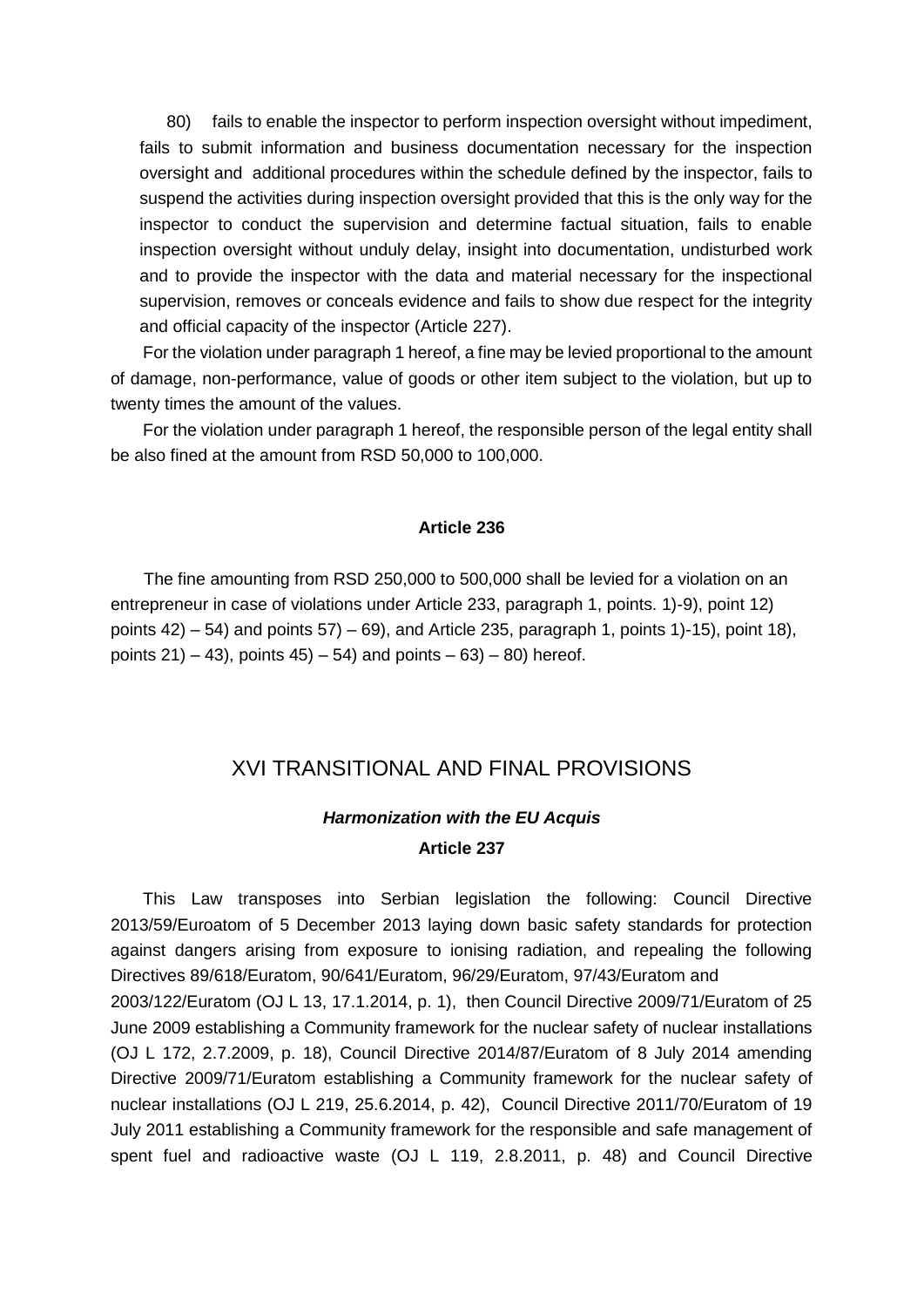80) fails to enable the inspector to perform inspection oversight without impediment, fails to submit information and business documentation necessary for the inspection oversight and additional procedures within the schedule defined by the inspector, fails to suspend the activities during inspection oversight provided that this is the only way for the inspector to conduct the supervision and determine factual situation, fails to enable inspection oversight without unduly delay, insight into documentation, undisturbed work and to provide the inspector with the data and material necessary for the inspectional supervision, removes or conceals evidence and fails to show due respect for the integrity and official capacity of the inspector (Article 227).

For the violation under paragraph 1 hereof, a fine may be levied proportional to the amount of damage, non-performance, value of goods or other item subject to the violation, but up to twenty times the amount of the values.

For the violation under paragraph 1 hereof, the responsible person of the legal entity shall be also fined at the amount from RSD 50,000 to 100,000.

**Article 236**

The fine amounting from RSD 250,000 to 500,000 shall be levied for a violation on an entrepreneur in case of violations under Article 233, paragraph 1, points. 1)-9), point 12) points 42) – 54) and points 57) – 69), and Article 235, paragraph 1, points 1)-15), point 18), points 21) – 43), points 45) – 54) and points – 63) – 80) hereof.

## XVI TRANSITIONAL AND FINAL PROVISIONS

***Harmonization with the EU Acquis***

**Article 237**

This Law transposes into Serbian legislation the following: Council Directive 2013/59/Euroatom of 5 December 2013 laying down basic safety standards for protection against dangers arising from exposure to ionising radiation, and repealing the following Directives 89/618/Euratom, 90/641/Euratom, 96/29/Euratom, 97/43/Euratom and 2003/122/Euratom (OJ L 13, 17.1.2014, p. 1), then Council Directive 2009/71/Euratom of 25 June 2009 establishing a Community framework for the nuclear safety of nuclear installations (OJ L 172, 2.7.2009, p. 18), Council Directive 2014/87/Euratom of 8 July 2014 amending Directive 2009/71/Euratom establishing a Community framework for the nuclear safety of nuclear installations (OJ L 219, 25.6.2014, p. 42), Council Directive 2011/70/Euratom of 19 July 2011 establishing a Community framework for the responsible and safe management of spent fuel and radioactive waste (OJ L 119, 2.8.2011, p. 48) and Council Directive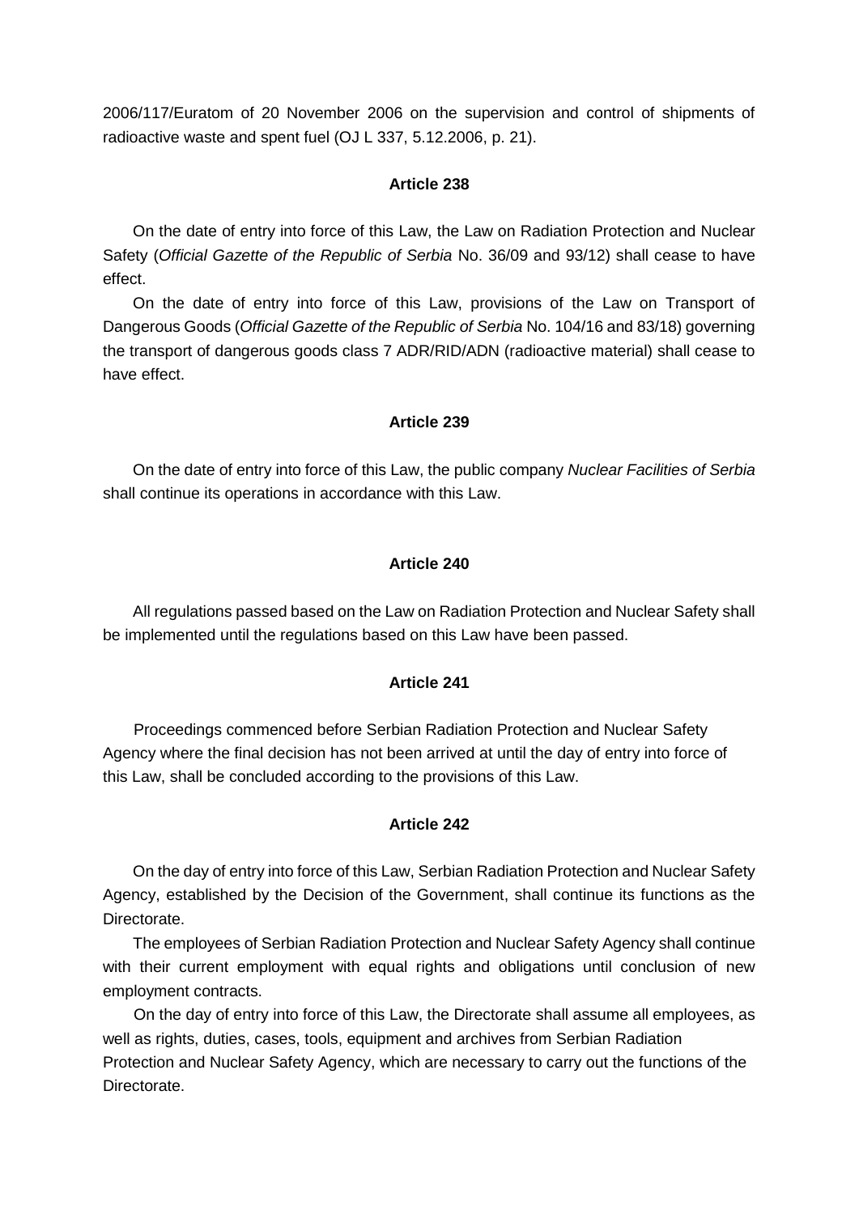2006/117/Euratom of 20 November 2006 on the supervision and control of shipments of radioactive waste and spent fuel (OJ L 337, 5.12.2006, p. 21).

### Article 238

On the date of entry into force of this Law, the Law on Radiation Protection and Nuclear Safety (*Official Gazette of the Republic of Serbia* No. 36/09 and 93/12) shall cease to have effect.

On the date of entry into force of this Law, provisions of the Law on Transport of Dangerous Goods (*Official Gazette of the Republic of Serbia* No. 104/16 and 83/18) governing the transport of dangerous goods class 7 ADR/RID/ADN (radioactive material) shall cease to have effect.

### Article 239

On the date of entry into force of this Law, the public company *Nuclear Facilities of Serbia* shall continue its operations in accordance with this Law.

### Article 240

All regulations passed based on the Law on Radiation Protection and Nuclear Safety shall be implemented until the regulations based on this Law have been passed.

### Article 241

Proceedings commenced before Serbian Radiation Protection and Nuclear Safety Agency where the final decision has not been arrived at until the day of entry into force of this Law, shall be concluded according to the provisions of this Law.

### Article 242

On the day of entry into force of this Law, Serbian Radiation Protection and Nuclear Safety Agency, established by the Decision of the Government, shall continue its functions as the Directorate.

The employees of Serbian Radiation Protection and Nuclear Safety Agency shall continue with their current employment with equal rights and obligations until conclusion of new employment contracts.

On the day of entry into force of this Law, the Directorate shall assume all employees, as well as rights, duties, cases, tools, equipment and archives from Serbian Radiation Protection and Nuclear Safety Agency, which are necessary to carry out the functions of the Directorate.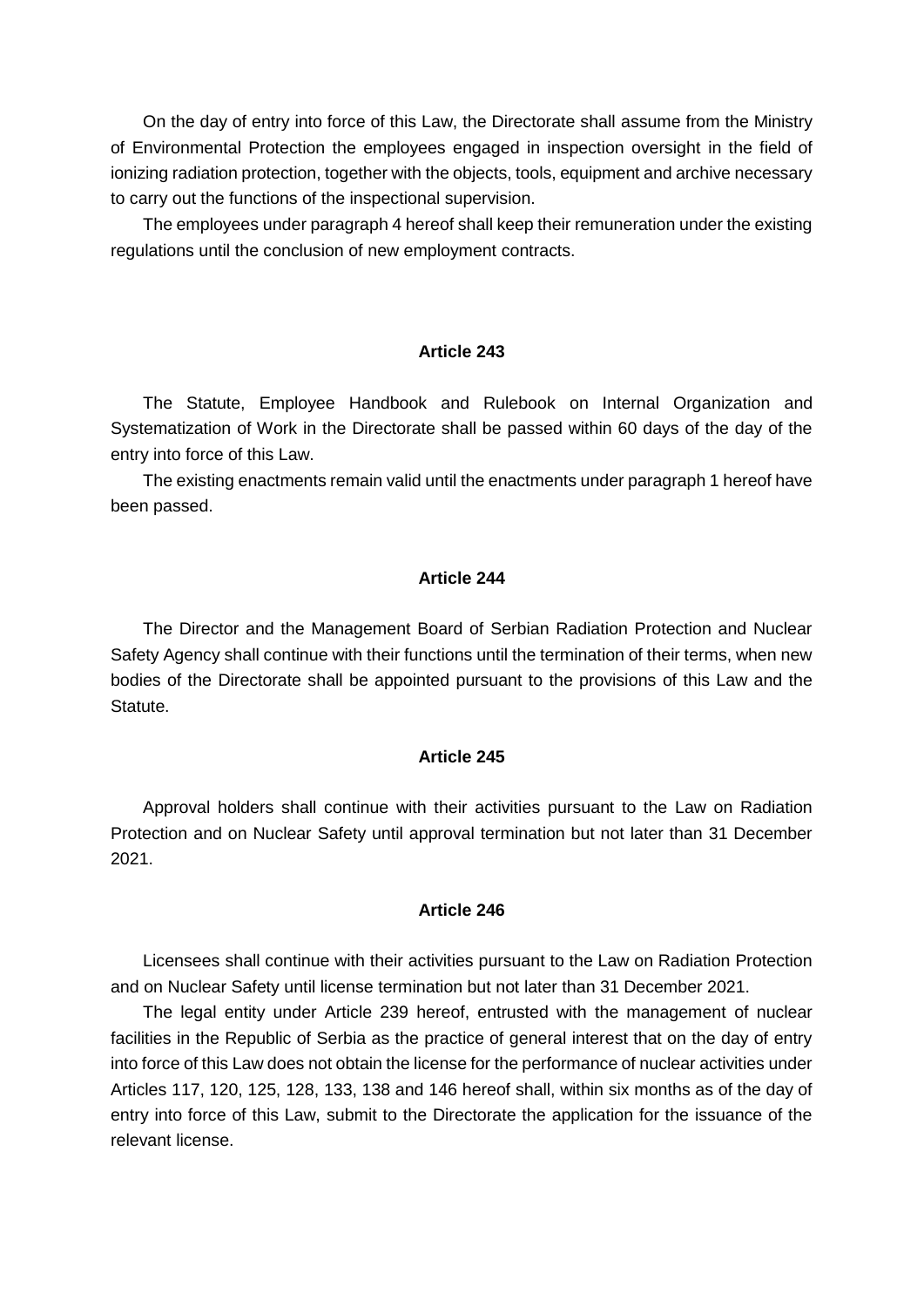On the day of entry into force of this Law, the Directorate shall assume from the Ministry of Environmental Protection the employees engaged in inspection oversight in the field of ionizing radiation protection, together with the objects, tools, equipment and archive necessary to carry out the functions of the inspectional supervision.

The employees under paragraph 4 hereof shall keep their remuneration under the existing regulations until the conclusion of new employment contracts.

#### Article 243

The Statute, Employee Handbook and Rulebook on Internal Organization and Systematization of Work in the Directorate shall be passed within 60 days of the day of the entry into force of this Law.

The existing enactments remain valid until the enactments under paragraph 1 hereof have been passed.

#### Article 244

The Director and the Management Board of Serbian Radiation Protection and Nuclear Safety Agency shall continue with their functions until the termination of their terms, when new bodies of the Directorate shall be appointed pursuant to the provisions of this Law and the Statute.

#### Article 245

Approval holders shall continue with their activities pursuant to the Law on Radiation Protection and on Nuclear Safety until approval termination but not later than 31 December 2021.

#### Article 246

Licensees shall continue with their activities pursuant to the Law on Radiation Protection and on Nuclear Safety until license termination but not later than 31 December 2021.

The legal entity under Article 239 hereof, entrusted with the management of nuclear facilities in the Republic of Serbia as the practice of general interest that on the day of entry into force of this Law does not obtain the license for the performance of nuclear activities under Articles 117, 120, 125, 128, 133, 138 and 146 hereof shall, within six months as of the day of entry into force of this Law, submit to the Directorate the application for the issuance of the relevant license.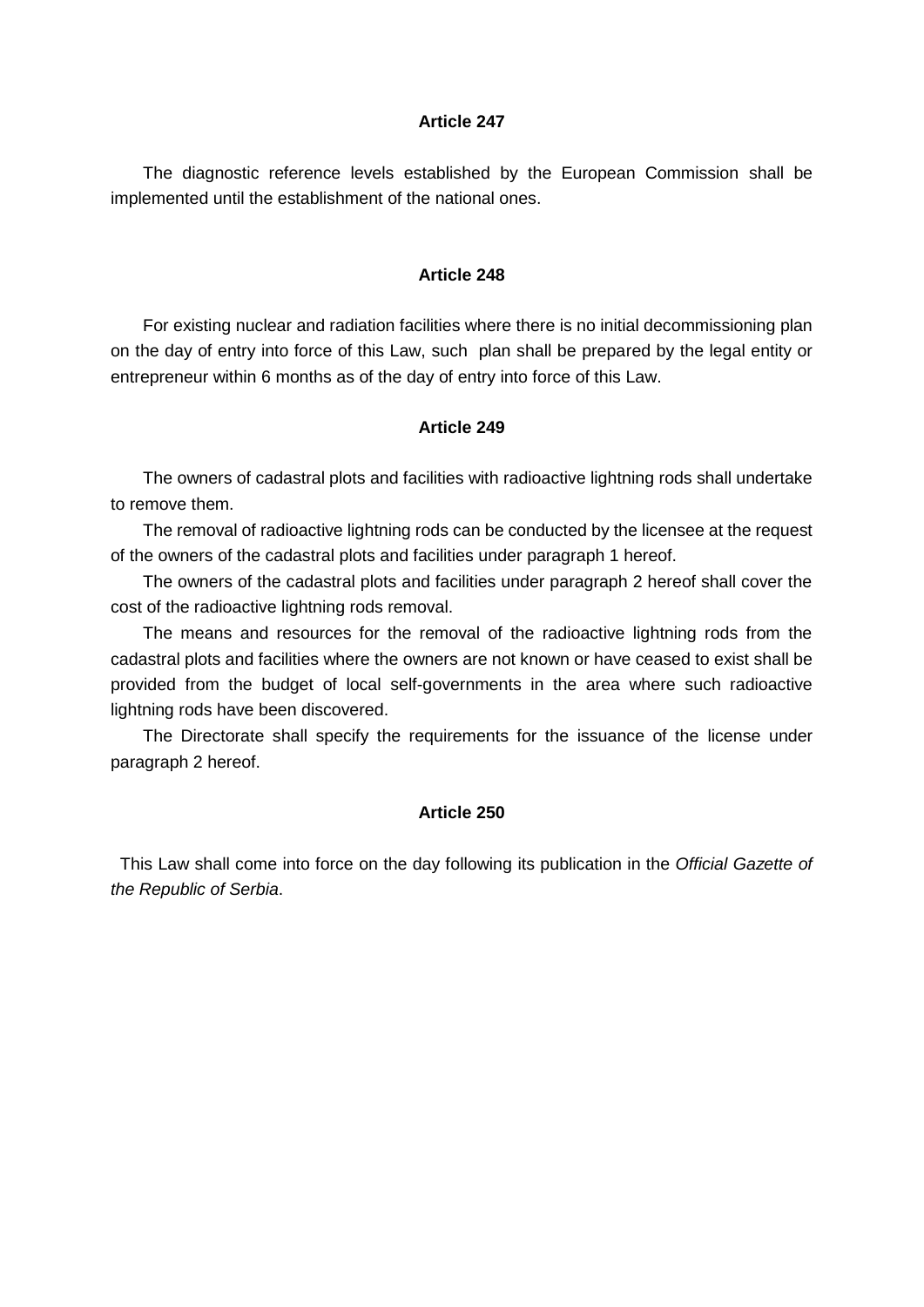**Article 247**

The diagnostic reference levels established by the European Commission shall be implemented until the establishment of the national ones.

**Article 248**

For existing nuclear and radiation facilities where there is no initial decommissioning plan on the day of entry into force of this Law, such plan shall be prepared by the legal entity or entrepreneur within 6 months as of the day of entry into force of this Law.

**Article 249**

The owners of cadastral plots and facilities with radioactive lightning rods shall undertake to remove them.

The removal of radioactive lightning rods can be conducted by the licensee at the request of the owners of the cadastral plots and facilities under paragraph 1 hereof.

The owners of the cadastral plots and facilities under paragraph 2 hereof shall cover the cost of the radioactive lightning rods removal.

The means and resources for the removal of the radioactive lightning rods from the cadastral plots and facilities where the owners are not known or have ceased to exist shall be provided from the budget of local self-governments in the area where such radioactive lightning rods have been discovered.

The Directorate shall specify the requirements for the issuance of the license under paragraph 2 hereof.

**Article 250**

This Law shall come into force on the day following its publication in the *Official Gazette of the Republic of Serbia*.